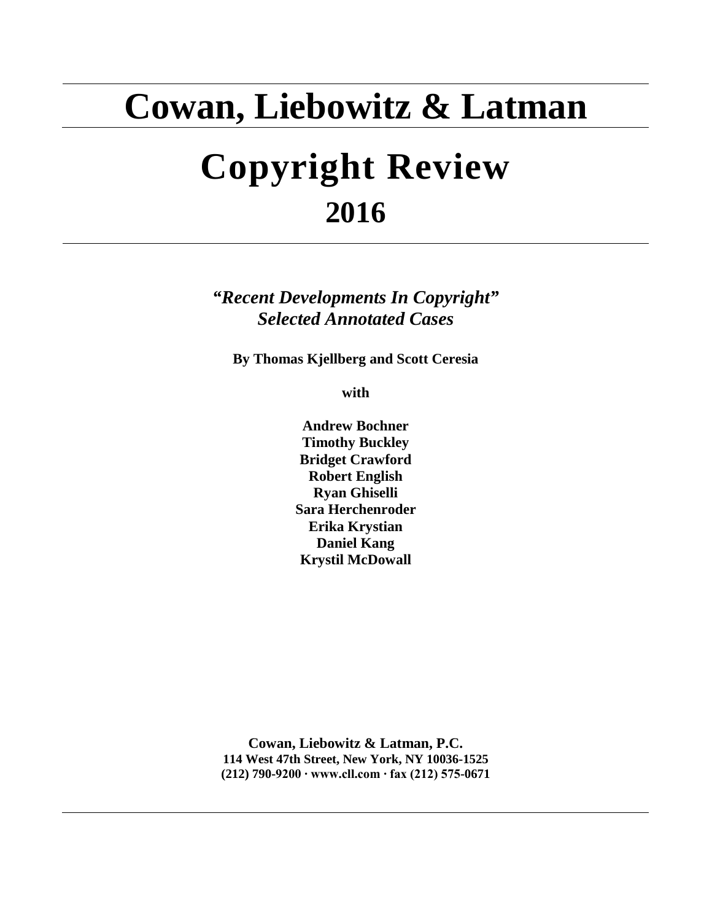# Cowan, Liebowitz & Latman

# Copyright Review

## 2016

***"Recent Developments In Copyright"***
***Selected Annotated Cases***

**By Thomas Kjellberg and Scott Ceresia**

**with**

**Andrew Bochner**
**Timothy Buckley**
**Bridget Crawford**
**Robert English**
**Ryan Ghiselli**
**Sara Herchenroder**
**Erika Krystian**
**Daniel Kang**
**Krystil McDowall**

**Cowan, Liebowitz & Latman, P.C.**
**114 West 47th Street, New York, NY 10036-1525**
**(212) 790-9200 · www.cll.com · fax (212) 575-0671**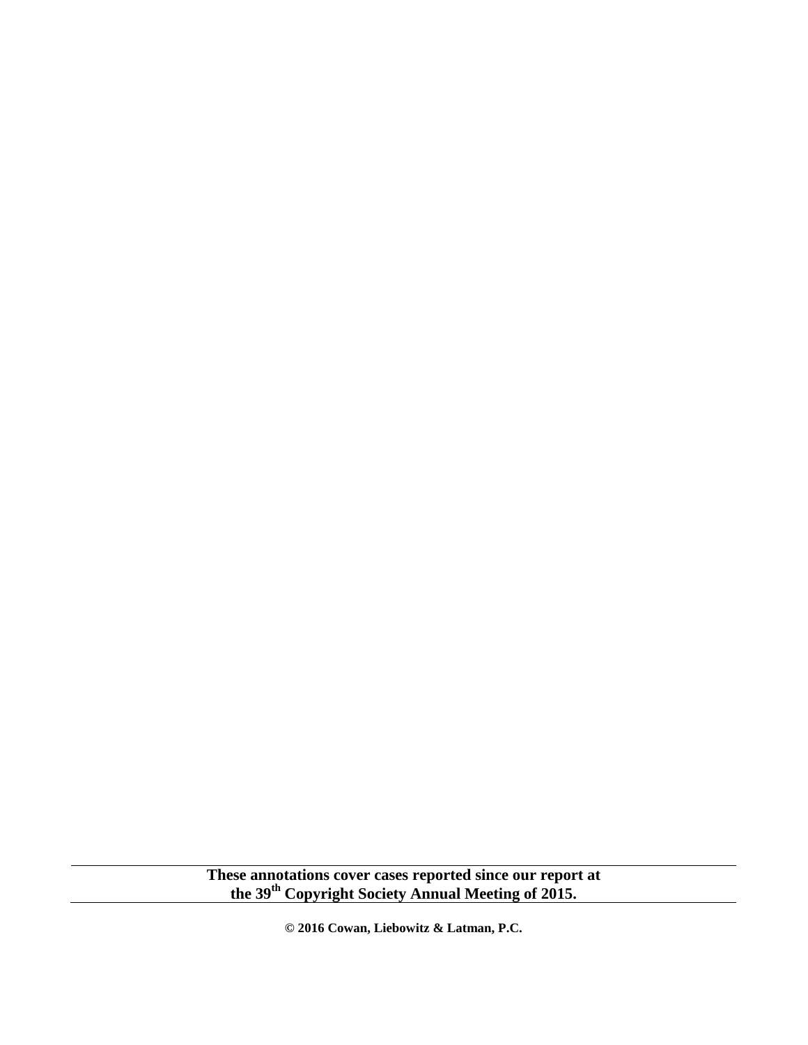**These annotations cover cases reported since our report at the 39th Copyright Society Annual Meeting of 2015.**

**© 2016 Cowan, Liebowitz & Latman, P.C.**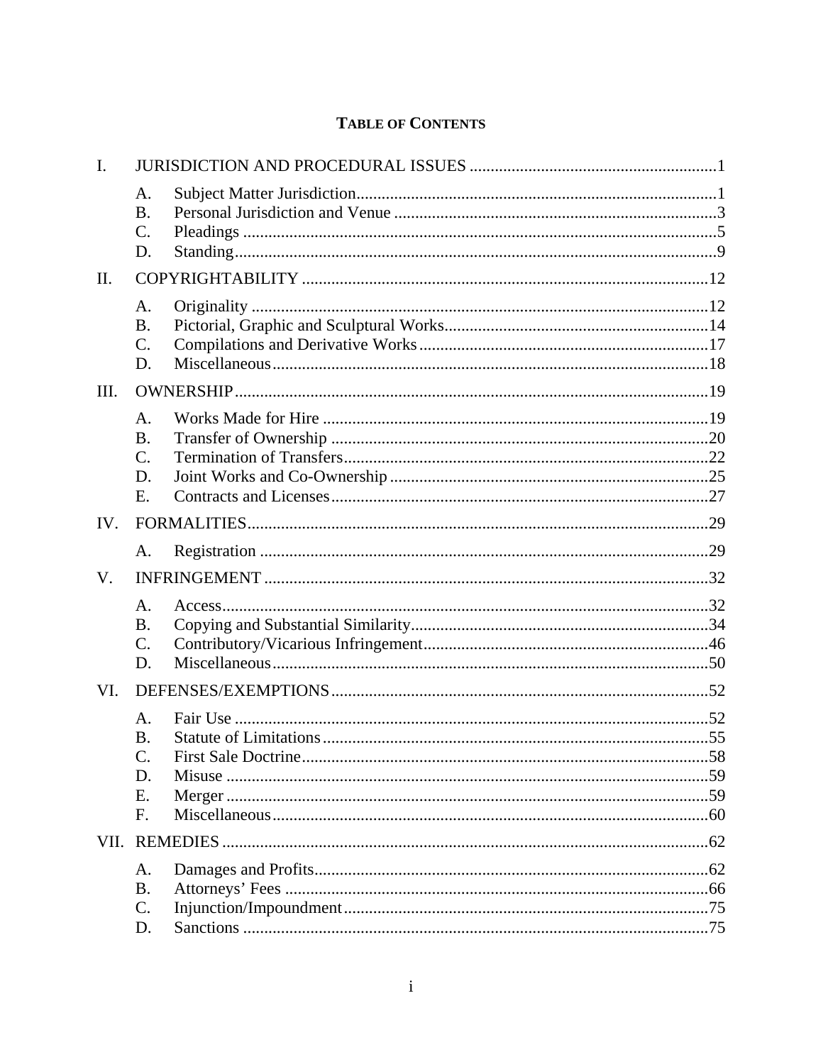# TABLE OF CONTENTS

I. JURISDICTION AND PROCEDURAL ISSUES ....1

- A. Subject Matter Jurisdiction ....1
- B. Personal Jurisdiction and Venue ....3
- C. Pleadings ....5
- D. Standing ....9

II. COPYRIGHTABILITY ....12

- A. Originality ....12
- B. Pictorial, Graphic and Sculptural Works ....14
- C. Compilations and Derivative Works ....17
- D. Miscellaneous ....18

III. OWNERSHIP ....19

- A. Works Made for Hire ....19
- B. Transfer of Ownership ....20
- C. Termination of Transfers ....22
- D. Joint Works and Co-Ownership ....25
- E. Contracts and Licenses ....27

IV. FORMALITIES ....29

- A. Registration ....29

V. INFRINGEMENT ....32

- A. Access ....32
- B. Copying and Substantial Similarity ....34
- C. Contributory/Vicarious Infringement ....46
- D. Miscellaneous ....50

VI. DEFENSES/EXEMPTIONS ....52

- A. Fair Use ....52
- B. Statute of Limitations ....55
- C. First Sale Doctrine ....58
- D. Misuse ....59
- E. Merger ....59
- F. Miscellaneous ....60

VII. REMEDIES ....62

- A. Damages and Profits ....62
- B. Attorneys' Fees ....66
- C. Injunction/Impoundment ....75
- D. Sanctions ....75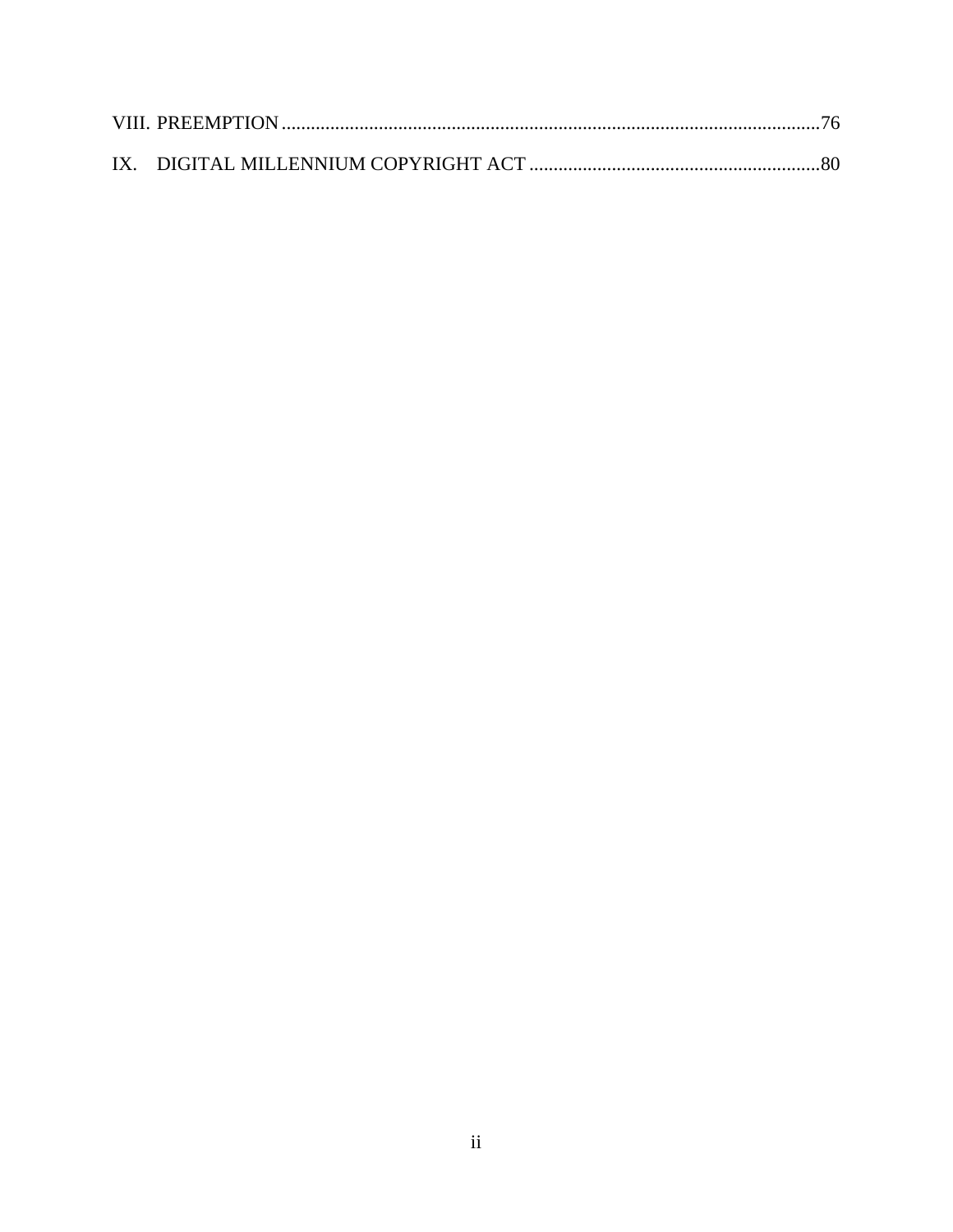VIII. PREEMPTION ........................................................................................................... 76

IX. DIGITAL MILLENNIUM COPYRIGHT ACT ......................................................... 80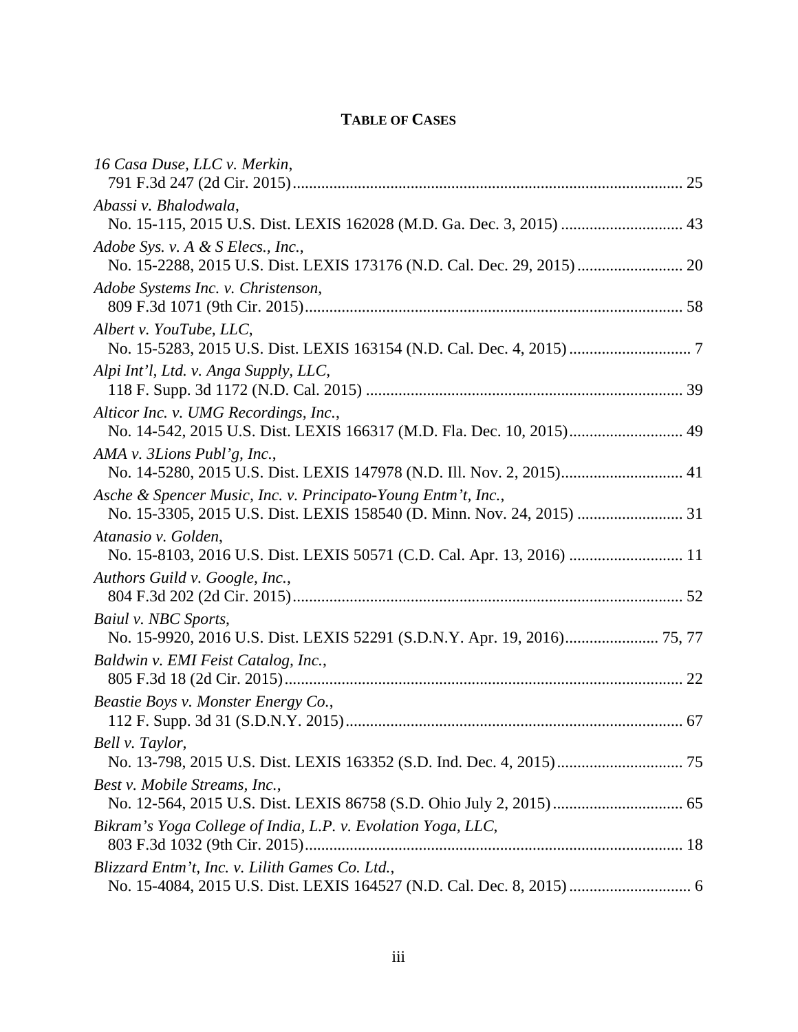# TABLE OF CASES

*16 Casa Duse, LLC v. Merkin*,
791 F.3d 247 (2d Cir. 2015) ............................................................................................ 25

*Abassi v. Bhalodwala*,
No. 15-115, 2015 U.S. Dist. LEXIS 162028 (M.D. Ga. Dec. 3, 2015) ............................. 43

*Adobe Sys. v. A & S Elecs., Inc.*,
No. 15-2288, 2015 U.S. Dist. LEXIS 173176 (N.D. Cal. Dec. 29, 2015) ......................... 20

*Adobe Systems Inc. v. Christenson*,
809 F.3d 1071 (9th Cir. 2015) .......................................................................................... 58

*Albert v. YouTube, LLC*,
No. 15-5283, 2015 U.S. Dist. LEXIS 163154 (N.D. Cal. Dec. 4, 2015) ............................. 7

*Alpi Int'l, Ltd. v. Anga Supply, LLC*,
118 F. Supp. 3d 1172 (N.D. Cal. 2015) ............................................................................ 39

*Alticor Inc. v. UMG Recordings, Inc.*,
No. 14-542, 2015 U.S. Dist. LEXIS 166317 (M.D. Fla. Dec. 10, 2015) ........................... 49

*AMA v. 3Lions Publ'g, Inc.*,
No. 14-5280, 2015 U.S. Dist. LEXIS 147978 (N.D. Ill. Nov. 2, 2015) ............................. 41

*Asche & Spencer Music, Inc. v. Principato-Young Entm't, Inc.*,
No. 15-3305, 2015 U.S. Dist. LEXIS 158540 (D. Minn. Nov. 24, 2015) ......................... 31

*Atanasio v. Golden*,
No. 15-8103, 2016 U.S. Dist. LEXIS 50571 (C.D. Cal. Apr. 13, 2016) ........................... 11

*Authors Guild v. Google, Inc.*,
804 F.3d 202 (2d Cir. 2015) ............................................................................................ 52

*Baiul v. NBC Sports*,
No. 15-9920, 2016 U.S. Dist. LEXIS 52291 (S.D.N.Y. Apr. 19, 2016) ...................... 75, 77

*Baldwin v. EMI Feist Catalog, Inc.*,
805 F.3d 18 (2d Cir. 2015) .............................................................................................. 22

*Beastie Boys v. Monster Energy Co.*,
112 F. Supp. 3d 31 (S.D.N.Y. 2015) ................................................................................ 67

*Bell v. Taylor*,
No. 13-798, 2015 U.S. Dist. LEXIS 163352 (S.D. Ind. Dec. 4, 2015) ............................. 75

*Best v. Mobile Streams, Inc.*,
No. 12-564, 2015 U.S. Dist. LEXIS 86758 (S.D. Ohio July 2, 2015) ............................... 65

*Bikram's Yoga College of India, L.P. v. Evolation Yoga, LLC*,
803 F.3d 1032 (9th Cir. 2015) .......................................................................................... 18

*Blizzard Entm't, Inc. v. Lilith Games Co. Ltd.*,
No. 15-4084, 2015 U.S. Dist. LEXIS 164527 (N.D. Cal. Dec. 8, 2015) ............................. 6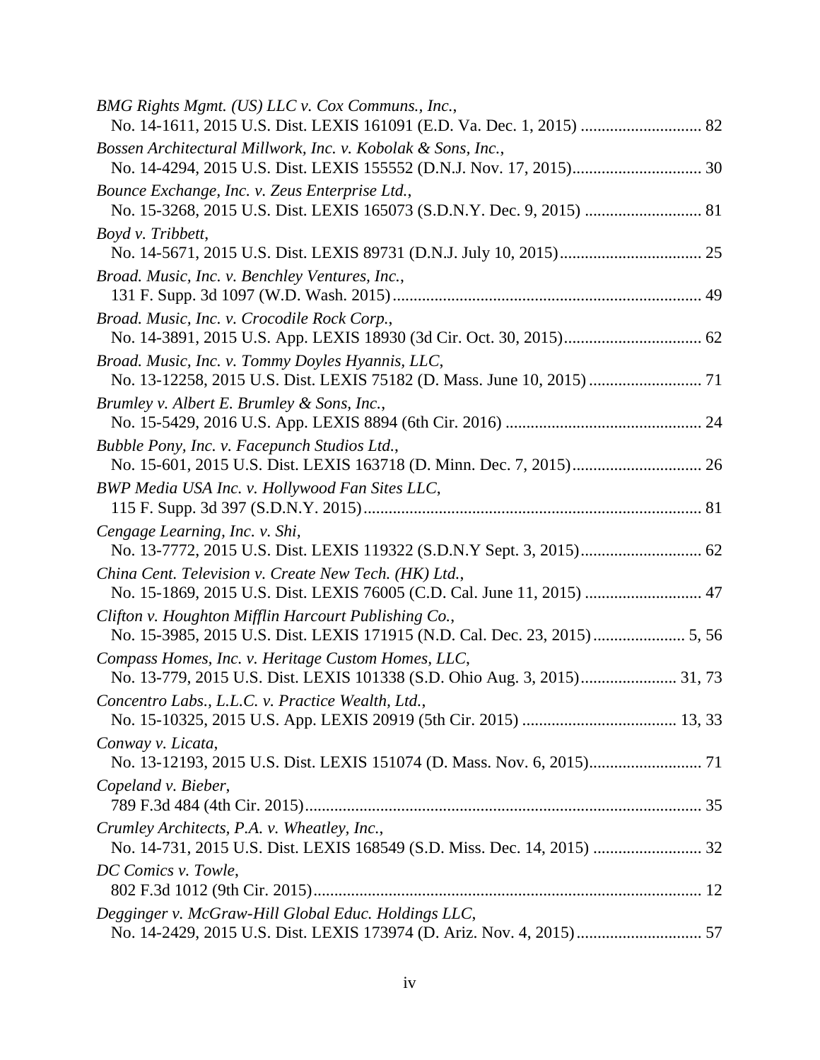*BMG Rights Mgmt. (US) LLC v. Cox Communs., Inc.*,
No. 14-1611, 2015 U.S. Dist. LEXIS 161091 (E.D. Va. Dec. 1, 2015) ............................ 82

*Bossen Architectural Millwork, Inc. v. Kobolak & Sons, Inc.*,
No. 14-4294, 2015 U.S. Dist. LEXIS 155552 (D.N.J. Nov. 17, 2015)............................... 30

*Bounce Exchange, Inc. v. Zeus Enterprise Ltd.*,
No. 15-3268, 2015 U.S. Dist. LEXIS 165073 (S.D.N.Y. Dec. 9, 2015) ........................... 81

*Boyd v. Tribbett*,
No. 14-5671, 2015 U.S. Dist. LEXIS 89731 (D.N.J. July 10, 2015).................................. 25

*Broad. Music, Inc. v. Benchley Ventures, Inc.*,
131 F. Supp. 3d 1097 (W.D. Wash. 2015)......................................................................... 49

*Broad. Music, Inc. v. Crocodile Rock Corp.*,
No. 14-3891, 2015 U.S. App. LEXIS 18930 (3d Cir. Oct. 30, 2015)................................. 62

*Broad. Music, Inc. v. Tommy Doyles Hyannis, LLC*,
No. 13-12258, 2015 U.S. Dist. LEXIS 75182 (D. Mass. June 10, 2015) .......................... 71

*Brumley v. Albert E. Brumley & Sons, Inc.*,
No. 15-5429, 2016 U.S. App. LEXIS 8894 (6th Cir. 2016) .............................................. 24

*Bubble Pony, Inc. v. Facepunch Studios Ltd.*,
No. 15-601, 2015 U.S. Dist. LEXIS 163718 (D. Minn. Dec. 7, 2015)............................... 26

*BWP Media USA Inc. v. Hollywood Fan Sites LLC*,
115 F. Supp. 3d 397 (S.D.N.Y. 2015)................................................................................ 81

*Cengage Learning, Inc. v. Shi*,
No. 13-7772, 2015 U.S. Dist. LEXIS 119322 (S.D.N.Y Sept. 3, 2015)............................ 62

*China Cent. Television v. Create New Tech. (HK) Ltd.*,
No. 15-1869, 2015 U.S. Dist. LEXIS 76005 (C.D. Cal. June 11, 2015) ........................... 47

*Clifton v. Houghton Mifflin Harcourt Publishing Co.*,
No. 15-3985, 2015 U.S. Dist. LEXIS 171915 (N.D. Cal. Dec. 23, 2015)...................... 5, 56

*Compass Homes, Inc. v. Heritage Custom Homes, LLC*,
No. 13-779, 2015 U.S. Dist. LEXIS 101338 (S.D. Ohio Aug. 3, 2015)....................... 31, 73

*Concentro Labs., L.L.C. v. Practice Wealth, Ltd.*,
No. 15-10325, 2015 U.S. App. LEXIS 20919 (5th Cir. 2015) .................................... 13, 33

*Conway v. Licata*,
No. 13-12193, 2015 U.S. Dist. LEXIS 151074 (D. Mass. Nov. 6, 2015).......................... 71

*Copeland v. Bieber*,
789 F.3d 484 (4th Cir. 2015).............................................................................................. 35

*Crumley Architects, P.A. v. Wheatley, Inc.*,
No. 14-731, 2015 U.S. Dist. LEXIS 168549 (S.D. Miss. Dec. 14, 2015) .......................... 32

*DC Comics v. Towle*,
802 F.3d 1012 (9th Cir. 2015)............................................................................................ 12

*Degginger v. McGraw-Hill Global Educ. Holdings LLC*,
No. 14-2429, 2015 U.S. Dist. LEXIS 173974 (D. Ariz. Nov. 4, 2015)............................. 57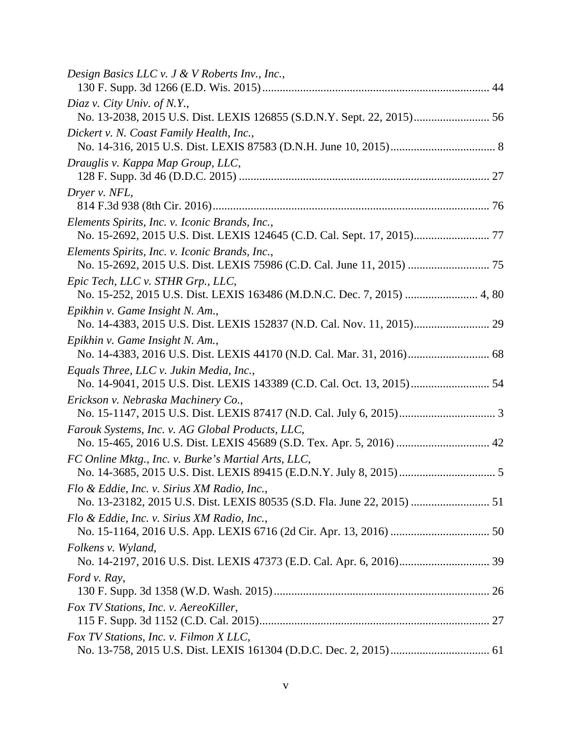*Design Basics LLC v. J & V Roberts Inv., Inc.*,
130 F. Supp. 3d 1266 (E.D. Wis. 2015) ............................................................................. 44

*Diaz v. City Univ. of N.Y.*,
No. 13-2038, 2015 U.S. Dist. LEXIS 126855 (S.D.N.Y. Sept. 22, 2015) .......................... 56

*Dickert v. N. Coast Family Health, Inc.*,
No. 14-316, 2015 U.S. Dist. LEXIS 87583 (D.N.H. June 10, 2015) .................................... 8

*Drauglis v. Kappa Map Group, LLC*,
128 F. Supp. 3d 46 (D.D.C. 2015) ..................................................................................... 27

*Dryer v. NFL*,
814 F.3d 938 (8th Cir. 2016) .............................................................................................. 76

*Elements Spirits, Inc. v. Iconic Brands, Inc.*,
No. 15-2692, 2015 U.S. Dist. LEXIS 124645 (C.D. Cal. Sept. 17, 2015) .......................... 77

*Elements Spirits, Inc. v. Iconic Brands, Inc.*,
No. 15-2692, 2015 U.S. Dist. LEXIS 75986 (C.D. Cal. June 11, 2015) ............................ 75

*Epic Tech, LLC v. STHR Grp., LLC*,
No. 15-252, 2015 U.S. Dist. LEXIS 163486 (M.D.N.C. Dec. 7, 2015) ......................... 4, 80

*Epikhin v. Game Insight N. Am.*,
No. 14-4383, 2015 U.S. Dist. LEXIS 152837 (N.D. Cal. Nov. 11, 2015) .......................... 29

*Epikhin v. Game Insight N. Am.*,
No. 14-4383, 2016 U.S. Dist. LEXIS 44170 (N.D. Cal. Mar. 31, 2016) ............................ 68

*Equals Three, LLC v. Jukin Media, Inc.*,
No. 14-9041, 2015 U.S. Dist. LEXIS 143389 (C.D. Cal. Oct. 13, 2015) ........................... 54

*Erickson v. Nebraska Machinery Co.*,
No. 15-1147, 2015 U.S. Dist. LEXIS 87417 (N.D. Cal. July 6, 2015) ................................. 3

*Farouk Systems, Inc. v. AG Global Products, LLC*,
No. 15-465, 2016 U.S. Dist. LEXIS 45689 (S.D. Tex. Apr. 5, 2016) ................................ 42

*FC Online Mktg., Inc. v. Burke's Martial Arts, LLC*,
No. 14-3685, 2015 U.S. Dist. LEXIS 89415 (E.D.N.Y. July 8, 2015) ................................. 5

*Flo & Eddie, Inc. v. Sirius XM Radio, Inc.*,
No. 13-23182, 2015 U.S. Dist. LEXIS 80535 (S.D. Fla. June 22, 2015) ........................... 51

*Flo & Eddie, Inc. v. Sirius XM Radio, Inc.*,
No. 15-1164, 2016 U.S. App. LEXIS 6716 (2d Cir. Apr. 13, 2016) .................................. 50

*Folkens v. Wyland*,
No. 14-2197, 2016 U.S. Dist. LEXIS 47373 (E.D. Cal. Apr. 6, 2016) ............................... 39

*Ford v. Ray*,
130 F. Supp. 3d 1358 (W.D. Wash. 2015) .......................................................................... 26

*Fox TV Stations, Inc. v. AereoKiller*,
115 F. Supp. 3d 1152 (C.D. Cal. 2015) .............................................................................. 27

*Fox TV Stations, Inc. v. Filmon X LLC*,
No. 13-758, 2015 U.S. Dist. LEXIS 161304 (D.D.C. Dec. 2, 2015) .................................. 61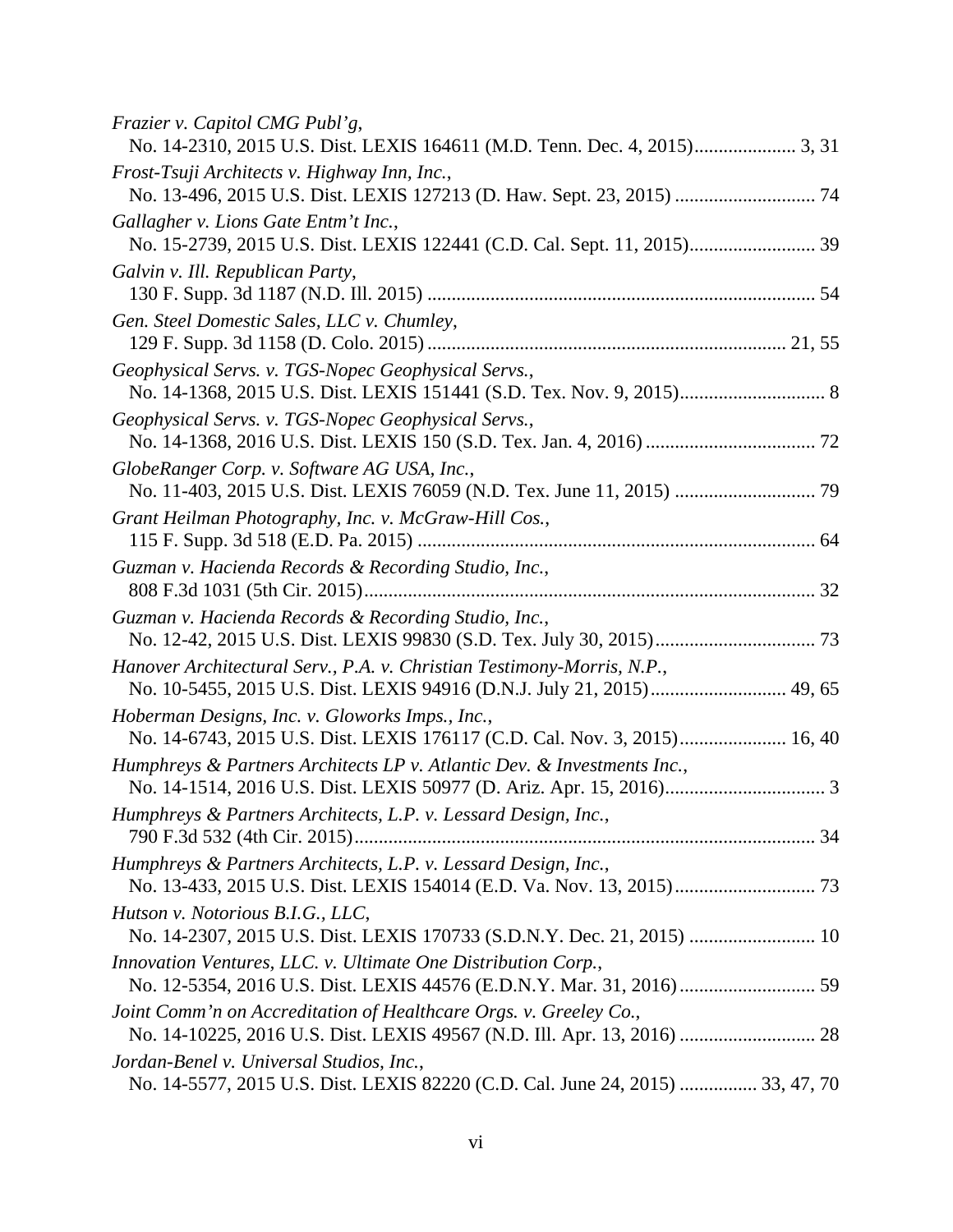*Frazier v. Capitol CMG Publ'g*,
No. 14-2310, 2015 U.S. Dist. LEXIS 164611 (M.D. Tenn. Dec. 4, 2015)..................... 3, 31

*Frost-Tsuji Architects v. Highway Inn, Inc.*,
No. 13-496, 2015 U.S. Dist. LEXIS 127213 (D. Haw. Sept. 23, 2015) ............................ 74

*Gallagher v. Lions Gate Entm't Inc.*,
No. 15-2739, 2015 U.S. Dist. LEXIS 122441 (C.D. Cal. Sept. 11, 2015)......................... 39

*Galvin v. Ill. Republican Party*,
130 F. Supp. 3d 1187 (N.D. Ill. 2015) ............................................................................... 54

*Gen. Steel Domestic Sales, LLC v. Chumley*,
129 F. Supp. 3d 1158 (D. Colo. 2015) ......................................................................... 21, 55

*Geophysical Servs. v. TGS-Nopec Geophysical Servs.*,
No. 14-1368, 2015 U.S. Dist. LEXIS 151441 (S.D. Tex. Nov. 9, 2015)............................. 8

*Geophysical Servs. v. TGS-Nopec Geophysical Servs.*,
No. 14-1368, 2016 U.S. Dist. LEXIS 150 (S.D. Tex. Jan. 4, 2016) .................................. 72

*GlobeRanger Corp. v. Software AG USA, Inc.*,
No. 11-403, 2015 U.S. Dist. LEXIS 76059 (N.D. Tex. June 11, 2015) ............................ 79

*Grant Heilman Photography, Inc. v. McGraw-Hill Cos.*,
115 F. Supp. 3d 518 (E.D. Pa. 2015) ................................................................................ 64

*Guzman v. Hacienda Records & Recording Studio, Inc.*,
808 F.3d 1031 (5th Cir. 2015)............................................................................................ 32

*Guzman v. Hacienda Records & Recording Studio, Inc.*,
No. 12-42, 2015 U.S. Dist. LEXIS 99830 (S.D. Tex. July 30, 2015)................................ 73

*Hanover Architectural Serv., P.A. v. Christian Testimony-Morris, N.P.*,
No. 10-5455, 2015 U.S. Dist. LEXIS 94916 (D.N.J. July 21, 2015)........................... 49, 65

*Hoberman Designs, Inc. v. Gloworks Imps., Inc.*,
No. 14-6743, 2015 U.S. Dist. LEXIS 176117 (C.D. Cal. Nov. 3, 2015)..................... 16, 40

*Humphreys & Partners Architects LP v. Atlantic Dev. & Investments Inc.*,
No. 14-1514, 2016 U.S. Dist. LEXIS 50977 (D. Ariz. Apr. 15, 2016)................................ 3

*Humphreys & Partners Architects, L.P. v. Lessard Design, Inc.*,
790 F.3d 532 (4th Cir. 2015).............................................................................................. 34

*Humphreys & Partners Architects, L.P. v. Lessard Design, Inc.*,
No. 13-433, 2015 U.S. Dist. LEXIS 154014 (E.D. Va. Nov. 13, 2015)............................ 73

*Hutson v. Notorious B.I.G., LLC*,
No. 14-2307, 2015 U.S. Dist. LEXIS 170733 (S.D.N.Y. Dec. 21, 2015) ......................... 10

*Innovation Ventures, LLC. v. Ultimate One Distribution Corp.*,
No. 12-5354, 2016 U.S. Dist. LEXIS 44576 (E.D.N.Y. Mar. 31, 2016)........................... 59

*Joint Comm'n on Accreditation of Healthcare Orgs. v. Greeley Co.*,
No. 14-10225, 2016 U.S. Dist. LEXIS 49567 (N.D. Ill. Apr. 13, 2016) ........................... 28

*Jordan-Benel v. Universal Studios, Inc.*,
No. 14-5577, 2015 U.S. Dist. LEXIS 82220 (C.D. Cal. June 24, 2015) ............... 33, 47, 70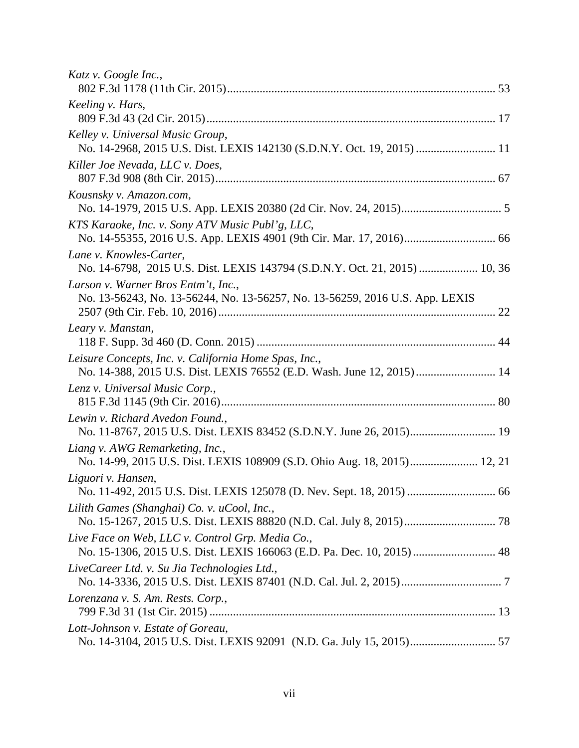*Katz v. Google Inc.*,
802 F.3d 1178 (11th Cir. 2015)........................................................................................ 53

*Keeling v. Hars*,
809 F.3d 43 (2d Cir. 2015)................................................................................................ 17

*Kelley v. Universal Music Group*,
No. 14-2968, 2015 U.S. Dist. LEXIS 142130 (S.D.N.Y. Oct. 19, 2015) .......................... 11

*Killer Joe Nevada, LLC v. Does*,
807 F.3d 908 (8th Cir. 2015).............................................................................................. 67

*Kousnsky v. Amazon.com*,
No. 14-1979, 2015 U.S. App. LEXIS 20380 (2d Cir. Nov. 24, 2015)................................. 5

*KTS Karaoke, Inc. v. Sony ATV Music Publ'g, LLC*,
No. 14-55355, 2016 U.S. App. LEXIS 4901 (9th Cir. Mar. 17, 2016).............................. 66

*Lane v. Knowles-Carter*,
No. 14-6798, 2015 U.S. Dist. LEXIS 143794 (S.D.N.Y. Oct. 21, 2015) ................... 10, 36

*Larson v. Warner Bros Entm't, Inc.*,
No. 13-56243, No. 13-56244, No. 13-56257, No. 13-56259, 2016 U.S. App. LEXIS 2507 (9th Cir. Feb. 10, 2016)............................................................................................. 22

*Leary v. Manstan*,
118 F. Supp. 3d 460 (D. Conn. 2015) ............................................................................... 44

*Leisure Concepts, Inc. v. California Home Spas, Inc.*,
No. 14-388, 2015 U.S. Dist. LEXIS 76552 (E.D. Wash. June 12, 2015).......................... 14

*Lenz v. Universal Music Corp.*,
815 F.3d 1145 (9th Cir. 2016)............................................................................................ 80

*Lewin v. Richard Avedon Found.*,
No. 11-8767, 2015 U.S. Dist. LEXIS 83452 (S.D.N.Y. June 26, 2015)............................ 19

*Liang v. AWG Remarketing, Inc.*,
No. 14-99, 2015 U.S. Dist. LEXIS 108909 (S.D. Ohio Aug. 18, 2015)...................... 12, 21

*Liguori v. Hansen*,
No. 11-492, 2015 U.S. Dist. LEXIS 125078 (D. Nev. Sept. 18, 2015) ............................. 66

*Lilith Games (Shanghai) Co. v. uCool, Inc.*,
No. 15-1267, 2015 U.S. Dist. LEXIS 88820 (N.D. Cal. July 8, 2015).............................. 78

*Live Face on Web, LLC v. Control Grp. Media Co.*,
No. 15-1306, 2015 U.S. Dist. LEXIS 166063 (E.D. Pa. Dec. 10, 2015) ........................... 48

*LiveCareer Ltd. v. Su Jia Technologies Ltd.*,
No. 14-3336, 2015 U.S. Dist. LEXIS 87401 (N.D. Cal. Jul. 2, 2015)................................. 7

*Lorenzana v. S. Am. Rests. Corp.*,
799 F.3d 31 (1st Cir. 2015) ................................................................................................ 13

*Lott-Johnson v. Estate of Goreau*,
No. 14-3104, 2015 U.S. Dist. LEXIS 92091 (N.D. Ga. July 15, 2015)............................ 57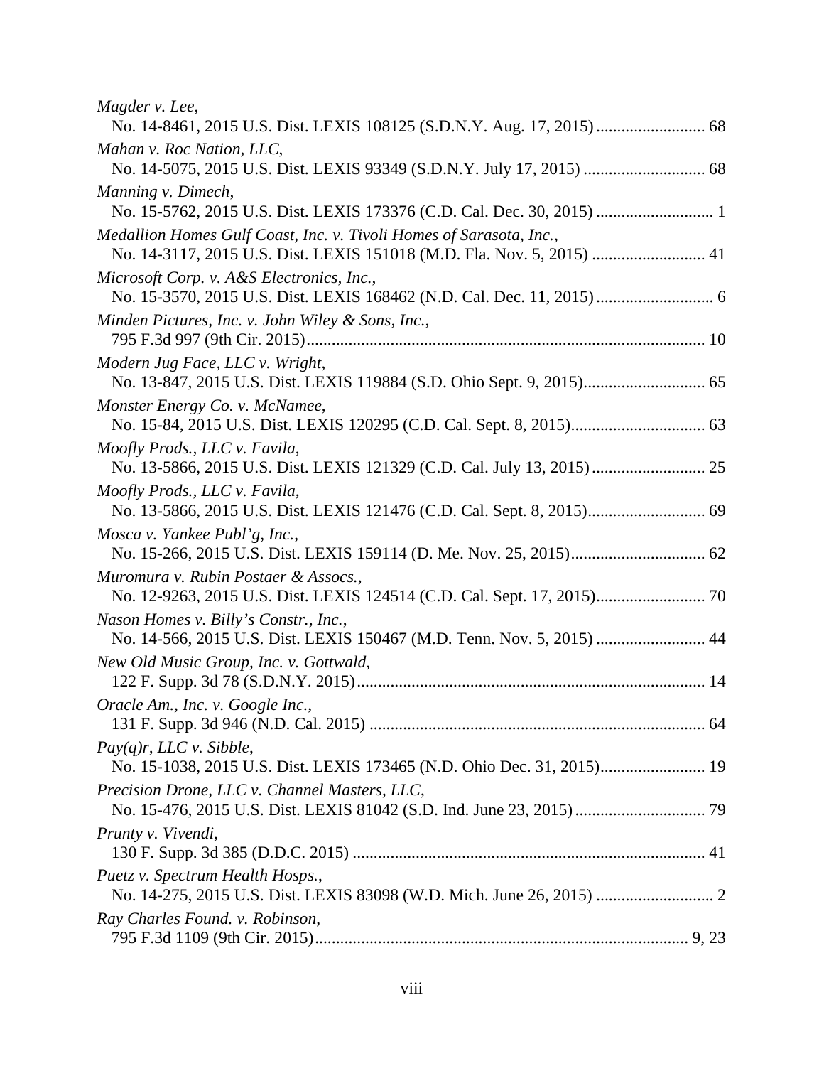*Magder v. Lee*,
No. 14-8461, 2015 U.S. Dist. LEXIS 108125 (S.D.N.Y. Aug. 17, 2015) ......................... 68

*Mahan v. Roc Nation, LLC*,
No. 14-5075, 2015 U.S. Dist. LEXIS 93349 (S.D.N.Y. July 17, 2015) ............................ 68

*Manning v. Dimech*,
No. 15-5762, 2015 U.S. Dist. LEXIS 173376 (C.D. Cal. Dec. 30, 2015) ........................... 1

*Medallion Homes Gulf Coast, Inc. v. Tivoli Homes of Sarasota, Inc.*,
No. 14-3117, 2015 U.S. Dist. LEXIS 151018 (M.D. Fla. Nov. 5, 2015) .......................... 41

*Microsoft Corp. v. A&S Electronics, Inc.*,
No. 15-3570, 2015 U.S. Dist. LEXIS 168462 (N.D. Cal. Dec. 11, 2015) ........................... 6

*Minden Pictures, Inc. v. John Wiley & Sons, Inc.*,
795 F.3d 997 (9th Cir. 2015) ............................................................................................ 10

*Modern Jug Face, LLC v. Wright*,
No. 13-847, 2015 U.S. Dist. LEXIS 119884 (S.D. Ohio Sept. 9, 2015) ............................ 65

*Monster Energy Co. v. McNamee*,
No. 15-84, 2015 U.S. Dist. LEXIS 120295 (C.D. Cal. Sept. 8, 2015) ............................... 63

*Moofly Prods., LLC v. Favila*,
No. 13-5866, 2015 U.S. Dist. LEXIS 121329 (C.D. Cal. July 13, 2015) .......................... 25

*Moofly Prods., LLC v. Favila*,
No. 13-5866, 2015 U.S. Dist. LEXIS 121476 (C.D. Cal. Sept. 8, 2015) ........................... 69

*Mosca v. Yankee Publ'g, Inc.*,
No. 15-266, 2015 U.S. Dist. LEXIS 159114 (D. Me. Nov. 25, 2015) ............................... 62

*Muromura v. Rubin Postaer & Assocs.*,
No. 12-9263, 2015 U.S. Dist. LEXIS 124514 (C.D. Cal. Sept. 17, 2015) ......................... 70

*Nason Homes v. Billy's Constr., Inc.*,
No. 14-566, 2015 U.S. Dist. LEXIS 150467 (M.D. Tenn. Nov. 5, 2015) ......................... 44

*New Old Music Group, Inc. v. Gottwald*,
122 F. Supp. 3d 78 (S.D.N.Y. 2015) ................................................................................. 14

*Oracle Am., Inc. v. Google Inc.*,
131 F. Supp. 3d 946 (N.D. Cal. 2015) .............................................................................. 64

*Pay(q)r, LLC v. Sibble*,
No. 15-1038, 2015 U.S. Dist. LEXIS 173465 (N.D. Ohio Dec. 31, 2015) ........................ 19

*Precision Drone, LLC v. Channel Masters, LLC*,
No. 15-476, 2015 U.S. Dist. LEXIS 81042 (S.D. Ind. June 23, 2015) .............................. 79

*Prunty v. Vivendi*,
130 F. Supp. 3d 385 (D.D.C. 2015) .................................................................................. 41

*Puetz v. Spectrum Health Hosps.*,
No. 14-275, 2015 U.S. Dist. LEXIS 83098 (W.D. Mich. June 26, 2015) ........................... 2

*Ray Charles Found. v. Robinson*,
795 F.3d 1109 (9th Cir. 2015) ....................................................................................... 9, 23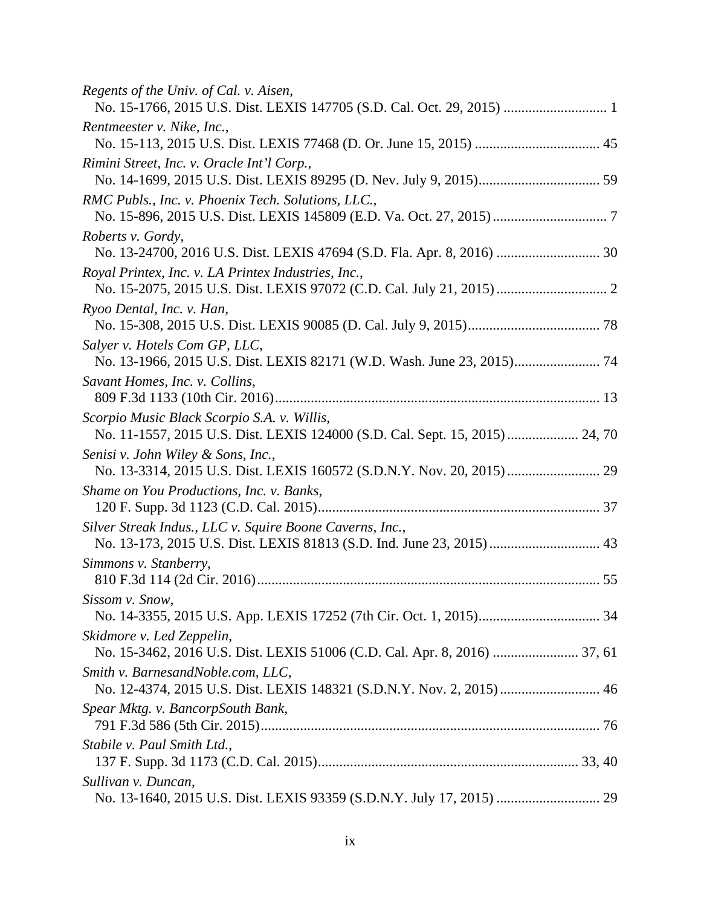*Regents of the Univ. of Cal. v. Aisen*,
No. 15-1766, 2015 U.S. Dist. LEXIS 147705 (S.D. Cal. Oct. 29, 2015) ............................ 1

*Rentmeester v. Nike, Inc.*,
No. 15-113, 2015 U.S. Dist. LEXIS 77468 (D. Or. June 15, 2015) .................................. 45

*Rimini Street, Inc. v. Oracle Int'l Corp.*,
No. 14-1699, 2015 U.S. Dist. LEXIS 89295 (D. Nev. July 9, 2015)................................. 59

*RMC Publs., Inc. v. Phoenix Tech. Solutions, LLC.*,
No. 15-896, 2015 U.S. Dist. LEXIS 145809 (E.D. Va. Oct. 27, 2015)................................ 7

*Roberts v. Gordy*,
No. 13-24700, 2016 U.S. Dist. LEXIS 47694 (S.D. Fla. Apr. 8, 2016) ............................ 30

*Royal Printex, Inc. v. LA Printex Industries, Inc.*,
No. 15-2075, 2015 U.S. Dist. LEXIS 97072 (C.D. Cal. July 21, 2015).............................. 2

*Ryoo Dental, Inc. v. Han*,
No. 15-308, 2015 U.S. Dist. LEXIS 90085 (D. Cal. July 9, 2015).................................... 78

*Salyer v. Hotels Com GP, LLC*,
No. 13-1966, 2015 U.S. Dist. LEXIS 82171 (W.D. Wash. June 23, 2015)....................... 74

*Savant Homes, Inc. v. Collins*,
809 F.3d 1133 (10th Cir. 2016).......................................................................................... 13

*Scorpio Music Black Scorpio S.A. v. Willis*,
No. 11-1557, 2015 U.S. Dist. LEXIS 124000 (S.D. Cal. Sept. 15, 2015)................... 24, 70

*Senisi v. John Wiley & Sons, Inc.*,
No. 13-3314, 2015 U.S. Dist. LEXIS 160572 (S.D.N.Y. Nov. 20, 2015)......................... 29

*Shame on You Productions, Inc. v. Banks*,
120 F. Supp. 3d 1123 (C.D. Cal. 2015).............................................................................. 37

*Silver Streak Indus., LLC v. Squire Boone Caverns, Inc.*,
No. 13-173, 2015 U.S. Dist. LEXIS 81813 (S.D. Ind. June 23, 2015).............................. 43

*Simmons v. Stanberry*,
810 F.3d 114 (2d Cir. 2016)............................................................................................... 55

*Sissom v. Snow*,
No. 14-3355, 2015 U.S. App. LEXIS 17252 (7th Cir. Oct. 1, 2015)................................. 34

*Skidmore v. Led Zeppelin*,
No. 15-3462, 2016 U.S. Dist. LEXIS 51006 (C.D. Cal. Apr. 8, 2016) ....................... 37, 61

*Smith v. BarnesandNoble.com, LLC*,
No. 12-4374, 2015 U.S. Dist. LEXIS 148321 (S.D.N.Y. Nov. 2, 2015)........................... 46

*Spear Mktg. v. BancorpSouth Bank*,
791 F.3d 586 (5th Cir. 2015).............................................................................................. 76

*Stabile v. Paul Smith Ltd.*,
137 F. Supp. 3d 1173 (C.D. Cal. 2015)........................................................................ 33, 40

*Sullivan v. Duncan*,
No. 13-1640, 2015 U.S. Dist. LEXIS 93359 (S.D.N.Y. July 17, 2015) ............................ 29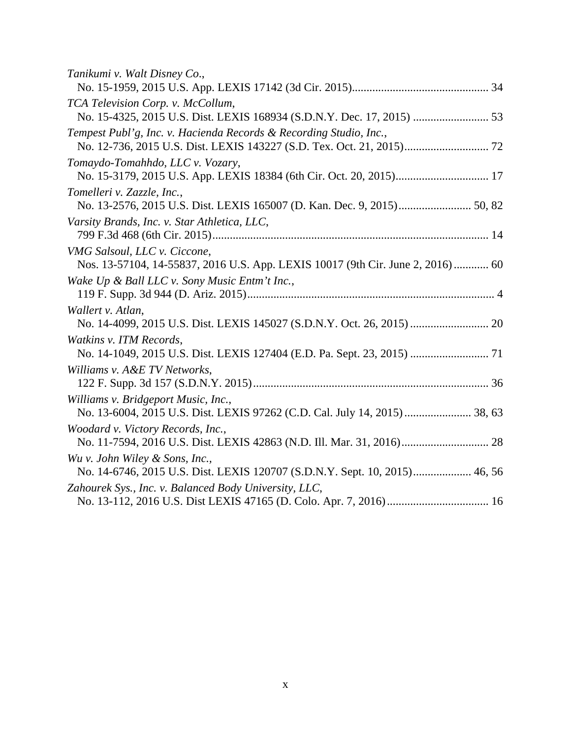*Tanikumi v. Walt Disney Co.*,
No. 15-1959, 2015 U.S. App. LEXIS 17142 (3d Cir. 2015)............................................. 34

*TCA Television Corp. v. McCollum*,
No. 15-4325, 2015 U.S. Dist. LEXIS 168934 (S.D.N.Y. Dec. 17, 2015) ......................... 53

*Tempest Publ'g, Inc. v. Hacienda Records & Recording Studio, Inc.*,
No. 12-736, 2015 U.S. Dist. LEXIS 143227 (S.D. Tex. Oct. 21, 2015)............................ 72

*Tomaydo-Tomahhdo, LLC v. Vozary*,
No. 15-3179, 2015 U.S. App. LEXIS 18384 (6th Cir. Oct. 20, 2015)............................... 17

*Tomelleri v. Zazzle, Inc.*,
No. 13-2576, 2015 U.S. Dist. LEXIS 165007 (D. Kan. Dec. 9, 2015)........................ 50, 82

*Varsity Brands, Inc. v. Star Athletica, LLC*,
799 F.3d 468 (6th Cir. 2015)............................................................................................. 14

*VMG Salsoul, LLC v. Ciccone*,
Nos. 13-57104, 14-55837, 2016 U.S. App. LEXIS 10017 (9th Cir. June 2, 2016)........... 60

*Wake Up & Ball LLC v. Sony Music Entm't Inc.*,
119 F. Supp. 3d 944 (D. Ariz. 2015)................................................................................... 4

*Wallert v. Atlan*,
No. 14-4099, 2015 U.S. Dist. LEXIS 145027 (S.D.N.Y. Oct. 26, 2015) .......................... 20

*Watkins v. ITM Records*,
No. 14-1049, 2015 U.S. Dist. LEXIS 127404 (E.D. Pa. Sept. 23, 2015) .......................... 71

*Williams v. A&E TV Networks*,
122 F. Supp. 3d 157 (S.D.N.Y. 2015)............................................................................... 36

*Williams v. Bridgeport Music, Inc.*,
No. 13-6004, 2015 U.S. Dist. LEXIS 97262 (C.D. Cal. July 14, 2015)...................... 38, 63

*Woodard v. Victory Records, Inc.*,
No. 11-7594, 2016 U.S. Dist. LEXIS 42863 (N.D. Ill. Mar. 31, 2016)............................. 28

*Wu v. John Wiley & Sons, Inc.*,
No. 14-6746, 2015 U.S. Dist. LEXIS 120707 (S.D.N.Y. Sept. 10, 2015)................... 46, 56

*Zahourek Sys., Inc. v. Balanced Body University, LLC*,
No. 13-112, 2016 U.S. Dist LEXIS 47165 (D. Colo. Apr. 7, 2016).................................. 16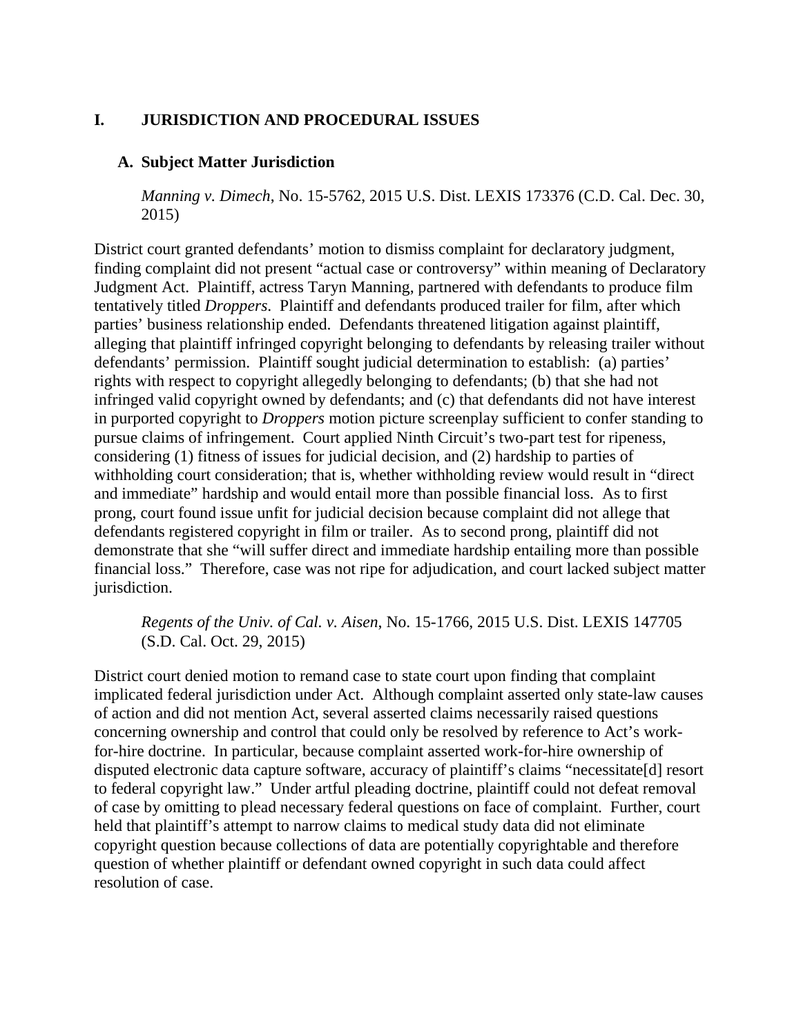# I. JURISDICTION AND PROCEDURAL ISSUES

## A. Subject Matter Jurisdiction

*Manning v. Dimech*, No. 15-5762, 2015 U.S. Dist. LEXIS 173376 (C.D. Cal. Dec. 30, 2015)

District court granted defendants' motion to dismiss complaint for declaratory judgment, finding complaint did not present "actual case or controversy" within meaning of Declaratory Judgment Act. Plaintiff, actress Taryn Manning, partnered with defendants to produce film tentatively titled *Droppers*. Plaintiff and defendants produced trailer for film, after which parties' business relationship ended. Defendants threatened litigation against plaintiff, alleging that plaintiff infringed copyright belonging to defendants by releasing trailer without defendants' permission. Plaintiff sought judicial determination to establish: (a) parties' rights with respect to copyright allegedly belonging to defendants; (b) that she had not infringed valid copyright owned by defendants; and (c) that defendants did not have interest in purported copyright to *Droppers* motion picture screenplay sufficient to confer standing to pursue claims of infringement. Court applied Ninth Circuit's two-part test for ripeness, considering (1) fitness of issues for judicial decision, and (2) hardship to parties of withholding court consideration; that is, whether withholding review would result in "direct and immediate" hardship and would entail more than possible financial loss. As to first prong, court found issue unfit for judicial decision because complaint did not allege that defendants registered copyright in film or trailer. As to second prong, plaintiff did not demonstrate that she "will suffer direct and immediate hardship entailing more than possible financial loss." Therefore, case was not ripe for adjudication, and court lacked subject matter jurisdiction.

*Regents of the Univ. of Cal. v. Aisen*, No. 15-1766, 2015 U.S. Dist. LEXIS 147705 (S.D. Cal. Oct. 29, 2015)

District court denied motion to remand case to state court upon finding that complaint implicated federal jurisdiction under Act. Although complaint asserted only state-law causes of action and did not mention Act, several asserted claims necessarily raised questions concerning ownership and control that could only be resolved by reference to Act's work-for-hire doctrine. In particular, because complaint asserted work-for-hire ownership of disputed electronic data capture software, accuracy of plaintiff's claims "necessitate[d] resort to federal copyright law." Under artful pleading doctrine, plaintiff could not defeat removal of case by omitting to plead necessary federal questions on face of complaint. Further, court held that plaintiff's attempt to narrow claims to medical study data did not eliminate copyright question because collections of data are potentially copyrightable and therefore question of whether plaintiff or defendant owned copyright in such data could affect resolution of case.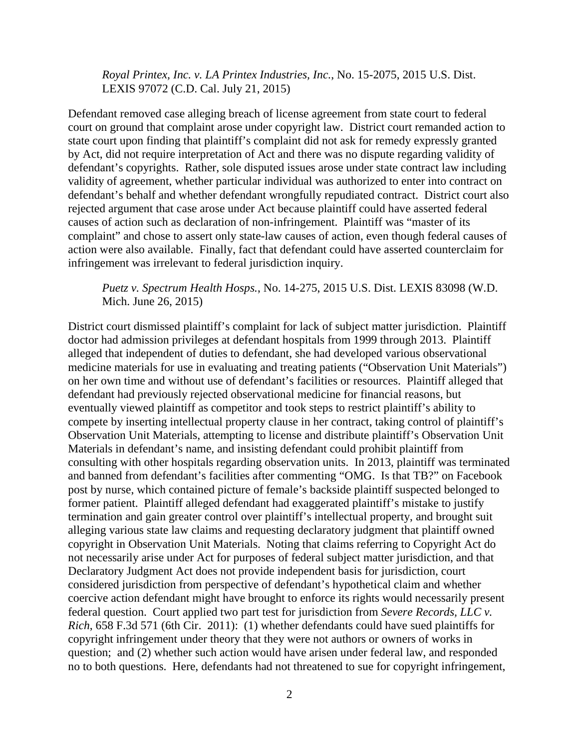*Royal Printex, Inc. v. LA Printex Industries, Inc.*, No. 15-2075, 2015 U.S. Dist. LEXIS 97072 (C.D. Cal. July 21, 2015)

Defendant removed case alleging breach of license agreement from state court to federal court on ground that complaint arose under copyright law. District court remanded action to state court upon finding that plaintiff's complaint did not ask for remedy expressly granted by Act, did not require interpretation of Act and there was no dispute regarding validity of defendant's copyrights. Rather, sole disputed issues arose under state contract law including validity of agreement, whether particular individual was authorized to enter into contract on defendant's behalf and whether defendant wrongfully repudiated contract. District court also rejected argument that case arose under Act because plaintiff could have asserted federal causes of action such as declaration of non-infringement. Plaintiff was "master of its complaint" and chose to assert only state-law causes of action, even though federal causes of action were also available. Finally, fact that defendant could have asserted counterclaim for infringement was irrelevant to federal jurisdiction inquiry.

*Puetz v. Spectrum Health Hosps.*, No. 14-275, 2015 U.S. Dist. LEXIS 83098 (W.D. Mich. June 26, 2015)

District court dismissed plaintiff's complaint for lack of subject matter jurisdiction. Plaintiff doctor had admission privileges at defendant hospitals from 1999 through 2013. Plaintiff alleged that independent of duties to defendant, she had developed various observational medicine materials for use in evaluating and treating patients ("Observation Unit Materials") on her own time and without use of defendant's facilities or resources. Plaintiff alleged that defendant had previously rejected observational medicine for financial reasons, but eventually viewed plaintiff as competitor and took steps to restrict plaintiff's ability to compete by inserting intellectual property clause in her contract, taking control of plaintiff's Observation Unit Materials, attempting to license and distribute plaintiff's Observation Unit Materials in defendant's name, and insisting defendant could prohibit plaintiff from consulting with other hospitals regarding observation units. In 2013, plaintiff was terminated and banned from defendant's facilities after commenting "OMG. Is that TB?" on Facebook post by nurse, which contained picture of female's backside plaintiff suspected belonged to former patient. Plaintiff alleged defendant had exaggerated plaintiff's mistake to justify termination and gain greater control over plaintiff's intellectual property, and brought suit alleging various state law claims and requesting declaratory judgment that plaintiff owned copyright in Observation Unit Materials. Noting that claims referring to Copyright Act do not necessarily arise under Act for purposes of federal subject matter jurisdiction, and that Declaratory Judgment Act does not provide independent basis for jurisdiction, court considered jurisdiction from perspective of defendant's hypothetical claim and whether coercive action defendant might have brought to enforce its rights would necessarily present federal question. Court applied two part test for jurisdiction from *Severe Records, LLC v. Rich*, 658 F.3d 571 (6th Cir. 2011): (1) whether defendants could have sued plaintiffs for copyright infringement under theory that they were not authors or owners of works in question; and (2) whether such action would have arisen under federal law, and responded no to both questions. Here, defendants had not threatened to sue for copyright infringement,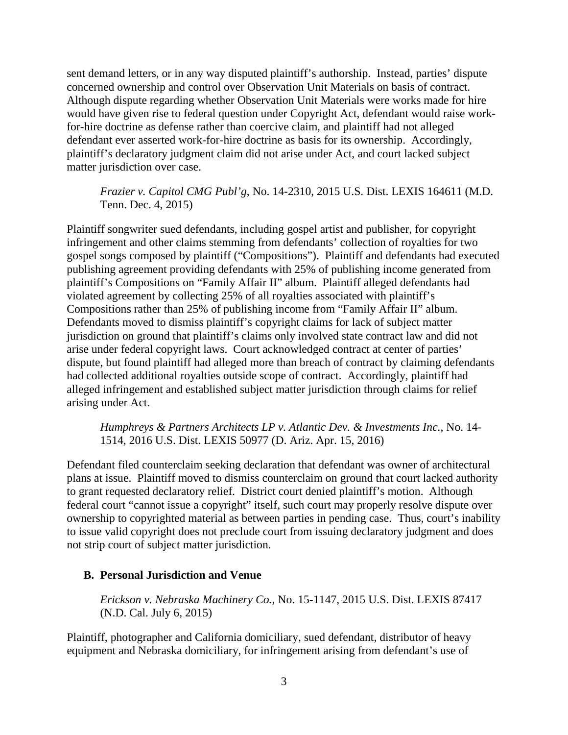sent demand letters, or in any way disputed plaintiff's authorship. Instead, parties' dispute concerned ownership and control over Observation Unit Materials on basis of contract. Although dispute regarding whether Observation Unit Materials were works made for hire would have given rise to federal question under Copyright Act, defendant would raise work-for-hire doctrine as defense rather than coercive claim, and plaintiff had not alleged defendant ever asserted work-for-hire doctrine as basis for its ownership. Accordingly, plaintiff's declaratory judgment claim did not arise under Act, and court lacked subject matter jurisdiction over case.

> *Frazier v. Capitol CMG Publ'g*, No. 14-2310, 2015 U.S. Dist. LEXIS 164611 (M.D. Tenn. Dec. 4, 2015)

Plaintiff songwriter sued defendants, including gospel artist and publisher, for copyright infringement and other claims stemming from defendants' collection of royalties for two gospel songs composed by plaintiff ("Compositions"). Plaintiff and defendants had executed publishing agreement providing defendants with 25% of publishing income generated from plaintiff's Compositions on "Family Affair II" album. Plaintiff alleged defendants had violated agreement by collecting 25% of all royalties associated with plaintiff's Compositions rather than 25% of publishing income from "Family Affair II" album. Defendants moved to dismiss plaintiff's copyright claims for lack of subject matter jurisdiction on ground that plaintiff's claims only involved state contract law and did not arise under federal copyright laws. Court acknowledged contract at center of parties' dispute, but found plaintiff had alleged more than breach of contract by claiming defendants had collected additional royalties outside scope of contract. Accordingly, plaintiff had alleged infringement and established subject matter jurisdiction through claims for relief arising under Act.

> *Humphreys & Partners Architects LP v. Atlantic Dev. & Investments Inc.*, No. 14-1514, 2016 U.S. Dist. LEXIS 50977 (D. Ariz. Apr. 15, 2016)

Defendant filed counterclaim seeking declaration that defendant was owner of architectural plans at issue. Plaintiff moved to dismiss counterclaim on ground that court lacked authority to grant requested declaratory relief. District court denied plaintiff's motion. Although federal court "cannot issue a copyright" itself, such court may properly resolve dispute over ownership to copyrighted material as between parties in pending case. Thus, court's inability to issue valid copyright does not preclude court from issuing declaratory judgment and does not strip court of subject matter jurisdiction.

### B. Personal Jurisdiction and Venue

> *Erickson v. Nebraska Machinery Co.*, No. 15-1147, 2015 U.S. Dist. LEXIS 87417 (N.D. Cal. July 6, 2015)

Plaintiff, photographer and California domiciliary, sued defendant, distributor of heavy equipment and Nebraska domiciliary, for infringement arising from defendant's use of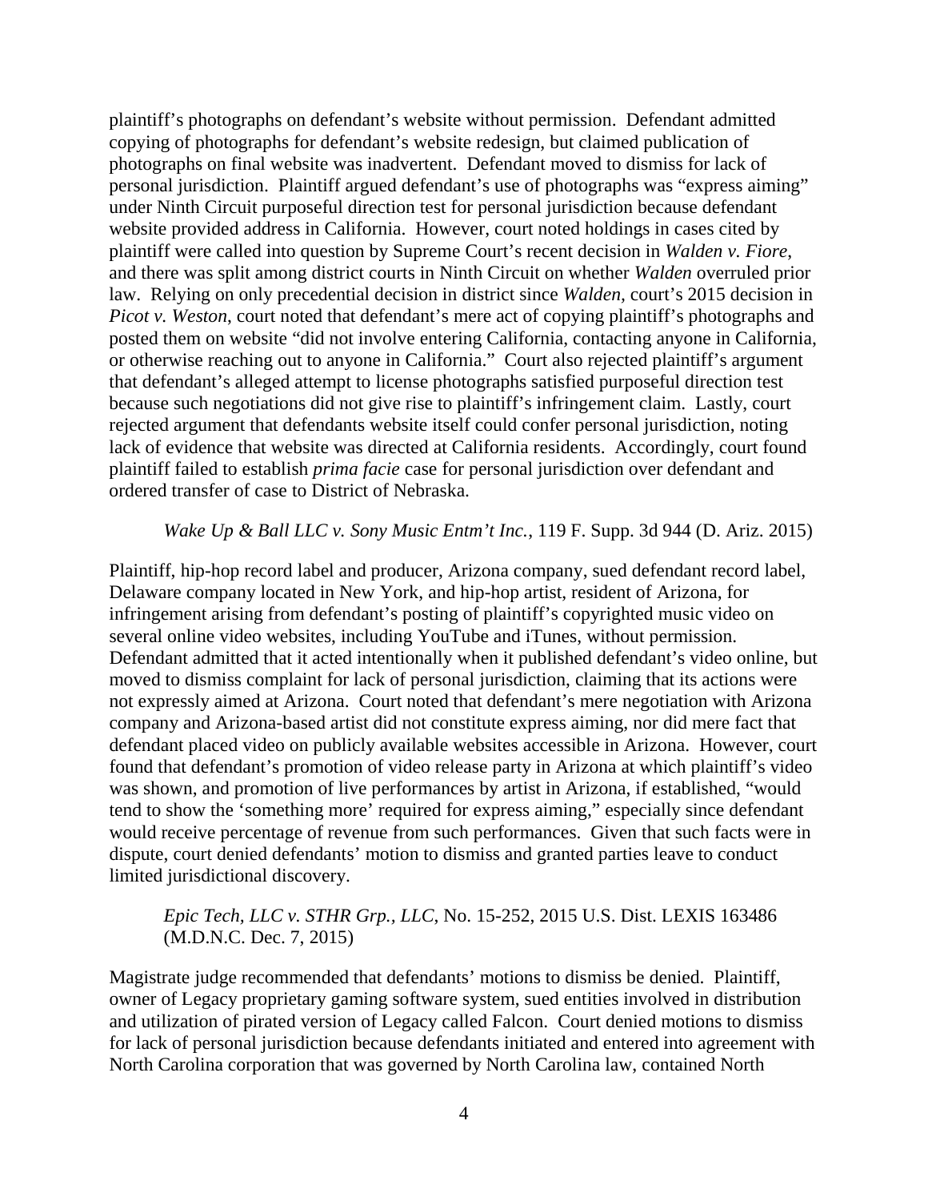plaintiff's photographs on defendant's website without permission. Defendant admitted copying of photographs for defendant's website redesign, but claimed publication of photographs on final website was inadvertent. Defendant moved to dismiss for lack of personal jurisdiction. Plaintiff argued defendant's use of photographs was "express aiming" under Ninth Circuit purposeful direction test for personal jurisdiction because defendant website provided address in California. However, court noted holdings in cases cited by plaintiff were called into question by Supreme Court's recent decision in *Walden v. Fiore*, and there was split among district courts in Ninth Circuit on whether *Walden* overruled prior law. Relying on only precedential decision in district since *Walden*, court's 2015 decision in *Picot v. Weston*, court noted that defendant's mere act of copying plaintiff's photographs and posted them on website "did not involve entering California, contacting anyone in California, or otherwise reaching out to anyone in California." Court also rejected plaintiff's argument that defendant's alleged attempt to license photographs satisfied purposeful direction test because such negotiations did not give rise to plaintiff's infringement claim. Lastly, court rejected argument that defendants website itself could confer personal jurisdiction, noting lack of evidence that website was directed at California residents. Accordingly, court found plaintiff failed to establish *prima facie* case for personal jurisdiction over defendant and ordered transfer of case to District of Nebraska.

*Wake Up & Ball LLC v. Sony Music Entm't Inc.*, 119 F. Supp. 3d 944 (D. Ariz. 2015)

Plaintiff, hip-hop record label and producer, Arizona company, sued defendant record label, Delaware company located in New York, and hip-hop artist, resident of Arizona, for infringement arising from defendant's posting of plaintiff's copyrighted music video on several online video websites, including YouTube and iTunes, without permission. Defendant admitted that it acted intentionally when it published defendant's video online, but moved to dismiss complaint for lack of personal jurisdiction, claiming that its actions were not expressly aimed at Arizona. Court noted that defendant's mere negotiation with Arizona company and Arizona-based artist did not constitute express aiming, nor did mere fact that defendant placed video on publicly available websites accessible in Arizona. However, court found that defendant's promotion of video release party in Arizona at which plaintiff's video was shown, and promotion of live performances by artist in Arizona, if established, "would tend to show the 'something more' required for express aiming," especially since defendant would receive percentage of revenue from such performances. Given that such facts were in dispute, court denied defendants' motion to dismiss and granted parties leave to conduct limited jurisdictional discovery.

*Epic Tech, LLC v. STHR Grp., LLC*, No. 15-252, 2015 U.S. Dist. LEXIS 163486 (M.D.N.C. Dec. 7, 2015)

Magistrate judge recommended that defendants' motions to dismiss be denied. Plaintiff, owner of Legacy proprietary gaming software system, sued entities involved in distribution and utilization of pirated version of Legacy called Falcon. Court denied motions to dismiss for lack of personal jurisdiction because defendants initiated and entered into agreement with North Carolina corporation that was governed by North Carolina law, contained North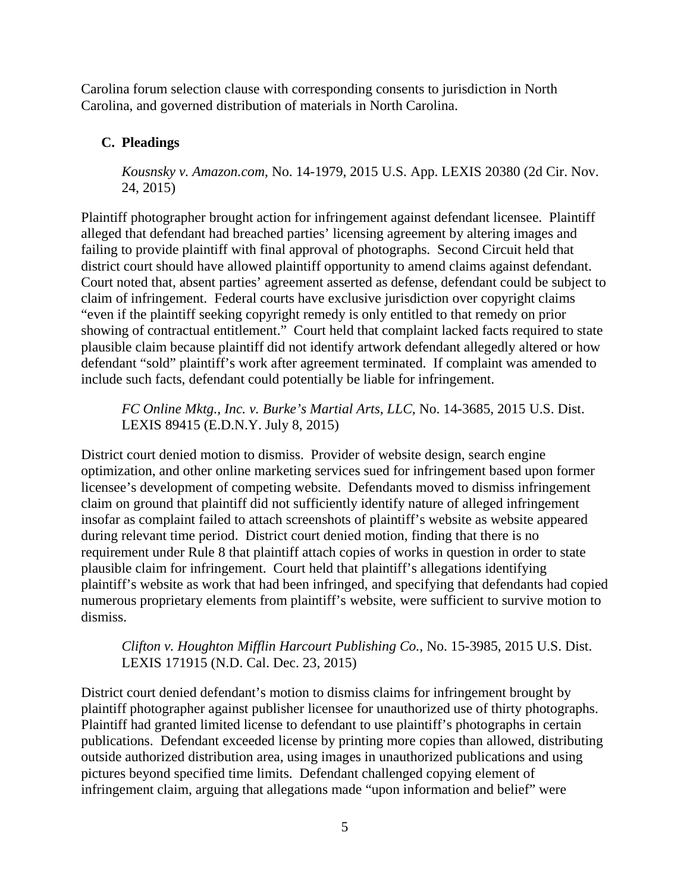Carolina forum selection clause with corresponding consents to jurisdiction in North Carolina, and governed distribution of materials in North Carolina.

### C. Pleadings

> *Kousnsky v. Amazon.com*, No. 14-1979, 2015 U.S. App. LEXIS 20380 (2d Cir. Nov. 24, 2015)

Plaintiff photographer brought action for infringement against defendant licensee. Plaintiff alleged that defendant had breached parties' licensing agreement by altering images and failing to provide plaintiff with final approval of photographs. Second Circuit held that district court should have allowed plaintiff opportunity to amend claims against defendant. Court noted that, absent parties' agreement asserted as defense, defendant could be subject to claim of infringement. Federal courts have exclusive jurisdiction over copyright claims "even if the plaintiff seeking copyright remedy is only entitled to that remedy on prior showing of contractual entitlement." Court held that complaint lacked facts required to state plausible claim because plaintiff did not identify artwork defendant allegedly altered or how defendant "sold" plaintiff's work after agreement terminated. If complaint was amended to include such facts, defendant could potentially be liable for infringement.

> *FC Online Mktg., Inc. v. Burke's Martial Arts, LLC*, No. 14-3685, 2015 U.S. Dist. LEXIS 89415 (E.D.N.Y. July 8, 2015)

District court denied motion to dismiss. Provider of website design, search engine optimization, and other online marketing services sued for infringement based upon former licensee's development of competing website. Defendants moved to dismiss infringement claim on ground that plaintiff did not sufficiently identify nature of alleged infringement insofar as complaint failed to attach screenshots of plaintiff's website as website appeared during relevant time period. District court denied motion, finding that there is no requirement under Rule 8 that plaintiff attach copies of works in question in order to state plausible claim for infringement. Court held that plaintiff's allegations identifying plaintiff's website as work that had been infringed, and specifying that defendants had copied numerous proprietary elements from plaintiff's website, were sufficient to survive motion to dismiss.

> *Clifton v. Houghton Mifflin Harcourt Publishing Co.*, No. 15-3985, 2015 U.S. Dist. LEXIS 171915 (N.D. Cal. Dec. 23, 2015)

District court denied defendant's motion to dismiss claims for infringement brought by plaintiff photographer against publisher licensee for unauthorized use of thirty photographs. Plaintiff had granted limited license to defendant to use plaintiff's photographs in certain publications. Defendant exceeded license by printing more copies than allowed, distributing outside authorized distribution area, using images in unauthorized publications and using pictures beyond specified time limits. Defendant challenged copying element of infringement claim, arguing that allegations made "upon information and belief" were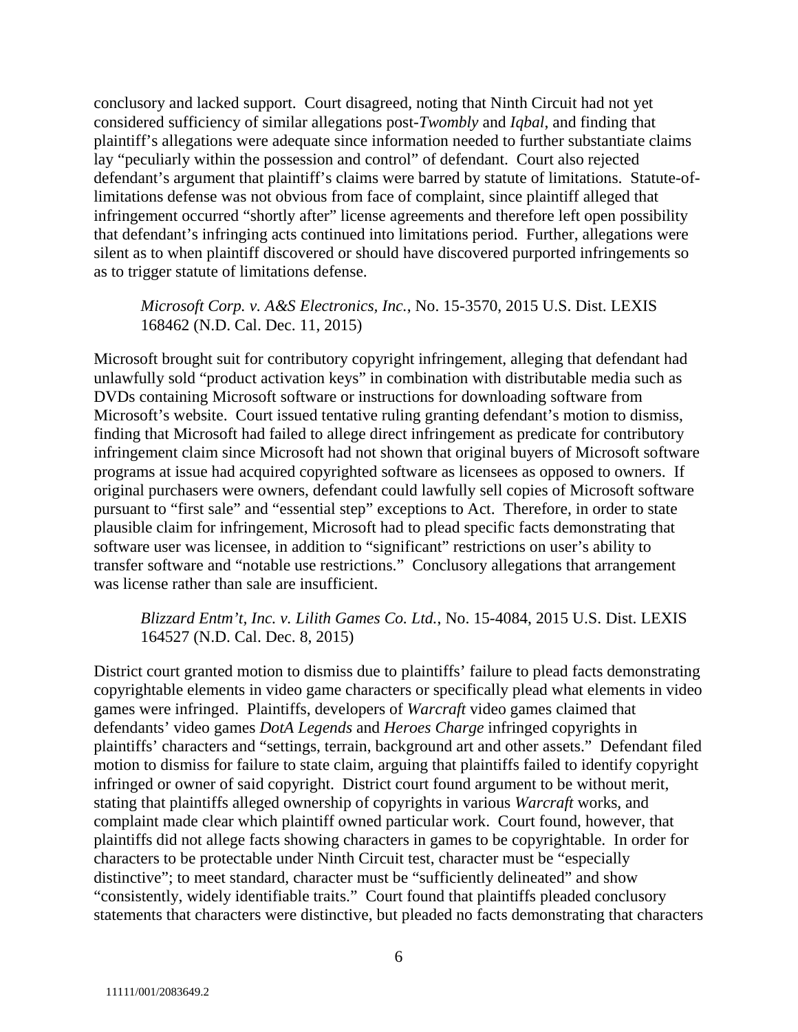conclusory and lacked support. Court disagreed, noting that Ninth Circuit had not yet considered sufficiency of similar allegations post-*Twombly* and *Iqbal*, and finding that plaintiff's allegations were adequate since information needed to further substantiate claims lay "peculiarly within the possession and control" of defendant. Court also rejected defendant's argument that plaintiff's claims were barred by statute of limitations. Statute-of-limitations defense was not obvious from face of complaint, since plaintiff alleged that infringement occurred "shortly after" license agreements and therefore left open possibility that defendant's infringing acts continued into limitations period. Further, allegations were silent as to when plaintiff discovered or should have discovered purported infringements so as to trigger statute of limitations defense.

> *Microsoft Corp. v. A&S Electronics, Inc.*, No. 15-3570, 2015 U.S. Dist. LEXIS 168462 (N.D. Cal. Dec. 11, 2015)

Microsoft brought suit for contributory copyright infringement, alleging that defendant had unlawfully sold "product activation keys" in combination with distributable media such as DVDs containing Microsoft software or instructions for downloading software from Microsoft's website. Court issued tentative ruling granting defendant's motion to dismiss, finding that Microsoft had failed to allege direct infringement as predicate for contributory infringement claim since Microsoft had not shown that original buyers of Microsoft software programs at issue had acquired copyrighted software as licensees as opposed to owners. If original purchasers were owners, defendant could lawfully sell copies of Microsoft software pursuant to "first sale" and "essential step" exceptions to Act. Therefore, in order to state plausible claim for infringement, Microsoft had to plead specific facts demonstrating that software user was licensee, in addition to "significant" restrictions on user's ability to transfer software and "notable use restrictions." Conclusory allegations that arrangement was license rather than sale are insufficient.

> *Blizzard Entm't, Inc. v. Lilith Games Co. Ltd.*, No. 15-4084, 2015 U.S. Dist. LEXIS 164527 (N.D. Cal. Dec. 8, 2015)

District court granted motion to dismiss due to plaintiffs' failure to plead facts demonstrating copyrightable elements in video game characters or specifically plead what elements in video games were infringed. Plaintiffs, developers of *Warcraft* video games claimed that defendants' video games *DotA Legends* and *Heroes Charge* infringed copyrights in plaintiffs' characters and "settings, terrain, background art and other assets." Defendant filed motion to dismiss for failure to state claim, arguing that plaintiffs failed to identify copyright infringed or owner of said copyright. District court found argument to be without merit, stating that plaintiffs alleged ownership of copyrights in various *Warcraft* works, and complaint made clear which plaintiff owned particular work. Court found, however, that plaintiffs did not allege facts showing characters in games to be copyrightable. In order for characters to be protectable under Ninth Circuit test, character must be "especially distinctive"; to meet standard, character must be "sufficiently delineated" and show "consistently, widely identifiable traits." Court found that plaintiffs pleaded conclusory statements that characters were distinctive, but pleaded no facts demonstrating that characters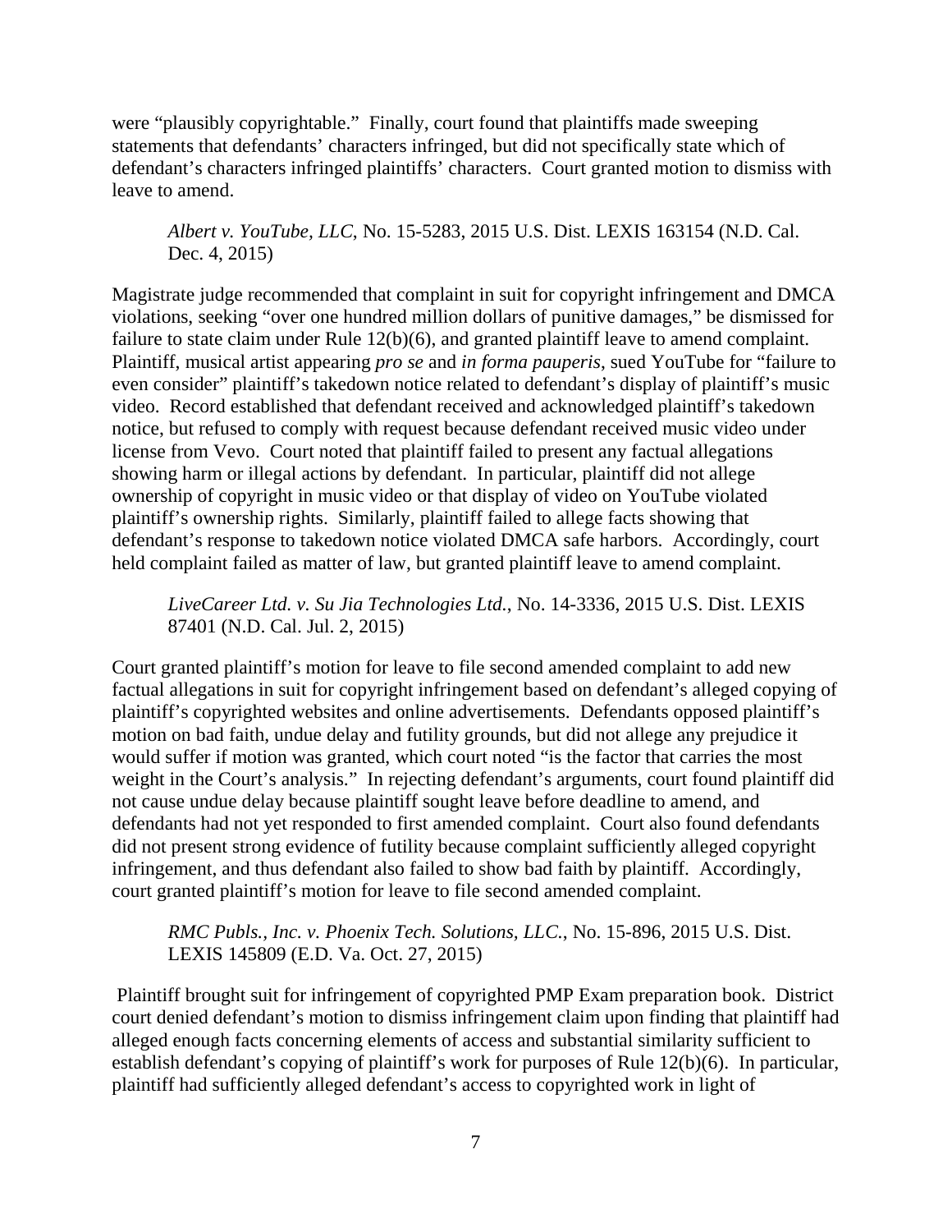were "plausibly copyrightable." Finally, court found that plaintiffs made sweeping statements that defendants' characters infringed, but did not specifically state which of defendant's characters infringed plaintiffs' characters. Court granted motion to dismiss with leave to amend.

> *Albert v. YouTube, LLC*, No. 15-5283, 2015 U.S. Dist. LEXIS 163154 (N.D. Cal. Dec. 4, 2015)

Magistrate judge recommended that complaint in suit for copyright infringement and DMCA violations, seeking "over one hundred million dollars of punitive damages," be dismissed for failure to state claim under Rule 12(b)(6), and granted plaintiff leave to amend complaint. Plaintiff, musical artist appearing *pro se* and *in forma pauperis*, sued YouTube for "failure to even consider" plaintiff's takedown notice related to defendant's display of plaintiff's music video. Record established that defendant received and acknowledged plaintiff's takedown notice, but refused to comply with request because defendant received music video under license from Vevo. Court noted that plaintiff failed to present any factual allegations showing harm or illegal actions by defendant. In particular, plaintiff did not allege ownership of copyright in music video or that display of video on YouTube violated plaintiff's ownership rights. Similarly, plaintiff failed to allege facts showing that defendant's response to takedown notice violated DMCA safe harbors. Accordingly, court held complaint failed as matter of law, but granted plaintiff leave to amend complaint.

> *LiveCareer Ltd. v. Su Jia Technologies Ltd.*, No. 14-3336, 2015 U.S. Dist. LEXIS 87401 (N.D. Cal. Jul. 2, 2015)

Court granted plaintiff's motion for leave to file second amended complaint to add new factual allegations in suit for copyright infringement based on defendant's alleged copying of plaintiff's copyrighted websites and online advertisements. Defendants opposed plaintiff's motion on bad faith, undue delay and futility grounds, but did not allege any prejudice it would suffer if motion was granted, which court noted "is the factor that carries the most weight in the Court's analysis." In rejecting defendant's arguments, court found plaintiff did not cause undue delay because plaintiff sought leave before deadline to amend, and defendants had not yet responded to first amended complaint. Court also found defendants did not present strong evidence of futility because complaint sufficiently alleged copyright infringement, and thus defendant also failed to show bad faith by plaintiff. Accordingly, court granted plaintiff's motion for leave to file second amended complaint.

> *RMC Publs., Inc. v. Phoenix Tech. Solutions, LLC.*, No. 15-896, 2015 U.S. Dist. LEXIS 145809 (E.D. Va. Oct. 27, 2015)

Plaintiff brought suit for infringement of copyrighted PMP Exam preparation book. District court denied defendant's motion to dismiss infringement claim upon finding that plaintiff had alleged enough facts concerning elements of access and substantial similarity sufficient to establish defendant's copying of plaintiff's work for purposes of Rule 12(b)(6). In particular, plaintiff had sufficiently alleged defendant's access to copyrighted work in light of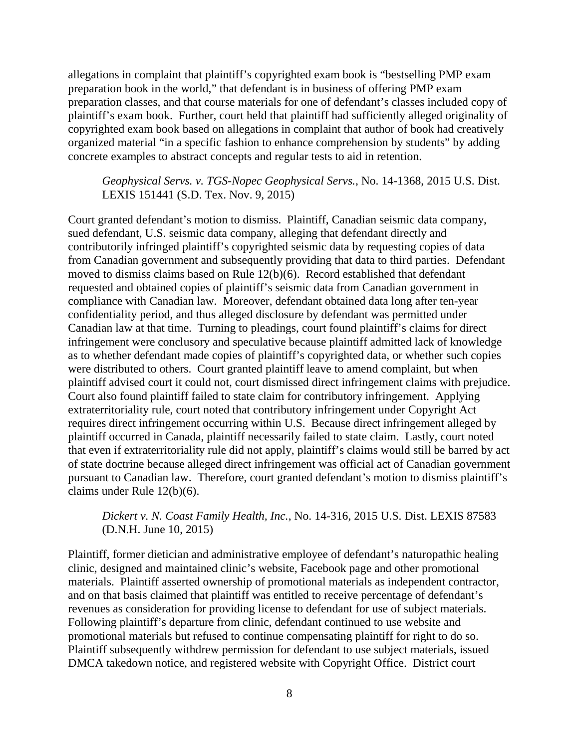allegations in complaint that plaintiff's copyrighted exam book is "bestselling PMP exam preparation book in the world," that defendant is in business of offering PMP exam preparation classes, and that course materials for one of defendant's classes included copy of plaintiff's exam book. Further, court held that plaintiff had sufficiently alleged originality of copyrighted exam book based on allegations in complaint that author of book had creatively organized material "in a specific fashion to enhance comprehension by students" by adding concrete examples to abstract concepts and regular tests to aid in retention.

> *Geophysical Servs. v. TGS-Nopec Geophysical Servs.*, No. 14-1368, 2015 U.S. Dist. LEXIS 151441 (S.D. Tex. Nov. 9, 2015)

Court granted defendant's motion to dismiss. Plaintiff, Canadian seismic data company, sued defendant, U.S. seismic data company, alleging that defendant directly and contributorily infringed plaintiff's copyrighted seismic data by requesting copies of data from Canadian government and subsequently providing that data to third parties. Defendant moved to dismiss claims based on Rule 12(b)(6). Record established that defendant requested and obtained copies of plaintiff's seismic data from Canadian government in compliance with Canadian law. Moreover, defendant obtained data long after ten-year confidentiality period, and thus alleged disclosure by defendant was permitted under Canadian law at that time. Turning to pleadings, court found plaintiff's claims for direct infringement were conclusory and speculative because plaintiff admitted lack of knowledge as to whether defendant made copies of plaintiff's copyrighted data, or whether such copies were distributed to others. Court granted plaintiff leave to amend complaint, but when plaintiff advised court it could not, court dismissed direct infringement claims with prejudice. Court also found plaintiff failed to state claim for contributory infringement. Applying extraterritoriality rule, court noted that contributory infringement under Copyright Act requires direct infringement occurring within U.S. Because direct infringement alleged by plaintiff occurred in Canada, plaintiff necessarily failed to state claim. Lastly, court noted that even if extraterritoriality rule did not apply, plaintiff's claims would still be barred by act of state doctrine because alleged direct infringement was official act of Canadian government pursuant to Canadian law. Therefore, court granted defendant's motion to dismiss plaintiff's claims under Rule 12(b)(6).

> *Dickert v. N. Coast Family Health, Inc.*, No. 14-316, 2015 U.S. Dist. LEXIS 87583 (D.N.H. June 10, 2015)

Plaintiff, former dietician and administrative employee of defendant's naturopathic healing clinic, designed and maintained clinic's website, Facebook page and other promotional materials. Plaintiff asserted ownership of promotional materials as independent contractor, and on that basis claimed that plaintiff was entitled to receive percentage of defendant's revenues as consideration for providing license to defendant for use of subject materials. Following plaintiff's departure from clinic, defendant continued to use website and promotional materials but refused to continue compensating plaintiff for right to do so. Plaintiff subsequently withdrew permission for defendant to use subject materials, issued DMCA takedown notice, and registered website with Copyright Office. District court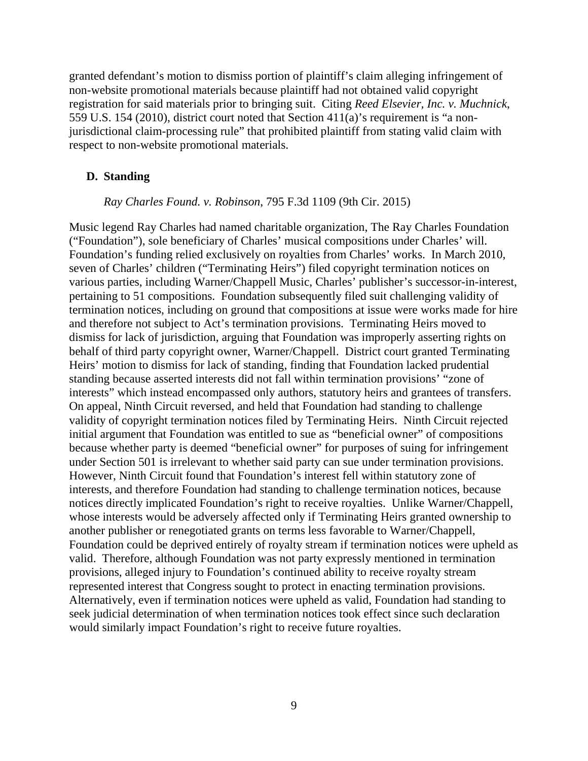granted defendant's motion to dismiss portion of plaintiff's claim alleging infringement of non-website promotional materials because plaintiff had not obtained valid copyright registration for said materials prior to bringing suit. Citing *Reed Elsevier, Inc. v. Muchnick*, 559 U.S. 154 (2010), district court noted that Section 411(a)'s requirement is "a non-jurisdictional claim-processing rule" that prohibited plaintiff from stating valid claim with respect to non-website promotional materials.

### D. Standing

*Ray Charles Found. v. Robinson*, 795 F.3d 1109 (9th Cir. 2015)

Music legend Ray Charles had named charitable organization, The Ray Charles Foundation ("Foundation"), sole beneficiary of Charles' musical compositions under Charles' will. Foundation's funding relied exclusively on royalties from Charles' works. In March 2010, seven of Charles' children ("Terminating Heirs") filed copyright termination notices on various parties, including Warner/Chappell Music, Charles' publisher's successor-in-interest, pertaining to 51 compositions. Foundation subsequently filed suit challenging validity of termination notices, including on ground that compositions at issue were works made for hire and therefore not subject to Act's termination provisions. Terminating Heirs moved to dismiss for lack of jurisdiction, arguing that Foundation was improperly asserting rights on behalf of third party copyright owner, Warner/Chappell. District court granted Terminating Heirs' motion to dismiss for lack of standing, finding that Foundation lacked prudential standing because asserted interests did not fall within termination provisions' "zone of interests" which instead encompassed only authors, statutory heirs and grantees of transfers. On appeal, Ninth Circuit reversed, and held that Foundation had standing to challenge validity of copyright termination notices filed by Terminating Heirs. Ninth Circuit rejected initial argument that Foundation was entitled to sue as "beneficial owner" of compositions because whether party is deemed "beneficial owner" for purposes of suing for infringement under Section 501 is irrelevant to whether said party can sue under termination provisions. However, Ninth Circuit found that Foundation's interest fell within statutory zone of interests, and therefore Foundation had standing to challenge termination notices, because notices directly implicated Foundation's right to receive royalties. Unlike Warner/Chappell, whose interests would be adversely affected only if Terminating Heirs granted ownership to another publisher or renegotiated grants on terms less favorable to Warner/Chappell, Foundation could be deprived entirely of royalty stream if termination notices were upheld as valid. Therefore, although Foundation was not party expressly mentioned in termination provisions, alleged injury to Foundation's continued ability to receive royalty stream represented interest that Congress sought to protect in enacting termination provisions. Alternatively, even if termination notices were upheld as valid, Foundation had standing to seek judicial determination of when termination notices took effect since such declaration would similarly impact Foundation's right to receive future royalties.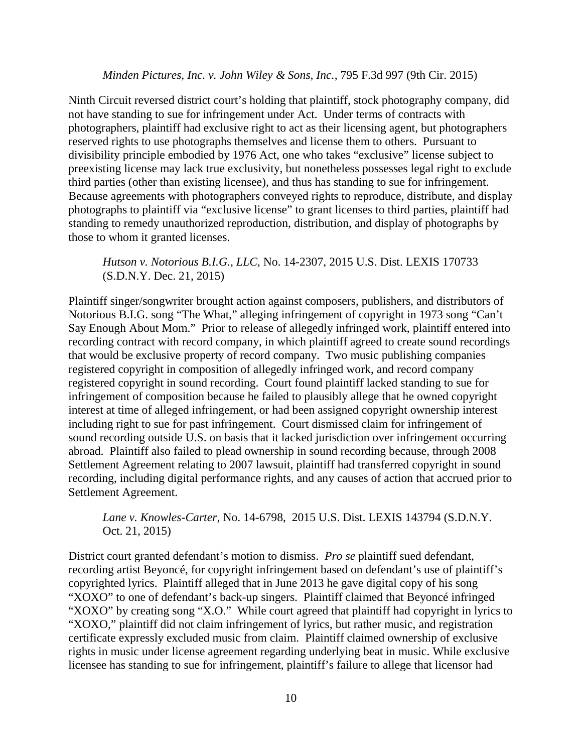*Minden Pictures, Inc. v. John Wiley & Sons, Inc.*, 795 F.3d 997 (9th Cir. 2015)

Ninth Circuit reversed district court's holding that plaintiff, stock photography company, did not have standing to sue for infringement under Act. Under terms of contracts with photographers, plaintiff had exclusive right to act as their licensing agent, but photographers reserved rights to use photographs themselves and license them to others. Pursuant to divisibility principle embodied by 1976 Act, one who takes "exclusive" license subject to preexisting license may lack true exclusivity, but nonetheless possesses legal right to exclude third parties (other than existing licensee), and thus has standing to sue for infringement. Because agreements with photographers conveyed rights to reproduce, distribute, and display photographs to plaintiff via "exclusive license" to grant licenses to third parties, plaintiff had standing to remedy unauthorized reproduction, distribution, and display of photographs by those to whom it granted licenses.

*Hutson v. Notorious B.I.G., LLC*, No. 14-2307, 2015 U.S. Dist. LEXIS 170733 (S.D.N.Y. Dec. 21, 2015)

Plaintiff singer/songwriter brought action against composers, publishers, and distributors of Notorious B.I.G. song "The What," alleging infringement of copyright in 1973 song "Can't Say Enough About Mom." Prior to release of allegedly infringed work, plaintiff entered into recording contract with record company, in which plaintiff agreed to create sound recordings that would be exclusive property of record company. Two music publishing companies registered copyright in composition of allegedly infringed work, and record company registered copyright in sound recording. Court found plaintiff lacked standing to sue for infringement of composition because he failed to plausibly allege that he owned copyright interest at time of alleged infringement, or had been assigned copyright ownership interest including right to sue for past infringement. Court dismissed claim for infringement of sound recording outside U.S. on basis that it lacked jurisdiction over infringement occurring abroad. Plaintiff also failed to plead ownership in sound recording because, through 2008 Settlement Agreement relating to 2007 lawsuit, plaintiff had transferred copyright in sound recording, including digital performance rights, and any causes of action that accrued prior to Settlement Agreement.

*Lane v. Knowles-Carter*, No. 14-6798, 2015 U.S. Dist. LEXIS 143794 (S.D.N.Y. Oct. 21, 2015)

District court granted defendant's motion to dismiss. *Pro se* plaintiff sued defendant, recording artist Beyoncé, for copyright infringement based on defendant's use of plaintiff's copyrighted lyrics. Plaintiff alleged that in June 2013 he gave digital copy of his song "XOXO" to one of defendant's back-up singers. Plaintiff claimed that Beyoncé infringed "XOXO" by creating song "X.O." While court agreed that plaintiff had copyright in lyrics to "XOXO," plaintiff did not claim infringement of lyrics, but rather music, and registration certificate expressly excluded music from claim. Plaintiff claimed ownership of exclusive rights in music under license agreement regarding underlying beat in music. While exclusive licensee has standing to sue for infringement, plaintiff's failure to allege that licensor had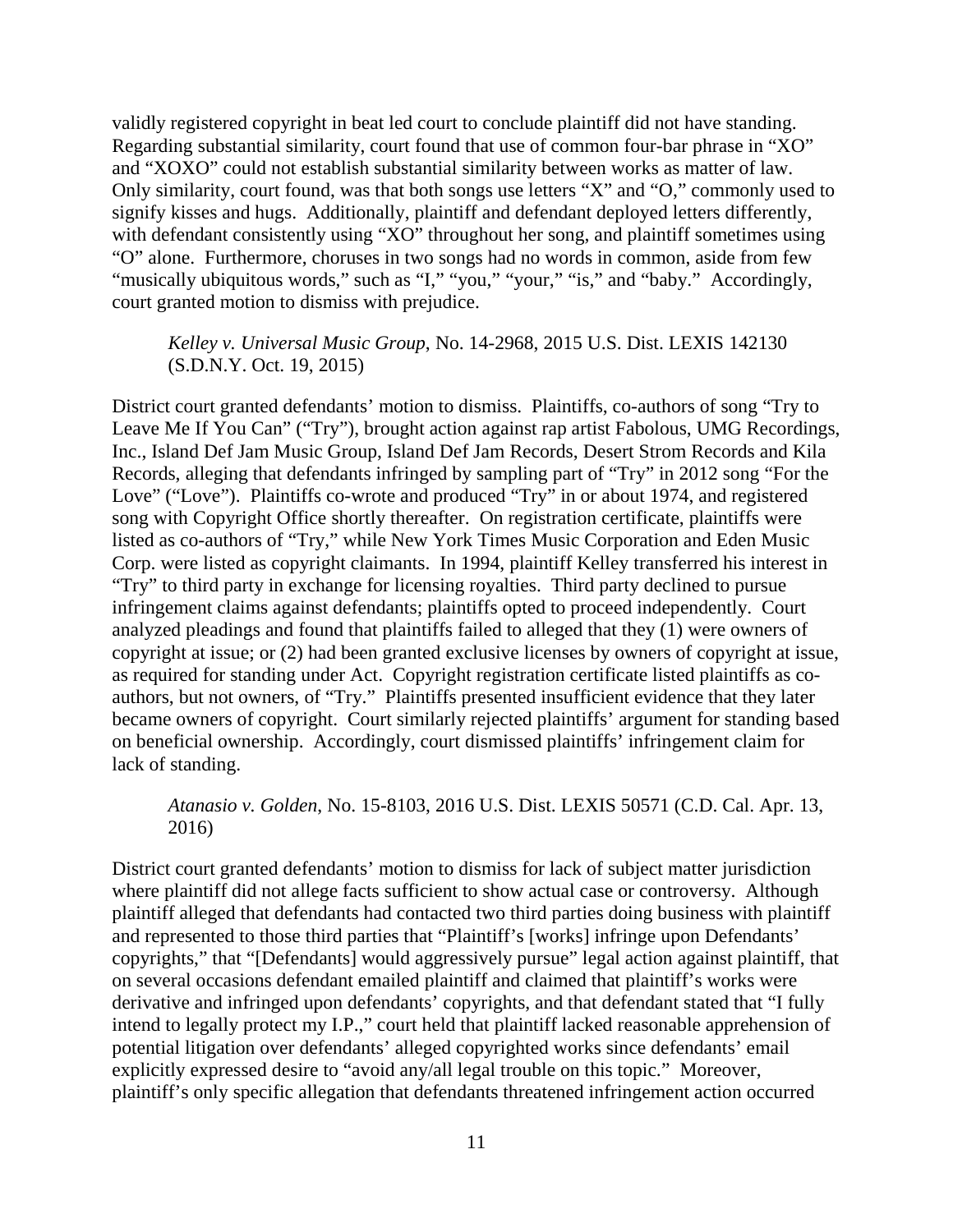validly registered copyright in beat led court to conclude plaintiff did not have standing. Regarding substantial similarity, court found that use of common four-bar phrase in "XO" and "XOXO" could not establish substantial similarity between works as matter of law. Only similarity, court found, was that both songs use letters "X" and "O," commonly used to signify kisses and hugs. Additionally, plaintiff and defendant deployed letters differently, with defendant consistently using "XO" throughout her song, and plaintiff sometimes using "O" alone. Furthermore, choruses in two songs had no words in common, aside from few "musically ubiquitous words," such as "I," "you," "your," "is," and "baby." Accordingly, court granted motion to dismiss with prejudice.

> *Kelley v. Universal Music Group*, No. 14-2968, 2015 U.S. Dist. LEXIS 142130 (S.D.N.Y. Oct. 19, 2015)

District court granted defendants' motion to dismiss. Plaintiffs, co-authors of song "Try to Leave Me If You Can" ("Try"), brought action against rap artist Fabolous, UMG Recordings, Inc., Island Def Jam Music Group, Island Def Jam Records, Desert Strom Records and Kila Records, alleging that defendants infringed by sampling part of "Try" in 2012 song "For the Love" ("Love"). Plaintiffs co-wrote and produced "Try" in or about 1974, and registered song with Copyright Office shortly thereafter. On registration certificate, plaintiffs were listed as co-authors of "Try," while New York Times Music Corporation and Eden Music Corp. were listed as copyright claimants. In 1994, plaintiff Kelley transferred his interest in "Try" to third party in exchange for licensing royalties. Third party declined to pursue infringement claims against defendants; plaintiffs opted to proceed independently. Court analyzed pleadings and found that plaintiffs failed to alleged that they (1) were owners of copyright at issue; or (2) had been granted exclusive licenses by owners of copyright at issue, as required for standing under Act. Copyright registration certificate listed plaintiffs as co-authors, but not owners, of "Try." Plaintiffs presented insufficient evidence that they later became owners of copyright. Court similarly rejected plaintiffs' argument for standing based on beneficial ownership. Accordingly, court dismissed plaintiffs' infringement claim for lack of standing.

> *Atanasio v. Golden*, No. 15-8103, 2016 U.S. Dist. LEXIS 50571 (C.D. Cal. Apr. 13, 2016)

District court granted defendants' motion to dismiss for lack of subject matter jurisdiction where plaintiff did not allege facts sufficient to show actual case or controversy. Although plaintiff alleged that defendants had contacted two third parties doing business with plaintiff and represented to those third parties that "Plaintiff's [works] infringe upon Defendants' copyrights," that "[Defendants] would aggressively pursue" legal action against plaintiff, that on several occasions defendant emailed plaintiff and claimed that plaintiff's works were derivative and infringed upon defendants' copyrights, and that defendant stated that "I fully intend to legally protect my I.P.," court held that plaintiff lacked reasonable apprehension of potential litigation over defendants' alleged copyrighted works since defendants' email explicitly expressed desire to "avoid any/all legal trouble on this topic." Moreover, plaintiff's only specific allegation that defendants threatened infringement action occurred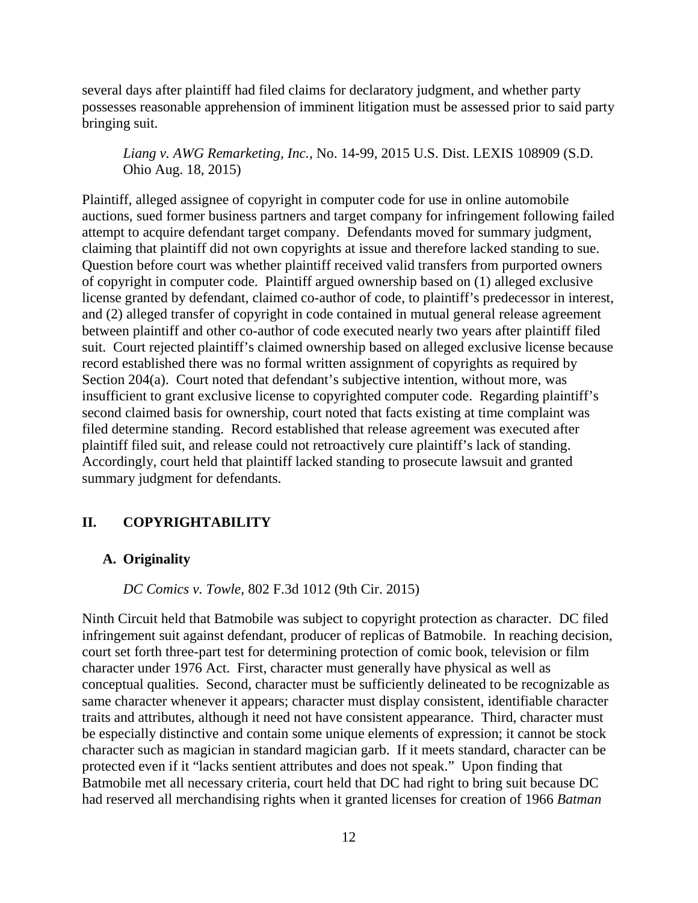several days after plaintiff had filed claims for declaratory judgment, and whether party possesses reasonable apprehension of imminent litigation must be assessed prior to said party bringing suit.

> *Liang v. AWG Remarketing, Inc.*, No. 14-99, 2015 U.S. Dist. LEXIS 108909 (S.D. Ohio Aug. 18, 2015)

Plaintiff, alleged assignee of copyright in computer code for use in online automobile auctions, sued former business partners and target company for infringement following failed attempt to acquire defendant target company. Defendants moved for summary judgment, claiming that plaintiff did not own copyrights at issue and therefore lacked standing to sue. Question before court was whether plaintiff received valid transfers from purported owners of copyright in computer code. Plaintiff argued ownership based on (1) alleged exclusive license granted by defendant, claimed co-author of code, to plaintiff's predecessor in interest, and (2) alleged transfer of copyright in code contained in mutual general release agreement between plaintiff and other co-author of code executed nearly two years after plaintiff filed suit. Court rejected plaintiff's claimed ownership based on alleged exclusive license because record established there was no formal written assignment of copyrights as required by Section 204(a). Court noted that defendant's subjective intention, without more, was insufficient to grant exclusive license to copyrighted computer code. Regarding plaintiff's second claimed basis for ownership, court noted that facts existing at time complaint was filed determine standing. Record established that release agreement was executed after plaintiff filed suit, and release could not retroactively cure plaintiff's lack of standing. Accordingly, court held that plaintiff lacked standing to prosecute lawsuit and granted summary judgment for defendants.

## II. COPYRIGHTABILITY

### A. Originality

> *DC Comics v. Towle*, 802 F.3d 1012 (9th Cir. 2015)

Ninth Circuit held that Batmobile was subject to copyright protection as character. DC filed infringement suit against defendant, producer of replicas of Batmobile. In reaching decision, court set forth three-part test for determining protection of comic book, television or film character under 1976 Act. First, character must generally have physical as well as conceptual qualities. Second, character must be sufficiently delineated to be recognizable as same character whenever it appears; character must display consistent, identifiable character traits and attributes, although it need not have consistent appearance. Third, character must be especially distinctive and contain some unique elements of expression; it cannot be stock character such as magician in standard magician garb. If it meets standard, character can be protected even if it "lacks sentient attributes and does not speak." Upon finding that Batmobile met all necessary criteria, court held that DC had right to bring suit because DC had reserved all merchandising rights when it granted licenses for creation of 1966 *Batman*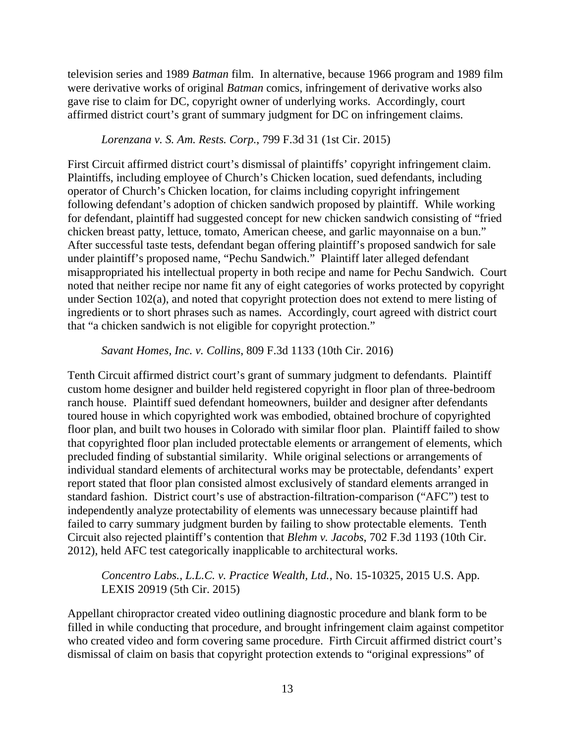television series and 1989 *Batman* film. In alternative, because 1966 program and 1989 film were derivative works of original *Batman* comics, infringement of derivative works also gave rise to claim for DC, copyright owner of underlying works. Accordingly, court affirmed district court's grant of summary judgment for DC on infringement claims.

*Lorenzana v. S. Am. Rests. Corp.*, 799 F.3d 31 (1st Cir. 2015)

First Circuit affirmed district court's dismissal of plaintiffs' copyright infringement claim. Plaintiffs, including employee of Church's Chicken location, sued defendants, including operator of Church's Chicken location, for claims including copyright infringement following defendant's adoption of chicken sandwich proposed by plaintiff. While working for defendant, plaintiff had suggested concept for new chicken sandwich consisting of "fried chicken breast patty, lettuce, tomato, American cheese, and garlic mayonnaise on a bun." After successful taste tests, defendant began offering plaintiff's proposed sandwich for sale under plaintiff's proposed name, "Pechu Sandwich." Plaintiff later alleged defendant misappropriated his intellectual property in both recipe and name for Pechu Sandwich. Court noted that neither recipe nor name fit any of eight categories of works protected by copyright under Section 102(a), and noted that copyright protection does not extend to mere listing of ingredients or to short phrases such as names. Accordingly, court agreed with district court that "a chicken sandwich is not eligible for copyright protection."

*Savant Homes, Inc. v. Collins*, 809 F.3d 1133 (10th Cir. 2016)

Tenth Circuit affirmed district court's grant of summary judgment to defendants. Plaintiff custom home designer and builder held registered copyright in floor plan of three-bedroom ranch house. Plaintiff sued defendant homeowners, builder and designer after defendants toured house in which copyrighted work was embodied, obtained brochure of copyrighted floor plan, and built two houses in Colorado with similar floor plan. Plaintiff failed to show that copyrighted floor plan included protectable elements or arrangement of elements, which precluded finding of substantial similarity. While original selections or arrangements of individual standard elements of architectural works may be protectable, defendants' expert report stated that floor plan consisted almost exclusively of standard elements arranged in standard fashion. District court's use of abstraction-filtration-comparison ("AFC") test to independently analyze protectability of elements was unnecessary because plaintiff had failed to carry summary judgment burden by failing to show protectable elements. Tenth Circuit also rejected plaintiff's contention that *Blehm v. Jacobs*, 702 F.3d 1193 (10th Cir. 2012), held AFC test categorically inapplicable to architectural works.

*Concentro Labs., L.L.C. v. Practice Wealth, Ltd.*, No. 15-10325, 2015 U.S. App. LEXIS 20919 (5th Cir. 2015)

Appellant chiropractor created video outlining diagnostic procedure and blank form to be filled in while conducting that procedure, and brought infringement claim against competitor who created video and form covering same procedure. Firth Circuit affirmed district court's dismissal of claim on basis that copyright protection extends to "original expressions" of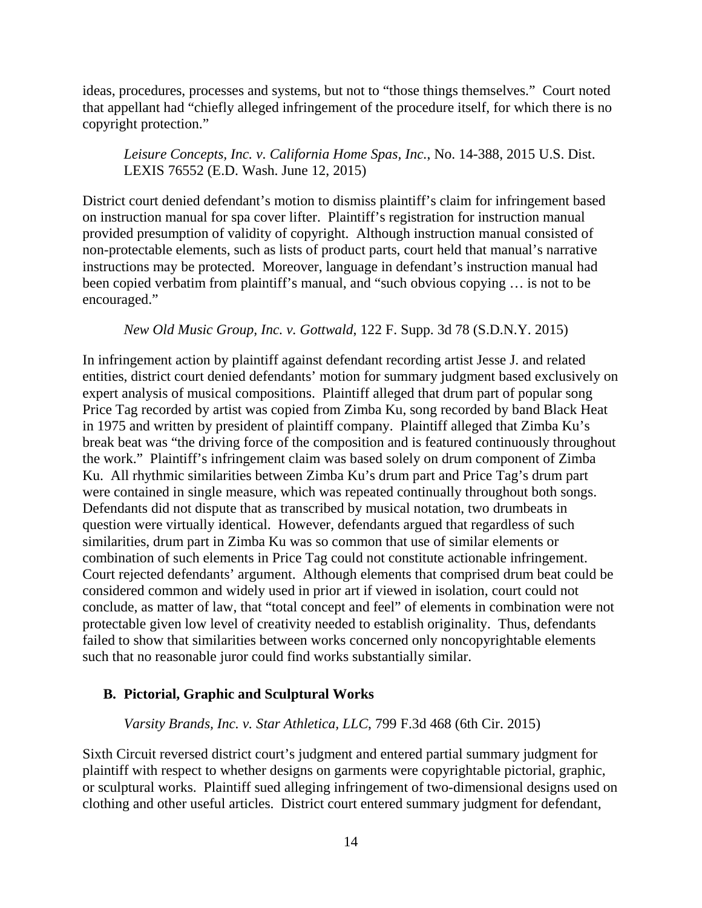ideas, procedures, processes and systems, but not to "those things themselves." Court noted that appellant had "chiefly alleged infringement of the procedure itself, for which there is no copyright protection."

*Leisure Concepts, Inc. v. California Home Spas, Inc.*, No. 14-388, 2015 U.S. Dist. LEXIS 76552 (E.D. Wash. June 12, 2015)

District court denied defendant's motion to dismiss plaintiff's claim for infringement based on instruction manual for spa cover lifter. Plaintiff's registration for instruction manual provided presumption of validity of copyright. Although instruction manual consisted of non-protectable elements, such as lists of product parts, court held that manual's narrative instructions may be protected. Moreover, language in defendant's instruction manual had been copied verbatim from plaintiff's manual, and "such obvious copying … is not to be encouraged."

*New Old Music Group, Inc. v. Gottwald*, 122 F. Supp. 3d 78 (S.D.N.Y. 2015)

In infringement action by plaintiff against defendant recording artist Jesse J. and related entities, district court denied defendants' motion for summary judgment based exclusively on expert analysis of musical compositions. Plaintiff alleged that drum part of popular song Price Tag recorded by artist was copied from Zimba Ku, song recorded by band Black Heat in 1975 and written by president of plaintiff company. Plaintiff alleged that Zimba Ku's break beat was "the driving force of the composition and is featured continuously throughout the work." Plaintiff's infringement claim was based solely on drum component of Zimba Ku. All rhythmic similarities between Zimba Ku's drum part and Price Tag's drum part were contained in single measure, which was repeated continually throughout both songs. Defendants did not dispute that as transcribed by musical notation, two drumbeats in question were virtually identical. However, defendants argued that regardless of such similarities, drum part in Zimba Ku was so common that use of similar elements or combination of such elements in Price Tag could not constitute actionable infringement. Court rejected defendants' argument. Although elements that comprised drum beat could be considered common and widely used in prior art if viewed in isolation, court could not conclude, as matter of law, that "total concept and feel" of elements in combination were not protectable given low level of creativity needed to establish originality. Thus, defendants failed to show that similarities between works concerned only noncopyrightable elements such that no reasonable juror could find works substantially similar.

## B. Pictorial, Graphic and Sculptural Works

*Varsity Brands, Inc. v. Star Athletica, LLC*, 799 F.3d 468 (6th Cir. 2015)

Sixth Circuit reversed district court's judgment and entered partial summary judgment for plaintiff with respect to whether designs on garments were copyrightable pictorial, graphic, or sculptural works. Plaintiff sued alleging infringement of two-dimensional designs used on clothing and other useful articles. District court entered summary judgment for defendant,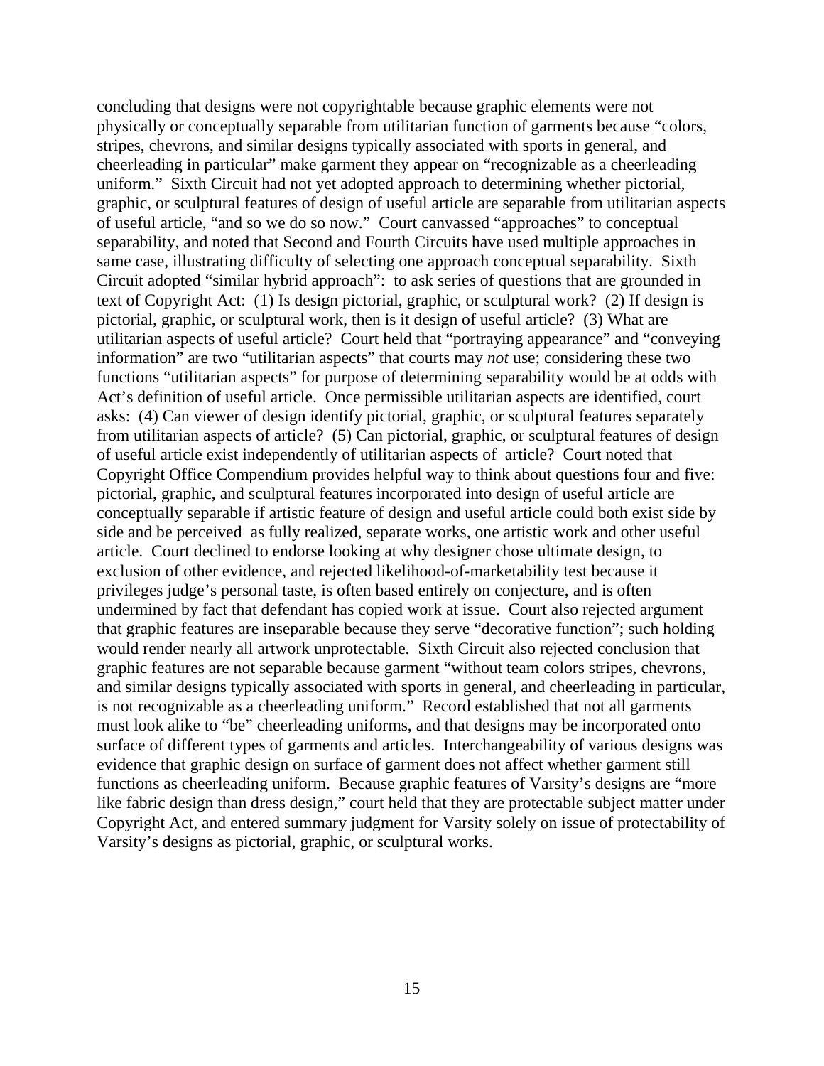concluding that designs were not copyrightable because graphic elements were not physically or conceptually separable from utilitarian function of garments because "colors, stripes, chevrons, and similar designs typically associated with sports in general, and cheerleading in particular" make garment they appear on "recognizable as a cheerleading uniform." Sixth Circuit had not yet adopted approach to determining whether pictorial, graphic, or sculptural features of design of useful article are separable from utilitarian aspects of useful article, "and so we do so now." Court canvassed "approaches" to conceptual separability, and noted that Second and Fourth Circuits have used multiple approaches in same case, illustrating difficulty of selecting one approach conceptual separability. Sixth Circuit adopted "similar hybrid approach": to ask series of questions that are grounded in text of Copyright Act: (1) Is design pictorial, graphic, or sculptural work? (2) If design is pictorial, graphic, or sculptural work, then is it design of useful article? (3) What are utilitarian aspects of useful article? Court held that "portraying appearance" and "conveying information" are two "utilitarian aspects" that courts may *not* use; considering these two functions "utilitarian aspects" for purpose of determining separability would be at odds with Act's definition of useful article. Once permissible utilitarian aspects are identified, court asks: (4) Can viewer of design identify pictorial, graphic, or sculptural features separately from utilitarian aspects of article? (5) Can pictorial, graphic, or sculptural features of design of useful article exist independently of utilitarian aspects of article? Court noted that Copyright Office Compendium provides helpful way to think about questions four and five: pictorial, graphic, and sculptural features incorporated into design of useful article are conceptually separable if artistic feature of design and useful article could both exist side by side and be perceived as fully realized, separate works, one artistic work and other useful article. Court declined to endorse looking at why designer chose ultimate design, to exclusion of other evidence, and rejected likelihood-of-marketability test because it privileges judge's personal taste, is often based entirely on conjecture, and is often undermined by fact that defendant has copied work at issue. Court also rejected argument that graphic features are inseparable because they serve "decorative function"; such holding would render nearly all artwork unprotectable. Sixth Circuit also rejected conclusion that graphic features are not separable because garment "without team colors stripes, chevrons, and similar designs typically associated with sports in general, and cheerleading in particular, is not recognizable as a cheerleading uniform." Record established that not all garments must look alike to "be" cheerleading uniforms, and that designs may be incorporated onto surface of different types of garments and articles. Interchangeability of various designs was evidence that graphic design on surface of garment does not affect whether garment still functions as cheerleading uniform. Because graphic features of Varsity's designs are "more like fabric design than dress design," court held that they are protectable subject matter under Copyright Act, and entered summary judgment for Varsity solely on issue of protectability of Varsity's designs as pictorial, graphic, or sculptural works.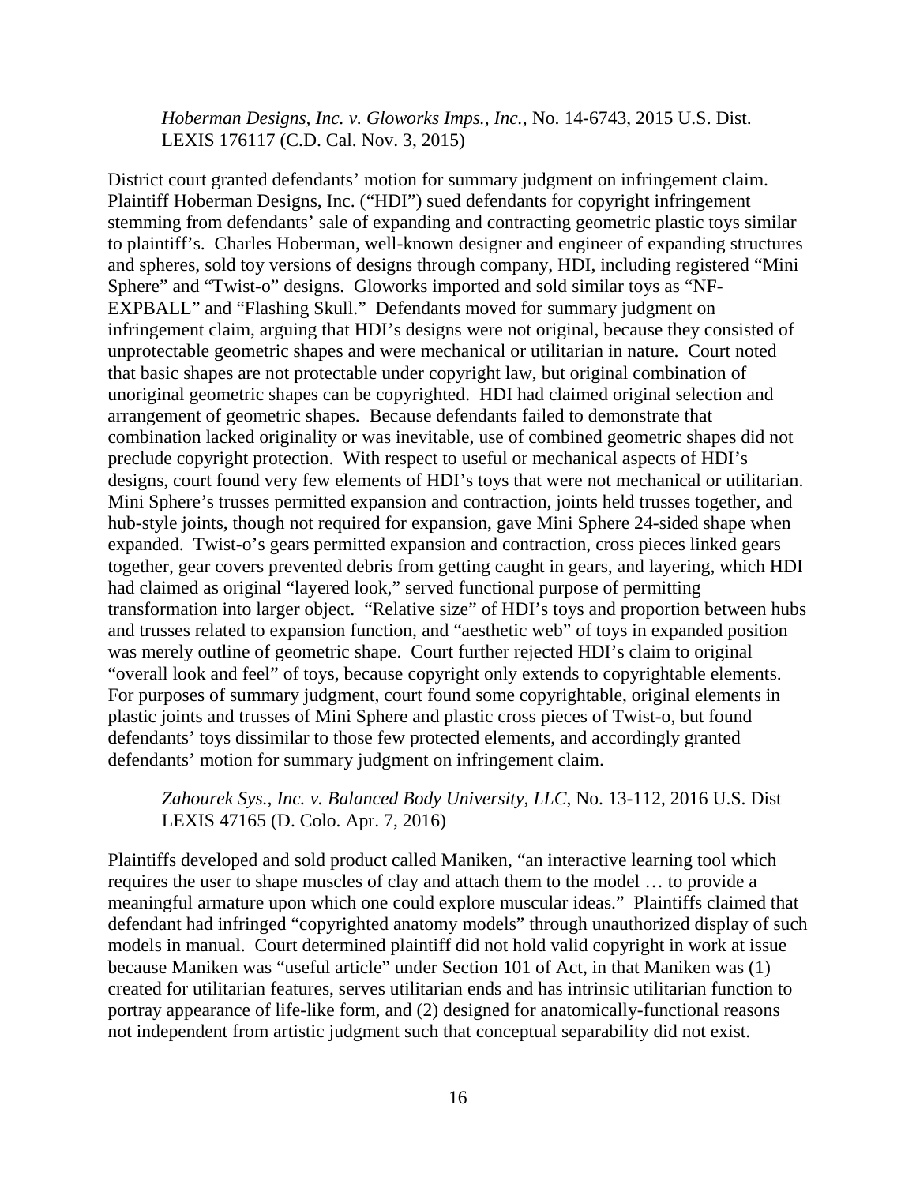*Hoberman Designs, Inc. v. Gloworks Imps., Inc.*, No. 14-6743, 2015 U.S. Dist. LEXIS 176117 (C.D. Cal. Nov. 3, 2015)

District court granted defendants' motion for summary judgment on infringement claim. Plaintiff Hoberman Designs, Inc. ("HDI") sued defendants for copyright infringement stemming from defendants' sale of expanding and contracting geometric plastic toys similar to plaintiff's. Charles Hoberman, well-known designer and engineer of expanding structures and spheres, sold toy versions of designs through company, HDI, including registered "Mini Sphere" and "Twist-o" designs. Gloworks imported and sold similar toys as "NF-EXPBALL" and "Flashing Skull." Defendants moved for summary judgment on infringement claim, arguing that HDI's designs were not original, because they consisted of unprotectable geometric shapes and were mechanical or utilitarian in nature. Court noted that basic shapes are not protectable under copyright law, but original combination of unoriginal geometric shapes can be copyrighted. HDI had claimed original selection and arrangement of geometric shapes. Because defendants failed to demonstrate that combination lacked originality or was inevitable, use of combined geometric shapes did not preclude copyright protection. With respect to useful or mechanical aspects of HDI's designs, court found very few elements of HDI's toys that were not mechanical or utilitarian. Mini Sphere's trusses permitted expansion and contraction, joints held trusses together, and hub-style joints, though not required for expansion, gave Mini Sphere 24-sided shape when expanded. Twist-o's gears permitted expansion and contraction, cross pieces linked gears together, gear covers prevented debris from getting caught in gears, and layering, which HDI had claimed as original "layered look," served functional purpose of permitting transformation into larger object. "Relative size" of HDI's toys and proportion between hubs and trusses related to expansion function, and "aesthetic web" of toys in expanded position was merely outline of geometric shape. Court further rejected HDI's claim to original "overall look and feel" of toys, because copyright only extends to copyrightable elements. For purposes of summary judgment, court found some copyrightable, original elements in plastic joints and trusses of Mini Sphere and plastic cross pieces of Twist-o, but found defendants' toys dissimilar to those few protected elements, and accordingly granted defendants' motion for summary judgment on infringement claim.

*Zahourek Sys., Inc. v. Balanced Body University, LLC*, No. 13-112, 2016 U.S. Dist LEXIS 47165 (D. Colo. Apr. 7, 2016)

Plaintiffs developed and sold product called Maniken, "an interactive learning tool which requires the user to shape muscles of clay and attach them to the model … to provide a meaningful armature upon which one could explore muscular ideas." Plaintiffs claimed that defendant had infringed "copyrighted anatomy models" through unauthorized display of such models in manual. Court determined plaintiff did not hold valid copyright in work at issue because Maniken was "useful article" under Section 101 of Act, in that Maniken was (1) created for utilitarian features, serves utilitarian ends and has intrinsic utilitarian function to portray appearance of life-like form, and (2) designed for anatomically-functional reasons not independent from artistic judgment such that conceptual separability did not exist.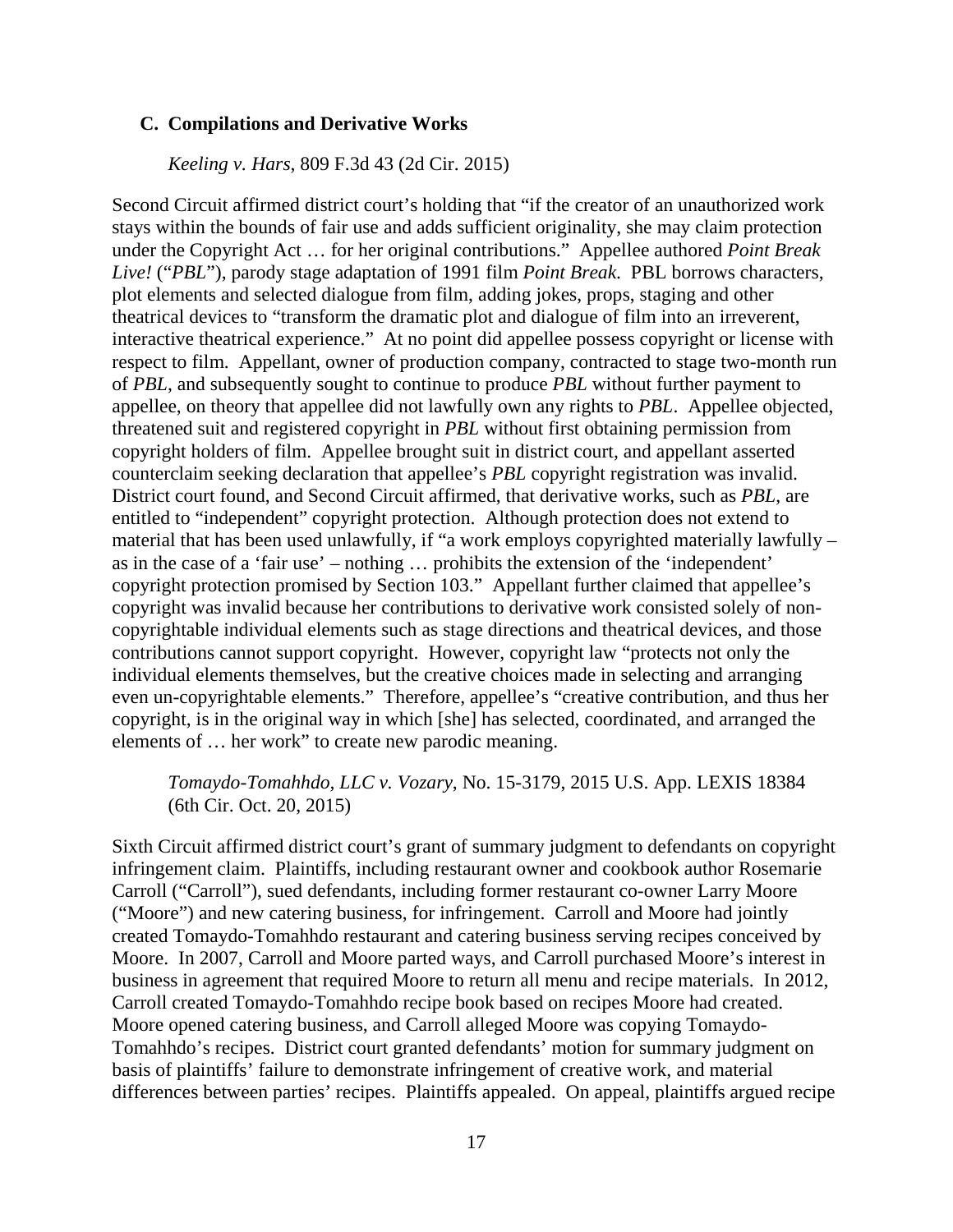### C. Compilations and Derivative Works

*Keeling v. Hars*, 809 F.3d 43 (2d Cir. 2015)

Second Circuit affirmed district court's holding that "if the creator of an unauthorized work stays within the bounds of fair use and adds sufficient originality, she may claim protection under the Copyright Act … for her original contributions." Appellee authored *Point Break Live!* ("*PBL*"), parody stage adaptation of 1991 film *Point Break*. PBL borrows characters, plot elements and selected dialogue from film, adding jokes, props, staging and other theatrical devices to "transform the dramatic plot and dialogue of film into an irreverent, interactive theatrical experience." At no point did appellee possess copyright or license with respect to film. Appellant, owner of production company, contracted to stage two-month run of *PBL*, and subsequently sought to continue to produce *PBL* without further payment to appellee, on theory that appellee did not lawfully own any rights to *PBL*. Appellee objected, threatened suit and registered copyright in *PBL* without first obtaining permission from copyright holders of film. Appellee brought suit in district court, and appellant asserted counterclaim seeking declaration that appellee's *PBL* copyright registration was invalid. District court found, and Second Circuit affirmed, that derivative works, such as *PBL*, are entitled to "independent" copyright protection. Although protection does not extend to material that has been used unlawfully, if "a work employs copyrighted materially lawfully – as in the case of a 'fair use' – nothing … prohibits the extension of the 'independent' copyright protection promised by Section 103." Appellant further claimed that appellee's copyright was invalid because her contributions to derivative work consisted solely of non-copyrightable individual elements such as stage directions and theatrical devices, and those contributions cannot support copyright. However, copyright law "protects not only the individual elements themselves, but the creative choices made in selecting and arranging even un-copyrightable elements." Therefore, appellee's "creative contribution, and thus her copyright, is in the original way in which [she] has selected, coordinated, and arranged the elements of … her work" to create new parodic meaning.

*Tomaydo-Tomahhdo, LLC v. Vozary*, No. 15-3179, 2015 U.S. App. LEXIS 18384 (6th Cir. Oct. 20, 2015)

Sixth Circuit affirmed district court's grant of summary judgment to defendants on copyright infringement claim. Plaintiffs, including restaurant owner and cookbook author Rosemarie Carroll ("Carroll"), sued defendants, including former restaurant co-owner Larry Moore ("Moore") and new catering business, for infringement. Carroll and Moore had jointly created Tomaydo-Tomahhdo restaurant and catering business serving recipes conceived by Moore. In 2007, Carroll and Moore parted ways, and Carroll purchased Moore's interest in business in agreement that required Moore to return all menu and recipe materials. In 2012, Carroll created Tomaydo-Tomahhdo recipe book based on recipes Moore had created. Moore opened catering business, and Carroll alleged Moore was copying Tomaydo-Tomahhdo's recipes. District court granted defendants' motion for summary judgment on basis of plaintiffs' failure to demonstrate infringement of creative work, and material differences between parties' recipes. Plaintiffs appealed. On appeal, plaintiffs argued recipe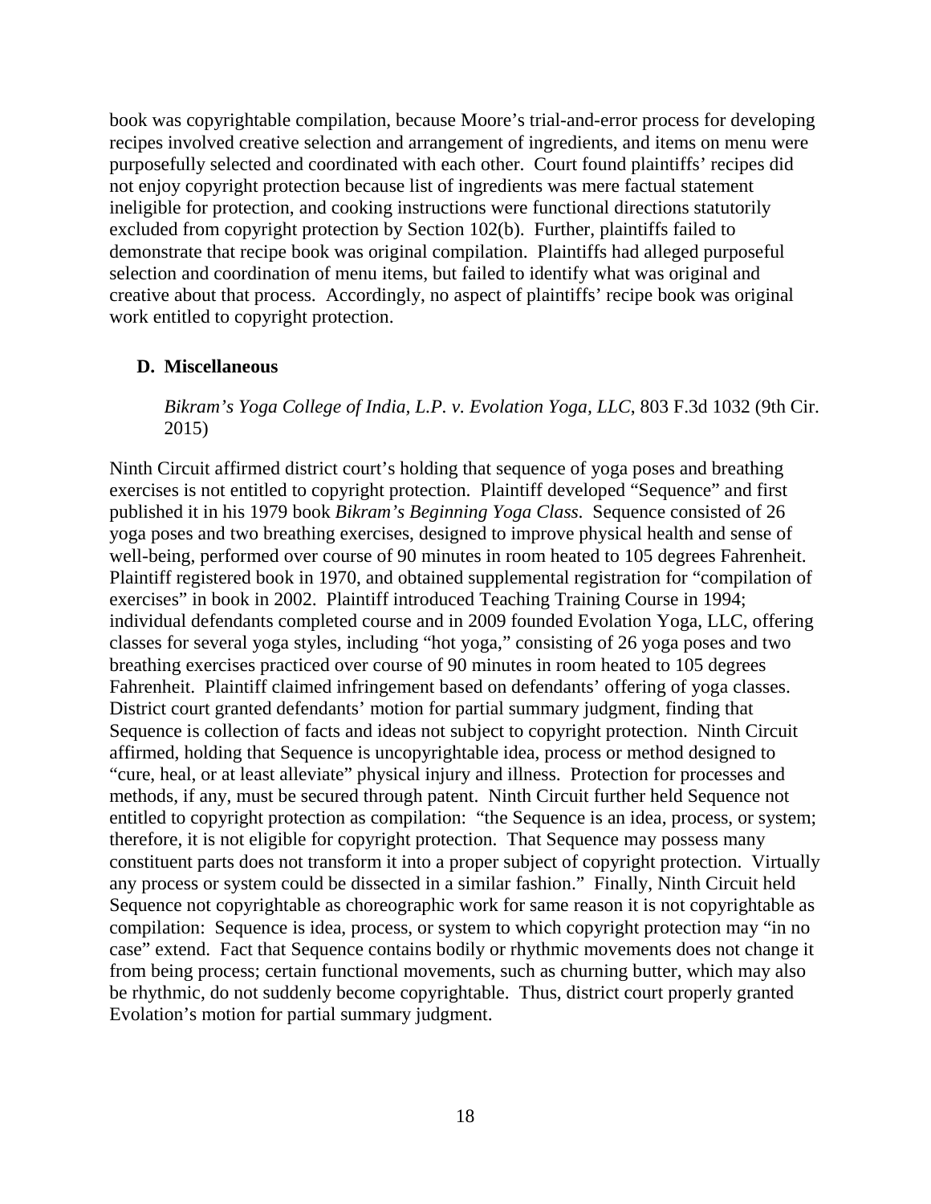book was copyrightable compilation, because Moore's trial-and-error process for developing recipes involved creative selection and arrangement of ingredients, and items on menu were purposefully selected and coordinated with each other. Court found plaintiffs' recipes did not enjoy copyright protection because list of ingredients was mere factual statement ineligible for protection, and cooking instructions were functional directions statutorily excluded from copyright protection by Section 102(b). Further, plaintiffs failed to demonstrate that recipe book was original compilation. Plaintiffs had alleged purposeful selection and coordination of menu items, but failed to identify what was original and creative about that process. Accordingly, no aspect of plaintiffs' recipe book was original work entitled to copyright protection.

### D. Miscellaneous

*Bikram's Yoga College of India, L.P. v. Evolation Yoga, LLC*, 803 F.3d 1032 (9th Cir. 2015)

Ninth Circuit affirmed district court's holding that sequence of yoga poses and breathing exercises is not entitled to copyright protection. Plaintiff developed "Sequence" and first published it in his 1979 book *Bikram's Beginning Yoga Class*. Sequence consisted of 26 yoga poses and two breathing exercises, designed to improve physical health and sense of well-being, performed over course of 90 minutes in room heated to 105 degrees Fahrenheit. Plaintiff registered book in 1970, and obtained supplemental registration for "compilation of exercises" in book in 2002. Plaintiff introduced Teaching Training Course in 1994; individual defendants completed course and in 2009 founded Evolation Yoga, LLC, offering classes for several yoga styles, including "hot yoga," consisting of 26 yoga poses and two breathing exercises practiced over course of 90 minutes in room heated to 105 degrees Fahrenheit. Plaintiff claimed infringement based on defendants' offering of yoga classes. District court granted defendants' motion for partial summary judgment, finding that Sequence is collection of facts and ideas not subject to copyright protection. Ninth Circuit affirmed, holding that Sequence is uncopyrightable idea, process or method designed to "cure, heal, or at least alleviate" physical injury and illness. Protection for processes and methods, if any, must be secured through patent. Ninth Circuit further held Sequence not entitled to copyright protection as compilation: "the Sequence is an idea, process, or system; therefore, it is not eligible for copyright protection. That Sequence may possess many constituent parts does not transform it into a proper subject of copyright protection. Virtually any process or system could be dissected in a similar fashion." Finally, Ninth Circuit held Sequence not copyrightable as choreographic work for same reason it is not copyrightable as compilation: Sequence is idea, process, or system to which copyright protection may "in no case" extend. Fact that Sequence contains bodily or rhythmic movements does not change it from being process; certain functional movements, such as churning butter, which may also be rhythmic, do not suddenly become copyrightable. Thus, district court properly granted Evolation's motion for partial summary judgment.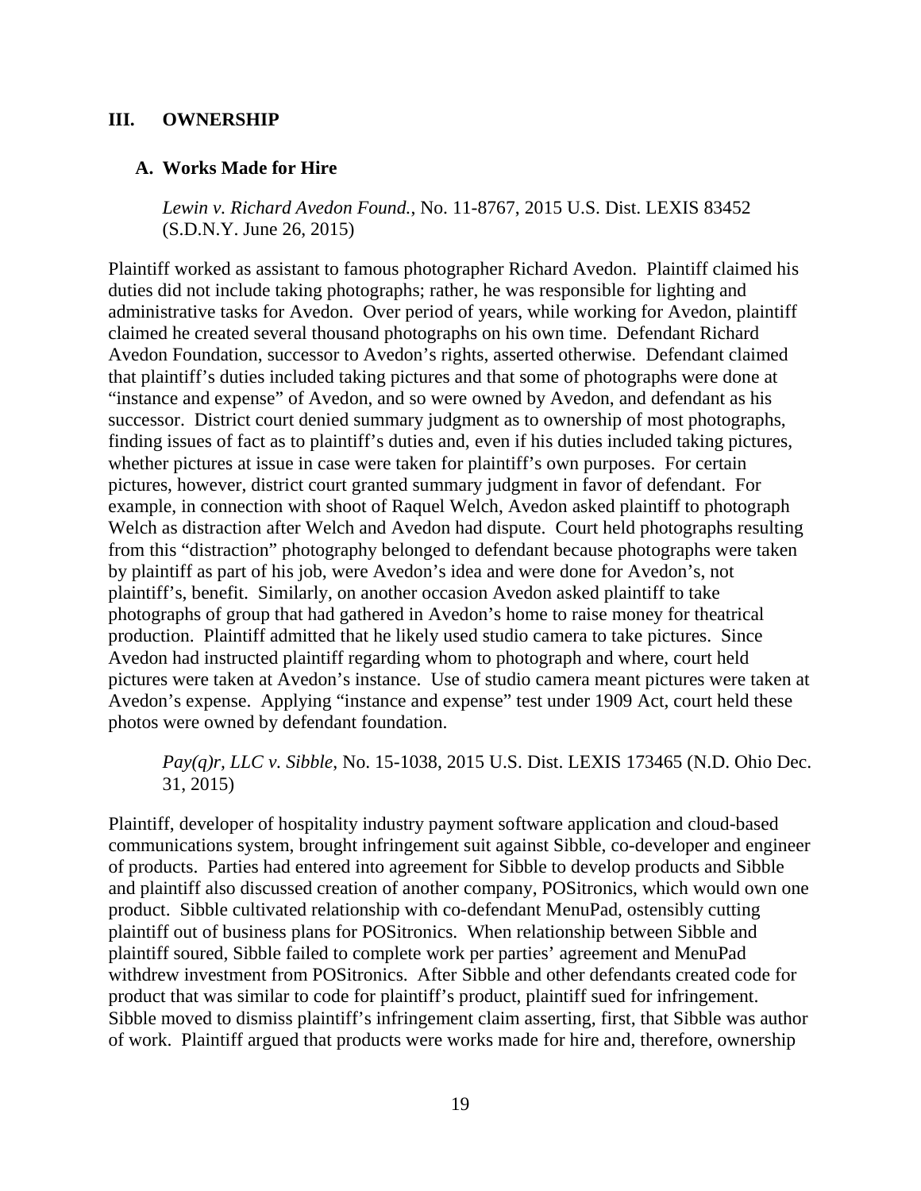## III. OWNERSHIP

### A. Works Made for Hire

*Lewin v. Richard Avedon Found.*, No. 11-8767, 2015 U.S. Dist. LEXIS 83452 (S.D.N.Y. June 26, 2015)

Plaintiff worked as assistant to famous photographer Richard Avedon. Plaintiff claimed his duties did not include taking photographs; rather, he was responsible for lighting and administrative tasks for Avedon. Over period of years, while working for Avedon, plaintiff claimed he created several thousand photographs on his own time. Defendant Richard Avedon Foundation, successor to Avedon's rights, asserted otherwise. Defendant claimed that plaintiff's duties included taking pictures and that some of photographs were done at "instance and expense" of Avedon, and so were owned by Avedon, and defendant as his successor. District court denied summary judgment as to ownership of most photographs, finding issues of fact as to plaintiff's duties and, even if his duties included taking pictures, whether pictures at issue in case were taken for plaintiff's own purposes. For certain pictures, however, district court granted summary judgment in favor of defendant. For example, in connection with shoot of Raquel Welch, Avedon asked plaintiff to photograph Welch as distraction after Welch and Avedon had dispute. Court held photographs resulting from this "distraction" photography belonged to defendant because photographs were taken by plaintiff as part of his job, were Avedon's idea and were done for Avedon's, not plaintiff's, benefit. Similarly, on another occasion Avedon asked plaintiff to take photographs of group that had gathered in Avedon's home to raise money for theatrical production. Plaintiff admitted that he likely used studio camera to take pictures. Since Avedon had instructed plaintiff regarding whom to photograph and where, court held pictures were taken at Avedon's instance. Use of studio camera meant pictures were taken at Avedon's expense. Applying "instance and expense" test under 1909 Act, court held these photos were owned by defendant foundation.

*Pay(q)r, LLC v. Sibble*, No. 15-1038, 2015 U.S. Dist. LEXIS 173465 (N.D. Ohio Dec. 31, 2015)

Plaintiff, developer of hospitality industry payment software application and cloud-based communications system, brought infringement suit against Sibble, co-developer and engineer of products. Parties had entered into agreement for Sibble to develop products and Sibble and plaintiff also discussed creation of another company, POSitronics, which would own one product. Sibble cultivated relationship with co-defendant MenuPad, ostensibly cutting plaintiff out of business plans for POSitronics. When relationship between Sibble and plaintiff soured, Sibble failed to complete work per parties' agreement and MenuPad withdrew investment from POSitronics. After Sibble and other defendants created code for product that was similar to code for plaintiff's product, plaintiff sued for infringement. Sibble moved to dismiss plaintiff's infringement claim asserting, first, that Sibble was author of work. Plaintiff argued that products were works made for hire and, therefore, ownership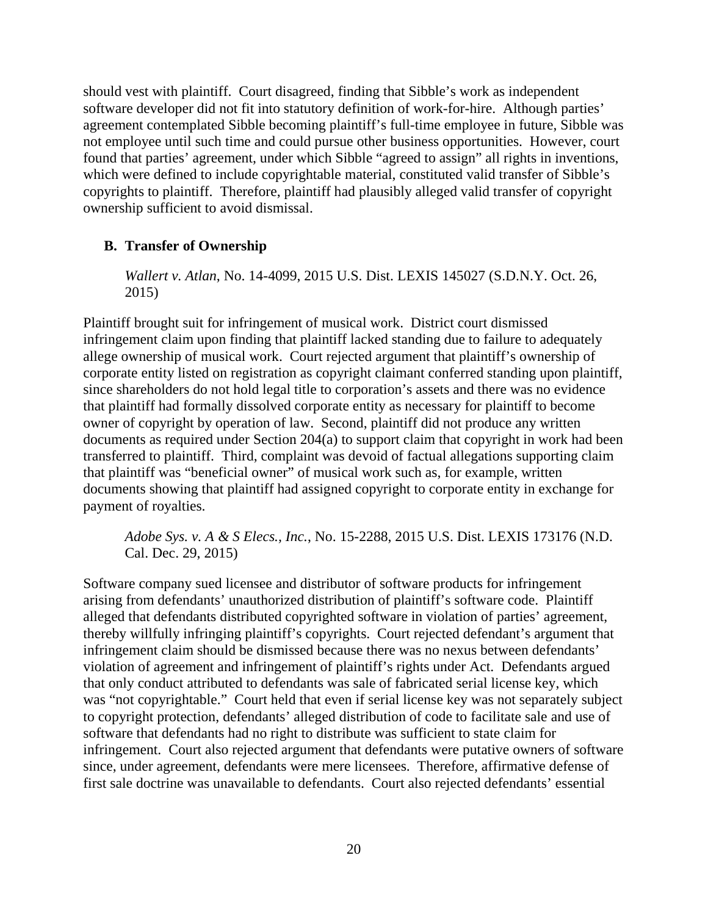should vest with plaintiff. Court disagreed, finding that Sibble's work as independent software developer did not fit into statutory definition of work-for-hire. Although parties' agreement contemplated Sibble becoming plaintiff's full-time employee in future, Sibble was not employee until such time and could pursue other business opportunities. However, court found that parties' agreement, under which Sibble "agreed to assign" all rights in inventions, which were defined to include copyrightable material, constituted valid transfer of Sibble's copyrights to plaintiff. Therefore, plaintiff had plausibly alleged valid transfer of copyright ownership sufficient to avoid dismissal.

### B. Transfer of Ownership

> *Wallert v. Atlan*, No. 14-4099, 2015 U.S. Dist. LEXIS 145027 (S.D.N.Y. Oct. 26, 2015)

Plaintiff brought suit for infringement of musical work. District court dismissed infringement claim upon finding that plaintiff lacked standing due to failure to adequately allege ownership of musical work. Court rejected argument that plaintiff's ownership of corporate entity listed on registration as copyright claimant conferred standing upon plaintiff, since shareholders do not hold legal title to corporation's assets and there was no evidence that plaintiff had formally dissolved corporate entity as necessary for plaintiff to become owner of copyright by operation of law. Second, plaintiff did not produce any written documents as required under Section 204(a) to support claim that copyright in work had been transferred to plaintiff. Third, complaint was devoid of factual allegations supporting claim that plaintiff was "beneficial owner" of musical work such as, for example, written documents showing that plaintiff had assigned copyright to corporate entity in exchange for payment of royalties.

> *Adobe Sys. v. A & S Elecs., Inc.*, No. 15-2288, 2015 U.S. Dist. LEXIS 173176 (N.D. Cal. Dec. 29, 2015)

Software company sued licensee and distributor of software products for infringement arising from defendants' unauthorized distribution of plaintiff's software code. Plaintiff alleged that defendants distributed copyrighted software in violation of parties' agreement, thereby willfully infringing plaintiff's copyrights. Court rejected defendant's argument that infringement claim should be dismissed because there was no nexus between defendants' violation of agreement and infringement of plaintiff's rights under Act. Defendants argued that only conduct attributed to defendants was sale of fabricated serial license key, which was "not copyrightable." Court held that even if serial license key was not separately subject to copyright protection, defendants' alleged distribution of code to facilitate sale and use of software that defendants had no right to distribute was sufficient to state claim for infringement. Court also rejected argument that defendants were putative owners of software since, under agreement, defendants were mere licensees. Therefore, affirmative defense of first sale doctrine was unavailable to defendants. Court also rejected defendants' essential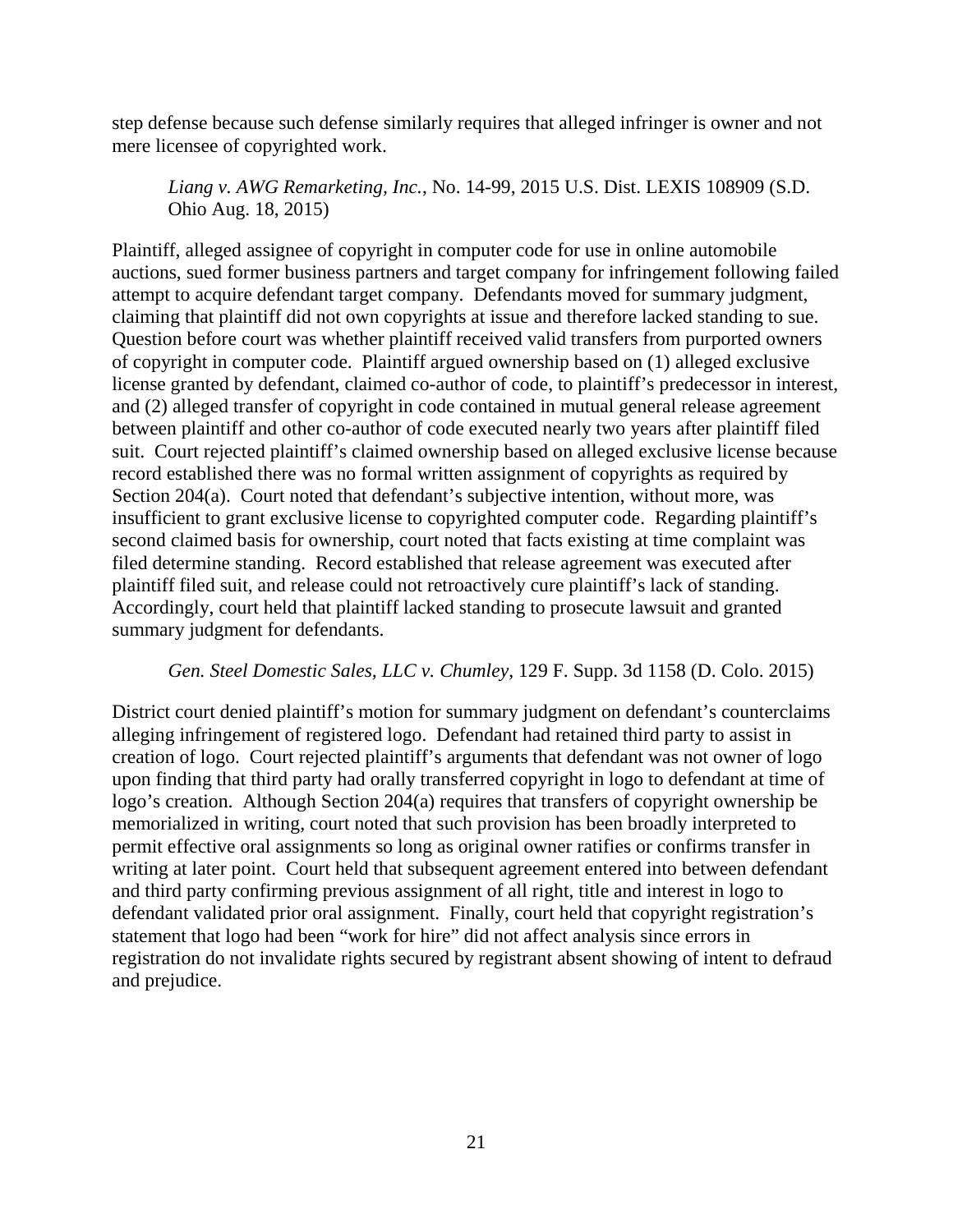step defense because such defense similarly requires that alleged infringer is owner and not mere licensee of copyrighted work.

> *Liang v. AWG Remarketing, Inc.*, No. 14-99, 2015 U.S. Dist. LEXIS 108909 (S.D. Ohio Aug. 18, 2015)

Plaintiff, alleged assignee of copyright in computer code for use in online automobile auctions, sued former business partners and target company for infringement following failed attempt to acquire defendant target company. Defendants moved for summary judgment, claiming that plaintiff did not own copyrights at issue and therefore lacked standing to sue. Question before court was whether plaintiff received valid transfers from purported owners of copyright in computer code. Plaintiff argued ownership based on (1) alleged exclusive license granted by defendant, claimed co-author of code, to plaintiff's predecessor in interest, and (2) alleged transfer of copyright in code contained in mutual general release agreement between plaintiff and other co-author of code executed nearly two years after plaintiff filed suit. Court rejected plaintiff's claimed ownership based on alleged exclusive license because record established there was no formal written assignment of copyrights as required by Section 204(a). Court noted that defendant's subjective intention, without more, was insufficient to grant exclusive license to copyrighted computer code. Regarding plaintiff's second claimed basis for ownership, court noted that facts existing at time complaint was filed determine standing. Record established that release agreement was executed after plaintiff filed suit, and release could not retroactively cure plaintiff's lack of standing. Accordingly, court held that plaintiff lacked standing to prosecute lawsuit and granted summary judgment for defendants.

> *Gen. Steel Domestic Sales, LLC v. Chumley*, 129 F. Supp. 3d 1158 (D. Colo. 2015)

District court denied plaintiff's motion for summary judgment on defendant's counterclaims alleging infringement of registered logo. Defendant had retained third party to assist in creation of logo. Court rejected plaintiff's arguments that defendant was not owner of logo upon finding that third party had orally transferred copyright in logo to defendant at time of logo's creation. Although Section 204(a) requires that transfers of copyright ownership be memorialized in writing, court noted that such provision has been broadly interpreted to permit effective oral assignments so long as original owner ratifies or confirms transfer in writing at later point. Court held that subsequent agreement entered into between defendant and third party confirming previous assignment of all right, title and interest in logo to defendant validated prior oral assignment. Finally, court held that copyright registration's statement that logo had been "work for hire" did not affect analysis since errors in registration do not invalidate rights secured by registrant absent showing of intent to defraud and prejudice.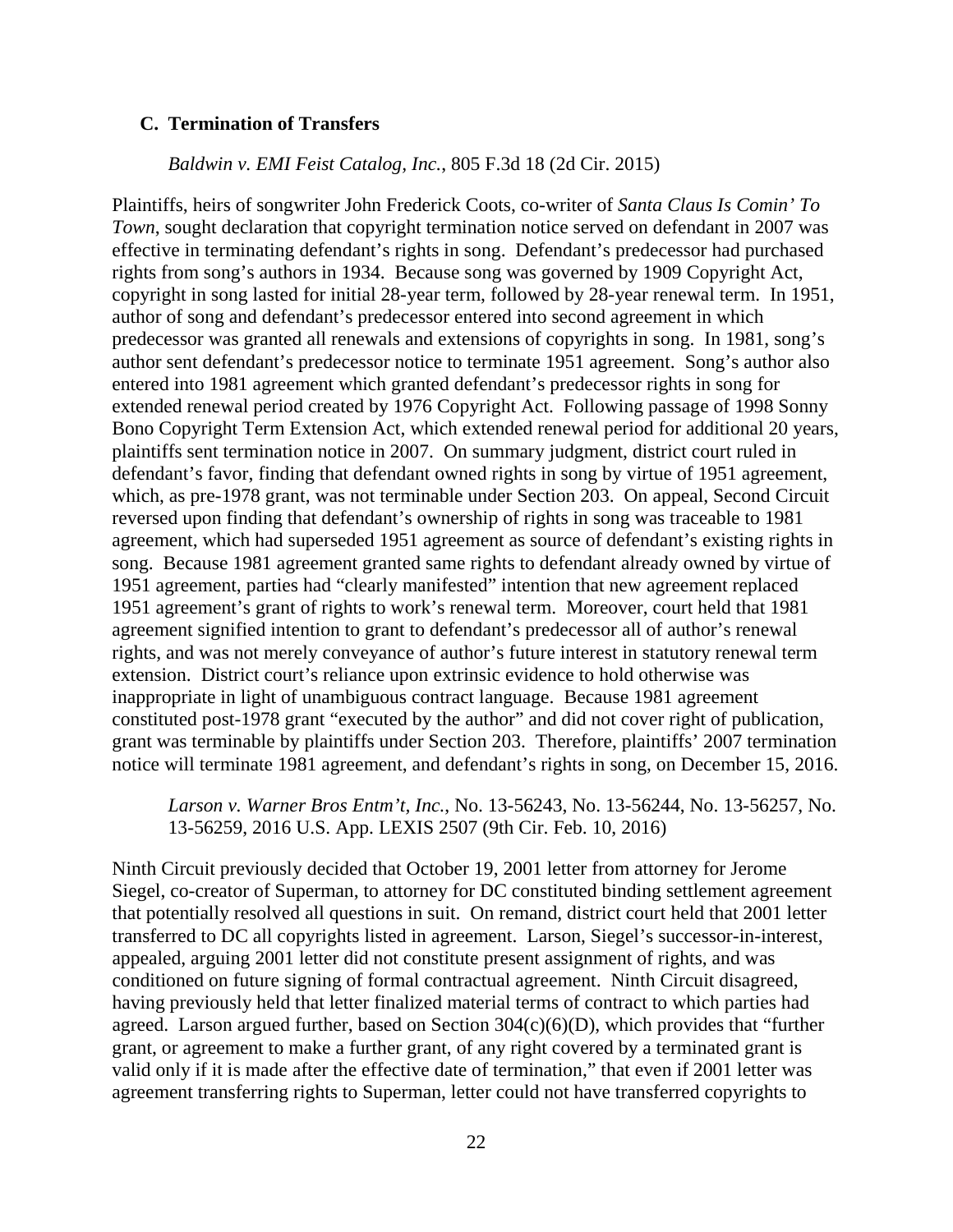### C. Termination of Transfers

*Baldwin v. EMI Feist Catalog, Inc.*, 805 F.3d 18 (2d Cir. 2015)

Plaintiffs, heirs of songwriter John Frederick Coots, co-writer of *Santa Claus Is Comin' To Town*, sought declaration that copyright termination notice served on defendant in 2007 was effective in terminating defendant's rights in song. Defendant's predecessor had purchased rights from song's authors in 1934. Because song was governed by 1909 Copyright Act, copyright in song lasted for initial 28-year term, followed by 28-year renewal term. In 1951, author of song and defendant's predecessor entered into second agreement in which predecessor was granted all renewals and extensions of copyrights in song. In 1981, song's author sent defendant's predecessor notice to terminate 1951 agreement. Song's author also entered into 1981 agreement which granted defendant's predecessor rights in song for extended renewal period created by 1976 Copyright Act. Following passage of 1998 Sonny Bono Copyright Term Extension Act, which extended renewal period for additional 20 years, plaintiffs sent termination notice in 2007. On summary judgment, district court ruled in defendant's favor, finding that defendant owned rights in song by virtue of 1951 agreement, which, as pre-1978 grant, was not terminable under Section 203. On appeal, Second Circuit reversed upon finding that defendant's ownership of rights in song was traceable to 1981 agreement, which had superseded 1951 agreement as source of defendant's existing rights in song. Because 1981 agreement granted same rights to defendant already owned by virtue of 1951 agreement, parties had "clearly manifested" intention that new agreement replaced 1951 agreement's grant of rights to work's renewal term. Moreover, court held that 1981 agreement signified intention to grant to defendant's predecessor all of author's renewal rights, and was not merely conveyance of author's future interest in statutory renewal term extension. District court's reliance upon extrinsic evidence to hold otherwise was inappropriate in light of unambiguous contract language. Because 1981 agreement constituted post-1978 grant "executed by the author" and did not cover right of publication, grant was terminable by plaintiffs under Section 203. Therefore, plaintiffs' 2007 termination notice will terminate 1981 agreement, and defendant's rights in song, on December 15, 2016.

*Larson v. Warner Bros Entm't, Inc.*, No. 13-56243, No. 13-56244, No. 13-56257, No. 13-56259, 2016 U.S. App. LEXIS 2507 (9th Cir. Feb. 10, 2016)

Ninth Circuit previously decided that October 19, 2001 letter from attorney for Jerome Siegel, co-creator of Superman, to attorney for DC constituted binding settlement agreement that potentially resolved all questions in suit. On remand, district court held that 2001 letter transferred to DC all copyrights listed in agreement. Larson, Siegel's successor-in-interest, appealed, arguing 2001 letter did not constitute present assignment of rights, and was conditioned on future signing of formal contractual agreement. Ninth Circuit disagreed, having previously held that letter finalized material terms of contract to which parties had agreed. Larson argued further, based on Section 304(c)(6)(D), which provides that "further grant, or agreement to make a further grant, of any right covered by a terminated grant is valid only if it is made after the effective date of termination," that even if 2001 letter was agreement transferring rights to Superman, letter could not have transferred copyrights to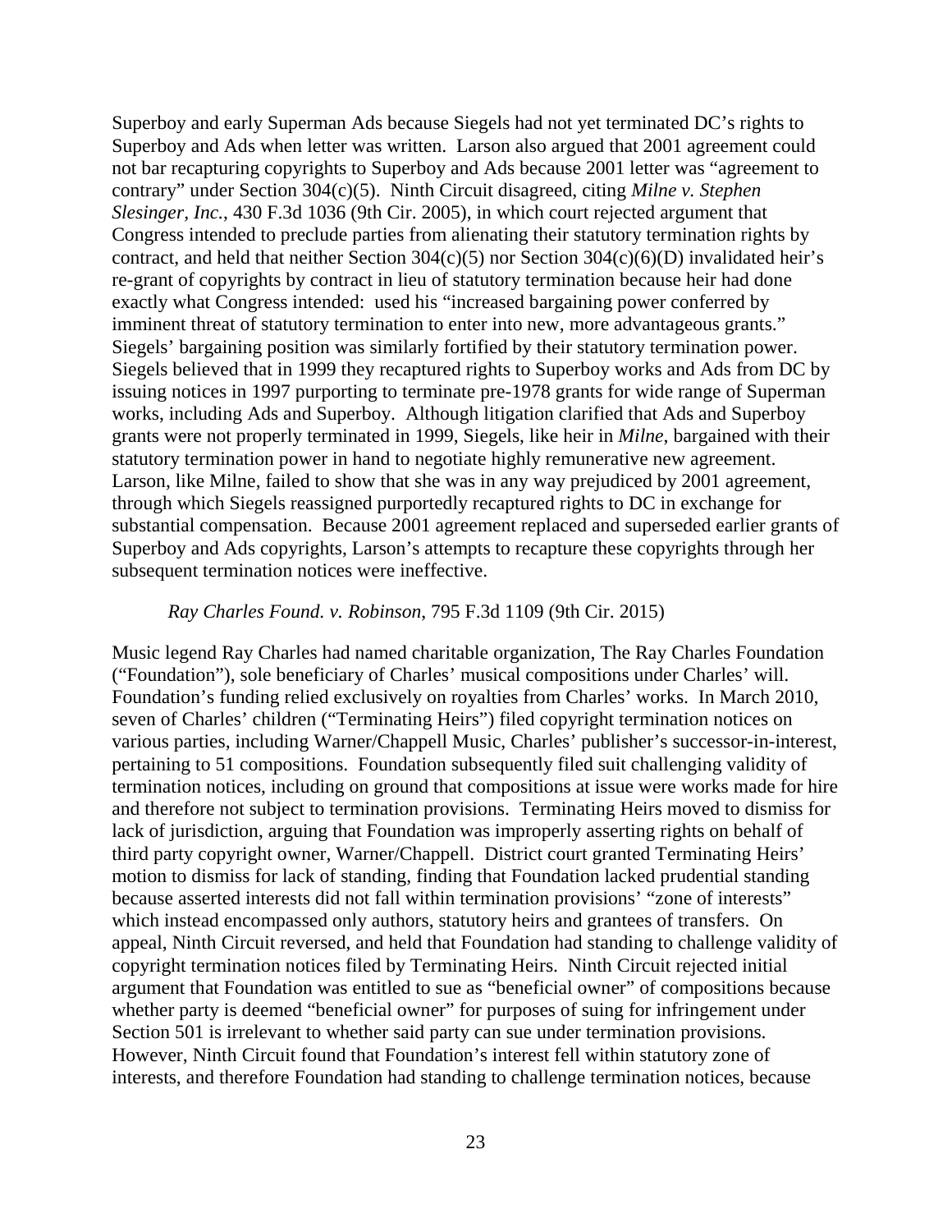Superboy and early Superman Ads because Siegels had not yet terminated DC's rights to Superboy and Ads when letter was written. Larson also argued that 2001 agreement could not bar recapturing copyrights to Superboy and Ads because 2001 letter was "agreement to contrary" under Section 304(c)(5). Ninth Circuit disagreed, citing *Milne v. Stephen Slesinger, Inc.*, 430 F.3d 1036 (9th Cir. 2005), in which court rejected argument that Congress intended to preclude parties from alienating their statutory termination rights by contract, and held that neither Section 304(c)(5) nor Section 304(c)(6)(D) invalidated heir's re-grant of copyrights by contract in lieu of statutory termination because heir had done exactly what Congress intended: used his "increased bargaining power conferred by imminent threat of statutory termination to enter into new, more advantageous grants." Siegels' bargaining position was similarly fortified by their statutory termination power. Siegels believed that in 1999 they recaptured rights to Superboy works and Ads from DC by issuing notices in 1997 purporting to terminate pre-1978 grants for wide range of Superman works, including Ads and Superboy. Although litigation clarified that Ads and Superboy grants were not properly terminated in 1999, Siegels, like heir in *Milne*, bargained with their statutory termination power in hand to negotiate highly remunerative new agreement. Larson, like Milne, failed to show that she was in any way prejudiced by 2001 agreement, through which Siegels reassigned purportedly recaptured rights to DC in exchange for substantial compensation. Because 2001 agreement replaced and superseded earlier grants of Superboy and Ads copyrights, Larson's attempts to recapture these copyrights through her subsequent termination notices were ineffective.

*Ray Charles Found. v. Robinson*, 795 F.3d 1109 (9th Cir. 2015)

Music legend Ray Charles had named charitable organization, The Ray Charles Foundation ("Foundation"), sole beneficiary of Charles' musical compositions under Charles' will. Foundation's funding relied exclusively on royalties from Charles' works. In March 2010, seven of Charles' children ("Terminating Heirs") filed copyright termination notices on various parties, including Warner/Chappell Music, Charles' publisher's successor-in-interest, pertaining to 51 compositions. Foundation subsequently filed suit challenging validity of termination notices, including on ground that compositions at issue were works made for hire and therefore not subject to termination provisions. Terminating Heirs moved to dismiss for lack of jurisdiction, arguing that Foundation was improperly asserting rights on behalf of third party copyright owner, Warner/Chappell. District court granted Terminating Heirs' motion to dismiss for lack of standing, finding that Foundation lacked prudential standing because asserted interests did not fall within termination provisions' "zone of interests" which instead encompassed only authors, statutory heirs and grantees of transfers. On appeal, Ninth Circuit reversed, and held that Foundation had standing to challenge validity of copyright termination notices filed by Terminating Heirs. Ninth Circuit rejected initial argument that Foundation was entitled to sue as "beneficial owner" of compositions because whether party is deemed "beneficial owner" for purposes of suing for infringement under Section 501 is irrelevant to whether said party can sue under termination provisions. However, Ninth Circuit found that Foundation's interest fell within statutory zone of interests, and therefore Foundation had standing to challenge termination notices, because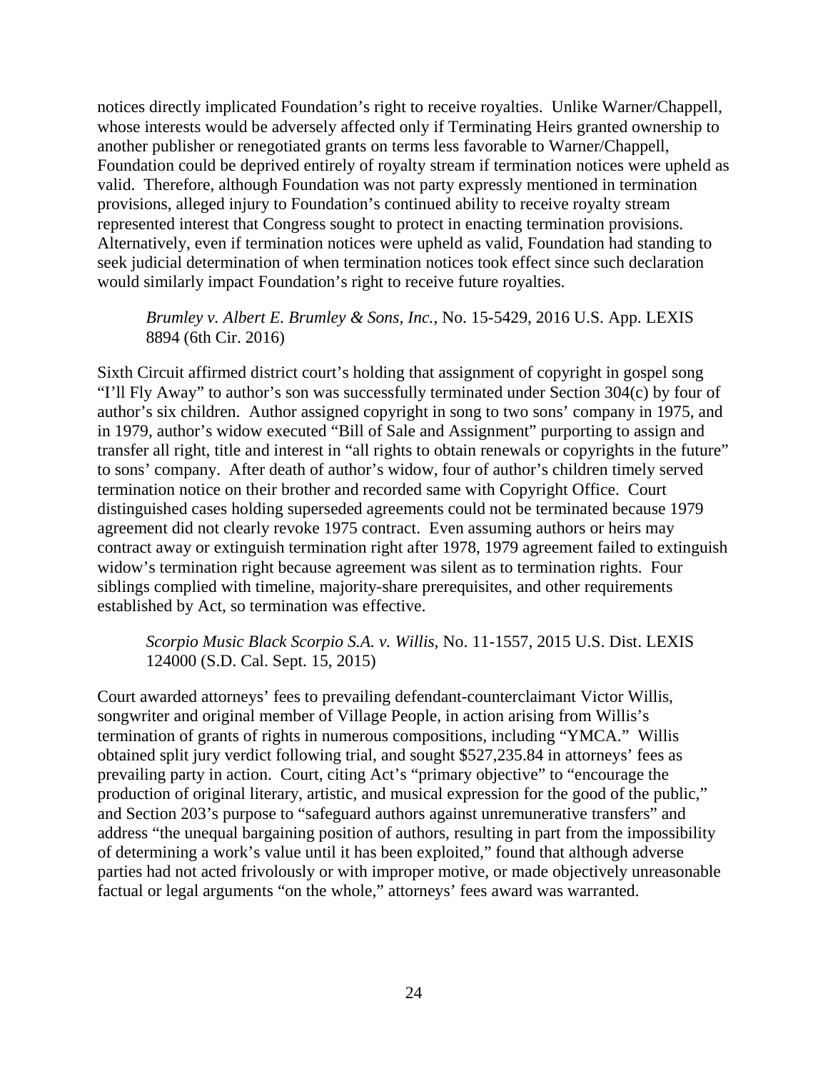notices directly implicated Foundation's right to receive royalties. Unlike Warner/Chappell, whose interests would be adversely affected only if Terminating Heirs granted ownership to another publisher or renegotiated grants on terms less favorable to Warner/Chappell, Foundation could be deprived entirely of royalty stream if termination notices were upheld as valid. Therefore, although Foundation was not party expressly mentioned in termination provisions, alleged injury to Foundation's continued ability to receive royalty stream represented interest that Congress sought to protect in enacting termination provisions. Alternatively, even if termination notices were upheld as valid, Foundation had standing to seek judicial determination of when termination notices took effect since such declaration would similarly impact Foundation's right to receive future royalties.

> *Brumley v. Albert E. Brumley & Sons, Inc.*, No. 15-5429, 2016 U.S. App. LEXIS 8894 (6th Cir. 2016)

Sixth Circuit affirmed district court's holding that assignment of copyright in gospel song "I'll Fly Away" to author's son was successfully terminated under Section 304(c) by four of author's six children. Author assigned copyright in song to two sons' company in 1975, and in 1979, author's widow executed "Bill of Sale and Assignment" purporting to assign and transfer all right, title and interest in "all rights to obtain renewals or copyrights in the future" to sons' company. After death of author's widow, four of author's children timely served termination notice on their brother and recorded same with Copyright Office. Court distinguished cases holding superseded agreements could not be terminated because 1979 agreement did not clearly revoke 1975 contract. Even assuming authors or heirs may contract away or extinguish termination right after 1978, 1979 agreement failed to extinguish widow's termination right because agreement was silent as to termination rights. Four siblings complied with timeline, majority-share prerequisites, and other requirements established by Act, so termination was effective.

> *Scorpio Music Black Scorpio S.A. v. Willis*, No. 11-1557, 2015 U.S. Dist. LEXIS 124000 (S.D. Cal. Sept. 15, 2015)

Court awarded attorneys' fees to prevailing defendant-counterclaimant Victor Willis, songwriter and original member of Village People, in action arising from Willis's termination of grants of rights in numerous compositions, including "YMCA." Willis obtained split jury verdict following trial, and sought $527,235.84 in attorneys' fees as prevailing party in action. Court, citing Act's "primary objective" to "encourage the production of original literary, artistic, and musical expression for the good of the public," and Section 203's purpose to "safeguard authors against unremunerative transfers" and address "the unequal bargaining position of authors, resulting in part from the impossibility of determining a work's value until it has been exploited," found that although adverse parties had not acted frivolously or with improper motive, or made objectively unreasonable factual or legal arguments "on the whole," attorneys' fees award was warranted.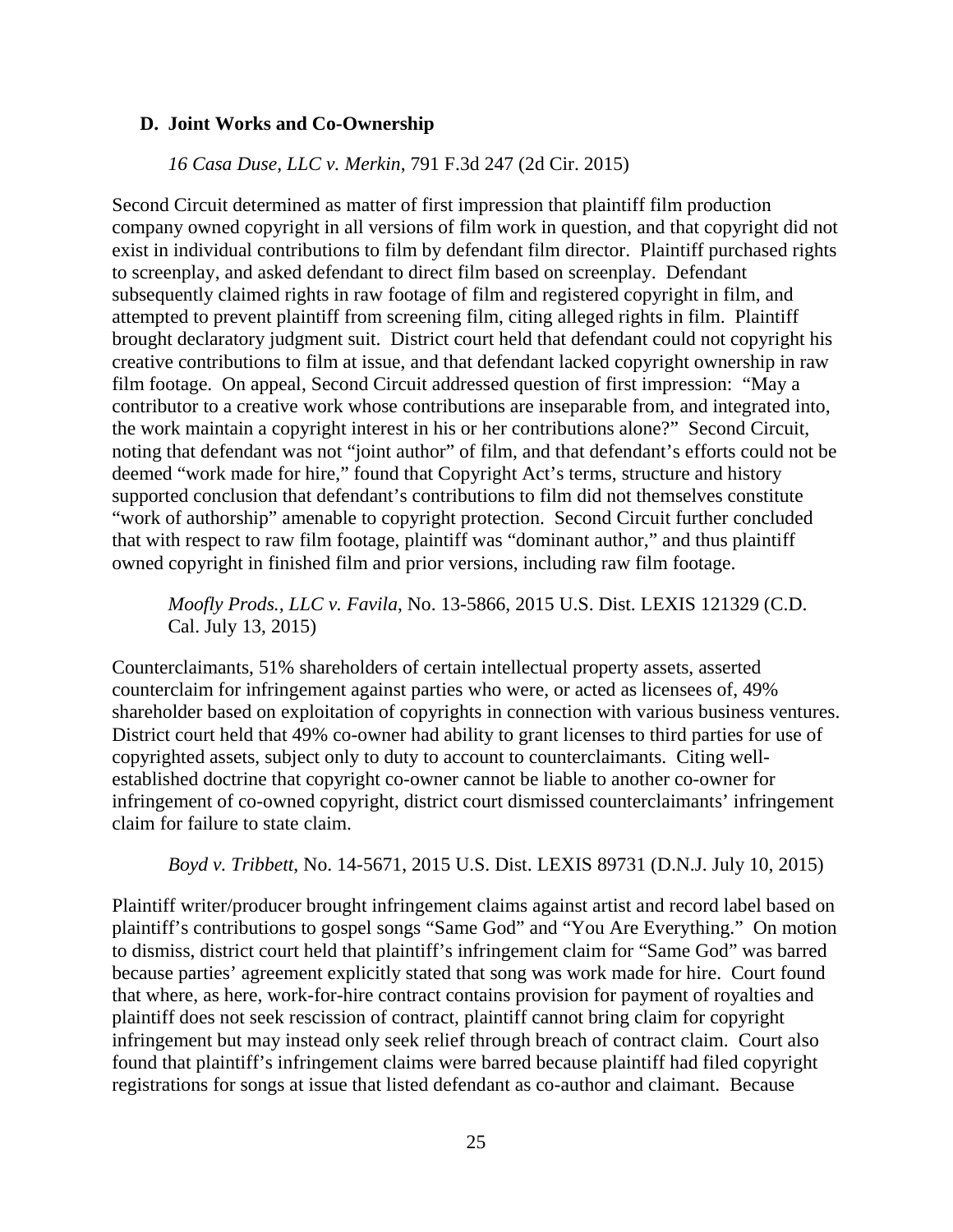### D. Joint Works and Co-Ownership

*16 Casa Duse, LLC v. Merkin*, 791 F.3d 247 (2d Cir. 2015)

Second Circuit determined as matter of first impression that plaintiff film production company owned copyright in all versions of film work in question, and that copyright did not exist in individual contributions to film by defendant film director. Plaintiff purchased rights to screenplay, and asked defendant to direct film based on screenplay. Defendant subsequently claimed rights in raw footage of film and registered copyright in film, and attempted to prevent plaintiff from screening film, citing alleged rights in film. Plaintiff brought declaratory judgment suit. District court held that defendant could not copyright his creative contributions to film at issue, and that defendant lacked copyright ownership in raw film footage. On appeal, Second Circuit addressed question of first impression: "May a contributor to a creative work whose contributions are inseparable from, and integrated into, the work maintain a copyright interest in his or her contributions alone?" Second Circuit, noting that defendant was not "joint author" of film, and that defendant's efforts could not be deemed "work made for hire," found that Copyright Act's terms, structure and history supported conclusion that defendant's contributions to film did not themselves constitute "work of authorship" amenable to copyright protection. Second Circuit further concluded that with respect to raw film footage, plaintiff was "dominant author," and thus plaintiff owned copyright in finished film and prior versions, including raw film footage.

*Moofly Prods., LLC v. Favila*, No. 13-5866, 2015 U.S. Dist. LEXIS 121329 (C.D. Cal. July 13, 2015)

Counterclaimants, 51% shareholders of certain intellectual property assets, asserted counterclaim for infringement against parties who were, or acted as licensees of, 49% shareholder based on exploitation of copyrights in connection with various business ventures. District court held that 49% co-owner had ability to grant licenses to third parties for use of copyrighted assets, subject only to duty to account to counterclaimants. Citing well-established doctrine that copyright co-owner cannot be liable to another co-owner for infringement of co-owned copyright, district court dismissed counterclaimants' infringement claim for failure to state claim.

*Boyd v. Tribbett*, No. 14-5671, 2015 U.S. Dist. LEXIS 89731 (D.N.J. July 10, 2015)

Plaintiff writer/producer brought infringement claims against artist and record label based on plaintiff's contributions to gospel songs "Same God" and "You Are Everything." On motion to dismiss, district court held that plaintiff's infringement claim for "Same God" was barred because parties' agreement explicitly stated that song was work made for hire. Court found that where, as here, work-for-hire contract contains provision for payment of royalties and plaintiff does not seek rescission of contract, plaintiff cannot bring claim for copyright infringement but may instead only seek relief through breach of contract claim. Court also found that plaintiff's infringement claims were barred because plaintiff had filed copyright registrations for songs at issue that listed defendant as co-author and claimant. Because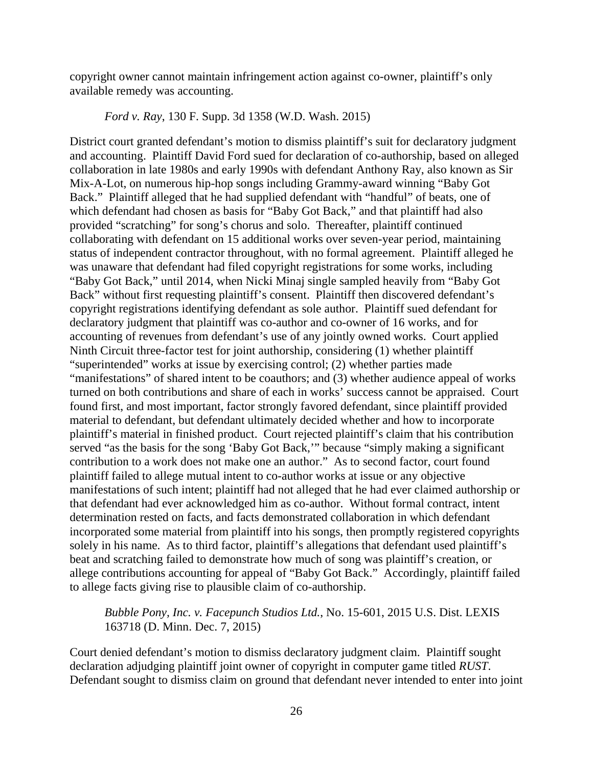copyright owner cannot maintain infringement action against co-owner, plaintiff's only available remedy was accounting.

*Ford v. Ray*, 130 F. Supp. 3d 1358 (W.D. Wash. 2015)

District court granted defendant's motion to dismiss plaintiff's suit for declaratory judgment and accounting. Plaintiff David Ford sued for declaration of co-authorship, based on alleged collaboration in late 1980s and early 1990s with defendant Anthony Ray, also known as Sir Mix-A-Lot, on numerous hip-hop songs including Grammy-award winning "Baby Got Back." Plaintiff alleged that he had supplied defendant with "handful" of beats, one of which defendant had chosen as basis for "Baby Got Back," and that plaintiff had also provided "scratching" for song's chorus and solo. Thereafter, plaintiff continued collaborating with defendant on 15 additional works over seven-year period, maintaining status of independent contractor throughout, with no formal agreement. Plaintiff alleged he was unaware that defendant had filed copyright registrations for some works, including "Baby Got Back," until 2014, when Nicki Minaj single sampled heavily from "Baby Got Back" without first requesting plaintiff's consent. Plaintiff then discovered defendant's copyright registrations identifying defendant as sole author. Plaintiff sued defendant for declaratory judgment that plaintiff was co-author and co-owner of 16 works, and for accounting of revenues from defendant's use of any jointly owned works. Court applied Ninth Circuit three-factor test for joint authorship, considering (1) whether plaintiff "superintended" works at issue by exercising control; (2) whether parties made "manifestations" of shared intent to be coauthors; and (3) whether audience appeal of works turned on both contributions and share of each in works' success cannot be appraised. Court found first, and most important, factor strongly favored defendant, since plaintiff provided material to defendant, but defendant ultimately decided whether and how to incorporate plaintiff's material in finished product. Court rejected plaintiff's claim that his contribution served "as the basis for the song 'Baby Got Back,'" because "simply making a significant contribution to a work does not make one an author." As to second factor, court found plaintiff failed to allege mutual intent to co-author works at issue or any objective manifestations of such intent; plaintiff had not alleged that he had ever claimed authorship or that defendant had ever acknowledged him as co-author. Without formal contract, intent determination rested on facts, and facts demonstrated collaboration in which defendant incorporated some material from plaintiff into his songs, then promptly registered copyrights solely in his name. As to third factor, plaintiff's allegations that defendant used plaintiff's beat and scratching failed to demonstrate how much of song was plaintiff's creation, or allege contributions accounting for appeal of "Baby Got Back." Accordingly, plaintiff failed to allege facts giving rise to plausible claim of co-authorship.

*Bubble Pony, Inc. v. Facepunch Studios Ltd.*, No. 15-601, 2015 U.S. Dist. LEXIS 163718 (D. Minn. Dec. 7, 2015)

Court denied defendant's motion to dismiss declaratory judgment claim. Plaintiff sought declaration adjudging plaintiff joint owner of copyright in computer game titled *RUST*. Defendant sought to dismiss claim on ground that defendant never intended to enter into joint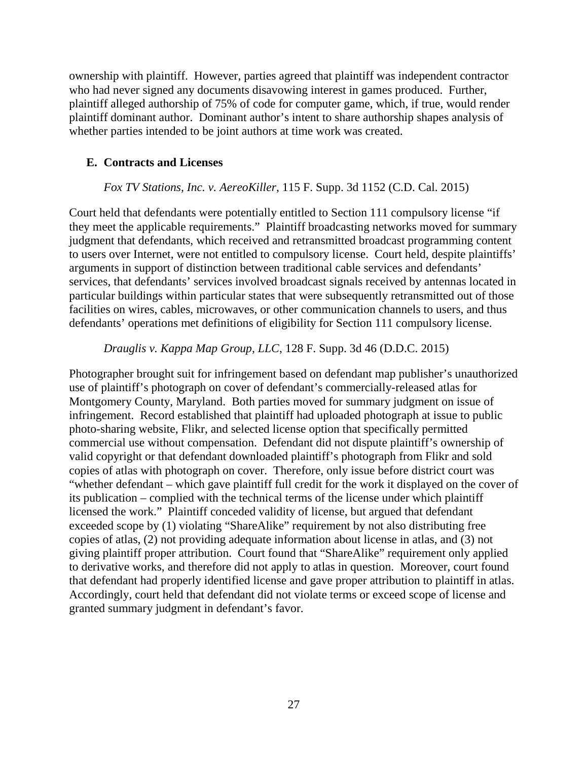ownership with plaintiff. However, parties agreed that plaintiff was independent contractor who had never signed any documents disavowing interest in games produced. Further, plaintiff alleged authorship of 75% of code for computer game, which, if true, would render plaintiff dominant author. Dominant author's intent to share authorship shapes analysis of whether parties intended to be joint authors at time work was created.

### E. Contracts and Licenses

*Fox TV Stations, Inc. v. AereoKiller*, 115 F. Supp. 3d 1152 (C.D. Cal. 2015)

Court held that defendants were potentially entitled to Section 111 compulsory license "if they meet the applicable requirements." Plaintiff broadcasting networks moved for summary judgment that defendants, which received and retransmitted broadcast programming content to users over Internet, were not entitled to compulsory license. Court held, despite plaintiffs' arguments in support of distinction between traditional cable services and defendants' services, that defendants' services involved broadcast signals received by antennas located in particular buildings within particular states that were subsequently retransmitted out of those facilities on wires, cables, microwaves, or other communication channels to users, and thus defendants' operations met definitions of eligibility for Section 111 compulsory license.

*Drauglis v. Kappa Map Group, LLC*, 128 F. Supp. 3d 46 (D.D.C. 2015)

Photographer brought suit for infringement based on defendant map publisher's unauthorized use of plaintiff's photograph on cover of defendant's commercially-released atlas for Montgomery County, Maryland. Both parties moved for summary judgment on issue of infringement. Record established that plaintiff had uploaded photograph at issue to public photo-sharing website, Flikr, and selected license option that specifically permitted commercial use without compensation. Defendant did not dispute plaintiff's ownership of valid copyright or that defendant downloaded plaintiff's photograph from Flikr and sold copies of atlas with photograph on cover. Therefore, only issue before district court was "whether defendant – which gave plaintiff full credit for the work it displayed on the cover of its publication – complied with the technical terms of the license under which plaintiff licensed the work." Plaintiff conceded validity of license, but argued that defendant exceeded scope by (1) violating "ShareAlike" requirement by not also distributing free copies of atlas, (2) not providing adequate information about license in atlas, and (3) not giving plaintiff proper attribution. Court found that "ShareAlike" requirement only applied to derivative works, and therefore did not apply to atlas in question. Moreover, court found that defendant had properly identified license and gave proper attribution to plaintiff in atlas. Accordingly, court held that defendant did not violate terms or exceed scope of license and granted summary judgment in defendant's favor.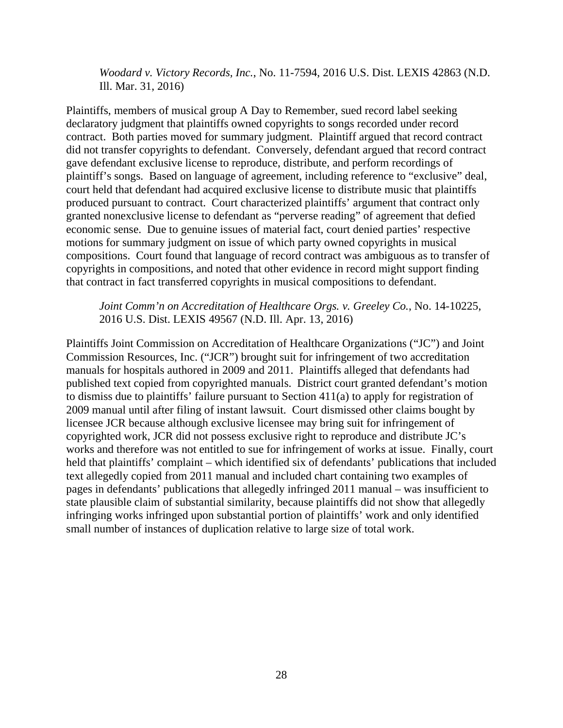*Woodard v. Victory Records, Inc.*, No. 11-7594, 2016 U.S. Dist. LEXIS 42863 (N.D. Ill. Mar. 31, 2016)

Plaintiffs, members of musical group A Day to Remember, sued record label seeking declaratory judgment that plaintiffs owned copyrights to songs recorded under record contract. Both parties moved for summary judgment. Plaintiff argued that record contract did not transfer copyrights to defendant. Conversely, defendant argued that record contract gave defendant exclusive license to reproduce, distribute, and perform recordings of plaintiff's songs. Based on language of agreement, including reference to "exclusive" deal, court held that defendant had acquired exclusive license to distribute music that plaintiffs produced pursuant to contract. Court characterized plaintiffs' argument that contract only granted nonexclusive license to defendant as "perverse reading" of agreement that defied economic sense. Due to genuine issues of material fact, court denied parties' respective motions for summary judgment on issue of which party owned copyrights in musical compositions. Court found that language of record contract was ambiguous as to transfer of copyrights in compositions, and noted that other evidence in record might support finding that contract in fact transferred copyrights in musical compositions to defendant.

*Joint Comm'n on Accreditation of Healthcare Orgs. v. Greeley Co.*, No. 14-10225, 2016 U.S. Dist. LEXIS 49567 (N.D. Ill. Apr. 13, 2016)

Plaintiffs Joint Commission on Accreditation of Healthcare Organizations ("JC") and Joint Commission Resources, Inc. ("JCR") brought suit for infringement of two accreditation manuals for hospitals authored in 2009 and 2011. Plaintiffs alleged that defendants had published text copied from copyrighted manuals. District court granted defendant's motion to dismiss due to plaintiffs' failure pursuant to Section 411(a) to apply for registration of 2009 manual until after filing of instant lawsuit. Court dismissed other claims bought by licensee JCR because although exclusive licensee may bring suit for infringement of copyrighted work, JCR did not possess exclusive right to reproduce and distribute JC's works and therefore was not entitled to sue for infringement of works at issue. Finally, court held that plaintiffs' complaint – which identified six of defendants' publications that included text allegedly copied from 2011 manual and included chart containing two examples of pages in defendants' publications that allegedly infringed 2011 manual – was insufficient to state plausible claim of substantial similarity, because plaintiffs did not show that allegedly infringing works infringed upon substantial portion of plaintiffs' work and only identified small number of instances of duplication relative to large size of total work.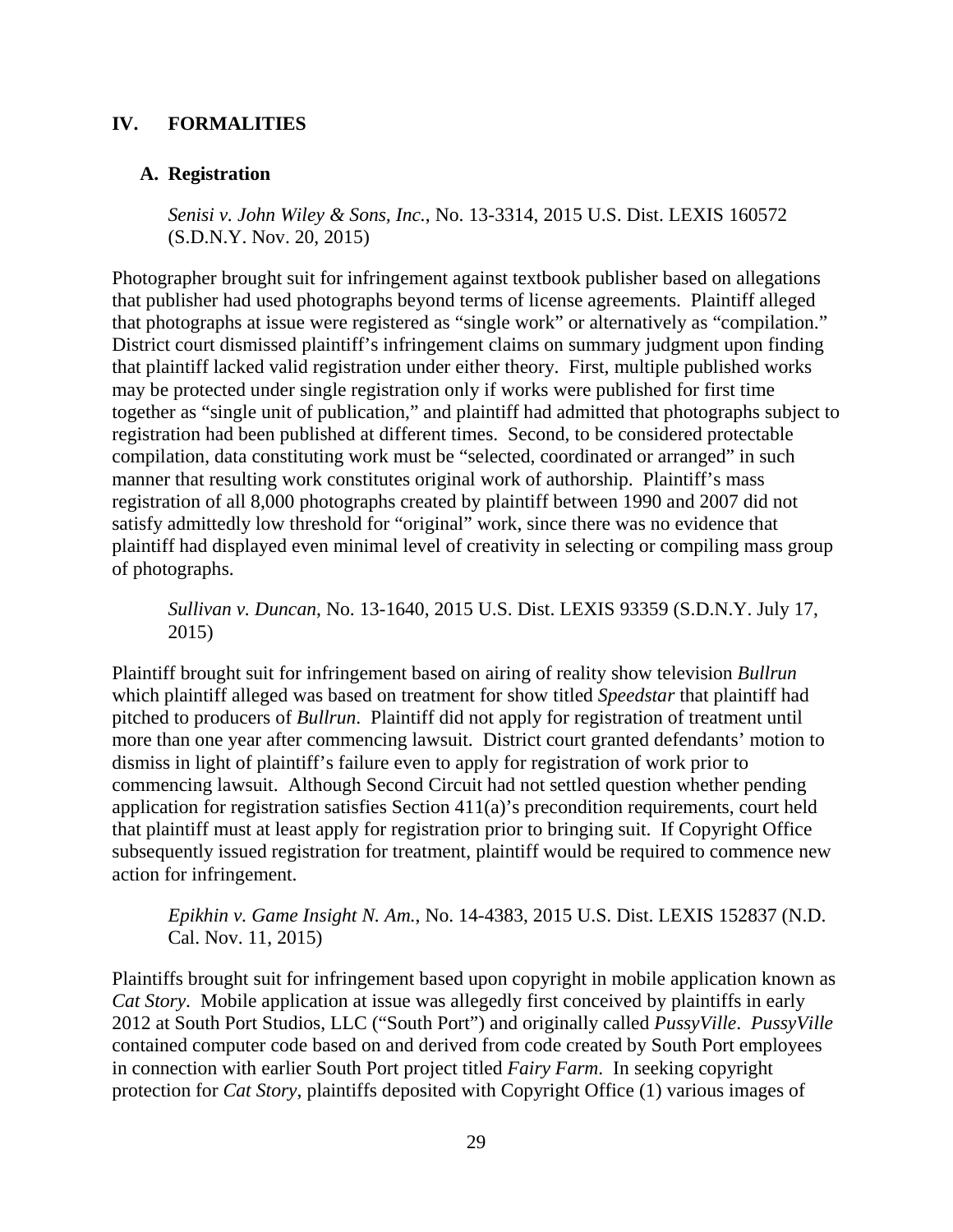## IV. FORMALITIES

### A. Registration

*Senisi v. John Wiley & Sons, Inc.*, No. 13-3314, 2015 U.S. Dist. LEXIS 160572 (S.D.N.Y. Nov. 20, 2015)

Photographer brought suit for infringement against textbook publisher based on allegations that publisher had used photographs beyond terms of license agreements. Plaintiff alleged that photographs at issue were registered as "single work" or alternatively as "compilation." District court dismissed plaintiff's infringement claims on summary judgment upon finding that plaintiff lacked valid registration under either theory. First, multiple published works may be protected under single registration only if works were published for first time together as "single unit of publication," and plaintiff had admitted that photographs subject to registration had been published at different times. Second, to be considered protectable compilation, data constituting work must be "selected, coordinated or arranged" in such manner that resulting work constitutes original work of authorship. Plaintiff's mass registration of all 8,000 photographs created by plaintiff between 1990 and 2007 did not satisfy admittedly low threshold for "original" work, since there was no evidence that plaintiff had displayed even minimal level of creativity in selecting or compiling mass group of photographs.

*Sullivan v. Duncan*, No. 13-1640, 2015 U.S. Dist. LEXIS 93359 (S.D.N.Y. July 17, 2015)

Plaintiff brought suit for infringement based on airing of reality show television *Bullrun* which plaintiff alleged was based on treatment for show titled *Speedstar* that plaintiff had pitched to producers of *Bullrun*. Plaintiff did not apply for registration of treatment until more than one year after commencing lawsuit. District court granted defendants' motion to dismiss in light of plaintiff's failure even to apply for registration of work prior to commencing lawsuit. Although Second Circuit had not settled question whether pending application for registration satisfies Section 411(a)'s precondition requirements, court held that plaintiff must at least apply for registration prior to bringing suit. If Copyright Office subsequently issued registration for treatment, plaintiff would be required to commence new action for infringement.

*Epikhin v. Game Insight N. Am.*, No. 14-4383, 2015 U.S. Dist. LEXIS 152837 (N.D. Cal. Nov. 11, 2015)

Plaintiffs brought suit for infringement based upon copyright in mobile application known as *Cat Story*. Mobile application at issue was allegedly first conceived by plaintiffs in early 2012 at South Port Studios, LLC ("South Port") and originally called *PussyVille*. *PussyVille* contained computer code based on and derived from code created by South Port employees in connection with earlier South Port project titled *Fairy Farm*. In seeking copyright protection for *Cat Story*, plaintiffs deposited with Copyright Office (1) various images of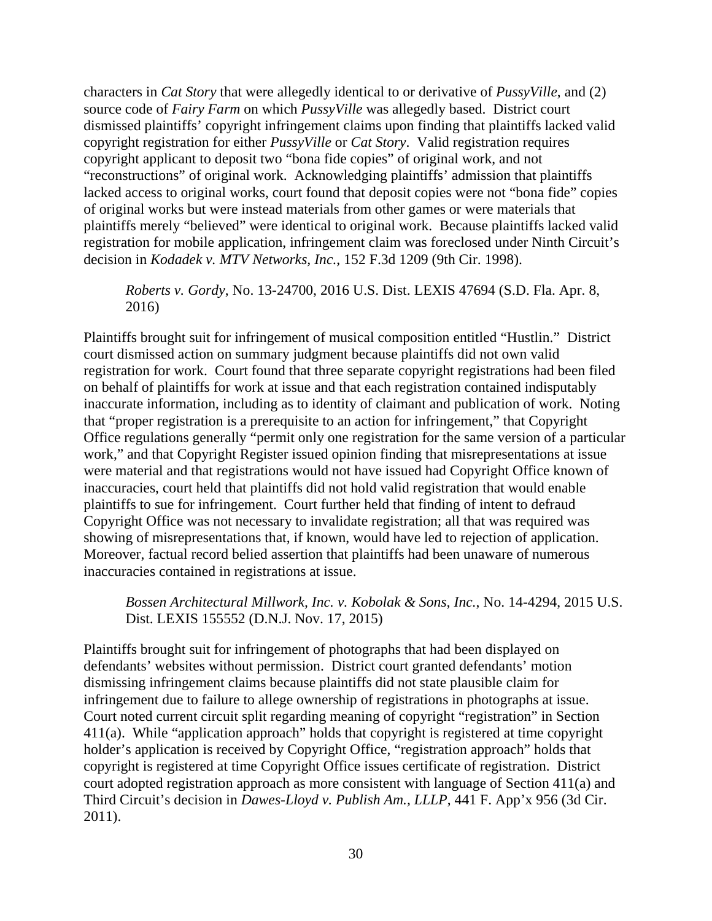characters in *Cat Story* that were allegedly identical to or derivative of *PussyVille*, and (2) source code of *Fairy Farm* on which *PussyVille* was allegedly based. District court dismissed plaintiffs' copyright infringement claims upon finding that plaintiffs lacked valid copyright registration for either *PussyVille* or *Cat Story*. Valid registration requires copyright applicant to deposit two "bona fide copies" of original work, and not "reconstructions" of original work. Acknowledging plaintiffs' admission that plaintiffs lacked access to original works, court found that deposit copies were not "bona fide" copies of original works but were instead materials from other games or were materials that plaintiffs merely "believed" were identical to original work. Because plaintiffs lacked valid registration for mobile application, infringement claim was foreclosed under Ninth Circuit's decision in *Kodadek v. MTV Networks, Inc.*, 152 F.3d 1209 (9th Cir. 1998).

> *Roberts v. Gordy*, No. 13-24700, 2016 U.S. Dist. LEXIS 47694 (S.D. Fla. Apr. 8, 2016)

Plaintiffs brought suit for infringement of musical composition entitled "Hustlin." District court dismissed action on summary judgment because plaintiffs did not own valid registration for work. Court found that three separate copyright registrations had been filed on behalf of plaintiffs for work at issue and that each registration contained indisputably inaccurate information, including as to identity of claimant and publication of work. Noting that "proper registration is a prerequisite to an action for infringement," that Copyright Office regulations generally "permit only one registration for the same version of a particular work," and that Copyright Register issued opinion finding that misrepresentations at issue were material and that registrations would not have issued had Copyright Office known of inaccuracies, court held that plaintiffs did not hold valid registration that would enable plaintiffs to sue for infringement. Court further held that finding of intent to defraud Copyright Office was not necessary to invalidate registration; all that was required was showing of misrepresentations that, if known, would have led to rejection of application. Moreover, factual record belied assertion that plaintiffs had been unaware of numerous inaccuracies contained in registrations at issue.

> *Bossen Architectural Millwork, Inc. v. Kobolak & Sons, Inc.*, No. 14-4294, 2015 U.S. Dist. LEXIS 155552 (D.N.J. Nov. 17, 2015)

Plaintiffs brought suit for infringement of photographs that had been displayed on defendants' websites without permission. District court granted defendants' motion dismissing infringement claims because plaintiffs did not state plausible claim for infringement due to failure to allege ownership of registrations in photographs at issue. Court noted current circuit split regarding meaning of copyright "registration" in Section 411(a). While "application approach" holds that copyright is registered at time copyright holder's application is received by Copyright Office, "registration approach" holds that copyright is registered at time Copyright Office issues certificate of registration. District court adopted registration approach as more consistent with language of Section 411(a) and Third Circuit's decision in *Dawes-Lloyd v. Publish Am., LLLP*, 441 F. App'x 956 (3d Cir. 2011).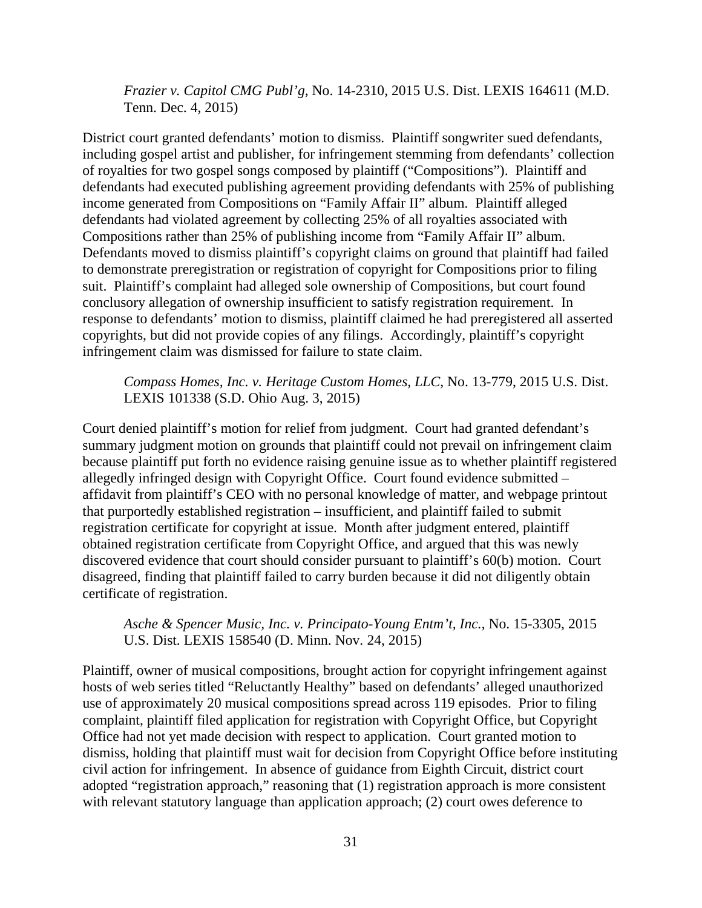*Frazier v. Capitol CMG Publ'g*, No. 14-2310, 2015 U.S. Dist. LEXIS 164611 (M.D. Tenn. Dec. 4, 2015)

District court granted defendants' motion to dismiss. Plaintiff songwriter sued defendants, including gospel artist and publisher, for infringement stemming from defendants' collection of royalties for two gospel songs composed by plaintiff ("Compositions"). Plaintiff and defendants had executed publishing agreement providing defendants with 25% of publishing income generated from Compositions on "Family Affair II" album. Plaintiff alleged defendants had violated agreement by collecting 25% of all royalties associated with Compositions rather than 25% of publishing income from "Family Affair II" album. Defendants moved to dismiss plaintiff's copyright claims on ground that plaintiff had failed to demonstrate preregistration or registration of copyright for Compositions prior to filing suit. Plaintiff's complaint had alleged sole ownership of Compositions, but court found conclusory allegation of ownership insufficient to satisfy registration requirement. In response to defendants' motion to dismiss, plaintiff claimed he had preregistered all asserted copyrights, but did not provide copies of any filings. Accordingly, plaintiff's copyright infringement claim was dismissed for failure to state claim.

*Compass Homes, Inc. v. Heritage Custom Homes, LLC*, No. 13-779, 2015 U.S. Dist. LEXIS 101338 (S.D. Ohio Aug. 3, 2015)

Court denied plaintiff's motion for relief from judgment. Court had granted defendant's summary judgment motion on grounds that plaintiff could not prevail on infringement claim because plaintiff put forth no evidence raising genuine issue as to whether plaintiff registered allegedly infringed design with Copyright Office. Court found evidence submitted – affidavit from plaintiff's CEO with no personal knowledge of matter, and webpage printout that purportedly established registration – insufficient, and plaintiff failed to submit registration certificate for copyright at issue. Month after judgment entered, plaintiff obtained registration certificate from Copyright Office, and argued that this was newly discovered evidence that court should consider pursuant to plaintiff's 60(b) motion. Court disagreed, finding that plaintiff failed to carry burden because it did not diligently obtain certificate of registration.

*Asche & Spencer Music, Inc. v. Principato-Young Entm't, Inc.*, No. 15-3305, 2015 U.S. Dist. LEXIS 158540 (D. Minn. Nov. 24, 2015)

Plaintiff, owner of musical compositions, brought action for copyright infringement against hosts of web series titled "Reluctantly Healthy" based on defendants' alleged unauthorized use of approximately 20 musical compositions spread across 119 episodes. Prior to filing complaint, plaintiff filed application for registration with Copyright Office, but Copyright Office had not yet made decision with respect to application. Court granted motion to dismiss, holding that plaintiff must wait for decision from Copyright Office before instituting civil action for infringement. In absence of guidance from Eighth Circuit, district court adopted "registration approach," reasoning that (1) registration approach is more consistent with relevant statutory language than application approach; (2) court owes deference to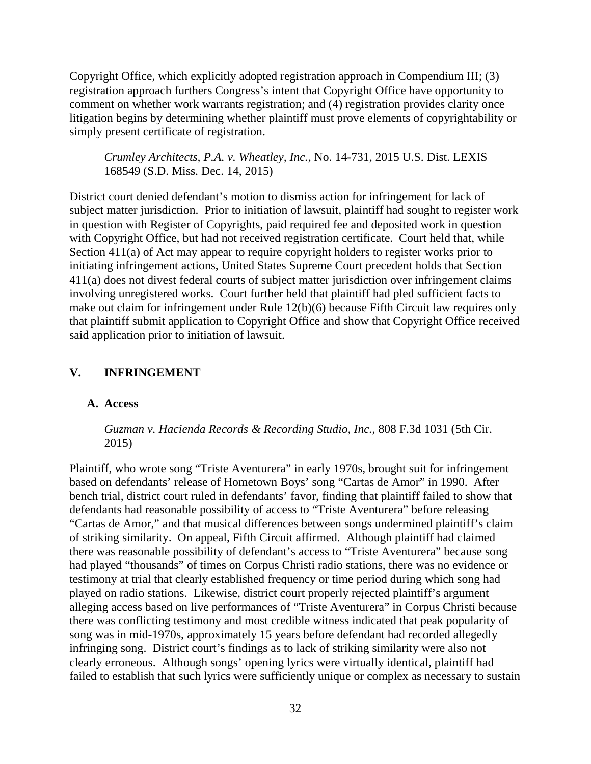Copyright Office, which explicitly adopted registration approach in Compendium III; (3) registration approach furthers Congress's intent that Copyright Office have opportunity to comment on whether work warrants registration; and (4) registration provides clarity once litigation begins by determining whether plaintiff must prove elements of copyrightability or simply present certificate of registration.

> *Crumley Architects, P.A. v. Wheatley, Inc.*, No. 14-731, 2015 U.S. Dist. LEXIS 168549 (S.D. Miss. Dec. 14, 2015)

District court denied defendant's motion to dismiss action for infringement for lack of subject matter jurisdiction. Prior to initiation of lawsuit, plaintiff had sought to register work in question with Register of Copyrights, paid required fee and deposited work in question with Copyright Office, but had not received registration certificate. Court held that, while Section 411(a) of Act may appear to require copyright holders to register works prior to initiating infringement actions, United States Supreme Court precedent holds that Section 411(a) does not divest federal courts of subject matter jurisdiction over infringement claims involving unregistered works. Court further held that plaintiff had pled sufficient facts to make out claim for infringement under Rule 12(b)(6) because Fifth Circuit law requires only that plaintiff submit application to Copyright Office and show that Copyright Office received said application prior to initiation of lawsuit.

## V. INFRINGEMENT

### A. Access

> *Guzman v. Hacienda Records & Recording Studio, Inc.*, 808 F.3d 1031 (5th Cir. 2015)

Plaintiff, who wrote song "Triste Aventurera" in early 1970s, brought suit for infringement based on defendants' release of Hometown Boys' song "Cartas de Amor" in 1990. After bench trial, district court ruled in defendants' favor, finding that plaintiff failed to show that defendants had reasonable possibility of access to "Triste Aventurera" before releasing "Cartas de Amor," and that musical differences between songs undermined plaintiff's claim of striking similarity. On appeal, Fifth Circuit affirmed. Although plaintiff had claimed there was reasonable possibility of defendant's access to "Triste Aventurera" because song had played "thousands" of times on Corpus Christi radio stations, there was no evidence or testimony at trial that clearly established frequency or time period during which song had played on radio stations. Likewise, district court properly rejected plaintiff's argument alleging access based on live performances of "Triste Aventurera" in Corpus Christi because there was conflicting testimony and most credible witness indicated that peak popularity of song was in mid-1970s, approximately 15 years before defendant had recorded allegedly infringing song. District court's findings as to lack of striking similarity were also not clearly erroneous. Although songs' opening lyrics were virtually identical, plaintiff had failed to establish that such lyrics were sufficiently unique or complex as necessary to sustain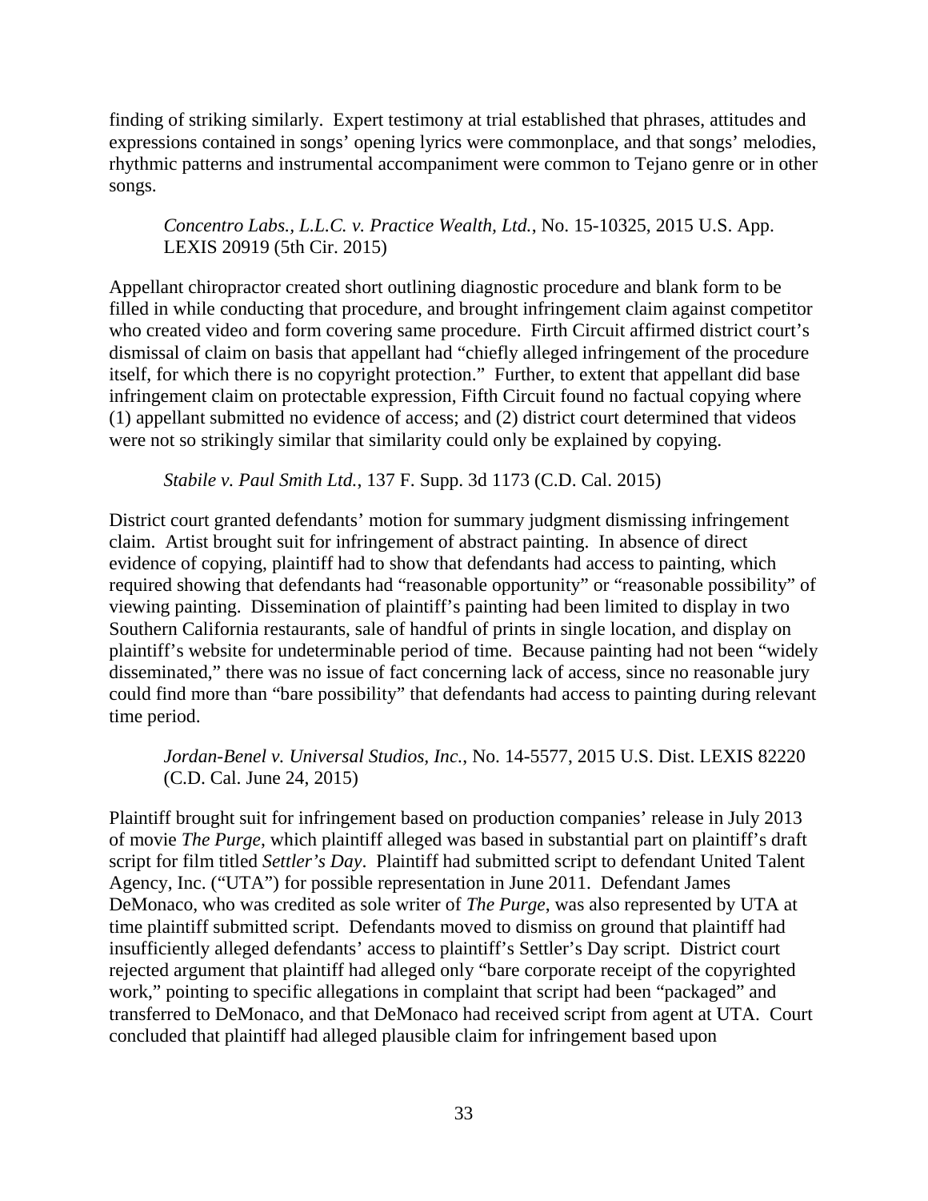finding of striking similarly. Expert testimony at trial established that phrases, attitudes and expressions contained in songs' opening lyrics were commonplace, and that songs' melodies, rhythmic patterns and instrumental accompaniment were common to Tejano genre or in other songs.

*Concentro Labs., L.L.C. v. Practice Wealth, Ltd.*, No. 15-10325, 2015 U.S. App. LEXIS 20919 (5th Cir. 2015)

Appellant chiropractor created short outlining diagnostic procedure and blank form to be filled in while conducting that procedure, and brought infringement claim against competitor who created video and form covering same procedure. Firth Circuit affirmed district court's dismissal of claim on basis that appellant had "chiefly alleged infringement of the procedure itself, for which there is no copyright protection." Further, to extent that appellant did base infringement claim on protectable expression, Fifth Circuit found no factual copying where (1) appellant submitted no evidence of access; and (2) district court determined that videos were not so strikingly similar that similarity could only be explained by copying.

*Stabile v. Paul Smith Ltd.*, 137 F. Supp. 3d 1173 (C.D. Cal. 2015)

District court granted defendants' motion for summary judgment dismissing infringement claim. Artist brought suit for infringement of abstract painting. In absence of direct evidence of copying, plaintiff had to show that defendants had access to painting, which required showing that defendants had "reasonable opportunity" or "reasonable possibility" of viewing painting. Dissemination of plaintiff's painting had been limited to display in two Southern California restaurants, sale of handful of prints in single location, and display on plaintiff's website for undeterminable period of time. Because painting had not been "widely disseminated," there was no issue of fact concerning lack of access, since no reasonable jury could find more than "bare possibility" that defendants had access to painting during relevant time period.

*Jordan-Benel v. Universal Studios, Inc.*, No. 14-5577, 2015 U.S. Dist. LEXIS 82220 (C.D. Cal. June 24, 2015)

Plaintiff brought suit for infringement based on production companies' release in July 2013 of movie *The Purge*, which plaintiff alleged was based in substantial part on plaintiff's draft script for film titled *Settler's Day*. Plaintiff had submitted script to defendant United Talent Agency, Inc. ("UTA") for possible representation in June 2011. Defendant James DeMonaco, who was credited as sole writer of *The Purge*, was also represented by UTA at time plaintiff submitted script. Defendants moved to dismiss on ground that plaintiff had insufficiently alleged defendants' access to plaintiff's Settler's Day script. District court rejected argument that plaintiff had alleged only "bare corporate receipt of the copyrighted work," pointing to specific allegations in complaint that script had been "packaged" and transferred to DeMonaco, and that DeMonaco had received script from agent at UTA. Court concluded that plaintiff had alleged plausible claim for infringement based upon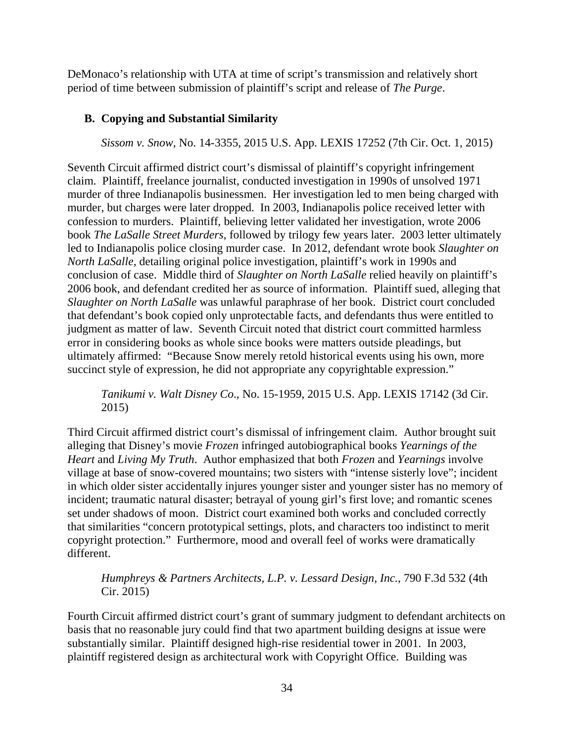DeMonaco's relationship with UTA at time of script's transmission and relatively short period of time between submission of plaintiff's script and release of *The Purge*.

### B. Copying and Substantial Similarity

*Sissom v. Snow*, No. 14-3355, 2015 U.S. App. LEXIS 17252 (7th Cir. Oct. 1, 2015)

Seventh Circuit affirmed district court's dismissal of plaintiff's copyright infringement claim. Plaintiff, freelance journalist, conducted investigation in 1990s of unsolved 1971 murder of three Indianapolis businessmen. Her investigation led to men being charged with murder, but charges were later dropped. In 2003, Indianapolis police received letter with confession to murders. Plaintiff, believing letter validated her investigation, wrote 2006 book *The LaSalle Street Murders*, followed by trilogy few years later. 2003 letter ultimately led to Indianapolis police closing murder case. In 2012, defendant wrote book *Slaughter on North LaSalle*, detailing original police investigation, plaintiff's work in 1990s and conclusion of case. Middle third of *Slaughter on North LaSalle* relied heavily on plaintiff's 2006 book, and defendant credited her as source of information. Plaintiff sued, alleging that *Slaughter on North LaSalle* was unlawful paraphrase of her book. District court concluded that defendant's book copied only unprotectable facts, and defendants thus were entitled to judgment as matter of law. Seventh Circuit noted that district court committed harmless error in considering books as whole since books were matters outside pleadings, but ultimately affirmed: "Because Snow merely retold historical events using his own, more succinct style of expression, he did not appropriate any copyrightable expression."

*Tanikumi v. Walt Disney Co*., No. 15-1959, 2015 U.S. App. LEXIS 17142 (3d Cir. 2015)

Third Circuit affirmed district court's dismissal of infringement claim. Author brought suit alleging that Disney's movie *Frozen* infringed autobiographical books *Yearnings of the Heart* and *Living My Truth*. Author emphasized that both *Frozen* and *Yearnings* involve village at base of snow-covered mountains; two sisters with "intense sisterly love"; incident in which older sister accidentally injures younger sister and younger sister has no memory of incident; traumatic natural disaster; betrayal of young girl's first love; and romantic scenes set under shadows of moon. District court examined both works and concluded correctly that similarities "concern prototypical settings, plots, and characters too indistinct to merit copyright protection." Furthermore, mood and overall feel of works were dramatically different.

*Humphreys & Partners Architects, L.P. v. Lessard Design, Inc.*, 790 F.3d 532 (4th Cir. 2015)

Fourth Circuit affirmed district court's grant of summary judgment to defendant architects on basis that no reasonable jury could find that two apartment building designs at issue were substantially similar. Plaintiff designed high-rise residential tower in 2001. In 2003, plaintiff registered design as architectural work with Copyright Office. Building was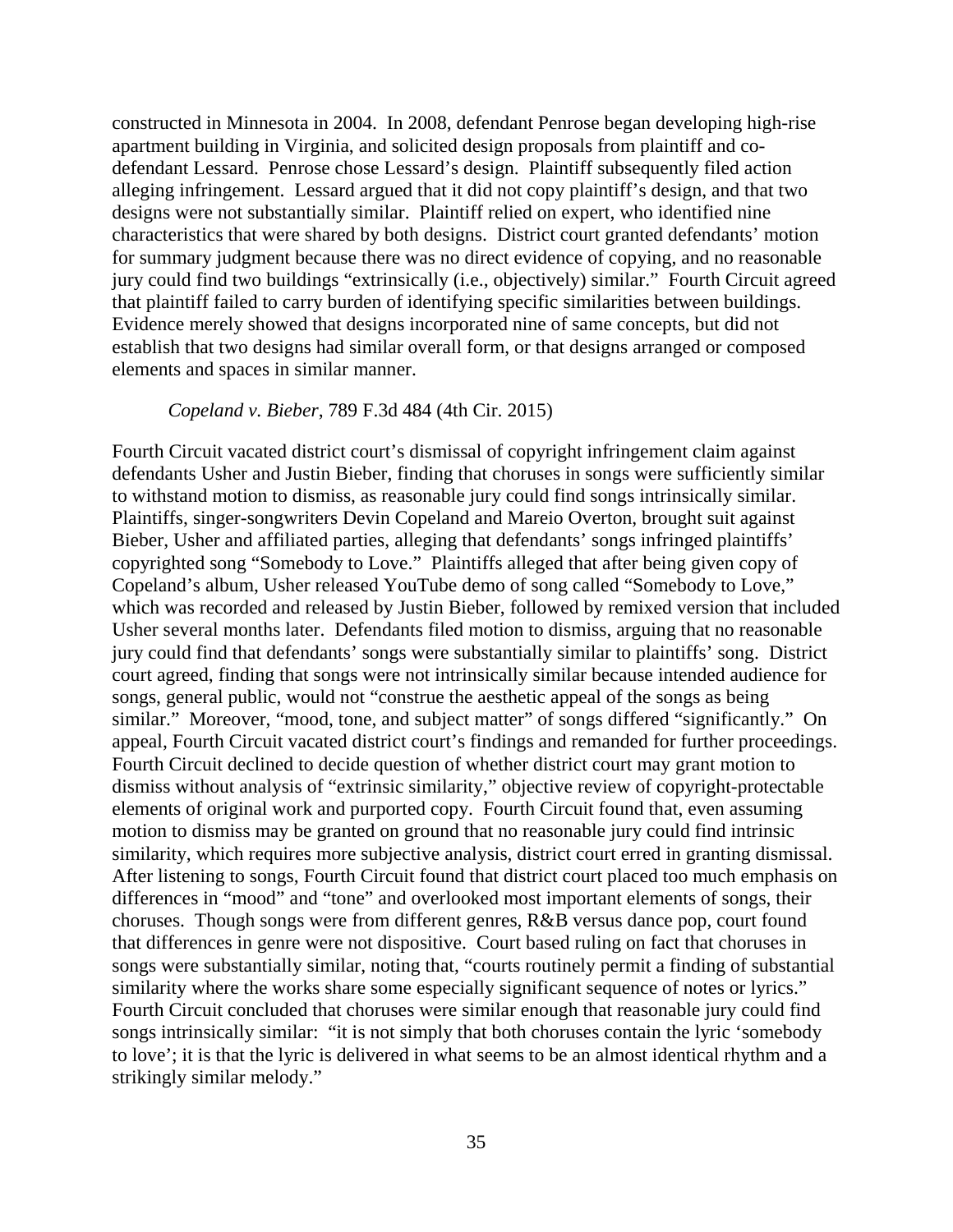constructed in Minnesota in 2004. In 2008, defendant Penrose began developing high-rise apartment building in Virginia, and solicited design proposals from plaintiff and co-defendant Lessard. Penrose chose Lessard's design. Plaintiff subsequently filed action alleging infringement. Lessard argued that it did not copy plaintiff's design, and that two designs were not substantially similar. Plaintiff relied on expert, who identified nine characteristics that were shared by both designs. District court granted defendants' motion for summary judgment because there was no direct evidence of copying, and no reasonable jury could find two buildings "extrinsically (i.e., objectively) similar." Fourth Circuit agreed that plaintiff failed to carry burden of identifying specific similarities between buildings. Evidence merely showed that designs incorporated nine of same concepts, but did not establish that two designs had similar overall form, or that designs arranged or composed elements and spaces in similar manner.

*Copeland v. Bieber*, 789 F.3d 484 (4th Cir. 2015)

Fourth Circuit vacated district court's dismissal of copyright infringement claim against defendants Usher and Justin Bieber, finding that choruses in songs were sufficiently similar to withstand motion to dismiss, as reasonable jury could find songs intrinsically similar. Plaintiffs, singer-songwriters Devin Copeland and Mareio Overton, brought suit against Bieber, Usher and affiliated parties, alleging that defendants' songs infringed plaintiffs' copyrighted song "Somebody to Love." Plaintiffs alleged that after being given copy of Copeland's album, Usher released YouTube demo of song called "Somebody to Love," which was recorded and released by Justin Bieber, followed by remixed version that included Usher several months later. Defendants filed motion to dismiss, arguing that no reasonable jury could find that defendants' songs were substantially similar to plaintiffs' song. District court agreed, finding that songs were not intrinsically similar because intended audience for songs, general public, would not "construe the aesthetic appeal of the songs as being similar." Moreover, "mood, tone, and subject matter" of songs differed "significantly." On appeal, Fourth Circuit vacated district court's findings and remanded for further proceedings. Fourth Circuit declined to decide question of whether district court may grant motion to dismiss without analysis of "extrinsic similarity," objective review of copyright-protectable elements of original work and purported copy. Fourth Circuit found that, even assuming motion to dismiss may be granted on ground that no reasonable jury could find intrinsic similarity, which requires more subjective analysis, district court erred in granting dismissal. After listening to songs, Fourth Circuit found that district court placed too much emphasis on differences in "mood" and "tone" and overlooked most important elements of songs, their choruses. Though songs were from different genres, R&B versus dance pop, court found that differences in genre were not dispositive. Court based ruling on fact that choruses in songs were substantially similar, noting that, "courts routinely permit a finding of substantial similarity where the works share some especially significant sequence of notes or lyrics." Fourth Circuit concluded that choruses were similar enough that reasonable jury could find songs intrinsically similar: "it is not simply that both choruses contain the lyric 'somebody to love'; it is that the lyric is delivered in what seems to be an almost identical rhythm and a strikingly similar melody."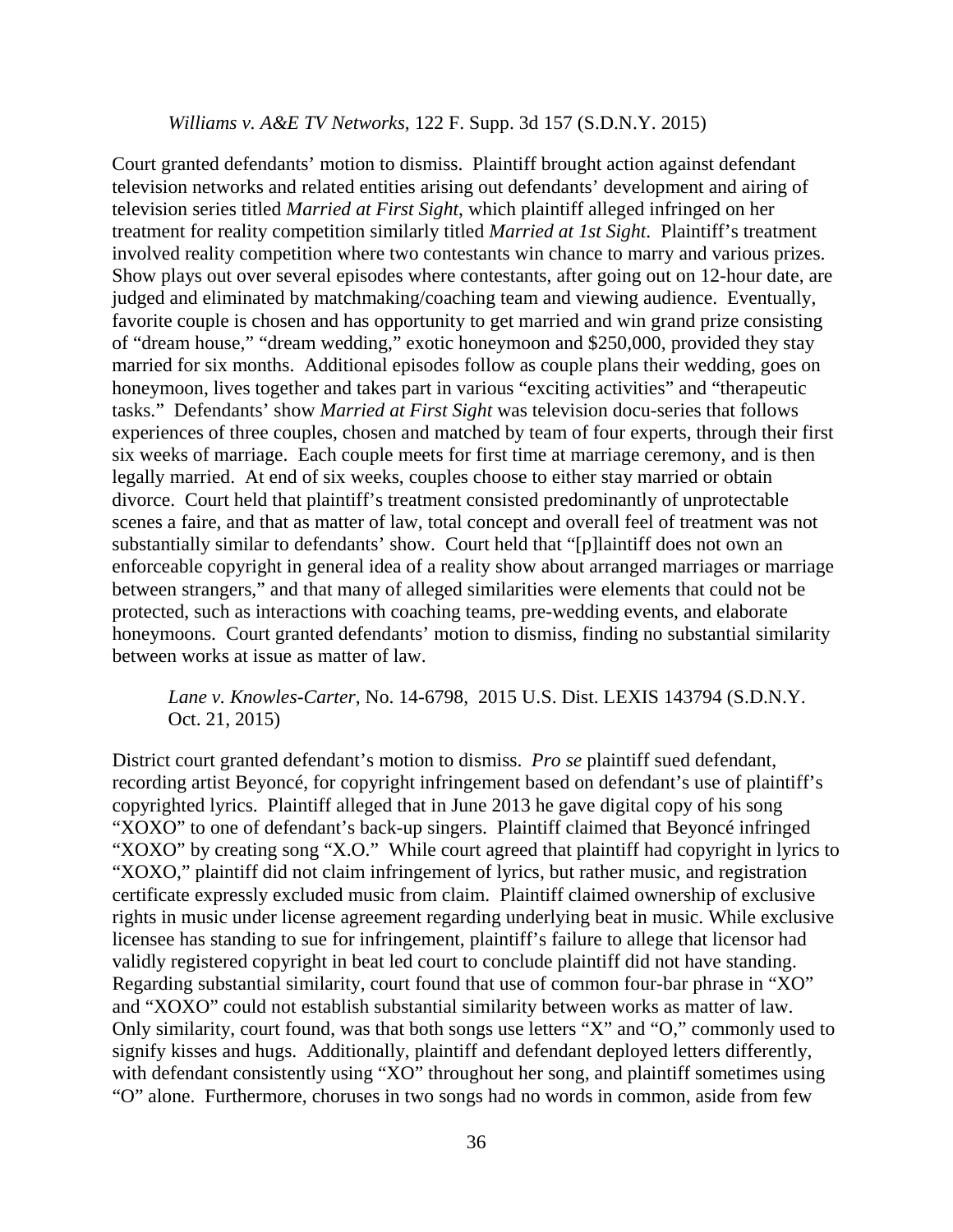*Williams v. A&E TV Networks*, 122 F. Supp. 3d 157 (S.D.N.Y. 2015)

Court granted defendants' motion to dismiss. Plaintiff brought action against defendant television networks and related entities arising out defendants' development and airing of television series titled *Married at First Sight*, which plaintiff alleged infringed on her treatment for reality competition similarly titled *Married at 1st Sight*. Plaintiff's treatment involved reality competition where two contestants win chance to marry and various prizes. Show plays out over several episodes where contestants, after going out on 12-hour date, are judged and eliminated by matchmaking/coaching team and viewing audience. Eventually, favorite couple is chosen and has opportunity to get married and win grand prize consisting of "dream house," "dream wedding," exotic honeymoon and $250,000, provided they stay married for six months. Additional episodes follow as couple plans their wedding, goes on honeymoon, lives together and takes part in various "exciting activities" and "therapeutic tasks." Defendants' show *Married at First Sight* was television docu-series that follows experiences of three couples, chosen and matched by team of four experts, through their first six weeks of marriage. Each couple meets for first time at marriage ceremony, and is then legally married. At end of six weeks, couples choose to either stay married or obtain divorce. Court held that plaintiff's treatment consisted predominantly of unprotectable scenes a faire, and that as matter of law, total concept and overall feel of treatment was not substantially similar to defendants' show. Court held that "[p]laintiff does not own an enforceable copyright in general idea of a reality show about arranged marriages or marriage between strangers," and that many of alleged similarities were elements that could not be protected, such as interactions with coaching teams, pre-wedding events, and elaborate honeymoons. Court granted defendants' motion to dismiss, finding no substantial similarity between works at issue as matter of law.

*Lane v. Knowles-Carter*, No. 14-6798, 2015 U.S. Dist. LEXIS 143794 (S.D.N.Y. Oct. 21, 2015)

District court granted defendant's motion to dismiss. *Pro se* plaintiff sued defendant, recording artist Beyoncé, for copyright infringement based on defendant's use of plaintiff's copyrighted lyrics. Plaintiff alleged that in June 2013 he gave digital copy of his song "XOXO" to one of defendant's back-up singers. Plaintiff claimed that Beyoncé infringed "XOXO" by creating song "X.O." While court agreed that plaintiff had copyright in lyrics to "XOXO," plaintiff did not claim infringement of lyrics, but rather music, and registration certificate expressly excluded music from claim. Plaintiff claimed ownership of exclusive rights in music under license agreement regarding underlying beat in music. While exclusive licensee has standing to sue for infringement, plaintiff's failure to allege that licensor had validly registered copyright in beat led court to conclude plaintiff did not have standing. Regarding substantial similarity, court found that use of common four-bar phrase in "XO" and "XOXO" could not establish substantial similarity between works as matter of law. Only similarity, court found, was that both songs use letters "X" and "O," commonly used to signify kisses and hugs. Additionally, plaintiff and defendant deployed letters differently, with defendant consistently using "XO" throughout her song, and plaintiff sometimes using "O" alone. Furthermore, choruses in two songs had no words in common, aside from few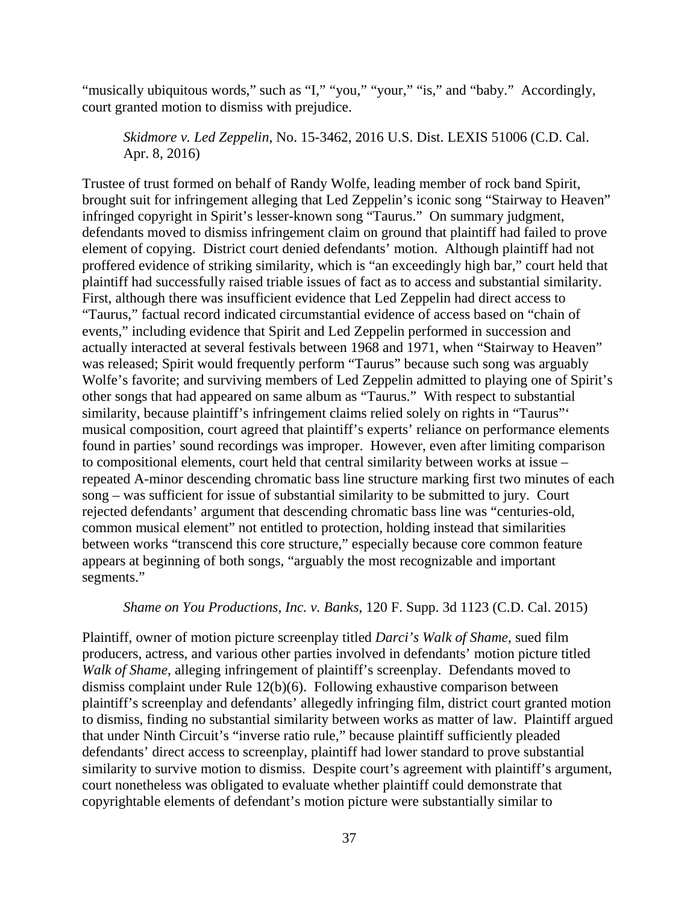"musically ubiquitous words," such as "I," "you," "your," "is," and "baby." Accordingly, court granted motion to dismiss with prejudice.

*Skidmore v. Led Zeppelin*, No. 15-3462, 2016 U.S. Dist. LEXIS 51006 (C.D. Cal. Apr. 8, 2016)

Trustee of trust formed on behalf of Randy Wolfe, leading member of rock band Spirit, brought suit for infringement alleging that Led Zeppelin's iconic song "Stairway to Heaven" infringed copyright in Spirit's lesser-known song "Taurus." On summary judgment, defendants moved to dismiss infringement claim on ground that plaintiff had failed to prove element of copying. District court denied defendants' motion. Although plaintiff had not proffered evidence of striking similarity, which is "an exceedingly high bar," court held that plaintiff had successfully raised triable issues of fact as to access and substantial similarity. First, although there was insufficient evidence that Led Zeppelin had direct access to "Taurus," factual record indicated circumstantial evidence of access based on "chain of events," including evidence that Spirit and Led Zeppelin performed in succession and actually interacted at several festivals between 1968 and 1971, when "Stairway to Heaven" was released; Spirit would frequently perform "Taurus" because such song was arguably Wolfe's favorite; and surviving members of Led Zeppelin admitted to playing one of Spirit's other songs that had appeared on same album as "Taurus." With respect to substantial similarity, because plaintiff's infringement claims relied solely on rights in "Taurus"' musical composition, court agreed that plaintiff's experts' reliance on performance elements found in parties' sound recordings was improper. However, even after limiting comparison to compositional elements, court held that central similarity between works at issue – repeated A-minor descending chromatic bass line structure marking first two minutes of each song – was sufficient for issue of substantial similarity to be submitted to jury. Court rejected defendants' argument that descending chromatic bass line was "centuries-old, common musical element" not entitled to protection, holding instead that similarities between works "transcend this core structure," especially because core common feature appears at beginning of both songs, "arguably the most recognizable and important segments."

*Shame on You Productions, Inc. v. Banks*, 120 F. Supp. 3d 1123 (C.D. Cal. 2015)

Plaintiff, owner of motion picture screenplay titled *Darci's Walk of Shame*, sued film producers, actress, and various other parties involved in defendants' motion picture titled *Walk of Shame*, alleging infringement of plaintiff's screenplay. Defendants moved to dismiss complaint under Rule 12(b)(6). Following exhaustive comparison between plaintiff's screenplay and defendants' allegedly infringing film, district court granted motion to dismiss, finding no substantial similarity between works as matter of law. Plaintiff argued that under Ninth Circuit's "inverse ratio rule," because plaintiff sufficiently pleaded defendants' direct access to screenplay, plaintiff had lower standard to prove substantial similarity to survive motion to dismiss. Despite court's agreement with plaintiff's argument, court nonetheless was obligated to evaluate whether plaintiff could demonstrate that copyrightable elements of defendant's motion picture were substantially similar to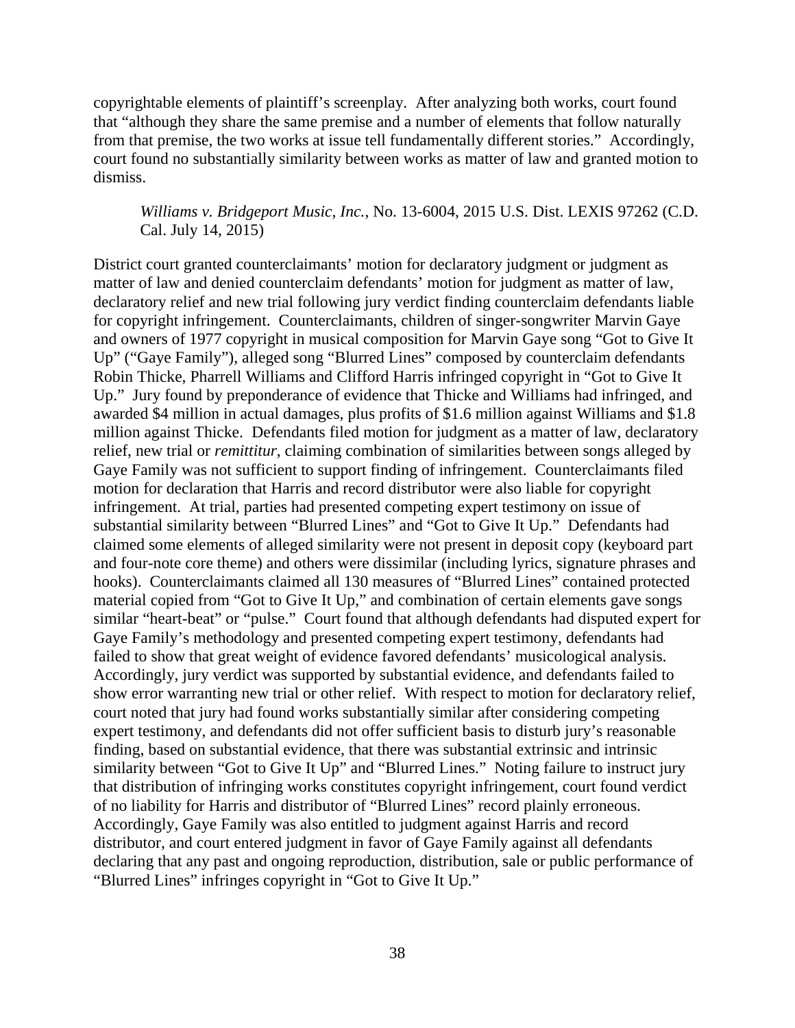copyrightable elements of plaintiff's screenplay. After analyzing both works, court found that "although they share the same premise and a number of elements that follow naturally from that premise, the two works at issue tell fundamentally different stories." Accordingly, court found no substantially similarity between works as matter of law and granted motion to dismiss.

*Williams v. Bridgeport Music, Inc.*, No. 13-6004, 2015 U.S. Dist. LEXIS 97262 (C.D. Cal. July 14, 2015)

District court granted counterclaimants' motion for declaratory judgment or judgment as matter of law and denied counterclaim defendants' motion for judgment as matter of law, declaratory relief and new trial following jury verdict finding counterclaim defendants liable for copyright infringement. Counterclaimants, children of singer-songwriter Marvin Gaye and owners of 1977 copyright in musical composition for Marvin Gaye song "Got to Give It Up" ("Gaye Family"), alleged song "Blurred Lines" composed by counterclaim defendants Robin Thicke, Pharrell Williams and Clifford Harris infringed copyright in "Got to Give It Up." Jury found by preponderance of evidence that Thicke and Williams had infringed, and awarded $4 million in actual damages, plus profits of $1.6 million against Williams and $1.8 million against Thicke. Defendants filed motion for judgment as a matter of law, declaratory relief, new trial or *remittitur*, claiming combination of similarities between songs alleged by Gaye Family was not sufficient to support finding of infringement. Counterclaimants filed motion for declaration that Harris and record distributor were also liable for copyright infringement. At trial, parties had presented competing expert testimony on issue of substantial similarity between "Blurred Lines" and "Got to Give It Up." Defendants had claimed some elements of alleged similarity were not present in deposit copy (keyboard part and four-note core theme) and others were dissimilar (including lyrics, signature phrases and hooks). Counterclaimants claimed all 130 measures of "Blurred Lines" contained protected material copied from "Got to Give It Up," and combination of certain elements gave songs similar "heart-beat" or "pulse." Court found that although defendants had disputed expert for Gaye Family's methodology and presented competing expert testimony, defendants had failed to show that great weight of evidence favored defendants' musicological analysis. Accordingly, jury verdict was supported by substantial evidence, and defendants failed to show error warranting new trial or other relief. With respect to motion for declaratory relief, court noted that jury had found works substantially similar after considering competing expert testimony, and defendants did not offer sufficient basis to disturb jury's reasonable finding, based on substantial evidence, that there was substantial extrinsic and intrinsic similarity between "Got to Give It Up" and "Blurred Lines." Noting failure to instruct jury that distribution of infringing works constitutes copyright infringement, court found verdict of no liability for Harris and distributor of "Blurred Lines" record plainly erroneous. Accordingly, Gaye Family was also entitled to judgment against Harris and record distributor, and court entered judgment in favor of Gaye Family against all defendants declaring that any past and ongoing reproduction, distribution, sale or public performance of "Blurred Lines" infringes copyright in "Got to Give It Up."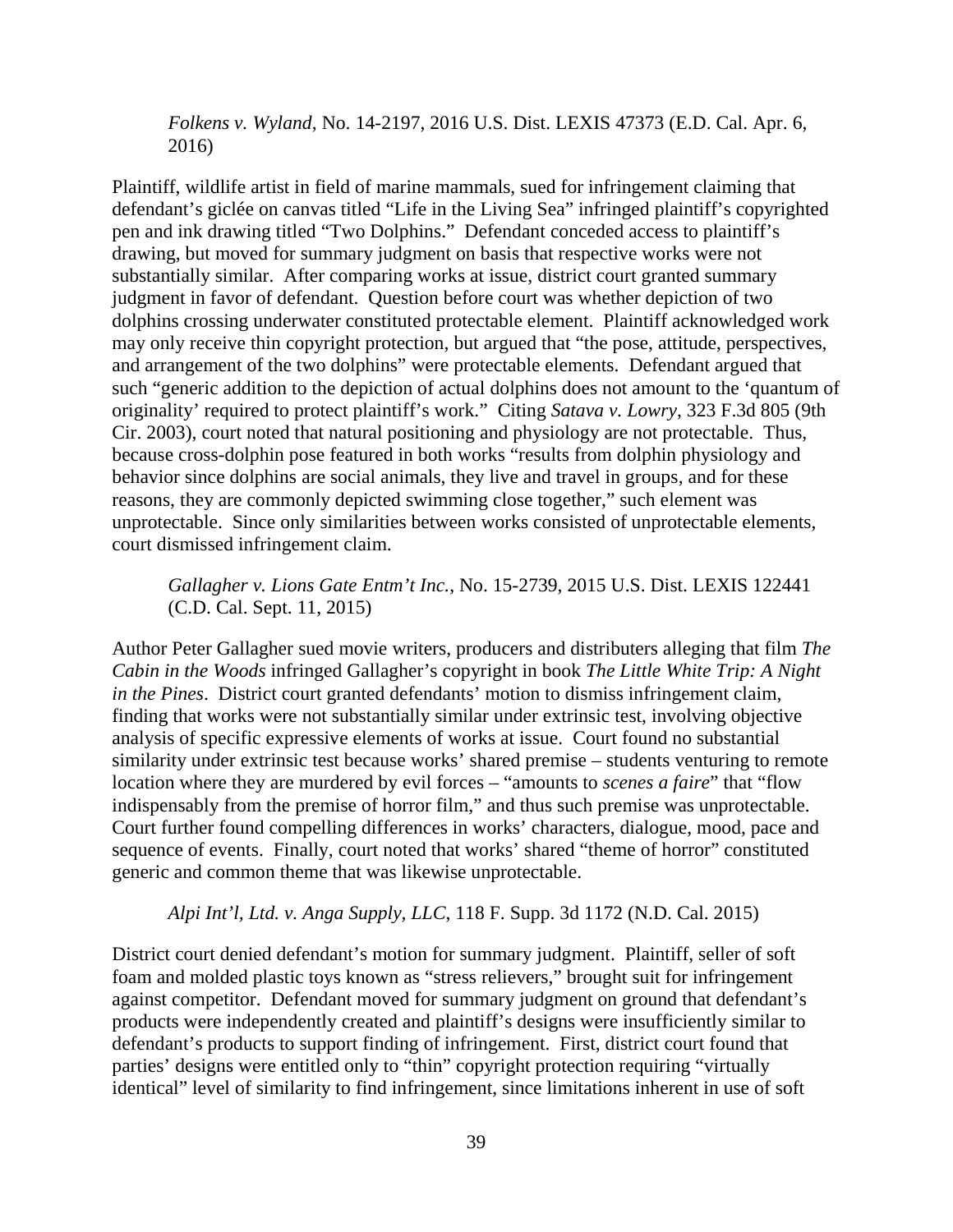*Folkens v. Wyland*, No. 14-2197, 2016 U.S. Dist. LEXIS 47373 (E.D. Cal. Apr. 6, 2016)

Plaintiff, wildlife artist in field of marine mammals, sued for infringement claiming that defendant's giclée on canvas titled "Life in the Living Sea" infringed plaintiff's copyrighted pen and ink drawing titled "Two Dolphins." Defendant conceded access to plaintiff's drawing, but moved for summary judgment on basis that respective works were not substantially similar. After comparing works at issue, district court granted summary judgment in favor of defendant. Question before court was whether depiction of two dolphins crossing underwater constituted protectable element. Plaintiff acknowledged work may only receive thin copyright protection, but argued that "the pose, attitude, perspectives, and arrangement of the two dolphins" were protectable elements. Defendant argued that such "generic addition to the depiction of actual dolphins does not amount to the 'quantum of originality' required to protect plaintiff's work." Citing *Satava v. Lowry*, 323 F.3d 805 (9th Cir. 2003), court noted that natural positioning and physiology are not protectable. Thus, because cross-dolphin pose featured in both works "results from dolphin physiology and behavior since dolphins are social animals, they live and travel in groups, and for these reasons, they are commonly depicted swimming close together," such element was unprotectable. Since only similarities between works consisted of unprotectable elements, court dismissed infringement claim.

*Gallagher v. Lions Gate Entm't Inc.*, No. 15-2739, 2015 U.S. Dist. LEXIS 122441 (C.D. Cal. Sept. 11, 2015)

Author Peter Gallagher sued movie writers, producers and distributers alleging that film *The Cabin in the Woods* infringed Gallagher's copyright in book *The Little White Trip: A Night in the Pines*. District court granted defendants' motion to dismiss infringement claim, finding that works were not substantially similar under extrinsic test, involving objective analysis of specific expressive elements of works at issue. Court found no substantial similarity under extrinsic test because works' shared premise – students venturing to remote location where they are murdered by evil forces – "amounts to *scenes a faire*" that "flow indispensably from the premise of horror film," and thus such premise was unprotectable. Court further found compelling differences in works' characters, dialogue, mood, pace and sequence of events. Finally, court noted that works' shared "theme of horror" constituted generic and common theme that was likewise unprotectable.

*Alpi Int'l, Ltd. v. Anga Supply, LLC*, 118 F. Supp. 3d 1172 (N.D. Cal. 2015)

District court denied defendant's motion for summary judgment. Plaintiff, seller of soft foam and molded plastic toys known as "stress relievers," brought suit for infringement against competitor. Defendant moved for summary judgment on ground that defendant's products were independently created and plaintiff's designs were insufficiently similar to defendant's products to support finding of infringement. First, district court found that parties' designs were entitled only to "thin" copyright protection requiring "virtually identical" level of similarity to find infringement, since limitations inherent in use of soft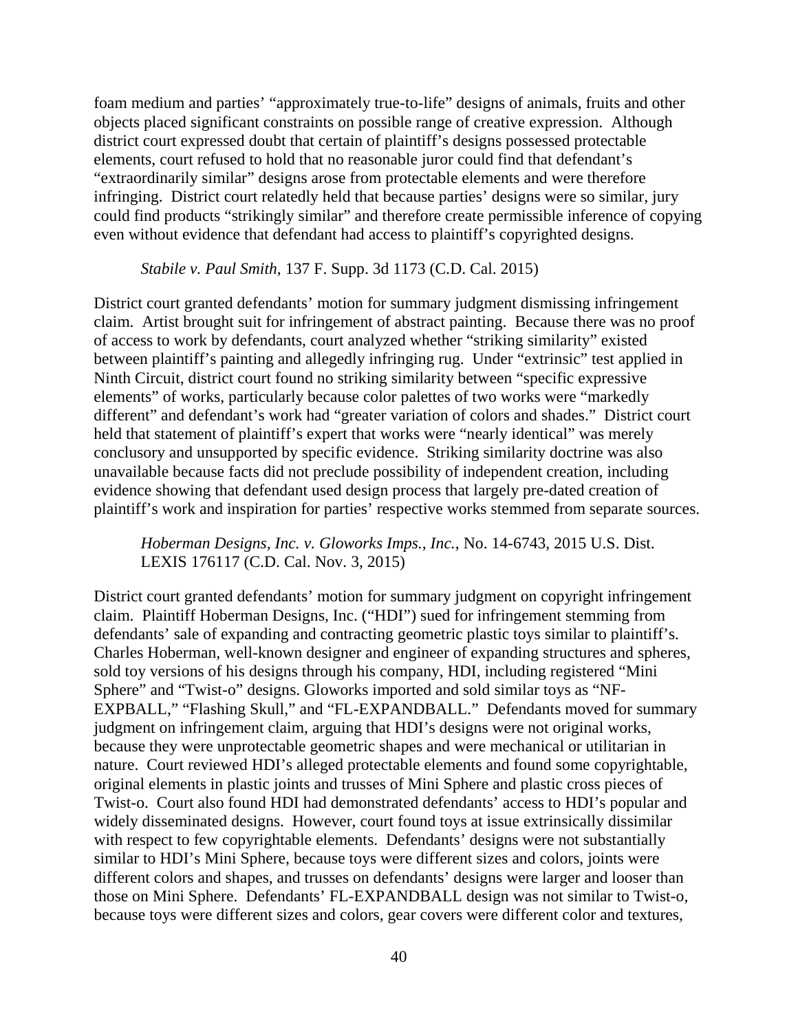foam medium and parties' "approximately true-to-life" designs of animals, fruits and other objects placed significant constraints on possible range of creative expression. Although district court expressed doubt that certain of plaintiff's designs possessed protectable elements, court refused to hold that no reasonable juror could find that defendant's "extraordinarily similar" designs arose from protectable elements and were therefore infringing. District court relatedly held that because parties' designs were so similar, jury could find products "strikingly similar" and therefore create permissible inference of copying even without evidence that defendant had access to plaintiff's copyrighted designs.

*Stabile v. Paul Smith*, 137 F. Supp. 3d 1173 (C.D. Cal. 2015)

District court granted defendants' motion for summary judgment dismissing infringement claim. Artist brought suit for infringement of abstract painting. Because there was no proof of access to work by defendants, court analyzed whether "striking similarity" existed between plaintiff's painting and allegedly infringing rug. Under "extrinsic" test applied in Ninth Circuit, district court found no striking similarity between "specific expressive elements" of works, particularly because color palettes of two works were "markedly different" and defendant's work had "greater variation of colors and shades." District court held that statement of plaintiff's expert that works were "nearly identical" was merely conclusory and unsupported by specific evidence. Striking similarity doctrine was also unavailable because facts did not preclude possibility of independent creation, including evidence showing that defendant used design process that largely pre-dated creation of plaintiff's work and inspiration for parties' respective works stemmed from separate sources.

*Hoberman Designs, Inc. v. Gloworks Imps., Inc.*, No. 14-6743, 2015 U.S. Dist. LEXIS 176117 (C.D. Cal. Nov. 3, 2015)

District court granted defendants' motion for summary judgment on copyright infringement claim. Plaintiff Hoberman Designs, Inc. ("HDI") sued for infringement stemming from defendants' sale of expanding and contracting geometric plastic toys similar to plaintiff's. Charles Hoberman, well-known designer and engineer of expanding structures and spheres, sold toy versions of his designs through his company, HDI, including registered "Mini Sphere" and "Twist-o" designs. Gloworks imported and sold similar toys as "NF-EXPBALL," "Flashing Skull," and "FL-EXPANDBALL." Defendants moved for summary judgment on infringement claim, arguing that HDI's designs were not original works, because they were unprotectable geometric shapes and were mechanical or utilitarian in nature. Court reviewed HDI's alleged protectable elements and found some copyrightable, original elements in plastic joints and trusses of Mini Sphere and plastic cross pieces of Twist-o. Court also found HDI had demonstrated defendants' access to HDI's popular and widely disseminated designs. However, court found toys at issue extrinsically dissimilar with respect to few copyrightable elements. Defendants' designs were not substantially similar to HDI's Mini Sphere, because toys were different sizes and colors, joints were different colors and shapes, and trusses on defendants' designs were larger and looser than those on Mini Sphere. Defendants' FL-EXPANDBALL design was not similar to Twist-o, because toys were different sizes and colors, gear covers were different color and textures,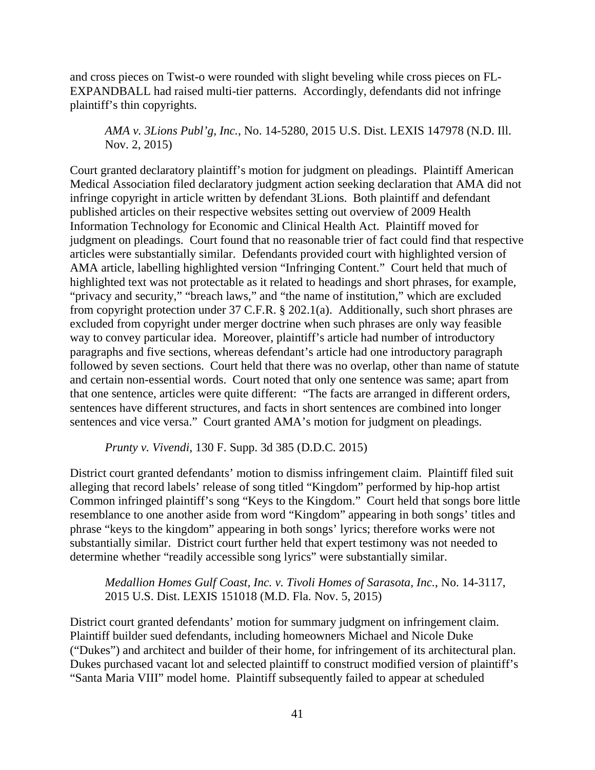and cross pieces on Twist-o were rounded with slight beveling while cross pieces on FL-EXPANDBALL had raised multi-tier patterns. Accordingly, defendants did not infringe plaintiff's thin copyrights.

*AMA v. 3Lions Publ'g, Inc.*, No. 14-5280, 2015 U.S. Dist. LEXIS 147978 (N.D. Ill. Nov. 2, 2015)

Court granted declaratory plaintiff's motion for judgment on pleadings. Plaintiff American Medical Association filed declaratory judgment action seeking declaration that AMA did not infringe copyright in article written by defendant 3Lions. Both plaintiff and defendant published articles on their respective websites setting out overview of 2009 Health Information Technology for Economic and Clinical Health Act. Plaintiff moved for judgment on pleadings. Court found that no reasonable trier of fact could find that respective articles were substantially similar. Defendants provided court with highlighted version of AMA article, labelling highlighted version "Infringing Content." Court held that much of highlighted text was not protectable as it related to headings and short phrases, for example, "privacy and security," "breach laws," and "the name of institution," which are excluded from copyright protection under 37 C.F.R. § 202.1(a). Additionally, such short phrases are excluded from copyright under merger doctrine when such phrases are only way feasible way to convey particular idea. Moreover, plaintiff's article had number of introductory paragraphs and five sections, whereas defendant's article had one introductory paragraph followed by seven sections. Court held that there was no overlap, other than name of statute and certain non-essential words. Court noted that only one sentence was same; apart from that one sentence, articles were quite different: "The facts are arranged in different orders, sentences have different structures, and facts in short sentences are combined into longer sentences and vice versa." Court granted AMA's motion for judgment on pleadings.

*Prunty v. Vivendi,* 130 F. Supp. 3d 385 (D.D.C. 2015)

District court granted defendants' motion to dismiss infringement claim. Plaintiff filed suit alleging that record labels' release of song titled "Kingdom" performed by hip-hop artist Common infringed plaintiff's song "Keys to the Kingdom." Court held that songs bore little resemblance to one another aside from word "Kingdom" appearing in both songs' titles and phrase "keys to the kingdom" appearing in both songs' lyrics; therefore works were not substantially similar. District court further held that expert testimony was not needed to determine whether "readily accessible song lyrics" were substantially similar.

*Medallion Homes Gulf Coast, Inc. v. Tivoli Homes of Sarasota, Inc.*, No. 14-3117, 2015 U.S. Dist. LEXIS 151018 (M.D. Fla. Nov. 5, 2015)

District court granted defendants' motion for summary judgment on infringement claim. Plaintiff builder sued defendants, including homeowners Michael and Nicole Duke ("Dukes") and architect and builder of their home, for infringement of its architectural plan. Dukes purchased vacant lot and selected plaintiff to construct modified version of plaintiff's "Santa Maria VIII" model home. Plaintiff subsequently failed to appear at scheduled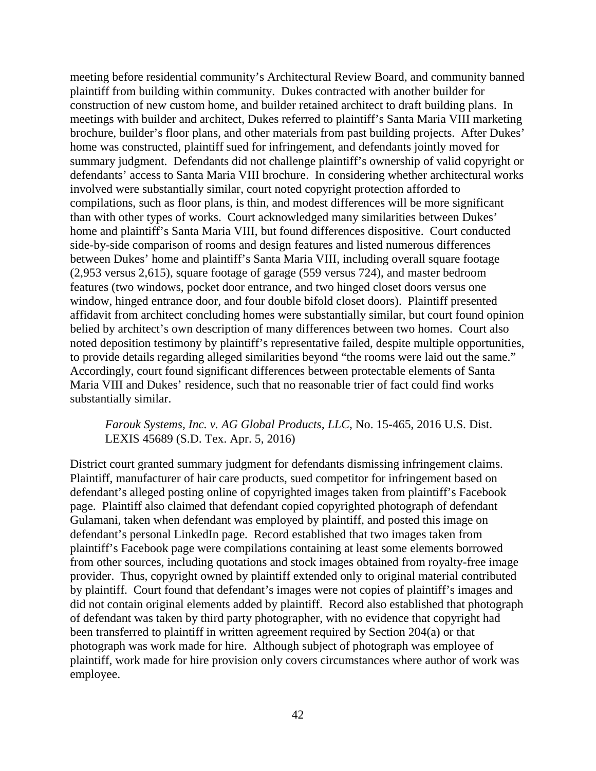meeting before residential community's Architectural Review Board, and community banned plaintiff from building within community. Dukes contracted with another builder for construction of new custom home, and builder retained architect to draft building plans. In meetings with builder and architect, Dukes referred to plaintiff's Santa Maria VIII marketing brochure, builder's floor plans, and other materials from past building projects. After Dukes' home was constructed, plaintiff sued for infringement, and defendants jointly moved for summary judgment. Defendants did not challenge plaintiff's ownership of valid copyright or defendants' access to Santa Maria VIII brochure. In considering whether architectural works involved were substantially similar, court noted copyright protection afforded to compilations, such as floor plans, is thin, and modest differences will be more significant than with other types of works. Court acknowledged many similarities between Dukes' home and plaintiff's Santa Maria VIII, but found differences dispositive. Court conducted side-by-side comparison of rooms and design features and listed numerous differences between Dukes' home and plaintiff's Santa Maria VIII, including overall square footage (2,953 versus 2,615), square footage of garage (559 versus 724), and master bedroom features (two windows, pocket door entrance, and two hinged closet doors versus one window, hinged entrance door, and four double bifold closet doors). Plaintiff presented affidavit from architect concluding homes were substantially similar, but court found opinion belied by architect's own description of many differences between two homes. Court also noted deposition testimony by plaintiff's representative failed, despite multiple opportunities, to provide details regarding alleged similarities beyond "the rooms were laid out the same." Accordingly, court found significant differences between protectable elements of Santa Maria VIII and Dukes' residence, such that no reasonable trier of fact could find works substantially similar.

> *Farouk Systems, Inc. v. AG Global Products, LLC*, No. 15-465, 2016 U.S. Dist. LEXIS 45689 (S.D. Tex. Apr. 5, 2016)

District court granted summary judgment for defendants dismissing infringement claims. Plaintiff, manufacturer of hair care products, sued competitor for infringement based on defendant's alleged posting online of copyrighted images taken from plaintiff's Facebook page. Plaintiff also claimed that defendant copied copyrighted photograph of defendant Gulamani, taken when defendant was employed by plaintiff, and posted this image on defendant's personal LinkedIn page. Record established that two images taken from plaintiff's Facebook page were compilations containing at least some elements borrowed from other sources, including quotations and stock images obtained from royalty-free image provider. Thus, copyright owned by plaintiff extended only to original material contributed by plaintiff. Court found that defendant's images were not copies of plaintiff's images and did not contain original elements added by plaintiff. Record also established that photograph of defendant was taken by third party photographer, with no evidence that copyright had been transferred to plaintiff in written agreement required by Section 204(a) or that photograph was work made for hire. Although subject of photograph was employee of plaintiff, work made for hire provision only covers circumstances where author of work was employee.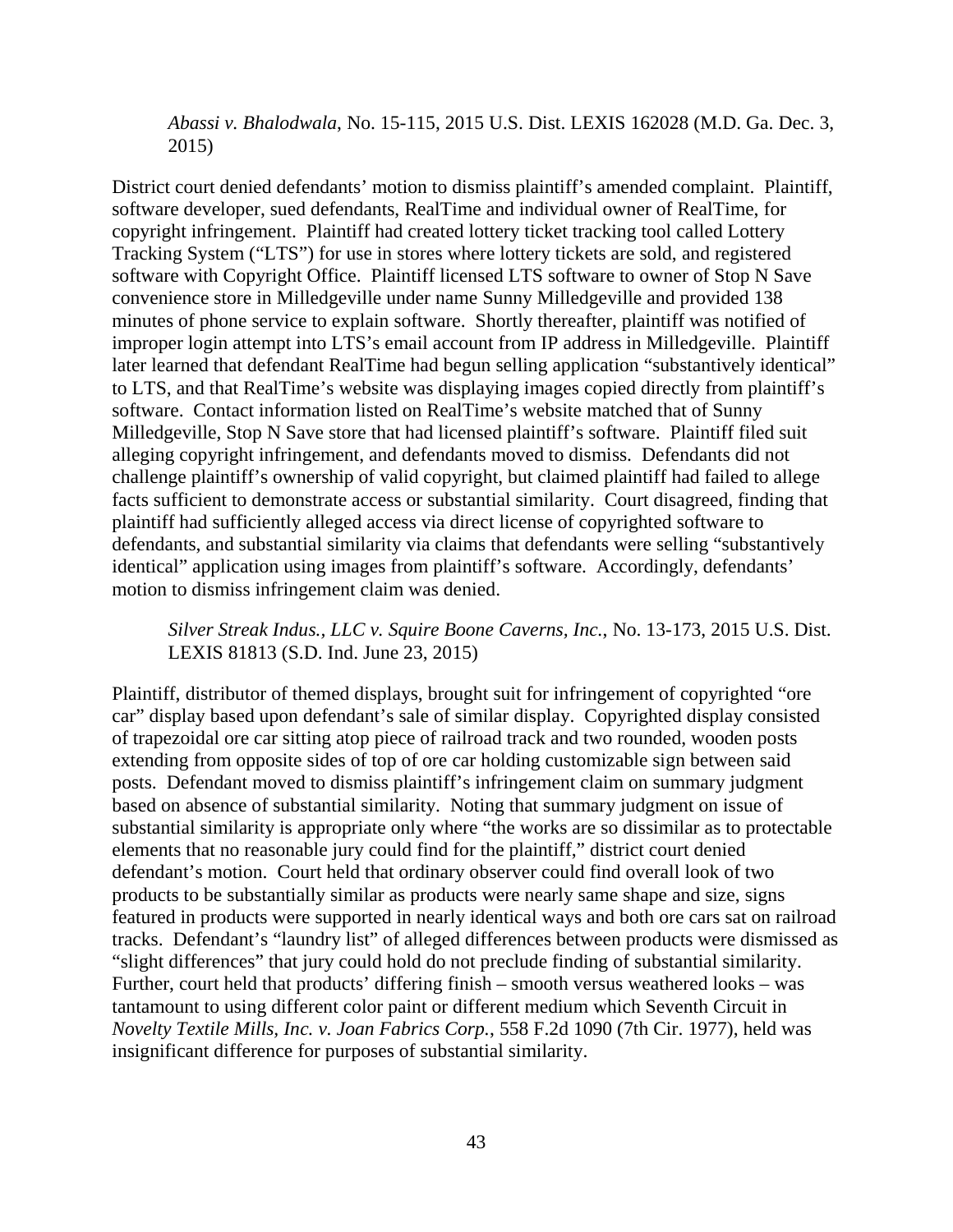*Abassi v. Bhalodwala*, No. 15-115, 2015 U.S. Dist. LEXIS 162028 (M.D. Ga. Dec. 3, 2015)

District court denied defendants' motion to dismiss plaintiff's amended complaint. Plaintiff, software developer, sued defendants, RealTime and individual owner of RealTime, for copyright infringement. Plaintiff had created lottery ticket tracking tool called Lottery Tracking System ("LTS") for use in stores where lottery tickets are sold, and registered software with Copyright Office. Plaintiff licensed LTS software to owner of Stop N Save convenience store in Milledgeville under name Sunny Milledgeville and provided 138 minutes of phone service to explain software. Shortly thereafter, plaintiff was notified of improper login attempt into LTS's email account from IP address in Milledgeville. Plaintiff later learned that defendant RealTime had begun selling application "substantively identical" to LTS, and that RealTime's website was displaying images copied directly from plaintiff's software. Contact information listed on RealTime's website matched that of Sunny Milledgeville, Stop N Save store that had licensed plaintiff's software. Plaintiff filed suit alleging copyright infringement, and defendants moved to dismiss. Defendants did not challenge plaintiff's ownership of valid copyright, but claimed plaintiff had failed to allege facts sufficient to demonstrate access or substantial similarity. Court disagreed, finding that plaintiff had sufficiently alleged access via direct license of copyrighted software to defendants, and substantial similarity via claims that defendants were selling "substantively identical" application using images from plaintiff's software. Accordingly, defendants' motion to dismiss infringement claim was denied.

*Silver Streak Indus., LLC v. Squire Boone Caverns, Inc.*, No. 13-173, 2015 U.S. Dist. LEXIS 81813 (S.D. Ind. June 23, 2015)

Plaintiff, distributor of themed displays, brought suit for infringement of copyrighted "ore car" display based upon defendant's sale of similar display. Copyrighted display consisted of trapezoidal ore car sitting atop piece of railroad track and two rounded, wooden posts extending from opposite sides of top of ore car holding customizable sign between said posts. Defendant moved to dismiss plaintiff's infringement claim on summary judgment based on absence of substantial similarity. Noting that summary judgment on issue of substantial similarity is appropriate only where "the works are so dissimilar as to protectable elements that no reasonable jury could find for the plaintiff," district court denied defendant's motion. Court held that ordinary observer could find overall look of two products to be substantially similar as products were nearly same shape and size, signs featured in products were supported in nearly identical ways and both ore cars sat on railroad tracks. Defendant's "laundry list" of alleged differences between products were dismissed as "slight differences" that jury could hold do not preclude finding of substantial similarity. Further, court held that products' differing finish – smooth versus weathered looks – was tantamount to using different color paint or different medium which Seventh Circuit in *Novelty Textile Mills, Inc. v. Joan Fabrics Corp.*, 558 F.2d 1090 (7th Cir. 1977), held was insignificant difference for purposes of substantial similarity.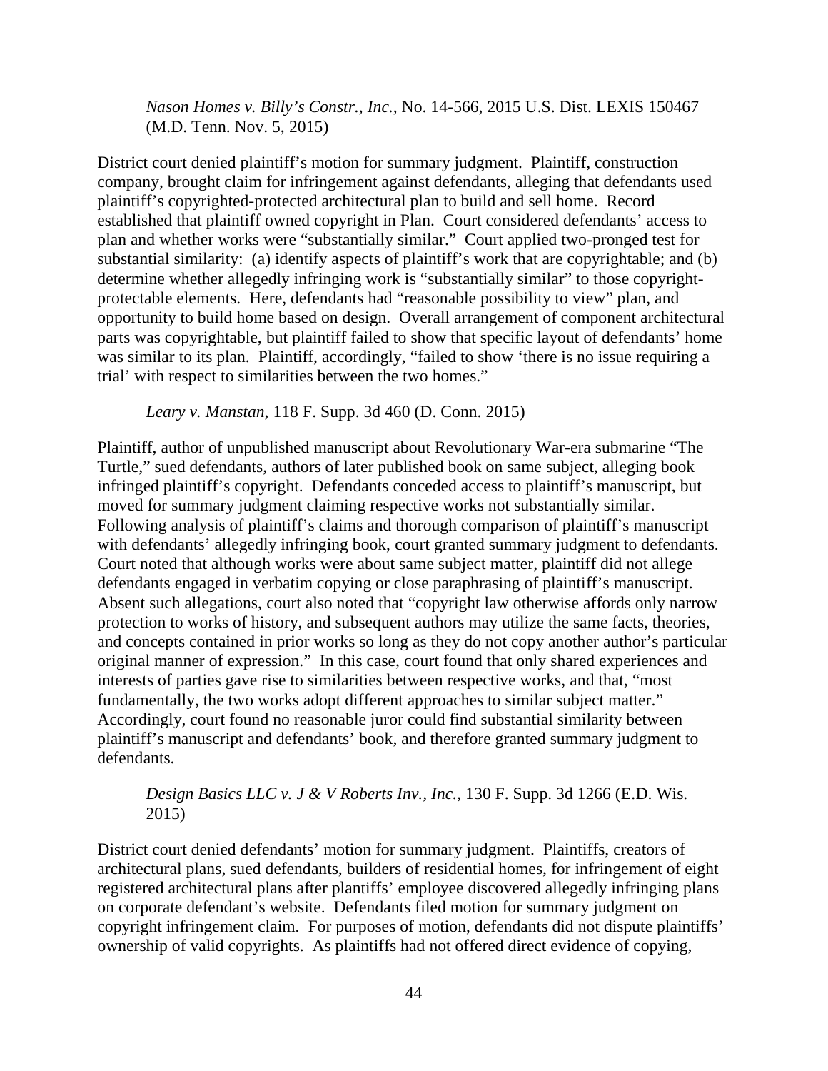*Nason Homes v. Billy's Constr., Inc.*, No. 14-566, 2015 U.S. Dist. LEXIS 150467 (M.D. Tenn. Nov. 5, 2015)

District court denied plaintiff's motion for summary judgment. Plaintiff, construction company, brought claim for infringement against defendants, alleging that defendants used plaintiff's copyrighted-protected architectural plan to build and sell home. Record established that plaintiff owned copyright in Plan. Court considered defendants' access to plan and whether works were "substantially similar." Court applied two-pronged test for substantial similarity: (a) identify aspects of plaintiff's work that are copyrightable; and (b) determine whether allegedly infringing work is "substantially similar" to those copyright-protectable elements. Here, defendants had "reasonable possibility to view" plan, and opportunity to build home based on design. Overall arrangement of component architectural parts was copyrightable, but plaintiff failed to show that specific layout of defendants' home was similar to its plan. Plaintiff, accordingly, "failed to show 'there is no issue requiring a trial' with respect to similarities between the two homes."

*Leary v. Manstan*, 118 F. Supp. 3d 460 (D. Conn. 2015)

Plaintiff, author of unpublished manuscript about Revolutionary War-era submarine "The Turtle," sued defendants, authors of later published book on same subject, alleging book infringed plaintiff's copyright. Defendants conceded access to plaintiff's manuscript, but moved for summary judgment claiming respective works not substantially similar. Following analysis of plaintiff's claims and thorough comparison of plaintiff's manuscript with defendants' allegedly infringing book, court granted summary judgment to defendants. Court noted that although works were about same subject matter, plaintiff did not allege defendants engaged in verbatim copying or close paraphrasing of plaintiff's manuscript. Absent such allegations, court also noted that "copyright law otherwise affords only narrow protection to works of history, and subsequent authors may utilize the same facts, theories, and concepts contained in prior works so long as they do not copy another author's particular original manner of expression." In this case, court found that only shared experiences and interests of parties gave rise to similarities between respective works, and that, "most fundamentally, the two works adopt different approaches to similar subject matter." Accordingly, court found no reasonable juror could find substantial similarity between plaintiff's manuscript and defendants' book, and therefore granted summary judgment to defendants.

*Design Basics LLC v. J & V Roberts Inv., Inc.*, 130 F. Supp. 3d 1266 (E.D. Wis. 2015)

District court denied defendants' motion for summary judgment. Plaintiffs, creators of architectural plans, sued defendants, builders of residential homes, for infringement of eight registered architectural plans after plantiffs' employee discovered allegedly infringing plans on corporate defendant's website. Defendants filed motion for summary judgment on copyright infringement claim. For purposes of motion, defendants did not dispute plaintiffs' ownership of valid copyrights. As plaintiffs had not offered direct evidence of copying,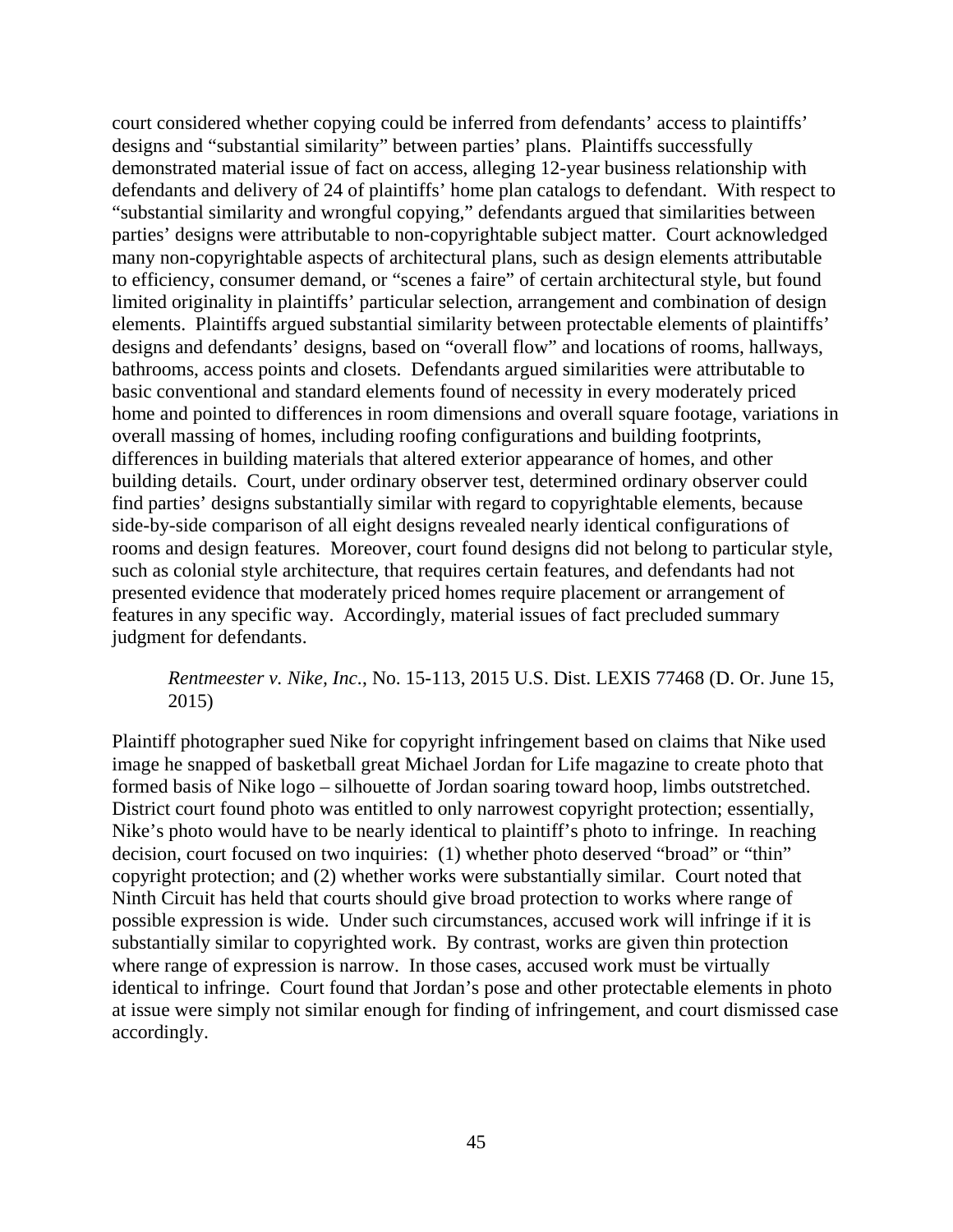court considered whether copying could be inferred from defendants' access to plaintiffs' designs and "substantial similarity" between parties' plans. Plaintiffs successfully demonstrated material issue of fact on access, alleging 12-year business relationship with defendants and delivery of 24 of plaintiffs' home plan catalogs to defendant. With respect to "substantial similarity and wrongful copying," defendants argued that similarities between parties' designs were attributable to non-copyrightable subject matter. Court acknowledged many non-copyrightable aspects of architectural plans, such as design elements attributable to efficiency, consumer demand, or "scenes a faire" of certain architectural style, but found limited originality in plaintiffs' particular selection, arrangement and combination of design elements. Plaintiffs argued substantial similarity between protectable elements of plaintiffs' designs and defendants' designs, based on "overall flow" and locations of rooms, hallways, bathrooms, access points and closets. Defendants argued similarities were attributable to basic conventional and standard elements found of necessity in every moderately priced home and pointed to differences in room dimensions and overall square footage, variations in overall massing of homes, including roofing configurations and building footprints, differences in building materials that altered exterior appearance of homes, and other building details. Court, under ordinary observer test, determined ordinary observer could find parties' designs substantially similar with regard to copyrightable elements, because side-by-side comparison of all eight designs revealed nearly identical configurations of rooms and design features. Moreover, court found designs did not belong to particular style, such as colonial style architecture, that requires certain features, and defendants had not presented evidence that moderately priced homes require placement or arrangement of features in any specific way. Accordingly, material issues of fact precluded summary judgment for defendants.

> *Rentmeester v. Nike, Inc.*, No. 15-113, 2015 U.S. Dist. LEXIS 77468 (D. Or. June 15, 2015)

Plaintiff photographer sued Nike for copyright infringement based on claims that Nike used image he snapped of basketball great Michael Jordan for Life magazine to create photo that formed basis of Nike logo – silhouette of Jordan soaring toward hoop, limbs outstretched. District court found photo was entitled to only narrowest copyright protection; essentially, Nike's photo would have to be nearly identical to plaintiff's photo to infringe. In reaching decision, court focused on two inquiries: (1) whether photo deserved "broad" or "thin" copyright protection; and (2) whether works were substantially similar. Court noted that Ninth Circuit has held that courts should give broad protection to works where range of possible expression is wide. Under such circumstances, accused work will infringe if it is substantially similar to copyrighted work. By contrast, works are given thin protection where range of expression is narrow. In those cases, accused work must be virtually identical to infringe. Court found that Jordan's pose and other protectable elements in photo at issue were simply not similar enough for finding of infringement, and court dismissed case accordingly.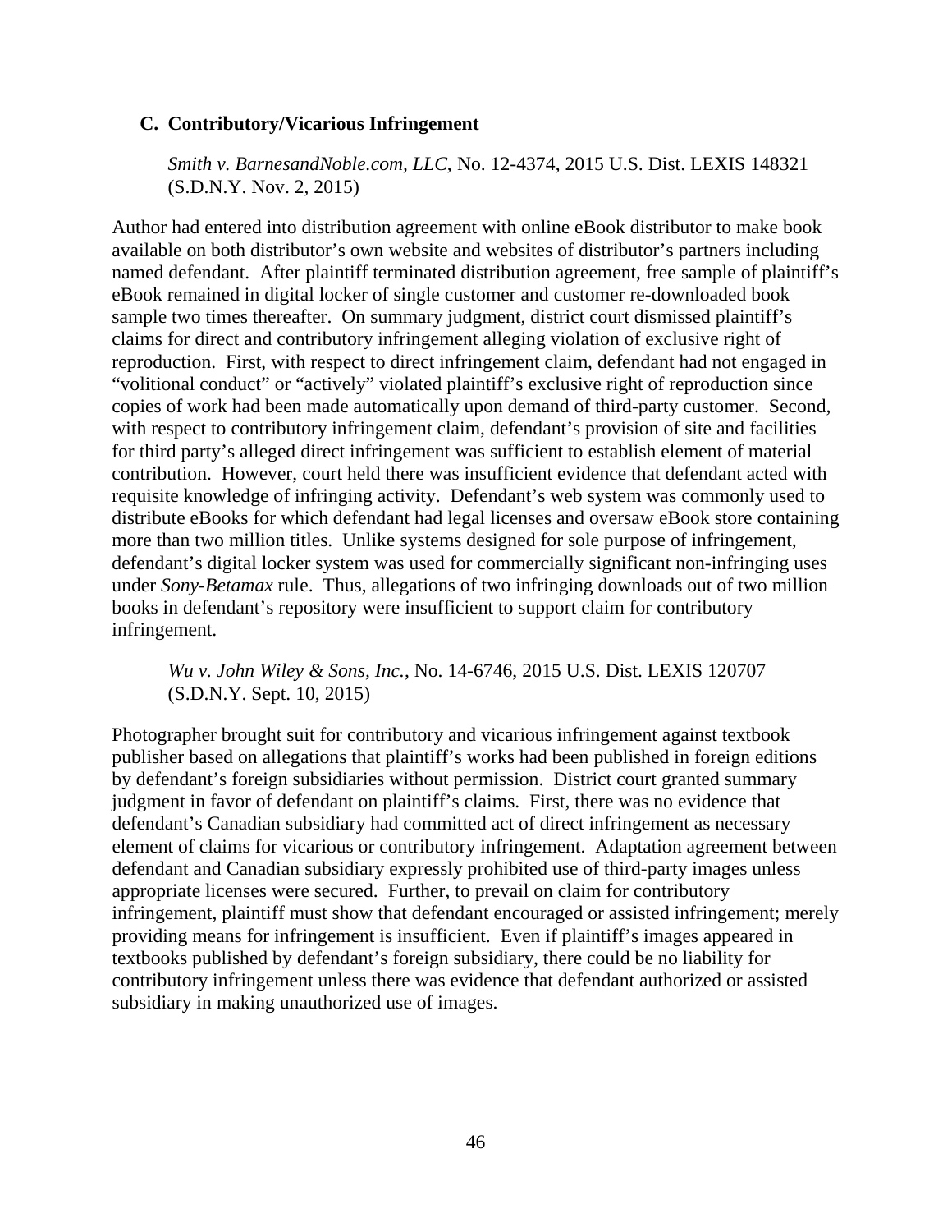### C. Contributory/Vicarious Infringement

*Smith v. BarnesandNoble.com, LLC*, No. 12-4374, 2015 U.S. Dist. LEXIS 148321 (S.D.N.Y. Nov. 2, 2015)

Author had entered into distribution agreement with online eBook distributor to make book available on both distributor's own website and websites of distributor's partners including named defendant. After plaintiff terminated distribution agreement, free sample of plaintiff's eBook remained in digital locker of single customer and customer re-downloaded book sample two times thereafter. On summary judgment, district court dismissed plaintiff's claims for direct and contributory infringement alleging violation of exclusive right of reproduction. First, with respect to direct infringement claim, defendant had not engaged in "volitional conduct" or "actively" violated plaintiff's exclusive right of reproduction since copies of work had been made automatically upon demand of third-party customer. Second, with respect to contributory infringement claim, defendant's provision of site and facilities for third party's alleged direct infringement was sufficient to establish element of material contribution. However, court held there was insufficient evidence that defendant acted with requisite knowledge of infringing activity. Defendant's web system was commonly used to distribute eBooks for which defendant had legal licenses and oversaw eBook store containing more than two million titles. Unlike systems designed for sole purpose of infringement, defendant's digital locker system was used for commercially significant non-infringing uses under *Sony-Betamax* rule. Thus, allegations of two infringing downloads out of two million books in defendant's repository were insufficient to support claim for contributory infringement.

*Wu v. John Wiley & Sons, Inc.*, No. 14-6746, 2015 U.S. Dist. LEXIS 120707 (S.D.N.Y. Sept. 10, 2015)

Photographer brought suit for contributory and vicarious infringement against textbook publisher based on allegations that plaintiff's works had been published in foreign editions by defendant's foreign subsidiaries without permission. District court granted summary judgment in favor of defendant on plaintiff's claims. First, there was no evidence that defendant's Canadian subsidiary had committed act of direct infringement as necessary element of claims for vicarious or contributory infringement. Adaptation agreement between defendant and Canadian subsidiary expressly prohibited use of third-party images unless appropriate licenses were secured. Further, to prevail on claim for contributory infringement, plaintiff must show that defendant encouraged or assisted infringement; merely providing means for infringement is insufficient. Even if plaintiff's images appeared in textbooks published by defendant's foreign subsidiary, there could be no liability for contributory infringement unless there was evidence that defendant authorized or assisted subsidiary in making unauthorized use of images.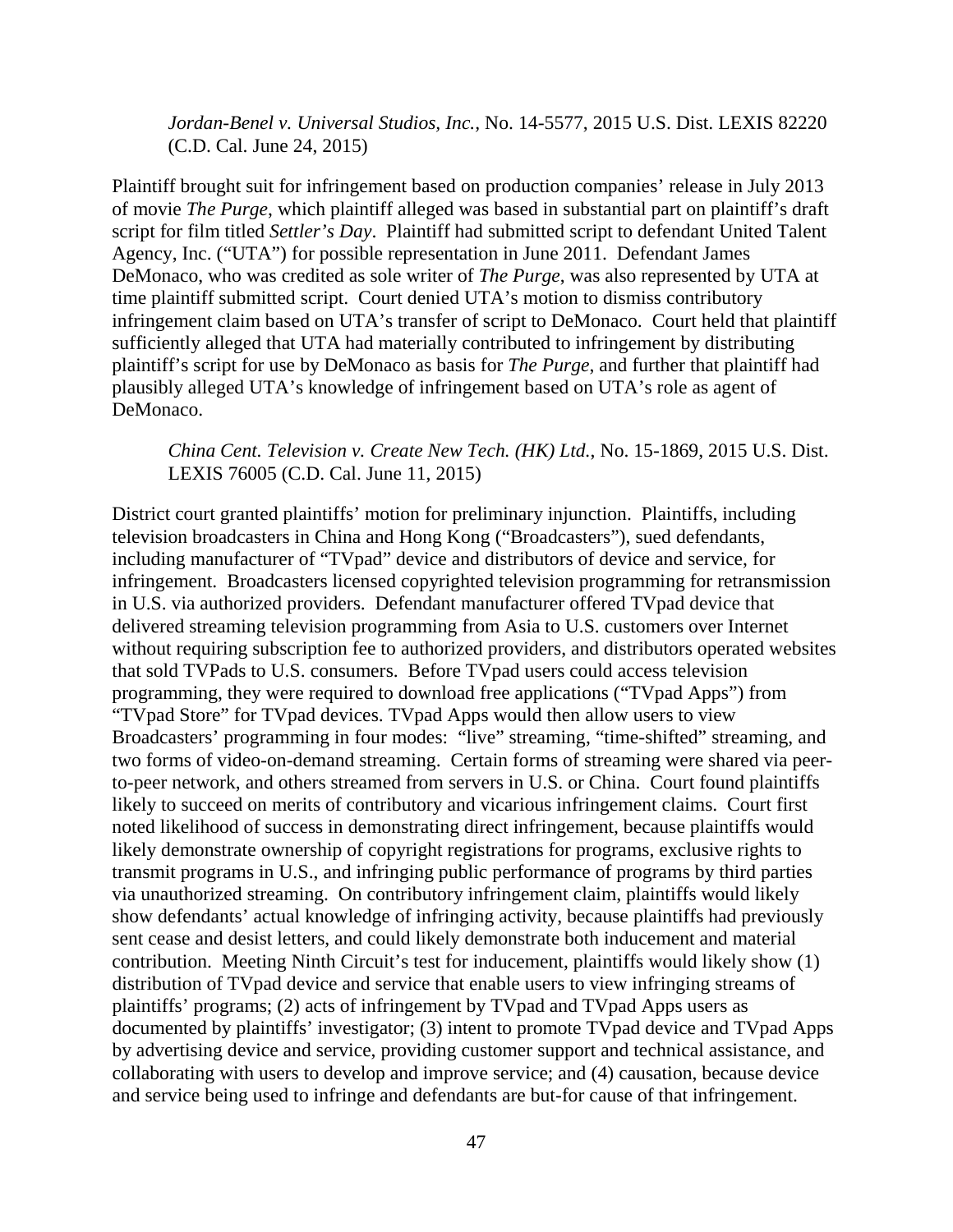*Jordan-Benel v. Universal Studios, Inc.*, No. 14-5577, 2015 U.S. Dist. LEXIS 82220 (C.D. Cal. June 24, 2015)

Plaintiff brought suit for infringement based on production companies' release in July 2013 of movie *The Purge*, which plaintiff alleged was based in substantial part on plaintiff's draft script for film titled *Settler's Day*. Plaintiff had submitted script to defendant United Talent Agency, Inc. ("UTA") for possible representation in June 2011. Defendant James DeMonaco, who was credited as sole writer of *The Purge*, was also represented by UTA at time plaintiff submitted script. Court denied UTA's motion to dismiss contributory infringement claim based on UTA's transfer of script to DeMonaco. Court held that plaintiff sufficiently alleged that UTA had materially contributed to infringement by distributing plaintiff's script for use by DeMonaco as basis for *The Purge*, and further that plaintiff had plausibly alleged UTA's knowledge of infringement based on UTA's role as agent of DeMonaco.

*China Cent. Television v. Create New Tech. (HK) Ltd.*, No. 15-1869, 2015 U.S. Dist. LEXIS 76005 (C.D. Cal. June 11, 2015)

District court granted plaintiffs' motion for preliminary injunction. Plaintiffs, including television broadcasters in China and Hong Kong ("Broadcasters"), sued defendants, including manufacturer of "TVpad" device and distributors of device and service, for infringement. Broadcasters licensed copyrighted television programming for retransmission in U.S. via authorized providers. Defendant manufacturer offered TVpad device that delivered streaming television programming from Asia to U.S. customers over Internet without requiring subscription fee to authorized providers, and distributors operated websites that sold TVPads to U.S. consumers. Before TVpad users could access television programming, they were required to download free applications ("TVpad Apps") from "TVpad Store" for TVpad devices. TVpad Apps would then allow users to view Broadcasters' programming in four modes: "live" streaming, "time-shifted" streaming, and two forms of video-on-demand streaming. Certain forms of streaming were shared via peer-to-peer network, and others streamed from servers in U.S. or China. Court found plaintiffs likely to succeed on merits of contributory and vicarious infringement claims. Court first noted likelihood of success in demonstrating direct infringement, because plaintiffs would likely demonstrate ownership of copyright registrations for programs, exclusive rights to transmit programs in U.S., and infringing public performance of programs by third parties via unauthorized streaming. On contributory infringement claim, plaintiffs would likely show defendants' actual knowledge of infringing activity, because plaintiffs had previously sent cease and desist letters, and could likely demonstrate both inducement and material contribution. Meeting Ninth Circuit's test for inducement, plaintiffs would likely show (1) distribution of TVpad device and service that enable users to view infringing streams of plaintiffs' programs; (2) acts of infringement by TVpad and TVpad Apps users as documented by plaintiffs' investigator; (3) intent to promote TVpad device and TVpad Apps by advertising device and service, providing customer support and technical assistance, and collaborating with users to develop and improve service; and (4) causation, because device and service being used to infringe and defendants are but-for cause of that infringement.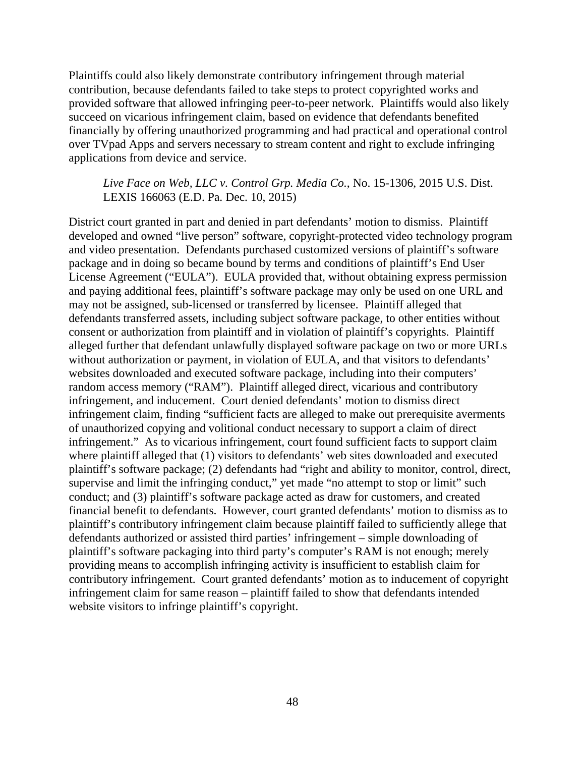Plaintiffs could also likely demonstrate contributory infringement through material contribution, because defendants failed to take steps to protect copyrighted works and provided software that allowed infringing peer-to-peer network. Plaintiffs would also likely succeed on vicarious infringement claim, based on evidence that defendants benefited financially by offering unauthorized programming and had practical and operational control over TVpad Apps and servers necessary to stream content and right to exclude infringing applications from device and service.

> *Live Face on Web, LLC v. Control Grp. Media Co.*, No. 15-1306, 2015 U.S. Dist. LEXIS 166063 (E.D. Pa. Dec. 10, 2015)

District court granted in part and denied in part defendants' motion to dismiss. Plaintiff developed and owned "live person" software, copyright-protected video technology program and video presentation. Defendants purchased customized versions of plaintiff's software package and in doing so became bound by terms and conditions of plaintiff's End User License Agreement ("EULA"). EULA provided that, without obtaining express permission and paying additional fees, plaintiff's software package may only be used on one URL and may not be assigned, sub-licensed or transferred by licensee. Plaintiff alleged that defendants transferred assets, including subject software package, to other entities without consent or authorization from plaintiff and in violation of plaintiff's copyrights. Plaintiff alleged further that defendant unlawfully displayed software package on two or more URLs without authorization or payment, in violation of EULA, and that visitors to defendants' websites downloaded and executed software package, including into their computers' random access memory ("RAM"). Plaintiff alleged direct, vicarious and contributory infringement, and inducement. Court denied defendants' motion to dismiss direct infringement claim, finding "sufficient facts are alleged to make out prerequisite averments of unauthorized copying and volitional conduct necessary to support a claim of direct infringement." As to vicarious infringement, court found sufficient facts to support claim where plaintiff alleged that (1) visitors to defendants' web sites downloaded and executed plaintiff's software package; (2) defendants had "right and ability to monitor, control, direct, supervise and limit the infringing conduct," yet made "no attempt to stop or limit" such conduct; and (3) plaintiff's software package acted as draw for customers, and created financial benefit to defendants. However, court granted defendants' motion to dismiss as to plaintiff's contributory infringement claim because plaintiff failed to sufficiently allege that defendants authorized or assisted third parties' infringement – simple downloading of plaintiff's software packaging into third party's computer's RAM is not enough; merely providing means to accomplish infringing activity is insufficient to establish claim for contributory infringement. Court granted defendants' motion as to inducement of copyright infringement claim for same reason – plaintiff failed to show that defendants intended website visitors to infringe plaintiff's copyright.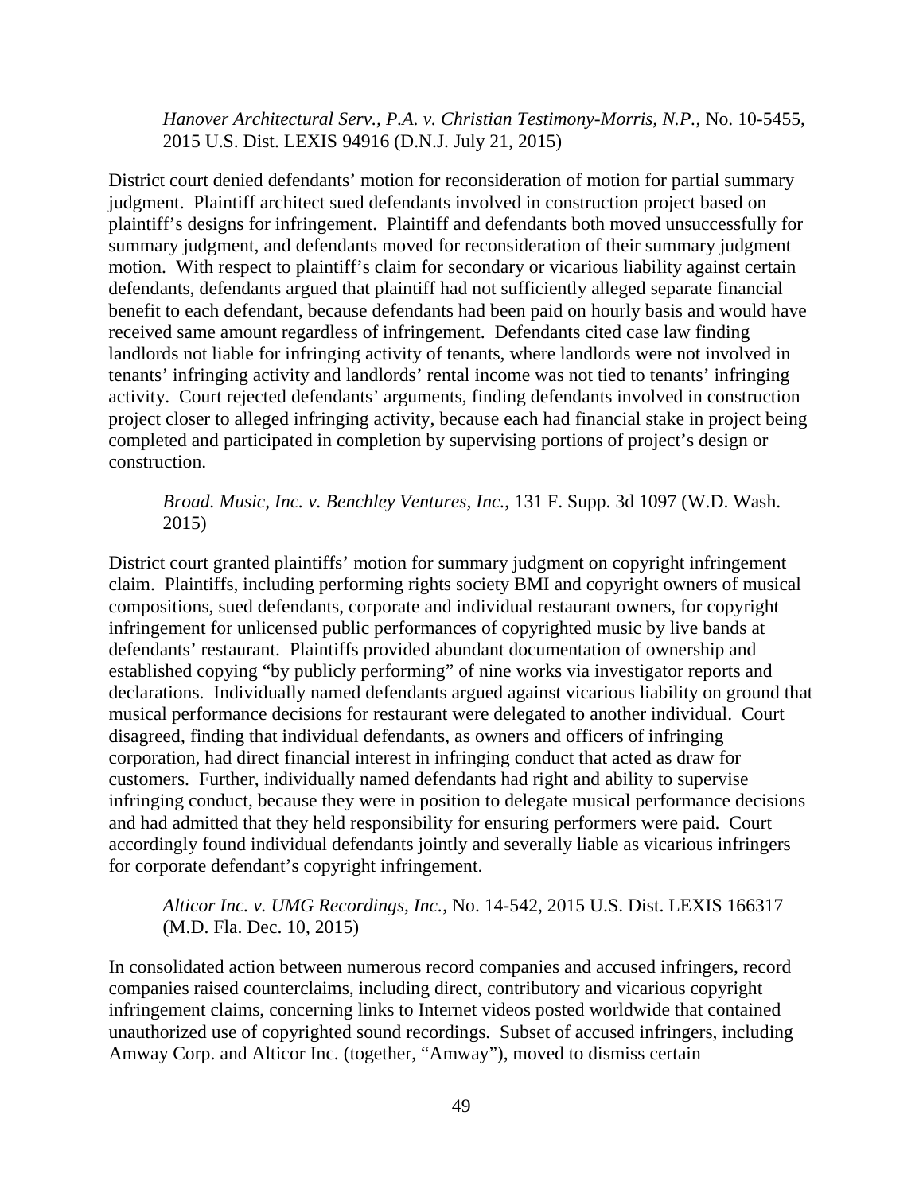*Hanover Architectural Serv., P.A. v. Christian Testimony-Morris, N.P.*, No. 10-5455, 2015 U.S. Dist. LEXIS 94916 (D.N.J. July 21, 2015)

District court denied defendants' motion for reconsideration of motion for partial summary judgment. Plaintiff architect sued defendants involved in construction project based on plaintiff's designs for infringement. Plaintiff and defendants both moved unsuccessfully for summary judgment, and defendants moved for reconsideration of their summary judgment motion. With respect to plaintiff's claim for secondary or vicarious liability against certain defendants, defendants argued that plaintiff had not sufficiently alleged separate financial benefit to each defendant, because defendants had been paid on hourly basis and would have received same amount regardless of infringement. Defendants cited case law finding landlords not liable for infringing activity of tenants, where landlords were not involved in tenants' infringing activity and landlords' rental income was not tied to tenants' infringing activity. Court rejected defendants' arguments, finding defendants involved in construction project closer to alleged infringing activity, because each had financial stake in project being completed and participated in completion by supervising portions of project's design or construction.

*Broad. Music, Inc. v. Benchley Ventures, Inc.*, 131 F. Supp. 3d 1097 (W.D. Wash. 2015)

District court granted plaintiffs' motion for summary judgment on copyright infringement claim. Plaintiffs, including performing rights society BMI and copyright owners of musical compositions, sued defendants, corporate and individual restaurant owners, for copyright infringement for unlicensed public performances of copyrighted music by live bands at defendants' restaurant. Plaintiffs provided abundant documentation of ownership and established copying "by publicly performing" of nine works via investigator reports and declarations. Individually named defendants argued against vicarious liability on ground that musical performance decisions for restaurant were delegated to another individual. Court disagreed, finding that individual defendants, as owners and officers of infringing corporation, had direct financial interest in infringing conduct that acted as draw for customers. Further, individually named defendants had right and ability to supervise infringing conduct, because they were in position to delegate musical performance decisions and had admitted that they held responsibility for ensuring performers were paid. Court accordingly found individual defendants jointly and severally liable as vicarious infringers for corporate defendant's copyright infringement.

*Alticor Inc. v. UMG Recordings, Inc.*, No. 14-542, 2015 U.S. Dist. LEXIS 166317 (M.D. Fla. Dec. 10, 2015)

In consolidated action between numerous record companies and accused infringers, record companies raised counterclaims, including direct, contributory and vicarious copyright infringement claims, concerning links to Internet videos posted worldwide that contained unauthorized use of copyrighted sound recordings. Subset of accused infringers, including Amway Corp. and Alticor Inc. (together, "Amway"), moved to dismiss certain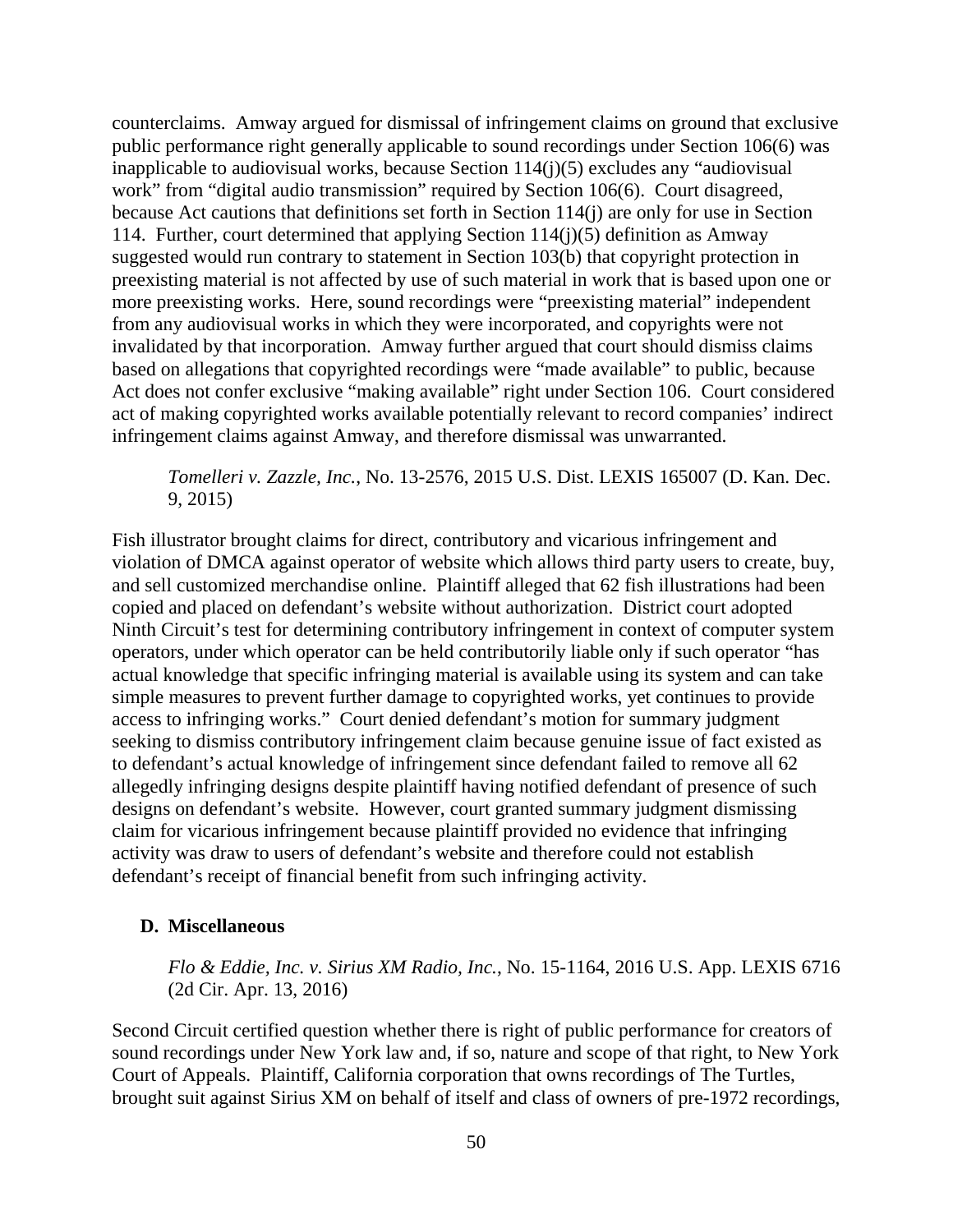counterclaims. Amway argued for dismissal of infringement claims on ground that exclusive public performance right generally applicable to sound recordings under Section 106(6) was inapplicable to audiovisual works, because Section 114(j)(5) excludes any "audiovisual work" from "digital audio transmission" required by Section 106(6). Court disagreed, because Act cautions that definitions set forth in Section 114(j) are only for use in Section 114. Further, court determined that applying Section 114(j)(5) definition as Amway suggested would run contrary to statement in Section 103(b) that copyright protection in preexisting material is not affected by use of such material in work that is based upon one or more preexisting works. Here, sound recordings were "preexisting material" independent from any audiovisual works in which they were incorporated, and copyrights were not invalidated by that incorporation. Amway further argued that court should dismiss claims based on allegations that copyrighted recordings were "made available" to public, because Act does not confer exclusive "making available" right under Section 106. Court considered act of making copyrighted works available potentially relevant to record companies' indirect infringement claims against Amway, and therefore dismissal was unwarranted.

> *Tomelleri v. Zazzle, Inc.*, No. 13-2576, 2015 U.S. Dist. LEXIS 165007 (D. Kan. Dec. 9, 2015)

Fish illustrator brought claims for direct, contributory and vicarious infringement and violation of DMCA against operator of website which allows third party users to create, buy, and sell customized merchandise online. Plaintiff alleged that 62 fish illustrations had been copied and placed on defendant's website without authorization. District court adopted Ninth Circuit's test for determining contributory infringement in context of computer system operators, under which operator can be held contributorily liable only if such operator "has actual knowledge that specific infringing material is available using its system and can take simple measures to prevent further damage to copyrighted works, yet continues to provide access to infringing works." Court denied defendant's motion for summary judgment seeking to dismiss contributory infringement claim because genuine issue of fact existed as to defendant's actual knowledge of infringement since defendant failed to remove all 62 allegedly infringing designs despite plaintiff having notified defendant of presence of such designs on defendant's website. However, court granted summary judgment dismissing claim for vicarious infringement because plaintiff provided no evidence that infringing activity was draw to users of defendant's website and therefore could not establish defendant's receipt of financial benefit from such infringing activity.

### D. Miscellaneous

> *Flo & Eddie, Inc. v. Sirius XM Radio, Inc.*, No. 15-1164, 2016 U.S. App. LEXIS 6716 (2d Cir. Apr. 13, 2016)

Second Circuit certified question whether there is right of public performance for creators of sound recordings under New York law and, if so, nature and scope of that right, to New York Court of Appeals. Plaintiff, California corporation that owns recordings of The Turtles, brought suit against Sirius XM on behalf of itself and class of owners of pre-1972 recordings,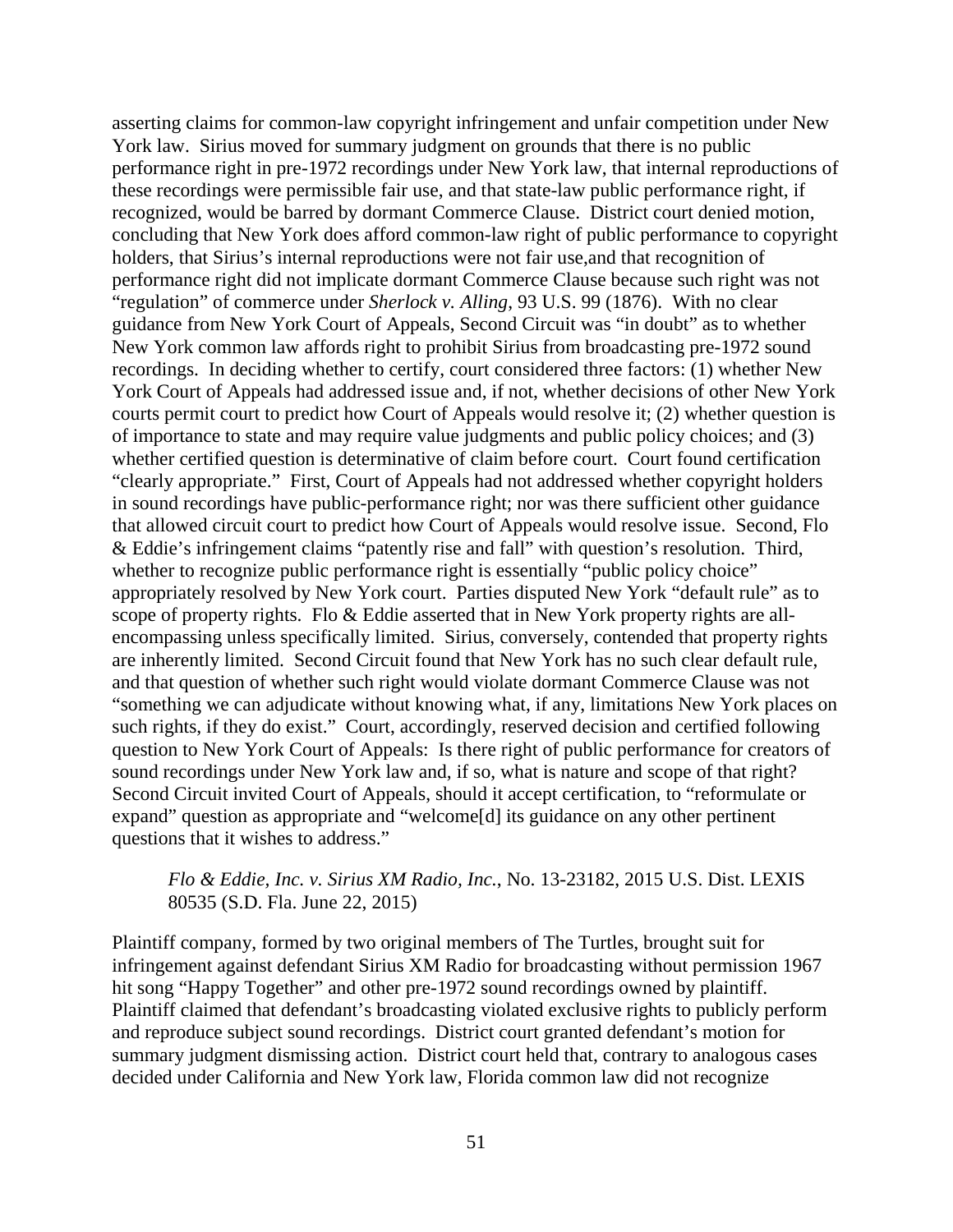asserting claims for common-law copyright infringement and unfair competition under New York law. Sirius moved for summary judgment on grounds that there is no public performance right in pre-1972 recordings under New York law, that internal reproductions of these recordings were permissible fair use, and that state-law public performance right, if recognized, would be barred by dormant Commerce Clause. District court denied motion, concluding that New York does afford common-law right of public performance to copyright holders, that Sirius's internal reproductions were not fair use,and that recognition of performance right did not implicate dormant Commerce Clause because such right was not "regulation" of commerce under *Sherlock v. Alling*, 93 U.S. 99 (1876). With no clear guidance from New York Court of Appeals, Second Circuit was "in doubt" as to whether New York common law affords right to prohibit Sirius from broadcasting pre-1972 sound recordings. In deciding whether to certify, court considered three factors: (1) whether New York Court of Appeals had addressed issue and, if not, whether decisions of other New York courts permit court to predict how Court of Appeals would resolve it; (2) whether question is of importance to state and may require value judgments and public policy choices; and (3) whether certified question is determinative of claim before court. Court found certification "clearly appropriate." First, Court of Appeals had not addressed whether copyright holders in sound recordings have public-performance right; nor was there sufficient other guidance that allowed circuit court to predict how Court of Appeals would resolve issue. Second, Flo & Eddie's infringement claims "patently rise and fall" with question's resolution. Third, whether to recognize public performance right is essentially "public policy choice" appropriately resolved by New York court. Parties disputed New York "default rule" as to scope of property rights. Flo & Eddie asserted that in New York property rights are all-encompassing unless specifically limited. Sirius, conversely, contended that property rights are inherently limited. Second Circuit found that New York has no such clear default rule, and that question of whether such right would violate dormant Commerce Clause was not "something we can adjudicate without knowing what, if any, limitations New York places on such rights, if they do exist." Court, accordingly, reserved decision and certified following question to New York Court of Appeals: Is there right of public performance for creators of sound recordings under New York law and, if so, what is nature and scope of that right? Second Circuit invited Court of Appeals, should it accept certification, to "reformulate or expand" question as appropriate and "welcome[d] its guidance on any other pertinent questions that it wishes to address."

> *Flo & Eddie, Inc. v. Sirius XM Radio, Inc.*, No. 13-23182, 2015 U.S. Dist. LEXIS 80535 (S.D. Fla. June 22, 2015)

Plaintiff company, formed by two original members of The Turtles, brought suit for infringement against defendant Sirius XM Radio for broadcasting without permission 1967 hit song "Happy Together" and other pre-1972 sound recordings owned by plaintiff. Plaintiff claimed that defendant's broadcasting violated exclusive rights to publicly perform and reproduce subject sound recordings. District court granted defendant's motion for summary judgment dismissing action. District court held that, contrary to analogous cases decided under California and New York law, Florida common law did not recognize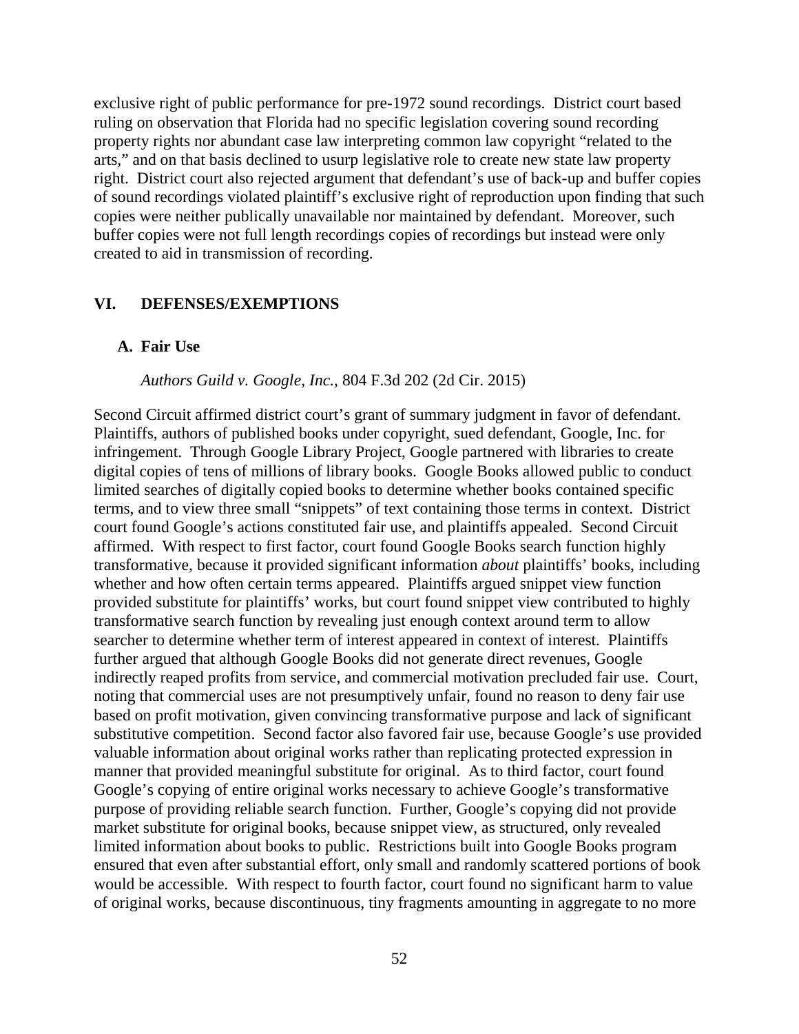exclusive right of public performance for pre-1972 sound recordings. District court based ruling on observation that Florida had no specific legislation covering sound recording property rights nor abundant case law interpreting common law copyright "related to the arts," and on that basis declined to usurp legislative role to create new state law property right. District court also rejected argument that defendant's use of back-up and buffer copies of sound recordings violated plaintiff's exclusive right of reproduction upon finding that such copies were neither publically unavailable nor maintained by defendant. Moreover, such buffer copies were not full length recordings copies of recordings but instead were only created to aid in transmission of recording.

## VI. DEFENSES/EXEMPTIONS

### A. Fair Use

*Authors Guild v. Google, Inc.*, 804 F.3d 202 (2d Cir. 2015)

Second Circuit affirmed district court's grant of summary judgment in favor of defendant. Plaintiffs, authors of published books under copyright, sued defendant, Google, Inc. for infringement. Through Google Library Project, Google partnered with libraries to create digital copies of tens of millions of library books. Google Books allowed public to conduct limited searches of digitally copied books to determine whether books contained specific terms, and to view three small "snippets" of text containing those terms in context. District court found Google's actions constituted fair use, and plaintiffs appealed. Second Circuit affirmed. With respect to first factor, court found Google Books search function highly transformative, because it provided significant information *about* plaintiffs' books, including whether and how often certain terms appeared. Plaintiffs argued snippet view function provided substitute for plaintiffs' works, but court found snippet view contributed to highly transformative search function by revealing just enough context around term to allow searcher to determine whether term of interest appeared in context of interest. Plaintiffs further argued that although Google Books did not generate direct revenues, Google indirectly reaped profits from service, and commercial motivation precluded fair use. Court, noting that commercial uses are not presumptively unfair, found no reason to deny fair use based on profit motivation, given convincing transformative purpose and lack of significant substitutive competition. Second factor also favored fair use, because Google's use provided valuable information about original works rather than replicating protected expression in manner that provided meaningful substitute for original. As to third factor, court found Google's copying of entire original works necessary to achieve Google's transformative purpose of providing reliable search function. Further, Google's copying did not provide market substitute for original books, because snippet view, as structured, only revealed limited information about books to public. Restrictions built into Google Books program ensured that even after substantial effort, only small and randomly scattered portions of book would be accessible. With respect to fourth factor, court found no significant harm to value of original works, because discontinuous, tiny fragments amounting in aggregate to no more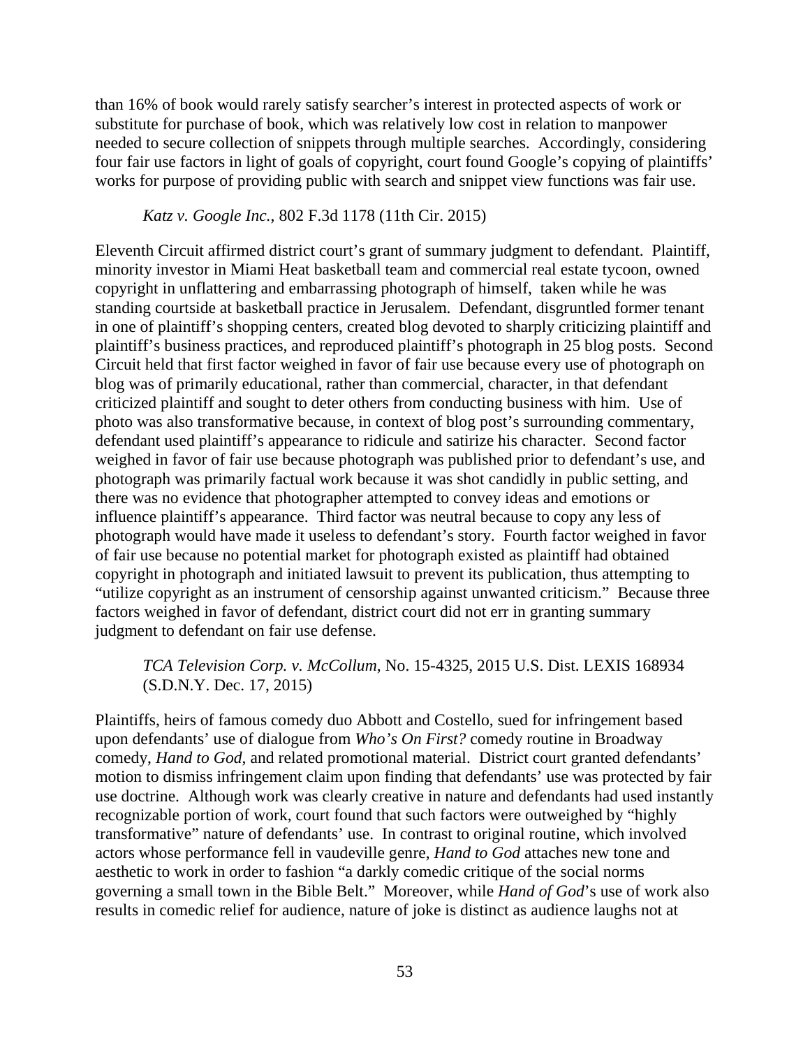than 16% of book would rarely satisfy searcher's interest in protected aspects of work or substitute for purchase of book, which was relatively low cost in relation to manpower needed to secure collection of snippets through multiple searches. Accordingly, considering four fair use factors in light of goals of copyright, court found Google's copying of plaintiffs' works for purpose of providing public with search and snippet view functions was fair use.

*Katz v. Google Inc.*, 802 F.3d 1178 (11th Cir. 2015)

Eleventh Circuit affirmed district court's grant of summary judgment to defendant. Plaintiff, minority investor in Miami Heat basketball team and commercial real estate tycoon, owned copyright in unflattering and embarrassing photograph of himself, taken while he was standing courtside at basketball practice in Jerusalem. Defendant, disgruntled former tenant in one of plaintiff's shopping centers, created blog devoted to sharply criticizing plaintiff and plaintiff's business practices, and reproduced plaintiff's photograph in 25 blog posts. Second Circuit held that first factor weighed in favor of fair use because every use of photograph on blog was of primarily educational, rather than commercial, character, in that defendant criticized plaintiff and sought to deter others from conducting business with him. Use of photo was also transformative because, in context of blog post's surrounding commentary, defendant used plaintiff's appearance to ridicule and satirize his character. Second factor weighed in favor of fair use because photograph was published prior to defendant's use, and photograph was primarily factual work because it was shot candidly in public setting, and there was no evidence that photographer attempted to convey ideas and emotions or influence plaintiff's appearance. Third factor was neutral because to copy any less of photograph would have made it useless to defendant's story. Fourth factor weighed in favor of fair use because no potential market for photograph existed as plaintiff had obtained copyright in photograph and initiated lawsuit to prevent its publication, thus attempting to "utilize copyright as an instrument of censorship against unwanted criticism." Because three factors weighed in favor of defendant, district court did not err in granting summary judgment to defendant on fair use defense.

*TCA Television Corp. v. McCollum*, No. 15-4325, 2015 U.S. Dist. LEXIS 168934 (S.D.N.Y. Dec. 17, 2015)

Plaintiffs, heirs of famous comedy duo Abbott and Costello, sued for infringement based upon defendants' use of dialogue from *Who's On First?* comedy routine in Broadway comedy, *Hand to God*, and related promotional material. District court granted defendants' motion to dismiss infringement claim upon finding that defendants' use was protected by fair use doctrine. Although work was clearly creative in nature and defendants had used instantly recognizable portion of work, court found that such factors were outweighed by "highly transformative" nature of defendants' use. In contrast to original routine, which involved actors whose performance fell in vaudeville genre, *Hand to God* attaches new tone and aesthetic to work in order to fashion "a darkly comedic critique of the social norms governing a small town in the Bible Belt." Moreover, while *Hand of God*'s use of work also results in comedic relief for audience, nature of joke is distinct as audience laughs not at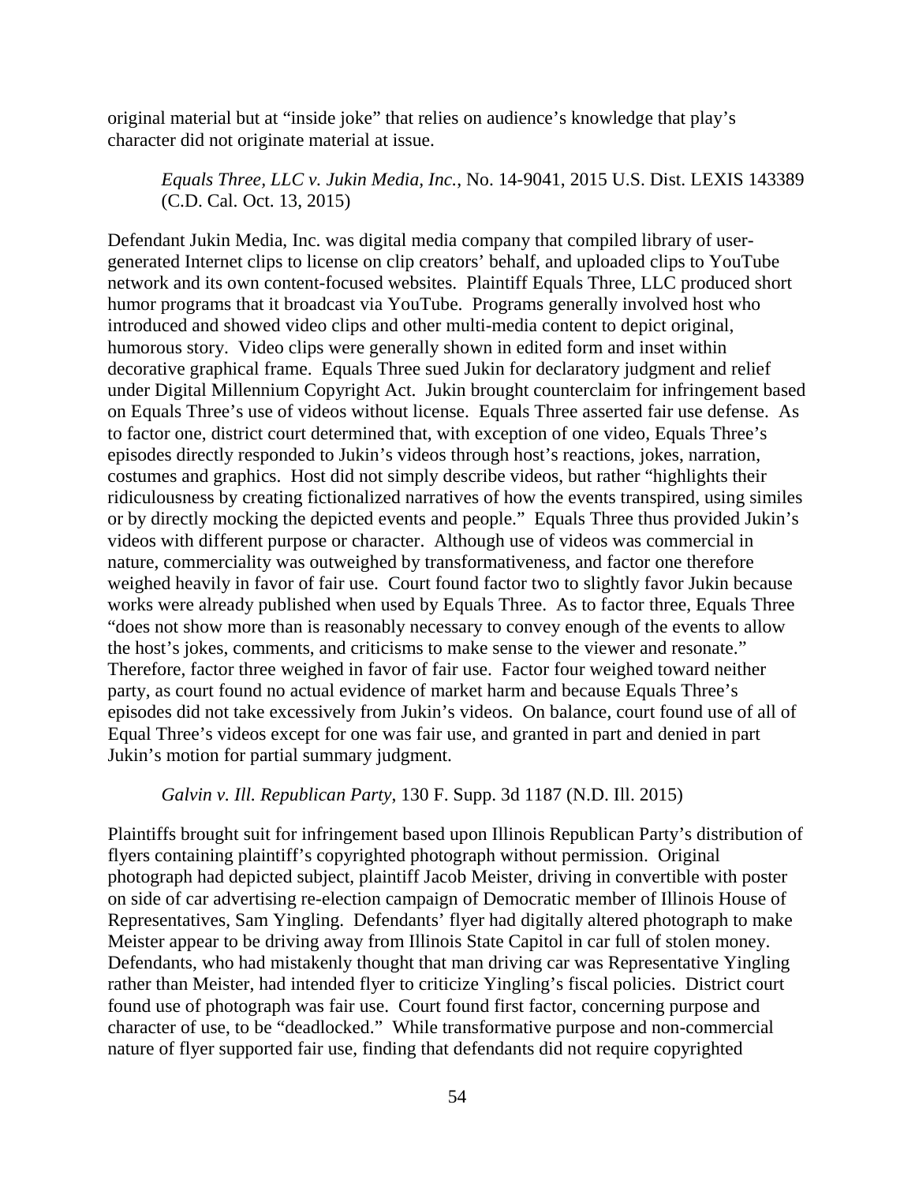original material but at "inside joke" that relies on audience's knowledge that play's character did not originate material at issue.

*Equals Three, LLC v. Jukin Media, Inc.*, No. 14-9041, 2015 U.S. Dist. LEXIS 143389 (C.D. Cal. Oct. 13, 2015)

Defendant Jukin Media, Inc. was digital media company that compiled library of user-generated Internet clips to license on clip creators' behalf, and uploaded clips to YouTube network and its own content-focused websites. Plaintiff Equals Three, LLC produced short humor programs that it broadcast via YouTube. Programs generally involved host who introduced and showed video clips and other multi-media content to depict original, humorous story. Video clips were generally shown in edited form and inset within decorative graphical frame. Equals Three sued Jukin for declaratory judgment and relief under Digital Millennium Copyright Act. Jukin brought counterclaim for infringement based on Equals Three's use of videos without license. Equals Three asserted fair use defense. As to factor one, district court determined that, with exception of one video, Equals Three's episodes directly responded to Jukin's videos through host's reactions, jokes, narration, costumes and graphics. Host did not simply describe videos, but rather "highlights their ridiculousness by creating fictionalized narratives of how the events transpired, using similes or by directly mocking the depicted events and people." Equals Three thus provided Jukin's videos with different purpose or character. Although use of videos was commercial in nature, commerciality was outweighed by transformativeness, and factor one therefore weighed heavily in favor of fair use. Court found factor two to slightly favor Jukin because works were already published when used by Equals Three. As to factor three, Equals Three "does not show more than is reasonably necessary to convey enough of the events to allow the host's jokes, comments, and criticisms to make sense to the viewer and resonate." Therefore, factor three weighed in favor of fair use. Factor four weighed toward neither party, as court found no actual evidence of market harm and because Equals Three's episodes did not take excessively from Jukin's videos. On balance, court found use of all of Equal Three's videos except for one was fair use, and granted in part and denied in part Jukin's motion for partial summary judgment.

*Galvin v. Ill. Republican Party*, 130 F. Supp. 3d 1187 (N.D. Ill. 2015)

Plaintiffs brought suit for infringement based upon Illinois Republican Party's distribution of flyers containing plaintiff's copyrighted photograph without permission. Original photograph had depicted subject, plaintiff Jacob Meister, driving in convertible with poster on side of car advertising re-election campaign of Democratic member of Illinois House of Representatives, Sam Yingling. Defendants' flyer had digitally altered photograph to make Meister appear to be driving away from Illinois State Capitol in car full of stolen money. Defendants, who had mistakenly thought that man driving car was Representative Yingling rather than Meister, had intended flyer to criticize Yingling's fiscal policies. District court found use of photograph was fair use. Court found first factor, concerning purpose and character of use, to be "deadlocked." While transformative purpose and non-commercial nature of flyer supported fair use, finding that defendants did not require copyrighted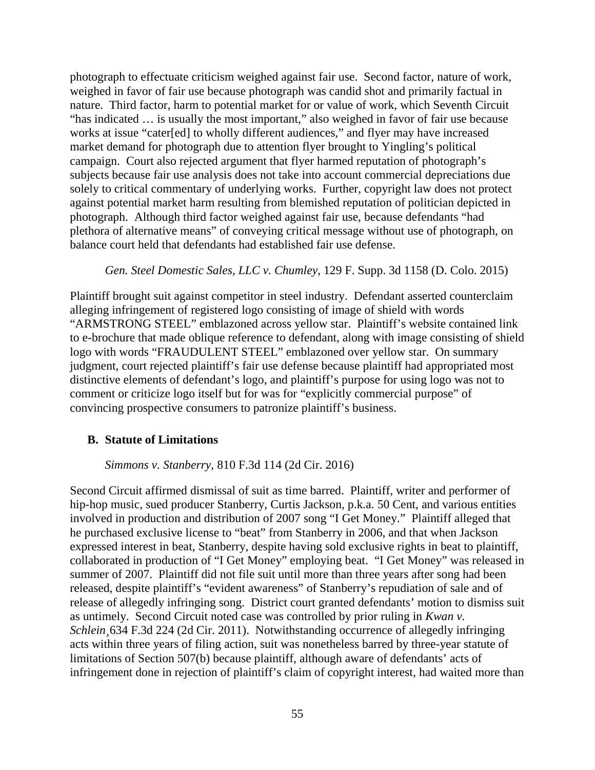photograph to effectuate criticism weighed against fair use. Second factor, nature of work, weighed in favor of fair use because photograph was candid shot and primarily factual in nature. Third factor, harm to potential market for or value of work, which Seventh Circuit "has indicated … is usually the most important," also weighed in favor of fair use because works at issue "cater[ed] to wholly different audiences," and flyer may have increased market demand for photograph due to attention flyer brought to Yingling's political campaign. Court also rejected argument that flyer harmed reputation of photograph's subjects because fair use analysis does not take into account commercial depreciations due solely to critical commentary of underlying works. Further, copyright law does not protect against potential market harm resulting from blemished reputation of politician depicted in photograph. Although third factor weighed against fair use, because defendants "had plethora of alternative means" of conveying critical message without use of photograph, on balance court held that defendants had established fair use defense.

*Gen. Steel Domestic Sales, LLC v. Chumley*, 129 F. Supp. 3d 1158 (D. Colo. 2015)

Plaintiff brought suit against competitor in steel industry. Defendant asserted counterclaim alleging infringement of registered logo consisting of image of shield with words "ARMSTRONG STEEL" emblazoned across yellow star. Plaintiff's website contained link to e-brochure that made oblique reference to defendant, along with image consisting of shield logo with words "FRAUDULENT STEEL" emblazoned over yellow star. On summary judgment, court rejected plaintiff's fair use defense because plaintiff had appropriated most distinctive elements of defendant's logo, and plaintiff's purpose for using logo was not to comment or criticize logo itself but for was for "explicitly commercial purpose" of convincing prospective consumers to patronize plaintiff's business.

### B. Statute of Limitations

*Simmons v. Stanberry*, 810 F.3d 114 (2d Cir. 2016)

Second Circuit affirmed dismissal of suit as time barred. Plaintiff, writer and performer of hip-hop music, sued producer Stanberry, Curtis Jackson, p.k.a. 50 Cent, and various entities involved in production and distribution of 2007 song "I Get Money." Plaintiff alleged that he purchased exclusive license to "beat" from Stanberry in 2006, and that when Jackson expressed interest in beat, Stanberry, despite having sold exclusive rights in beat to plaintiff, collaborated in production of "I Get Money" employing beat. "I Get Money" was released in summer of 2007. Plaintiff did not file suit until more than three years after song had been released, despite plaintiff's "evident awareness" of Stanberry's repudiation of sale and of release of allegedly infringing song. District court granted defendants' motion to dismiss suit as untimely. Second Circuit noted case was controlled by prior ruling in *Kwan v. Schlein*¸634 F.3d 224 (2d Cir. 2011). Notwithstanding occurrence of allegedly infringing acts within three years of filing action, suit was nonetheless barred by three-year statute of limitations of Section 507(b) because plaintiff, although aware of defendants' acts of infringement done in rejection of plaintiff's claim of copyright interest, had waited more than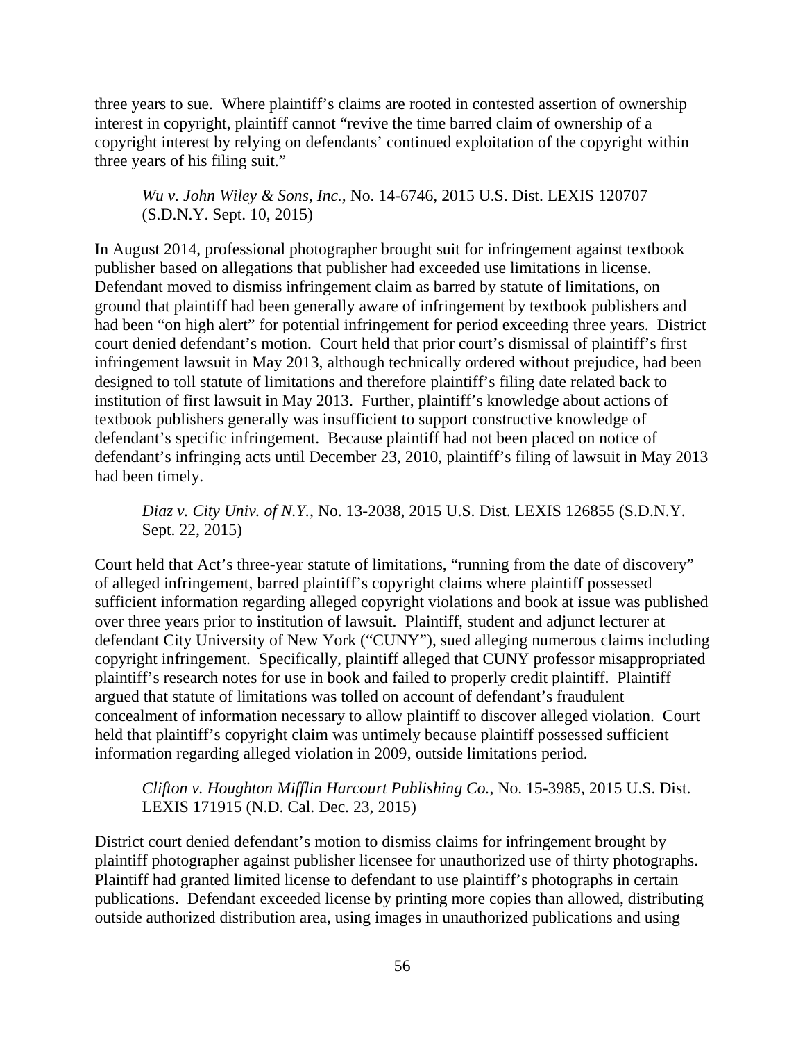three years to sue. Where plaintiff's claims are rooted in contested assertion of ownership interest in copyright, plaintiff cannot "revive the time barred claim of ownership of a copyright interest by relying on defendants' continued exploitation of the copyright within three years of his filing suit."

> *Wu v. John Wiley & Sons, Inc.*, No. 14-6746, 2015 U.S. Dist. LEXIS 120707 (S.D.N.Y. Sept. 10, 2015)

In August 2014, professional photographer brought suit for infringement against textbook publisher based on allegations that publisher had exceeded use limitations in license. Defendant moved to dismiss infringement claim as barred by statute of limitations, on ground that plaintiff had been generally aware of infringement by textbook publishers and had been "on high alert" for potential infringement for period exceeding three years. District court denied defendant's motion. Court held that prior court's dismissal of plaintiff's first infringement lawsuit in May 2013, although technically ordered without prejudice, had been designed to toll statute of limitations and therefore plaintiff's filing date related back to institution of first lawsuit in May 2013. Further, plaintiff's knowledge about actions of textbook publishers generally was insufficient to support constructive knowledge of defendant's specific infringement. Because plaintiff had not been placed on notice of defendant's infringing acts until December 23, 2010, plaintiff's filing of lawsuit in May 2013 had been timely.

> *Diaz v. City Univ. of N.Y.*, No. 13-2038, 2015 U.S. Dist. LEXIS 126855 (S.D.N.Y. Sept. 22, 2015)

Court held that Act's three-year statute of limitations, "running from the date of discovery" of alleged infringement, barred plaintiff's copyright claims where plaintiff possessed sufficient information regarding alleged copyright violations and book at issue was published over three years prior to institution of lawsuit. Plaintiff, student and adjunct lecturer at defendant City University of New York ("CUNY"), sued alleging numerous claims including copyright infringement. Specifically, plaintiff alleged that CUNY professor misappropriated plaintiff's research notes for use in book and failed to properly credit plaintiff. Plaintiff argued that statute of limitations was tolled on account of defendant's fraudulent concealment of information necessary to allow plaintiff to discover alleged violation. Court held that plaintiff's copyright claim was untimely because plaintiff possessed sufficient information regarding alleged violation in 2009, outside limitations period.

> *Clifton v. Houghton Mifflin Harcourt Publishing Co.*, No. 15-3985, 2015 U.S. Dist. LEXIS 171915 (N.D. Cal. Dec. 23, 2015)

District court denied defendant's motion to dismiss claims for infringement brought by plaintiff photographer against publisher licensee for unauthorized use of thirty photographs. Plaintiff had granted limited license to defendant to use plaintiff's photographs in certain publications. Defendant exceeded license by printing more copies than allowed, distributing outside authorized distribution area, using images in unauthorized publications and using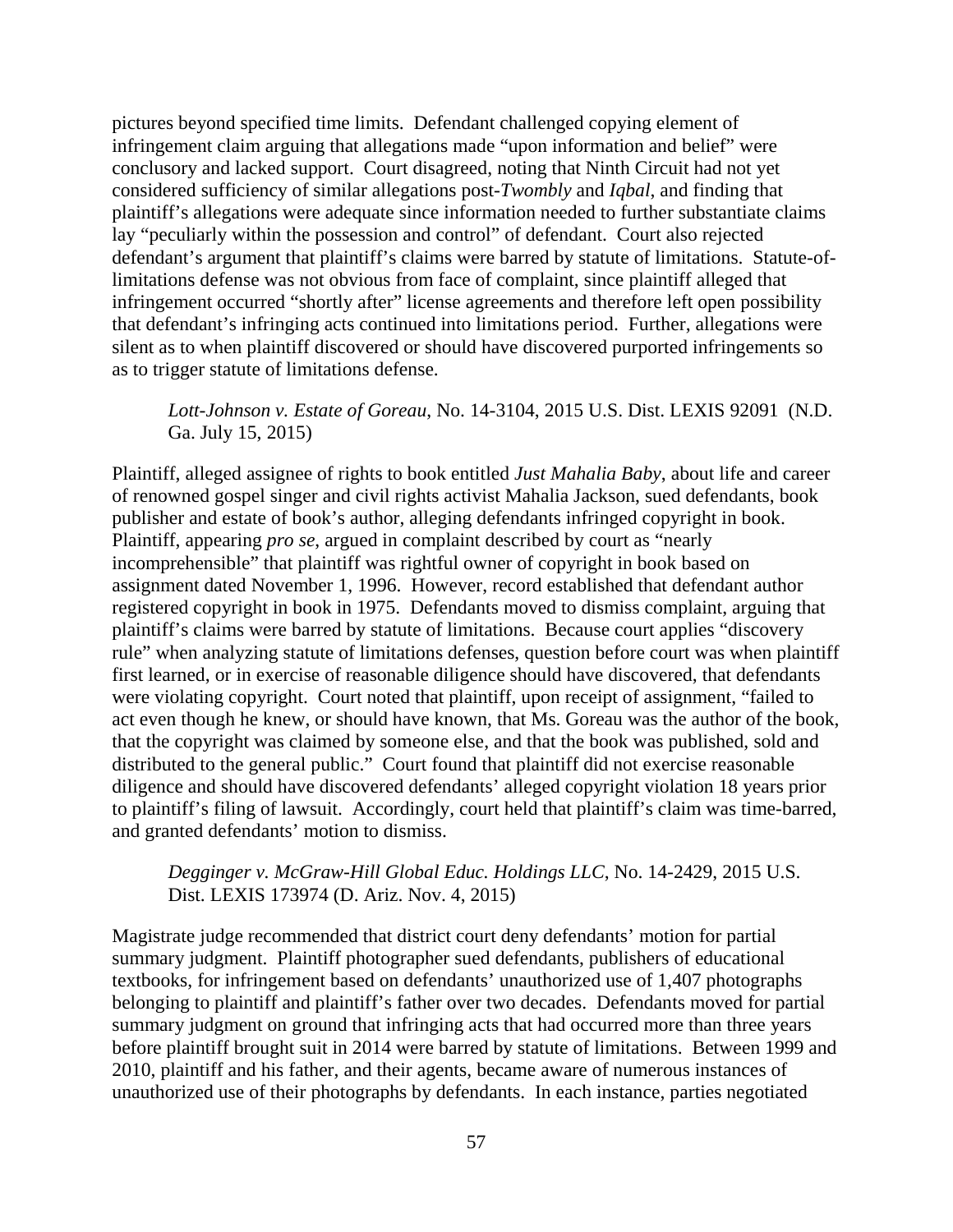pictures beyond specified time limits. Defendant challenged copying element of infringement claim arguing that allegations made "upon information and belief" were conclusory and lacked support. Court disagreed, noting that Ninth Circuit had not yet considered sufficiency of similar allegations post-*Twombly* and *Iqbal*, and finding that plaintiff's allegations were adequate since information needed to further substantiate claims lay "peculiarly within the possession and control" of defendant. Court also rejected defendant's argument that plaintiff's claims were barred by statute of limitations. Statute-of-limitations defense was not obvious from face of complaint, since plaintiff alleged that infringement occurred "shortly after" license agreements and therefore left open possibility that defendant's infringing acts continued into limitations period. Further, allegations were silent as to when plaintiff discovered or should have discovered purported infringements so as to trigger statute of limitations defense.

> *Lott-Johnson v. Estate of Goreau*, No. 14-3104, 2015 U.S. Dist. LEXIS 92091 (N.D. Ga. July 15, 2015)

Plaintiff, alleged assignee of rights to book entitled *Just Mahalia Baby*, about life and career of renowned gospel singer and civil rights activist Mahalia Jackson, sued defendants, book publisher and estate of book's author, alleging defendants infringed copyright in book. Plaintiff, appearing *pro se*, argued in complaint described by court as "nearly incomprehensible" that plaintiff was rightful owner of copyright in book based on assignment dated November 1, 1996. However, record established that defendant author registered copyright in book in 1975. Defendants moved to dismiss complaint, arguing that plaintiff's claims were barred by statute of limitations. Because court applies "discovery rule" when analyzing statute of limitations defenses, question before court was when plaintiff first learned, or in exercise of reasonable diligence should have discovered, that defendants were violating copyright. Court noted that plaintiff, upon receipt of assignment, "failed to act even though he knew, or should have known, that Ms. Goreau was the author of the book, that the copyright was claimed by someone else, and that the book was published, sold and distributed to the general public." Court found that plaintiff did not exercise reasonable diligence and should have discovered defendants' alleged copyright violation 18 years prior to plaintiff's filing of lawsuit. Accordingly, court held that plaintiff's claim was time-barred, and granted defendants' motion to dismiss.

> *Degginger v. McGraw-Hill Global Educ. Holdings LLC*, No. 14-2429, 2015 U.S. Dist. LEXIS 173974 (D. Ariz. Nov. 4, 2015)

Magistrate judge recommended that district court deny defendants' motion for partial summary judgment. Plaintiff photographer sued defendants, publishers of educational textbooks, for infringement based on defendants' unauthorized use of 1,407 photographs belonging to plaintiff and plaintiff's father over two decades. Defendants moved for partial summary judgment on ground that infringing acts that had occurred more than three years before plaintiff brought suit in 2014 were barred by statute of limitations. Between 1999 and 2010, plaintiff and his father, and their agents, became aware of numerous instances of unauthorized use of their photographs by defendants. In each instance, parties negotiated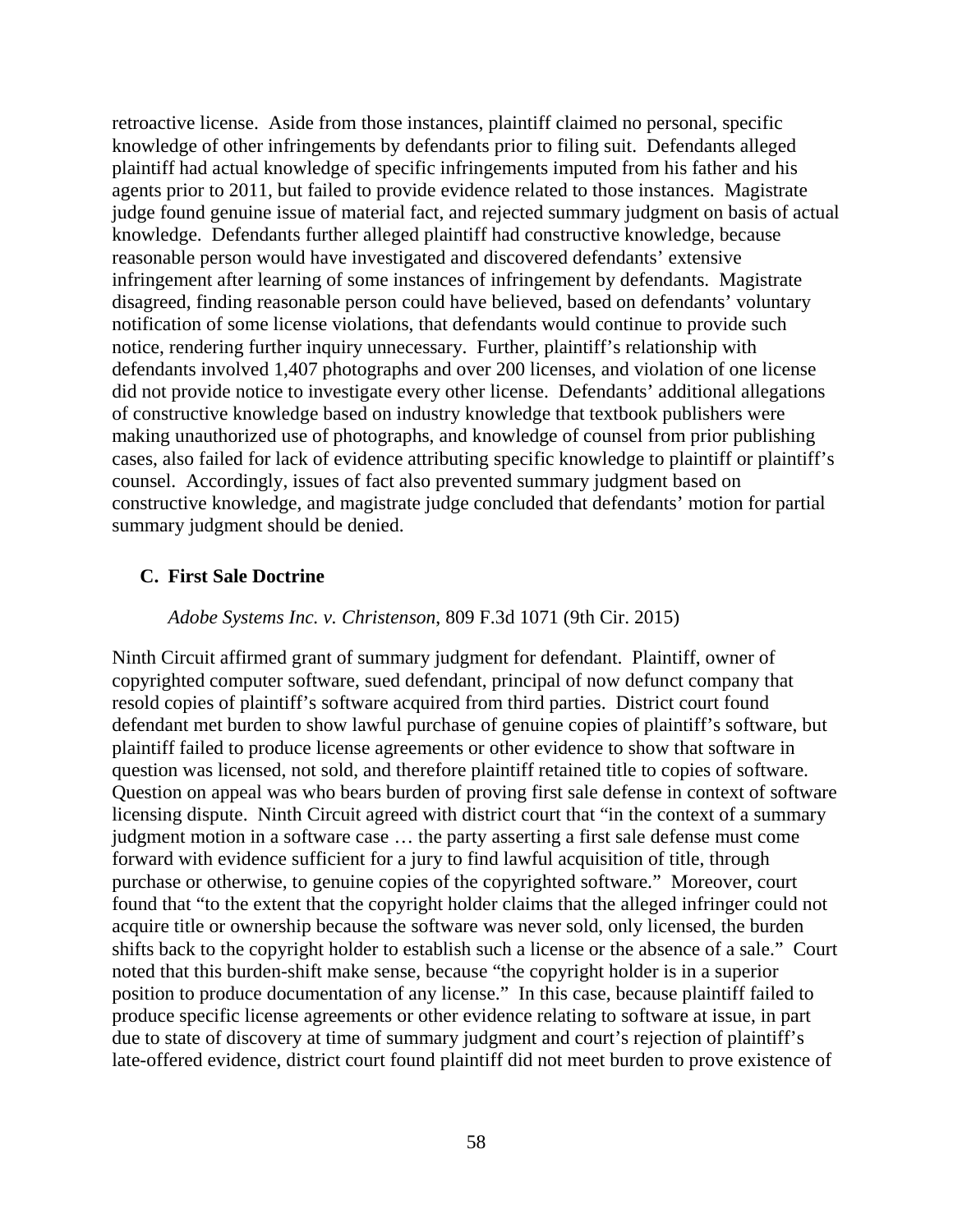retroactive license. Aside from those instances, plaintiff claimed no personal, specific knowledge of other infringements by defendants prior to filing suit. Defendants alleged plaintiff had actual knowledge of specific infringements imputed from his father and his agents prior to 2011, but failed to provide evidence related to those instances. Magistrate judge found genuine issue of material fact, and rejected summary judgment on basis of actual knowledge. Defendants further alleged plaintiff had constructive knowledge, because reasonable person would have investigated and discovered defendants' extensive infringement after learning of some instances of infringement by defendants. Magistrate disagreed, finding reasonable person could have believed, based on defendants' voluntary notification of some license violations, that defendants would continue to provide such notice, rendering further inquiry unnecessary. Further, plaintiff's relationship with defendants involved 1,407 photographs and over 200 licenses, and violation of one license did not provide notice to investigate every other license. Defendants' additional allegations of constructive knowledge based on industry knowledge that textbook publishers were making unauthorized use of photographs, and knowledge of counsel from prior publishing cases, also failed for lack of evidence attributing specific knowledge to plaintiff or plaintiff's counsel. Accordingly, issues of fact also prevented summary judgment based on constructive knowledge, and magistrate judge concluded that defendants' motion for partial summary judgment should be denied.

### C. First Sale Doctrine

*Adobe Systems Inc. v. Christenson*, 809 F.3d 1071 (9th Cir. 2015)

Ninth Circuit affirmed grant of summary judgment for defendant. Plaintiff, owner of copyrighted computer software, sued defendant, principal of now defunct company that resold copies of plaintiff's software acquired from third parties. District court found defendant met burden to show lawful purchase of genuine copies of plaintiff's software, but plaintiff failed to produce license agreements or other evidence to show that software in question was licensed, not sold, and therefore plaintiff retained title to copies of software. Question on appeal was who bears burden of proving first sale defense in context of software licensing dispute. Ninth Circuit agreed with district court that "in the context of a summary judgment motion in a software case … the party asserting a first sale defense must come forward with evidence sufficient for a jury to find lawful acquisition of title, through purchase or otherwise, to genuine copies of the copyrighted software." Moreover, court found that "to the extent that the copyright holder claims that the alleged infringer could not acquire title or ownership because the software was never sold, only licensed, the burden shifts back to the copyright holder to establish such a license or the absence of a sale." Court noted that this burden-shift make sense, because "the copyright holder is in a superior position to produce documentation of any license." In this case, because plaintiff failed to produce specific license agreements or other evidence relating to software at issue, in part due to state of discovery at time of summary judgment and court's rejection of plaintiff's late-offered evidence, district court found plaintiff did not meet burden to prove existence of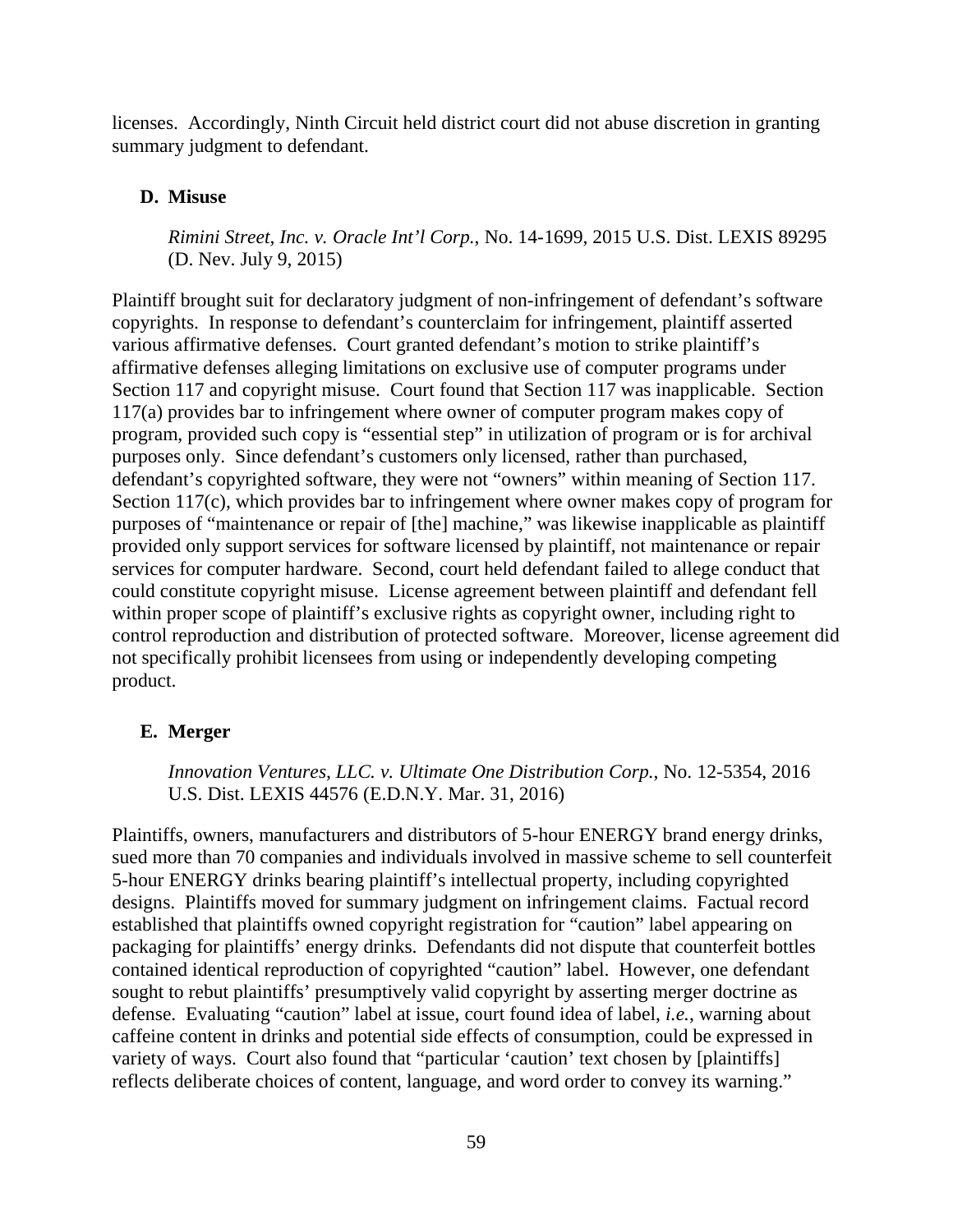licenses. Accordingly, Ninth Circuit held district court did not abuse discretion in granting summary judgment to defendant.

### D. Misuse

*Rimini Street, Inc. v. Oracle Int'l Corp.*, No. 14-1699, 2015 U.S. Dist. LEXIS 89295 (D. Nev. July 9, 2015)

Plaintiff brought suit for declaratory judgment of non-infringement of defendant's software copyrights. In response to defendant's counterclaim for infringement, plaintiff asserted various affirmative defenses. Court granted defendant's motion to strike plaintiff's affirmative defenses alleging limitations on exclusive use of computer programs under Section 117 and copyright misuse. Court found that Section 117 was inapplicable. Section 117(a) provides bar to infringement where owner of computer program makes copy of program, provided such copy is "essential step" in utilization of program or is for archival purposes only. Since defendant's customers only licensed, rather than purchased, defendant's copyrighted software, they were not "owners" within meaning of Section 117. Section 117(c), which provides bar to infringement where owner makes copy of program for purposes of "maintenance or repair of [the] machine," was likewise inapplicable as plaintiff provided only support services for software licensed by plaintiff, not maintenance or repair services for computer hardware. Second, court held defendant failed to allege conduct that could constitute copyright misuse. License agreement between plaintiff and defendant fell within proper scope of plaintiff's exclusive rights as copyright owner, including right to control reproduction and distribution of protected software. Moreover, license agreement did not specifically prohibit licensees from using or independently developing competing product.

### E. Merger

*Innovation Ventures, LLC. v. Ultimate One Distribution Corp.*, No. 12-5354, 2016 U.S. Dist. LEXIS 44576 (E.D.N.Y. Mar. 31, 2016)

Plaintiffs, owners, manufacturers and distributors of 5-hour ENERGY brand energy drinks, sued more than 70 companies and individuals involved in massive scheme to sell counterfeit 5-hour ENERGY drinks bearing plaintiff's intellectual property, including copyrighted designs. Plaintiffs moved for summary judgment on infringement claims. Factual record established that plaintiffs owned copyright registration for "caution" label appearing on packaging for plaintiffs' energy drinks. Defendants did not dispute that counterfeit bottles contained identical reproduction of copyrighted "caution" label. However, one defendant sought to rebut plaintiffs' presumptively valid copyright by asserting merger doctrine as defense. Evaluating "caution" label at issue, court found idea of label, *i.e.*, warning about caffeine content in drinks and potential side effects of consumption, could be expressed in variety of ways. Court also found that "particular 'caution' text chosen by [plaintiffs] reflects deliberate choices of content, language, and word order to convey its warning."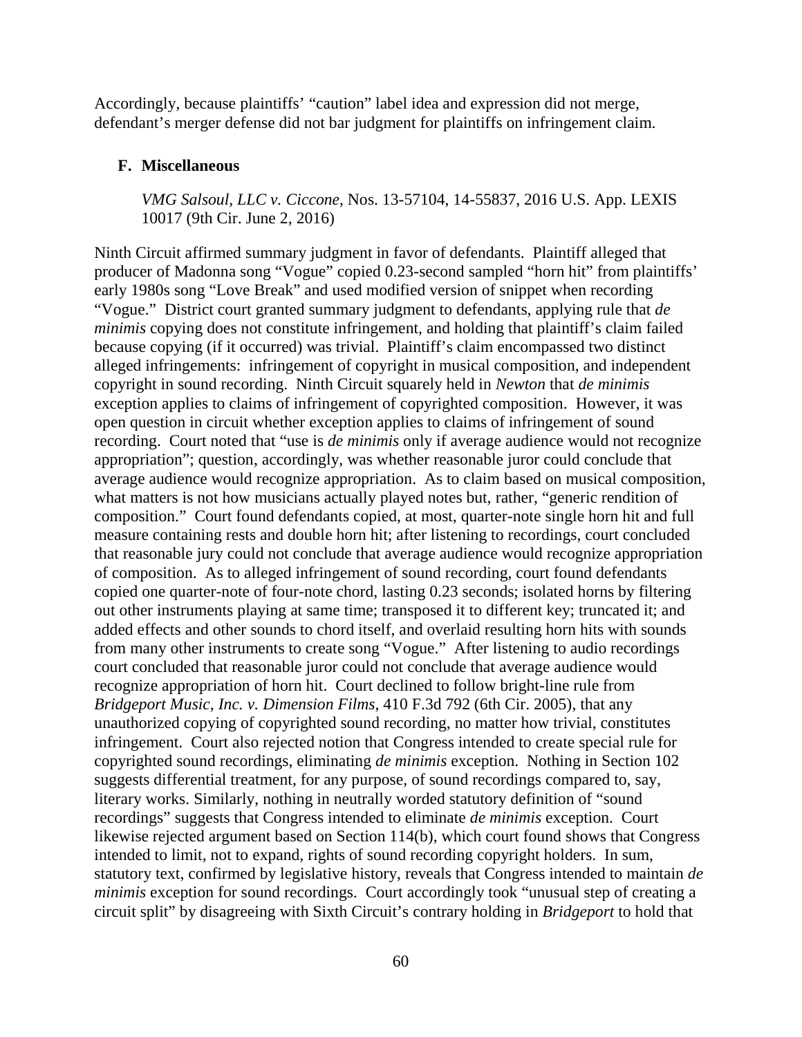Accordingly, because plaintiffs' "caution" label idea and expression did not merge, defendant's merger defense did not bar judgment for plaintiffs on infringement claim.

### F. Miscellaneous

*VMG Salsoul, LLC v. Ciccone*, Nos. 13-57104, 14-55837, 2016 U.S. App. LEXIS 10017 (9th Cir. June 2, 2016)

Ninth Circuit affirmed summary judgment in favor of defendants. Plaintiff alleged that producer of Madonna song "Vogue" copied 0.23-second sampled "horn hit" from plaintiffs' early 1980s song "Love Break" and used modified version of snippet when recording "Vogue." District court granted summary judgment to defendants, applying rule that *de minimis* copying does not constitute infringement, and holding that plaintiff's claim failed because copying (if it occurred) was trivial. Plaintiff's claim encompassed two distinct alleged infringements: infringement of copyright in musical composition, and independent copyright in sound recording. Ninth Circuit squarely held in *Newton* that *de minimis* exception applies to claims of infringement of copyrighted composition. However, it was open question in circuit whether exception applies to claims of infringement of sound recording. Court noted that "use is *de minimis* only if average audience would not recognize appropriation"; question, accordingly, was whether reasonable juror could conclude that average audience would recognize appropriation. As to claim based on musical composition, what matters is not how musicians actually played notes but, rather, "generic rendition of composition." Court found defendants copied, at most, quarter-note single horn hit and full measure containing rests and double horn hit; after listening to recordings, court concluded that reasonable jury could not conclude that average audience would recognize appropriation of composition. As to alleged infringement of sound recording, court found defendants copied one quarter-note of four-note chord, lasting 0.23 seconds; isolated horns by filtering out other instruments playing at same time; transposed it to different key; truncated it; and added effects and other sounds to chord itself, and overlaid resulting horn hits with sounds from many other instruments to create song "Vogue." After listening to audio recordings court concluded that reasonable juror could not conclude that average audience would recognize appropriation of horn hit. Court declined to follow bright-line rule from *Bridgeport Music, Inc. v. Dimension Films*, 410 F.3d 792 (6th Cir. 2005), that any unauthorized copying of copyrighted sound recording, no matter how trivial, constitutes infringement. Court also rejected notion that Congress intended to create special rule for copyrighted sound recordings, eliminating *de minimis* exception. Nothing in Section 102 suggests differential treatment, for any purpose, of sound recordings compared to, say, literary works. Similarly, nothing in neutrally worded statutory definition of "sound recordings" suggests that Congress intended to eliminate *de minimis* exception. Court likewise rejected argument based on Section 114(b), which court found shows that Congress intended to limit, not to expand, rights of sound recording copyright holders. In sum, statutory text, confirmed by legislative history, reveals that Congress intended to maintain *de minimis* exception for sound recordings. Court accordingly took "unusual step of creating a circuit split" by disagreeing with Sixth Circuit's contrary holding in *Bridgeport* to hold that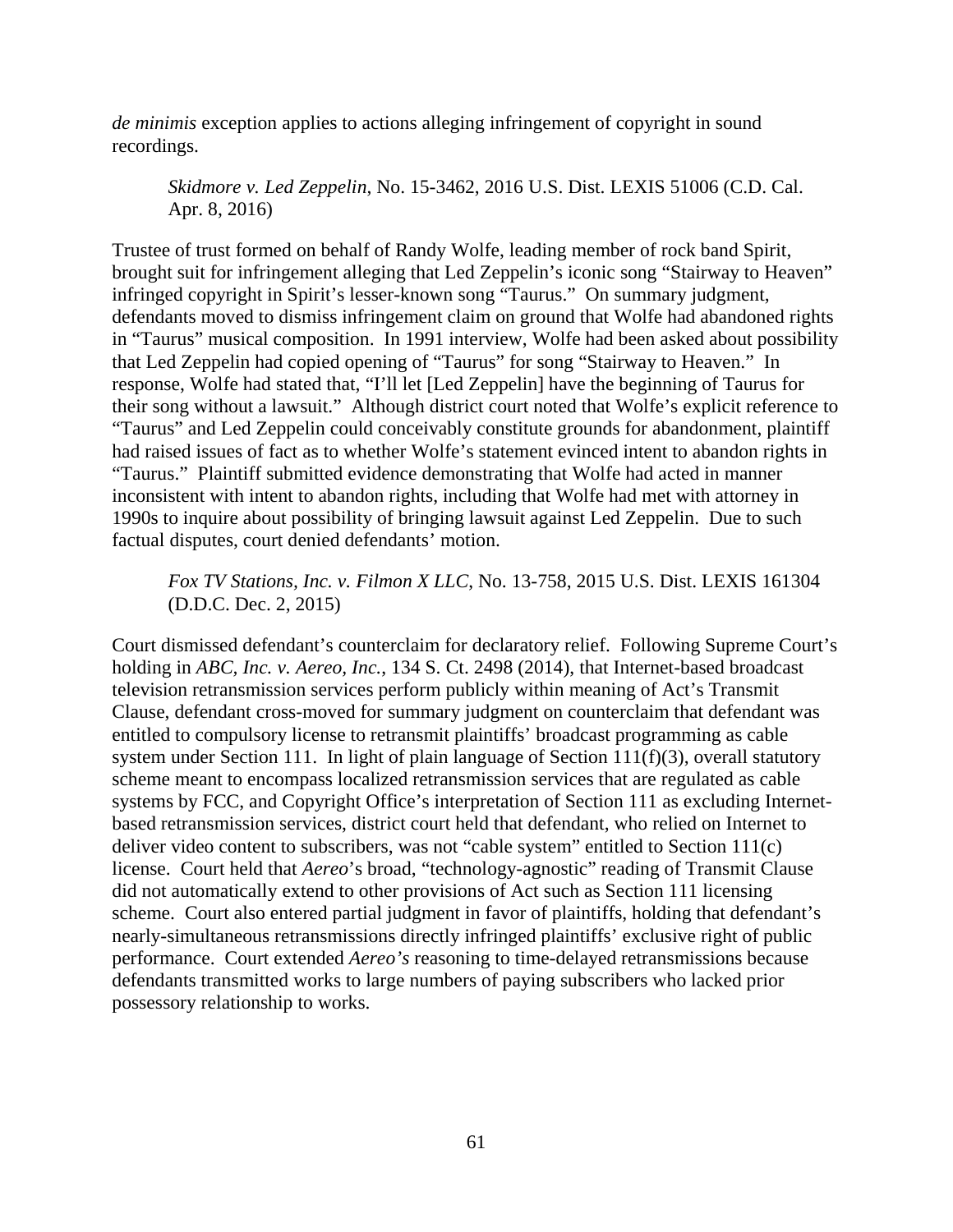*de minimis* exception applies to actions alleging infringement of copyright in sound recordings.

> *Skidmore v. Led Zeppelin*, No. 15-3462, 2016 U.S. Dist. LEXIS 51006 (C.D. Cal. Apr. 8, 2016)

Trustee of trust formed on behalf of Randy Wolfe, leading member of rock band Spirit, brought suit for infringement alleging that Led Zeppelin's iconic song "Stairway to Heaven" infringed copyright in Spirit's lesser-known song "Taurus." On summary judgment, defendants moved to dismiss infringement claim on ground that Wolfe had abandoned rights in "Taurus" musical composition. In 1991 interview, Wolfe had been asked about possibility that Led Zeppelin had copied opening of "Taurus" for song "Stairway to Heaven." In response, Wolfe had stated that, "I'll let [Led Zeppelin] have the beginning of Taurus for their song without a lawsuit." Although district court noted that Wolfe's explicit reference to "Taurus" and Led Zeppelin could conceivably constitute grounds for abandonment, plaintiff had raised issues of fact as to whether Wolfe's statement evinced intent to abandon rights in "Taurus." Plaintiff submitted evidence demonstrating that Wolfe had acted in manner inconsistent with intent to abandon rights, including that Wolfe had met with attorney in 1990s to inquire about possibility of bringing lawsuit against Led Zeppelin. Due to such factual disputes, court denied defendants' motion.

> *Fox TV Stations, Inc. v. Filmon X LLC*, No. 13-758, 2015 U.S. Dist. LEXIS 161304 (D.D.C. Dec. 2, 2015)

Court dismissed defendant's counterclaim for declaratory relief. Following Supreme Court's holding in *ABC, Inc. v. Aereo, Inc.*, 134 S. Ct. 2498 (2014), that Internet-based broadcast television retransmission services perform publicly within meaning of Act's Transmit Clause, defendant cross-moved for summary judgment on counterclaim that defendant was entitled to compulsory license to retransmit plaintiffs' broadcast programming as cable system under Section 111. In light of plain language of Section 111(f)(3), overall statutory scheme meant to encompass localized retransmission services that are regulated as cable systems by FCC, and Copyright Office's interpretation of Section 111 as excluding Internet-based retransmission services, district court held that defendant, who relied on Internet to deliver video content to subscribers, was not "cable system" entitled to Section 111(c) license. Court held that *Aereo*'s broad, "technology-agnostic" reading of Transmit Clause did not automatically extend to other provisions of Act such as Section 111 licensing scheme. Court also entered partial judgment in favor of plaintiffs, holding that defendant's nearly-simultaneous retransmissions directly infringed plaintiffs' exclusive right of public performance. Court extended *Aereo's* reasoning to time-delayed retransmissions because defendants transmitted works to large numbers of paying subscribers who lacked prior possessory relationship to works.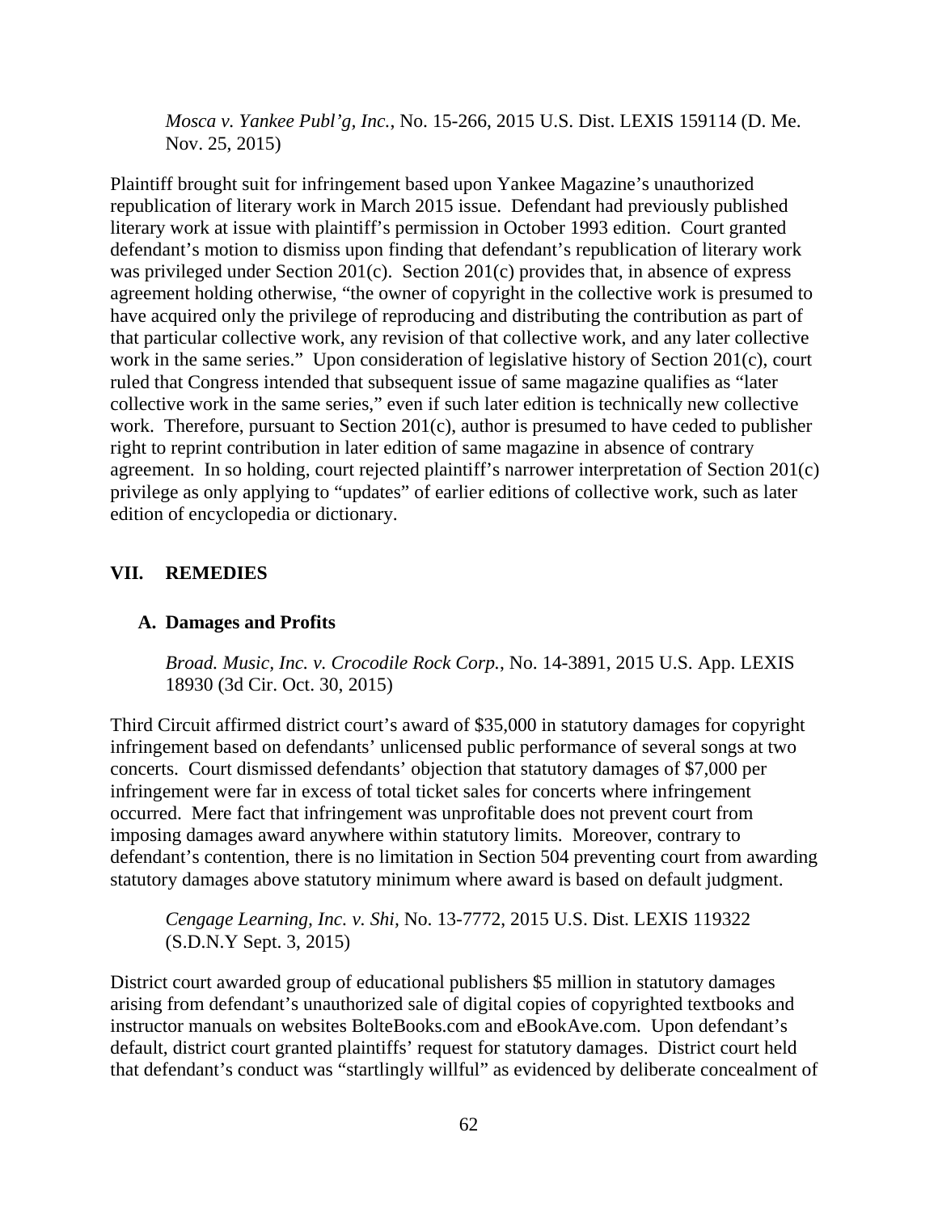*Mosca v. Yankee Publ'g, Inc.*, No. 15-266, 2015 U.S. Dist. LEXIS 159114 (D. Me. Nov. 25, 2015)

Plaintiff brought suit for infringement based upon Yankee Magazine's unauthorized republication of literary work in March 2015 issue. Defendant had previously published literary work at issue with plaintiff's permission in October 1993 edition. Court granted defendant's motion to dismiss upon finding that defendant's republication of literary work was privileged under Section 201(c). Section 201(c) provides that, in absence of express agreement holding otherwise, "the owner of copyright in the collective work is presumed to have acquired only the privilege of reproducing and distributing the contribution as part of that particular collective work, any revision of that collective work, and any later collective work in the same series." Upon consideration of legislative history of Section 201(c), court ruled that Congress intended that subsequent issue of same magazine qualifies as "later collective work in the same series," even if such later edition is technically new collective work. Therefore, pursuant to Section 201(c), author is presumed to have ceded to publisher right to reprint contribution in later edition of same magazine in absence of contrary agreement. In so holding, court rejected plaintiff's narrower interpretation of Section 201(c) privilege as only applying to "updates" of earlier editions of collective work, such as later edition of encyclopedia or dictionary.

## VII. REMEDIES

### A. Damages and Profits

*Broad. Music, Inc. v. Crocodile Rock Corp.*, No. 14-3891, 2015 U.S. App. LEXIS 18930 (3d Cir. Oct. 30, 2015)

Third Circuit affirmed district court's award of $35,000 in statutory damages for copyright infringement based on defendants' unlicensed public performance of several songs at two concerts. Court dismissed defendants' objection that statutory damages of $7,000 per infringement were far in excess of total ticket sales for concerts where infringement occurred. Mere fact that infringement was unprofitable does not prevent court from imposing damages award anywhere within statutory limits. Moreover, contrary to defendant's contention, there is no limitation in Section 504 preventing court from awarding statutory damages above statutory minimum where award is based on default judgment.

*Cengage Learning, Inc. v. Shi*, No. 13-7772, 2015 U.S. Dist. LEXIS 119322 (S.D.N.Y Sept. 3, 2015)

District court awarded group of educational publishers $5 million in statutory damages arising from defendant's unauthorized sale of digital copies of copyrighted textbooks and instructor manuals on websites BolteBooks.com and eBookAve.com. Upon defendant's default, district court granted plaintiffs' request for statutory damages. District court held that defendant's conduct was "startlingly willful" as evidenced by deliberate concealment of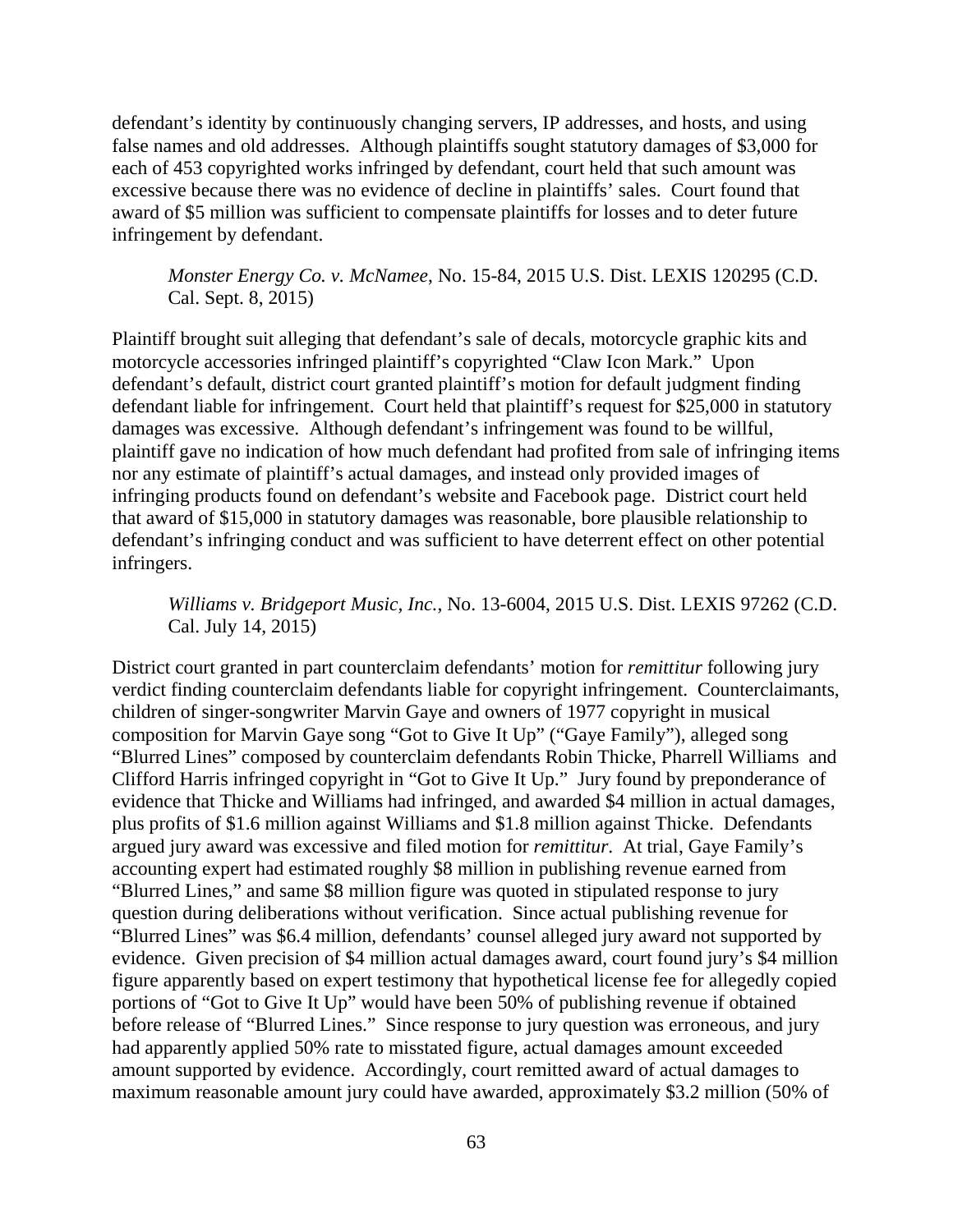defendant's identity by continuously changing servers, IP addresses, and hosts, and using false names and old addresses. Although plaintiffs sought statutory damages of $3,000 for each of 453 copyrighted works infringed by defendant, court held that such amount was excessive because there was no evidence of decline in plaintiffs' sales. Court found that award of $5 million was sufficient to compensate plaintiffs for losses and to deter future infringement by defendant.

> *Monster Energy Co. v. McNamee*, No. 15-84, 2015 U.S. Dist. LEXIS 120295 (C.D. Cal. Sept. 8, 2015)

Plaintiff brought suit alleging that defendant's sale of decals, motorcycle graphic kits and motorcycle accessories infringed plaintiff's copyrighted "Claw Icon Mark." Upon defendant's default, district court granted plaintiff's motion for default judgment finding defendant liable for infringement. Court held that plaintiff's request for $25,000 in statutory damages was excessive. Although defendant's infringement was found to be willful, plaintiff gave no indication of how much defendant had profited from sale of infringing items nor any estimate of plaintiff's actual damages, and instead only provided images of infringing products found on defendant's website and Facebook page. District court held that award of $15,000 in statutory damages was reasonable, bore plausible relationship to defendant's infringing conduct and was sufficient to have deterrent effect on other potential infringers.

> *Williams v. Bridgeport Music, Inc.*, No. 13-6004, 2015 U.S. Dist. LEXIS 97262 (C.D. Cal. July 14, 2015)

District court granted in part counterclaim defendants' motion for *remittitur* following jury verdict finding counterclaim defendants liable for copyright infringement. Counterclaimants, children of singer-songwriter Marvin Gaye and owners of 1977 copyright in musical composition for Marvin Gaye song "Got to Give It Up" ("Gaye Family"), alleged song "Blurred Lines" composed by counterclaim defendants Robin Thicke, Pharrell Williams and Clifford Harris infringed copyright in "Got to Give It Up." Jury found by preponderance of evidence that Thicke and Williams had infringed, and awarded $4 million in actual damages, plus profits of $1.6 million against Williams and $1.8 million against Thicke. Defendants argued jury award was excessive and filed motion for *remittitur*. At trial, Gaye Family's accounting expert had estimated roughly $8 million in publishing revenue earned from "Blurred Lines," and same $8 million figure was quoted in stipulated response to jury question during deliberations without verification. Since actual publishing revenue for "Blurred Lines" was $6.4 million, defendants' counsel alleged jury award not supported by evidence. Given precision of $4 million actual damages award, court found jury's $4 million figure apparently based on expert testimony that hypothetical license fee for allegedly copied portions of "Got to Give It Up" would have been 50% of publishing revenue if obtained before release of "Blurred Lines." Since response to jury question was erroneous, and jury had apparently applied 50% rate to misstated figure, actual damages amount exceeded amount supported by evidence. Accordingly, court remitted award of actual damages to maximum reasonable amount jury could have awarded, approximately $3.2 million (50% of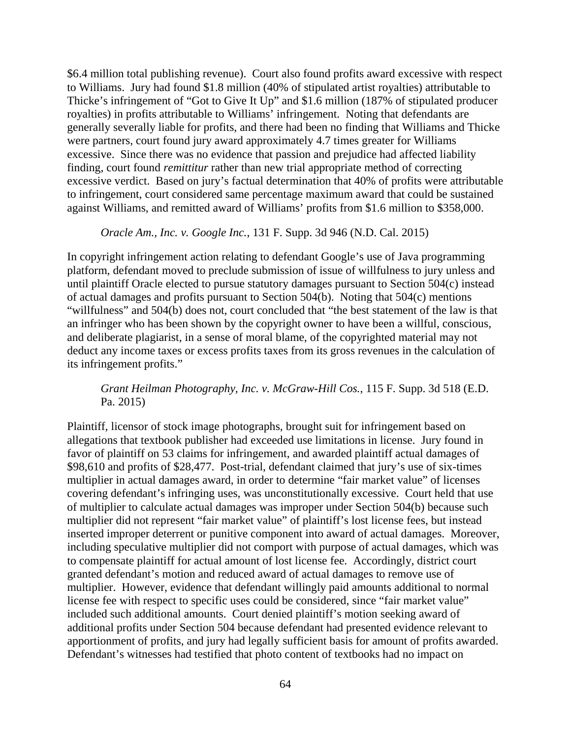$6.4 million total publishing revenue). Court also found profits award excessive with respect to Williams. Jury had found $1.8 million (40% of stipulated artist royalties) attributable to Thicke's infringement of "Got to Give It Up" and $1.6 million (187% of stipulated producer royalties) in profits attributable to Williams' infringement. Noting that defendants are generally severally liable for profits, and there had been no finding that Williams and Thicke were partners, court found jury award approximately 4.7 times greater for Williams excessive. Since there was no evidence that passion and prejudice had affected liability finding, court found *remittitur* rather than new trial appropriate method of correcting excessive verdict. Based on jury's factual determination that 40% of profits were attributable to infringement, court considered same percentage maximum award that could be sustained against Williams, and remitted award of Williams' profits from $1.6 million to $358,000.

> *Oracle Am., Inc. v. Google Inc.*, 131 F. Supp. 3d 946 (N.D. Cal. 2015)

In copyright infringement action relating to defendant Google's use of Java programming platform, defendant moved to preclude submission of issue of willfulness to jury unless and until plaintiff Oracle elected to pursue statutory damages pursuant to Section 504(c) instead of actual damages and profits pursuant to Section 504(b). Noting that 504(c) mentions "willfulness" and 504(b) does not, court concluded that "the best statement of the law is that an infringer who has been shown by the copyright owner to have been a willful, conscious, and deliberate plagiarist, in a sense of moral blame, of the copyrighted material may not deduct any income taxes or excess profits taxes from its gross revenues in the calculation of its infringement profits."

> *Grant Heilman Photography, Inc. v. McGraw-Hill Cos.*, 115 F. Supp. 3d 518 (E.D. Pa. 2015)

Plaintiff, licensor of stock image photographs, brought suit for infringement based on allegations that textbook publisher had exceeded use limitations in license. Jury found in favor of plaintiff on 53 claims for infringement, and awarded plaintiff actual damages of $98,610 and profits of $28,477. Post-trial, defendant claimed that jury's use of six-times multiplier in actual damages award, in order to determine "fair market value" of licenses covering defendant's infringing uses, was unconstitutionally excessive. Court held that use of multiplier to calculate actual damages was improper under Section 504(b) because such multiplier did not represent "fair market value" of plaintiff's lost license fees, but instead inserted improper deterrent or punitive component into award of actual damages. Moreover, including speculative multiplier did not comport with purpose of actual damages, which was to compensate plaintiff for actual amount of lost license fee. Accordingly, district court granted defendant's motion and reduced award of actual damages to remove use of multiplier. However, evidence that defendant willingly paid amounts additional to normal license fee with respect to specific uses could be considered, since "fair market value" included such additional amounts. Court denied plaintiff's motion seeking award of additional profits under Section 504 because defendant had presented evidence relevant to apportionment of profits, and jury had legally sufficient basis for amount of profits awarded. Defendant's witnesses had testified that photo content of textbooks had no impact on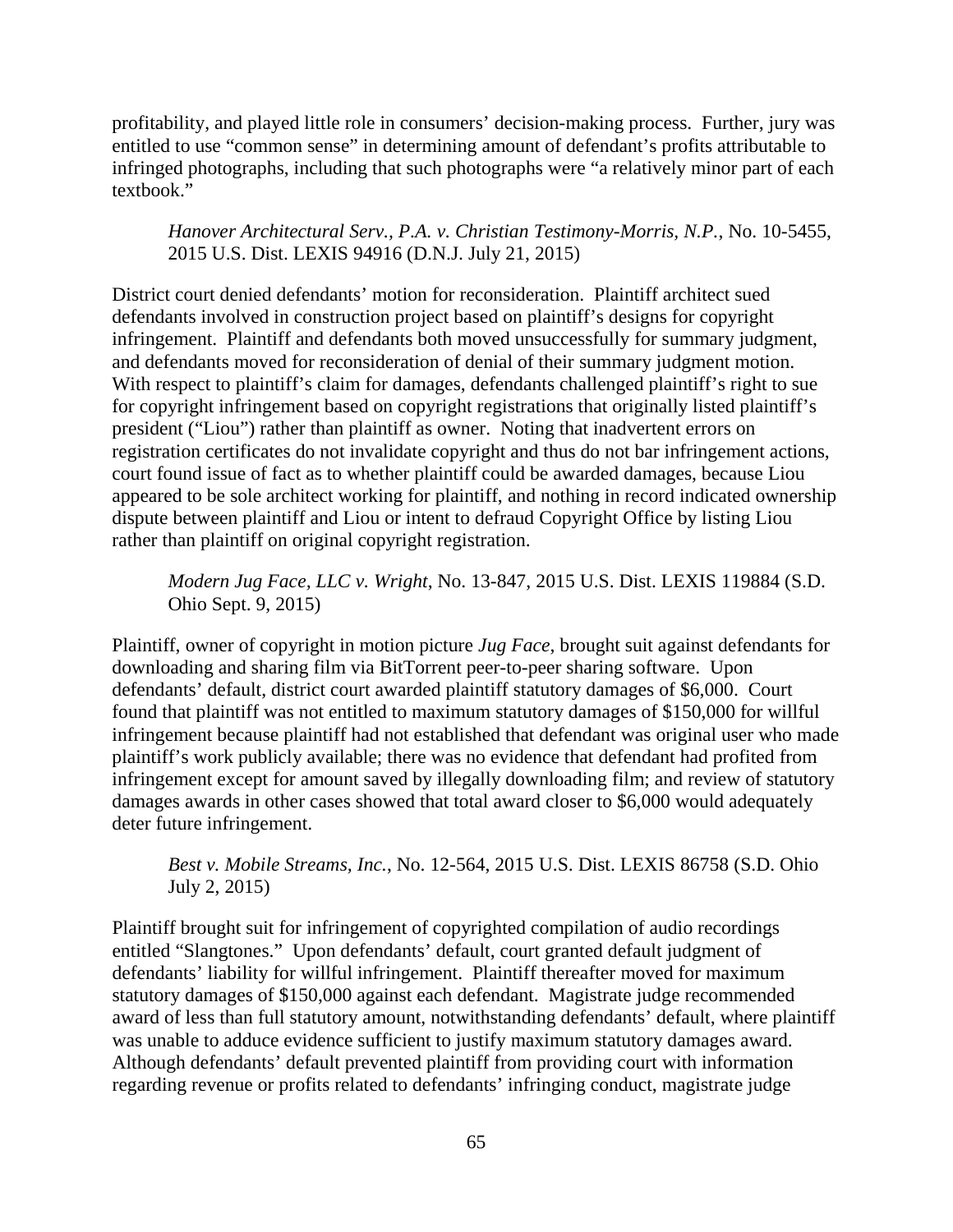profitability, and played little role in consumers' decision-making process. Further, jury was entitled to use "common sense" in determining amount of defendant's profits attributable to infringed photographs, including that such photographs were "a relatively minor part of each textbook."

> *Hanover Architectural Serv., P.A. v. Christian Testimony-Morris, N.P.*, No. 10-5455, 2015 U.S. Dist. LEXIS 94916 (D.N.J. July 21, 2015)

District court denied defendants' motion for reconsideration. Plaintiff architect sued defendants involved in construction project based on plaintiff's designs for copyright infringement. Plaintiff and defendants both moved unsuccessfully for summary judgment, and defendants moved for reconsideration of denial of their summary judgment motion. With respect to plaintiff's claim for damages, defendants challenged plaintiff's right to sue for copyright infringement based on copyright registrations that originally listed plaintiff's president ("Liou") rather than plaintiff as owner. Noting that inadvertent errors on registration certificates do not invalidate copyright and thus do not bar infringement actions, court found issue of fact as to whether plaintiff could be awarded damages, because Liou appeared to be sole architect working for plaintiff, and nothing in record indicated ownership dispute between plaintiff and Liou or intent to defraud Copyright Office by listing Liou rather than plaintiff on original copyright registration.

> *Modern Jug Face, LLC v. Wright*, No. 13-847, 2015 U.S. Dist. LEXIS 119884 (S.D. Ohio Sept. 9, 2015)

Plaintiff, owner of copyright in motion picture *Jug Face*, brought suit against defendants for downloading and sharing film via BitTorrent peer-to-peer sharing software. Upon defendants' default, district court awarded plaintiff statutory damages of $6,000. Court found that plaintiff was not entitled to maximum statutory damages of $150,000 for willful infringement because plaintiff had not established that defendant was original user who made plaintiff's work publicly available; there was no evidence that defendant had profited from infringement except for amount saved by illegally downloading film; and review of statutory damages awards in other cases showed that total award closer to $6,000 would adequately deter future infringement.

> *Best v. Mobile Streams, Inc.*, No. 12-564, 2015 U.S. Dist. LEXIS 86758 (S.D. Ohio July 2, 2015)

Plaintiff brought suit for infringement of copyrighted compilation of audio recordings entitled "Slangtones." Upon defendants' default, court granted default judgment of defendants' liability for willful infringement. Plaintiff thereafter moved for maximum statutory damages of $150,000 against each defendant. Magistrate judge recommended award of less than full statutory amount, notwithstanding defendants' default, where plaintiff was unable to adduce evidence sufficient to justify maximum statutory damages award. Although defendants' default prevented plaintiff from providing court with information regarding revenue or profits related to defendants' infringing conduct, magistrate judge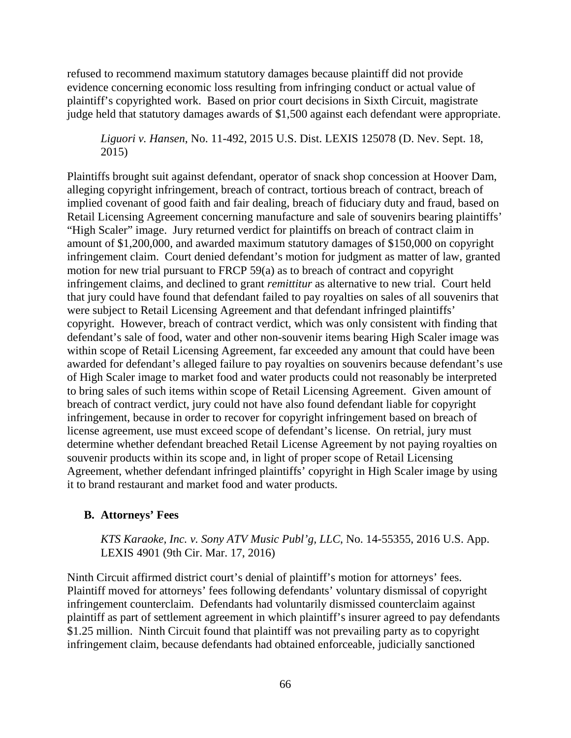refused to recommend maximum statutory damages because plaintiff did not provide evidence concerning economic loss resulting from infringing conduct or actual value of plaintiff's copyrighted work. Based on prior court decisions in Sixth Circuit, magistrate judge held that statutory damages awards of $1,500 against each defendant were appropriate.

> *Liguori v. Hansen*, No. 11-492, 2015 U.S. Dist. LEXIS 125078 (D. Nev. Sept. 18, 2015)

Plaintiffs brought suit against defendant, operator of snack shop concession at Hoover Dam, alleging copyright infringement, breach of contract, tortious breach of contract, breach of implied covenant of good faith and fair dealing, breach of fiduciary duty and fraud, based on Retail Licensing Agreement concerning manufacture and sale of souvenirs bearing plaintiffs' "High Scaler" image. Jury returned verdict for plaintiffs on breach of contract claim in amount of $1,200,000, and awarded maximum statutory damages of $150,000 on copyright infringement claim. Court denied defendant's motion for judgment as matter of law, granted motion for new trial pursuant to FRCP 59(a) as to breach of contract and copyright infringement claims, and declined to grant *remittitur* as alternative to new trial. Court held that jury could have found that defendant failed to pay royalties on sales of all souvenirs that were subject to Retail Licensing Agreement and that defendant infringed plaintiffs' copyright. However, breach of contract verdict, which was only consistent with finding that defendant's sale of food, water and other non-souvenir items bearing High Scaler image was within scope of Retail Licensing Agreement, far exceeded any amount that could have been awarded for defendant's alleged failure to pay royalties on souvenirs because defendant's use of High Scaler image to market food and water products could not reasonably be interpreted to bring sales of such items within scope of Retail Licensing Agreement. Given amount of breach of contract verdict, jury could not have also found defendant liable for copyright infringement, because in order to recover for copyright infringement based on breach of license agreement, use must exceed scope of defendant's license. On retrial, jury must determine whether defendant breached Retail License Agreement by not paying royalties on souvenir products within its scope and, in light of proper scope of Retail Licensing Agreement, whether defendant infringed plaintiffs' copyright in High Scaler image by using it to brand restaurant and market food and water products.

### B. Attorneys' Fees

> *KTS Karaoke, Inc. v. Sony ATV Music Publ'g, LLC*, No. 14-55355, 2016 U.S. App. LEXIS 4901 (9th Cir. Mar. 17, 2016)

Ninth Circuit affirmed district court's denial of plaintiff's motion for attorneys' fees. Plaintiff moved for attorneys' fees following defendants' voluntary dismissal of copyright infringement counterclaim. Defendants had voluntarily dismissed counterclaim against plaintiff as part of settlement agreement in which plaintiff's insurer agreed to pay defendants $1.25 million. Ninth Circuit found that plaintiff was not prevailing party as to copyright infringement claim, because defendants had obtained enforceable, judicially sanctioned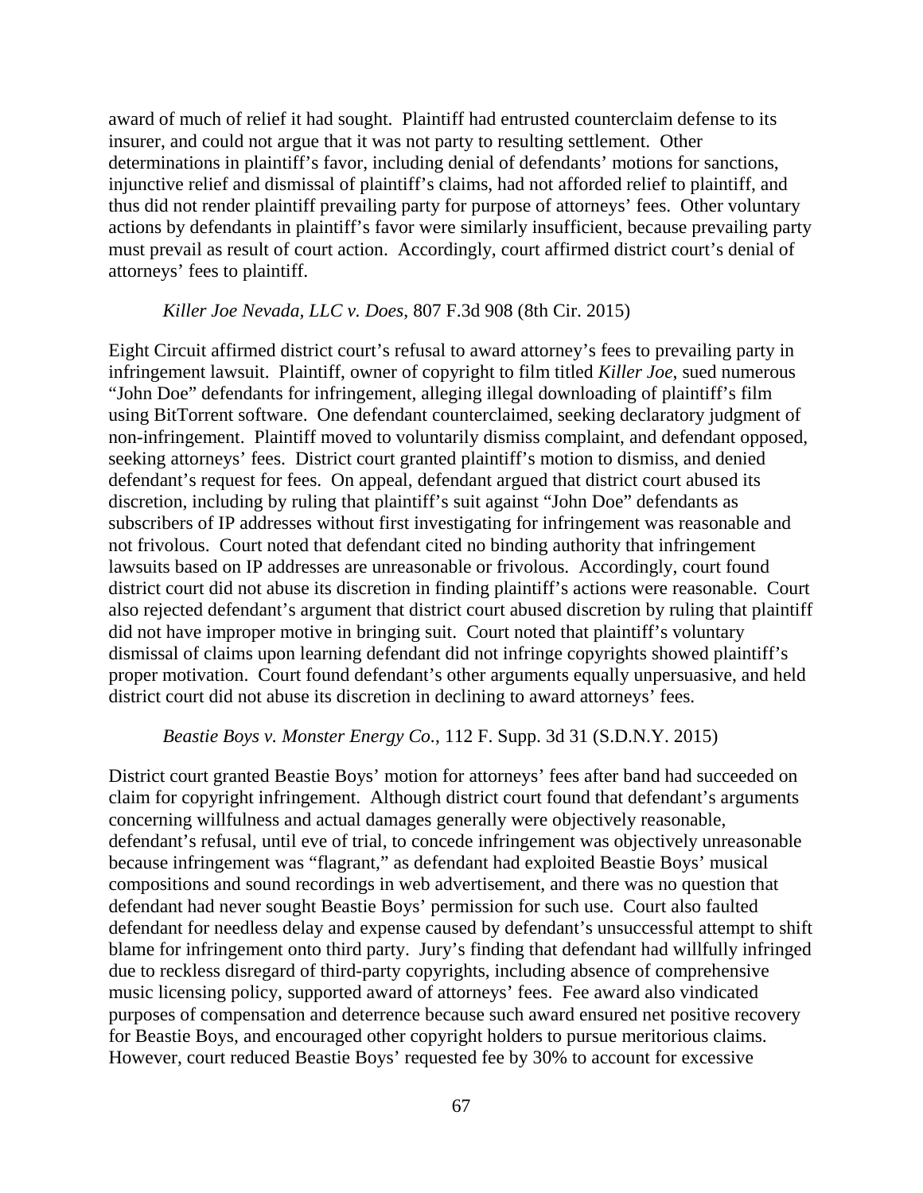award of much of relief it had sought. Plaintiff had entrusted counterclaim defense to its insurer, and could not argue that it was not party to resulting settlement. Other determinations in plaintiff's favor, including denial of defendants' motions for sanctions, injunctive relief and dismissal of plaintiff's claims, had not afforded relief to plaintiff, and thus did not render plaintiff prevailing party for purpose of attorneys' fees. Other voluntary actions by defendants in plaintiff's favor were similarly insufficient, because prevailing party must prevail as result of court action. Accordingly, court affirmed district court's denial of attorneys' fees to plaintiff.

*Killer Joe Nevada, LLC v. Does*, 807 F.3d 908 (8th Cir. 2015)

Eight Circuit affirmed district court's refusal to award attorney's fees to prevailing party in infringement lawsuit. Plaintiff, owner of copyright to film titled *Killer Joe*, sued numerous "John Doe" defendants for infringement, alleging illegal downloading of plaintiff's film using BitTorrent software. One defendant counterclaimed, seeking declaratory judgment of non-infringement. Plaintiff moved to voluntarily dismiss complaint, and defendant opposed, seeking attorneys' fees. District court granted plaintiff's motion to dismiss, and denied defendant's request for fees. On appeal, defendant argued that district court abused its discretion, including by ruling that plaintiff's suit against "John Doe" defendants as subscribers of IP addresses without first investigating for infringement was reasonable and not frivolous. Court noted that defendant cited no binding authority that infringement lawsuits based on IP addresses are unreasonable or frivolous. Accordingly, court found district court did not abuse its discretion in finding plaintiff's actions were reasonable. Court also rejected defendant's argument that district court abused discretion by ruling that plaintiff did not have improper motive in bringing suit. Court noted that plaintiff's voluntary dismissal of claims upon learning defendant did not infringe copyrights showed plaintiff's proper motivation. Court found defendant's other arguments equally unpersuasive, and held district court did not abuse its discretion in declining to award attorneys' fees.

*Beastie Boys v. Monster Energy Co*., 112 F. Supp. 3d 31 (S.D.N.Y. 2015)

District court granted Beastie Boys' motion for attorneys' fees after band had succeeded on claim for copyright infringement. Although district court found that defendant's arguments concerning willfulness and actual damages generally were objectively reasonable, defendant's refusal, until eve of trial, to concede infringement was objectively unreasonable because infringement was "flagrant," as defendant had exploited Beastie Boys' musical compositions and sound recordings in web advertisement, and there was no question that defendant had never sought Beastie Boys' permission for such use. Court also faulted defendant for needless delay and expense caused by defendant's unsuccessful attempt to shift blame for infringement onto third party. Jury's finding that defendant had willfully infringed due to reckless disregard of third-party copyrights, including absence of comprehensive music licensing policy, supported award of attorneys' fees. Fee award also vindicated purposes of compensation and deterrence because such award ensured net positive recovery for Beastie Boys, and encouraged other copyright holders to pursue meritorious claims. However, court reduced Beastie Boys' requested fee by 30% to account for excessive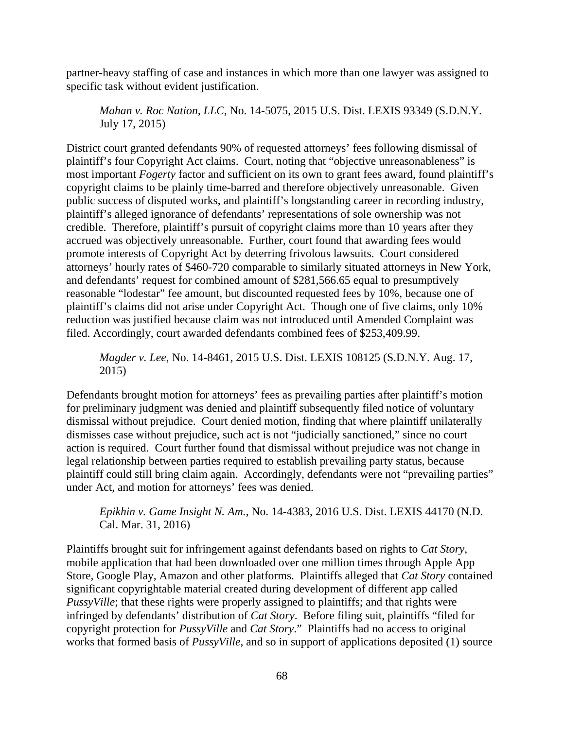partner-heavy staffing of case and instances in which more than one lawyer was assigned to specific task without evident justification.

> *Mahan v. Roc Nation, LLC*, No. 14-5075, 2015 U.S. Dist. LEXIS 93349 (S.D.N.Y. July 17, 2015)

District court granted defendants 90% of requested attorneys' fees following dismissal of plaintiff's four Copyright Act claims. Court, noting that "objective unreasonableness" is most important *Fogerty* factor and sufficient on its own to grant fees award, found plaintiff's copyright claims to be plainly time-barred and therefore objectively unreasonable. Given public success of disputed works, and plaintiff's longstanding career in recording industry, plaintiff's alleged ignorance of defendants' representations of sole ownership was not credible. Therefore, plaintiff's pursuit of copyright claims more than 10 years after they accrued was objectively unreasonable. Further, court found that awarding fees would promote interests of Copyright Act by deterring frivolous lawsuits. Court considered attorneys' hourly rates of $460-720 comparable to similarly situated attorneys in New York, and defendants' request for combined amount of $281,566.65 equal to presumptively reasonable "lodestar" fee amount, but discounted requested fees by 10%, because one of plaintiff's claims did not arise under Copyright Act. Though one of five claims, only 10% reduction was justified because claim was not introduced until Amended Complaint was filed. Accordingly, court awarded defendants combined fees of $253,409.99.

> *Magder v. Lee*, No. 14-8461, 2015 U.S. Dist. LEXIS 108125 (S.D.N.Y. Aug. 17, 2015)

Defendants brought motion for attorneys' fees as prevailing parties after plaintiff's motion for preliminary judgment was denied and plaintiff subsequently filed notice of voluntary dismissal without prejudice. Court denied motion, finding that where plaintiff unilaterally dismisses case without prejudice, such act is not "judicially sanctioned," since no court action is required. Court further found that dismissal without prejudice was not change in legal relationship between parties required to establish prevailing party status, because plaintiff could still bring claim again. Accordingly, defendants were not "prevailing parties" under Act, and motion for attorneys' fees was denied.

> *Epikhin v. Game Insight N. Am.*, No. 14-4383, 2016 U.S. Dist. LEXIS 44170 (N.D. Cal. Mar. 31, 2016)

Plaintiffs brought suit for infringement against defendants based on rights to *Cat Story*, mobile application that had been downloaded over one million times through Apple App Store, Google Play, Amazon and other platforms. Plaintiffs alleged that *Cat Story* contained significant copyrightable material created during development of different app called *PussyVille*; that these rights were properly assigned to plaintiffs; and that rights were infringed by defendants' distribution of *Cat Story*. Before filing suit, plaintiffs "filed for copyright protection for *PussyVille* and *Cat Story*." Plaintiffs had no access to original works that formed basis of *PussyVille*, and so in support of applications deposited (1) source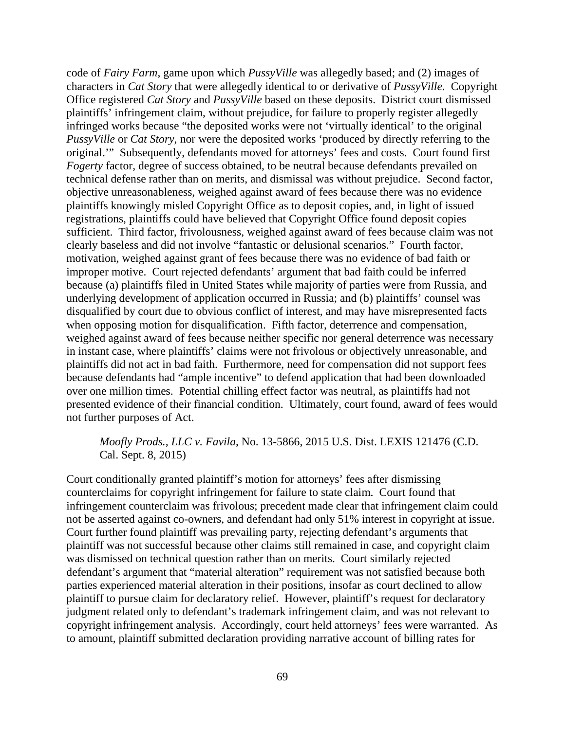code of *Fairy Farm*, game upon which *PussyVille* was allegedly based; and (2) images of characters in *Cat Story* that were allegedly identical to or derivative of *PussyVille*. Copyright Office registered *Cat Story* and *PussyVille* based on these deposits. District court dismissed plaintiffs' infringement claim, without prejudice, for failure to properly register allegedly infringed works because "the deposited works were not 'virtually identical' to the original *PussyVille* or *Cat Story*, nor were the deposited works 'produced by directly referring to the original.'" Subsequently, defendants moved for attorneys' fees and costs. Court found first *Fogerty* factor, degree of success obtained, to be neutral because defendants prevailed on technical defense rather than on merits, and dismissal was without prejudice. Second factor, objective unreasonableness, weighed against award of fees because there was no evidence plaintiffs knowingly misled Copyright Office as to deposit copies, and, in light of issued registrations, plaintiffs could have believed that Copyright Office found deposit copies sufficient. Third factor, frivolousness, weighed against award of fees because claim was not clearly baseless and did not involve "fantastic or delusional scenarios." Fourth factor, motivation, weighed against grant of fees because there was no evidence of bad faith or improper motive. Court rejected defendants' argument that bad faith could be inferred because (a) plaintiffs filed in United States while majority of parties were from Russia, and underlying development of application occurred in Russia; and (b) plaintiffs' counsel was disqualified by court due to obvious conflict of interest, and may have misrepresented facts when opposing motion for disqualification. Fifth factor, deterrence and compensation, weighed against award of fees because neither specific nor general deterrence was necessary in instant case, where plaintiffs' claims were not frivolous or objectively unreasonable, and plaintiffs did not act in bad faith. Furthermore, need for compensation did not support fees because defendants had "ample incentive" to defend application that had been downloaded over one million times. Potential chilling effect factor was neutral, as plaintiffs had not presented evidence of their financial condition. Ultimately, court found, award of fees would not further purposes of Act.

> *Moofly Prods., LLC v. Favila*, No. 13-5866, 2015 U.S. Dist. LEXIS 121476 (C.D. Cal. Sept. 8, 2015)

Court conditionally granted plaintiff's motion for attorneys' fees after dismissing counterclaims for copyright infringement for failure to state claim. Court found that infringement counterclaim was frivolous; precedent made clear that infringement claim could not be asserted against co-owners, and defendant had only 51% interest in copyright at issue. Court further found plaintiff was prevailing party, rejecting defendant's arguments that plaintiff was not successful because other claims still remained in case, and copyright claim was dismissed on technical question rather than on merits. Court similarly rejected defendant's argument that "material alteration" requirement was not satisfied because both parties experienced material alteration in their positions, insofar as court declined to allow plaintiff to pursue claim for declaratory relief. However, plaintiff's request for declaratory judgment related only to defendant's trademark infringement claim, and was not relevant to copyright infringement analysis. Accordingly, court held attorneys' fees were warranted. As to amount, plaintiff submitted declaration providing narrative account of billing rates for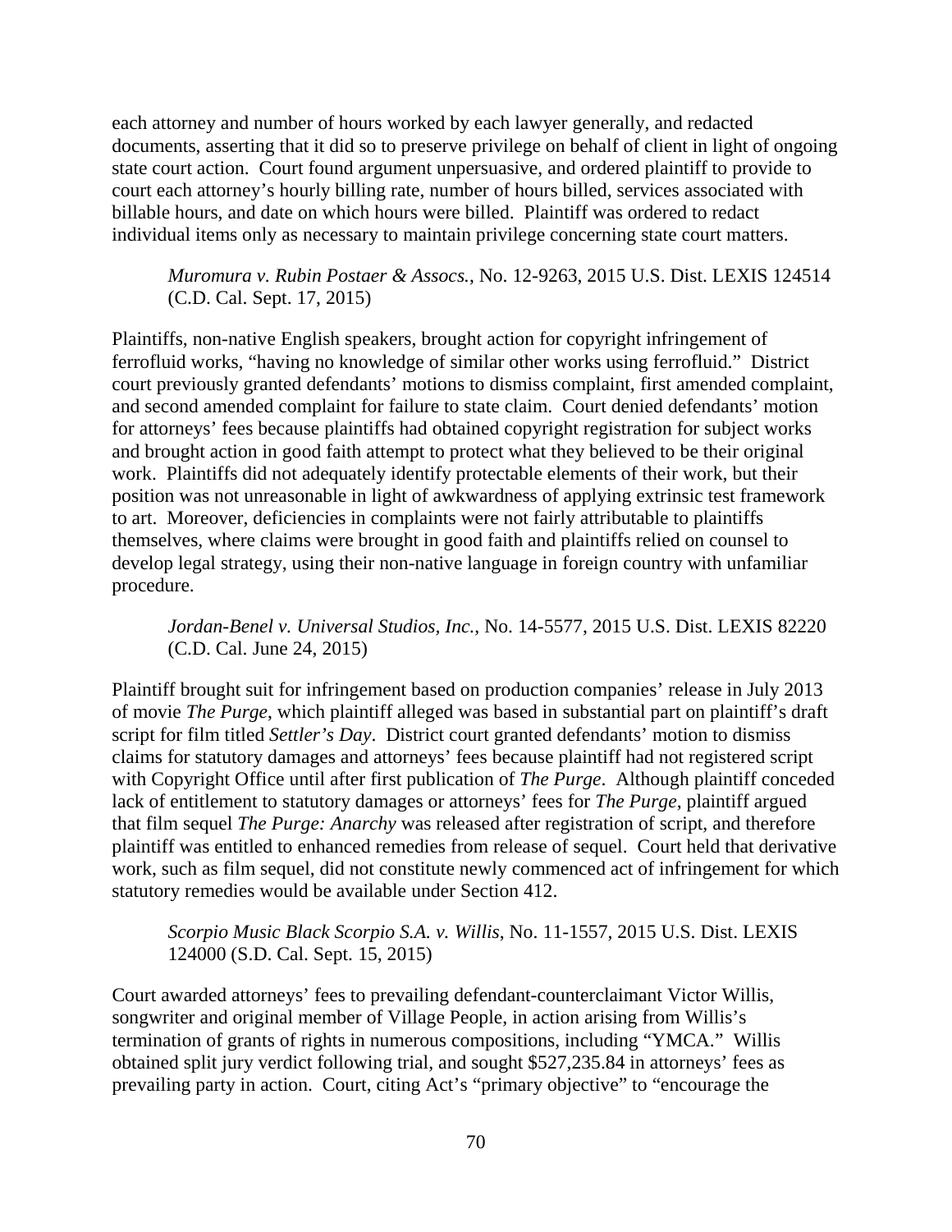each attorney and number of hours worked by each lawyer generally, and redacted documents, asserting that it did so to preserve privilege on behalf of client in light of ongoing state court action. Court found argument unpersuasive, and ordered plaintiff to provide to court each attorney's hourly billing rate, number of hours billed, services associated with billable hours, and date on which hours were billed. Plaintiff was ordered to redact individual items only as necessary to maintain privilege concerning state court matters.

> *Muromura v. Rubin Postaer & Assocs.*, No. 12-9263, 2015 U.S. Dist. LEXIS 124514 (C.D. Cal. Sept. 17, 2015)

Plaintiffs, non-native English speakers, brought action for copyright infringement of ferrofluid works, "having no knowledge of similar other works using ferrofluid." District court previously granted defendants' motions to dismiss complaint, first amended complaint, and second amended complaint for failure to state claim. Court denied defendants' motion for attorneys' fees because plaintiffs had obtained copyright registration for subject works and brought action in good faith attempt to protect what they believed to be their original work. Plaintiffs did not adequately identify protectable elements of their work, but their position was not unreasonable in light of awkwardness of applying extrinsic test framework to art. Moreover, deficiencies in complaints were not fairly attributable to plaintiffs themselves, where claims were brought in good faith and plaintiffs relied on counsel to develop legal strategy, using their non-native language in foreign country with unfamiliar procedure.

> *Jordan-Benel v. Universal Studios, Inc.*, No. 14-5577, 2015 U.S. Dist. LEXIS 82220 (C.D. Cal. June 24, 2015)

Plaintiff brought suit for infringement based on production companies' release in July 2013 of movie *The Purge*, which plaintiff alleged was based in substantial part on plaintiff's draft script for film titled *Settler's Day*. District court granted defendants' motion to dismiss claims for statutory damages and attorneys' fees because plaintiff had not registered script with Copyright Office until after first publication of *The Purge*. Although plaintiff conceded lack of entitlement to statutory damages or attorneys' fees for *The Purge*, plaintiff argued that film sequel *The Purge: Anarchy* was released after registration of script, and therefore plaintiff was entitled to enhanced remedies from release of sequel. Court held that derivative work, such as film sequel, did not constitute newly commenced act of infringement for which statutory remedies would be available under Section 412.

> *Scorpio Music Black Scorpio S.A. v. Willis*, No. 11-1557, 2015 U.S. Dist. LEXIS 124000 (S.D. Cal. Sept. 15, 2015)

Court awarded attorneys' fees to prevailing defendant-counterclaimant Victor Willis, songwriter and original member of Village People, in action arising from Willis's termination of grants of rights in numerous compositions, including "YMCA." Willis obtained split jury verdict following trial, and sought $527,235.84 in attorneys' fees as prevailing party in action. Court, citing Act's "primary objective" to "encourage the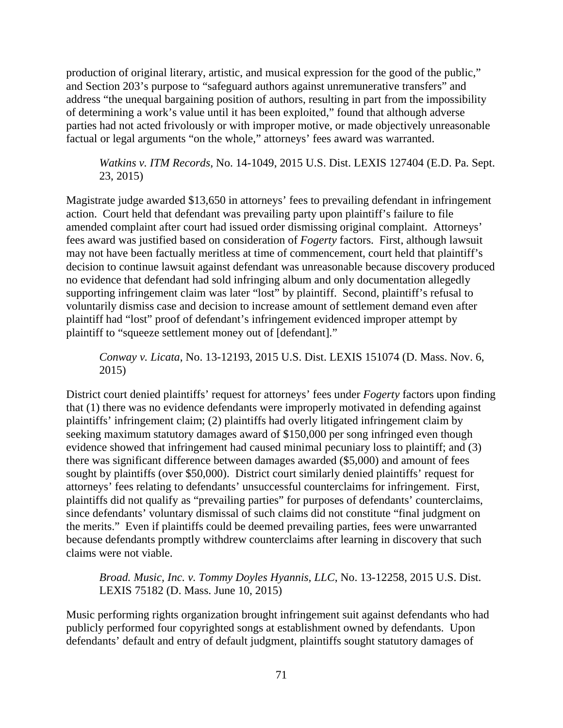production of original literary, artistic, and musical expression for the good of the public," and Section 203's purpose to "safeguard authors against unremunerative transfers" and address "the unequal bargaining position of authors, resulting in part from the impossibility of determining a work's value until it has been exploited," found that although adverse parties had not acted frivolously or with improper motive, or made objectively unreasonable factual or legal arguments "on the whole," attorneys' fees award was warranted.

> *Watkins v. ITM Records*, No. 14-1049, 2015 U.S. Dist. LEXIS 127404 (E.D. Pa. Sept. 23, 2015)

Magistrate judge awarded $13,650 in attorneys' fees to prevailing defendant in infringement action. Court held that defendant was prevailing party upon plaintiff's failure to file amended complaint after court had issued order dismissing original complaint. Attorneys' fees award was justified based on consideration of *Fogerty* factors. First, although lawsuit may not have been factually meritless at time of commencement, court held that plaintiff's decision to continue lawsuit against defendant was unreasonable because discovery produced no evidence that defendant had sold infringing album and only documentation allegedly supporting infringement claim was later "lost" by plaintiff. Second, plaintiff's refusal to voluntarily dismiss case and decision to increase amount of settlement demand even after plaintiff had "lost" proof of defendant's infringement evidenced improper attempt by plaintiff to "squeeze settlement money out of [defendant]."

> *Conway v. Licata*, No. 13-12193, 2015 U.S. Dist. LEXIS 151074 (D. Mass. Nov. 6, 2015)

District court denied plaintiffs' request for attorneys' fees under *Fogerty* factors upon finding that (1) there was no evidence defendants were improperly motivated in defending against plaintiffs' infringement claim; (2) plaintiffs had overly litigated infringement claim by seeking maximum statutory damages award of $150,000 per song infringed even though evidence showed that infringement had caused minimal pecuniary loss to plaintiff; and (3) there was significant difference between damages awarded ($5,000) and amount of fees sought by plaintiffs (over $50,000). District court similarly denied plaintiffs' request for attorneys' fees relating to defendants' unsuccessful counterclaims for infringement. First, plaintiffs did not qualify as "prevailing parties" for purposes of defendants' counterclaims, since defendants' voluntary dismissal of such claims did not constitute "final judgment on the merits." Even if plaintiffs could be deemed prevailing parties, fees were unwarranted because defendants promptly withdrew counterclaims after learning in discovery that such claims were not viable.

> *Broad. Music, Inc. v. Tommy Doyles Hyannis, LLC*, No. 13-12258, 2015 U.S. Dist. LEXIS 75182 (D. Mass. June 10, 2015)

Music performing rights organization brought infringement suit against defendants who had publicly performed four copyrighted songs at establishment owned by defendants. Upon defendants' default and entry of default judgment, plaintiffs sought statutory damages of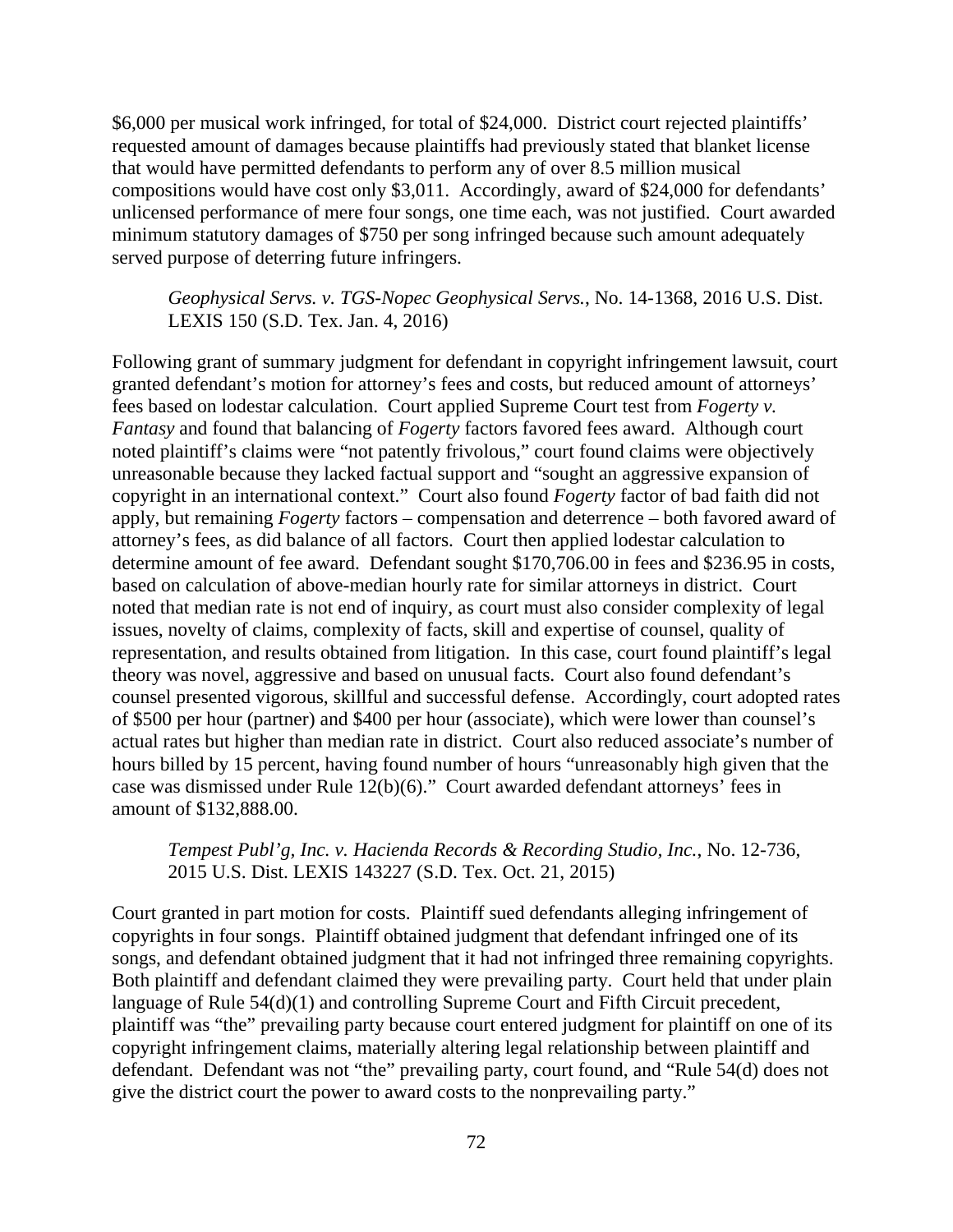$6,000 per musical work infringed, for total of $24,000. District court rejected plaintiffs' requested amount of damages because plaintiffs had previously stated that blanket license that would have permitted defendants to perform any of over 8.5 million musical compositions would have cost only $3,011. Accordingly, award of $24,000 for defendants' unlicensed performance of mere four songs, one time each, was not justified. Court awarded minimum statutory damages of $750 per song infringed because such amount adequately served purpose of deterring future infringers.

> *Geophysical Servs. v. TGS-Nopec Geophysical Servs.*, No. 14-1368, 2016 U.S. Dist. LEXIS 150 (S.D. Tex. Jan. 4, 2016)

Following grant of summary judgment for defendant in copyright infringement lawsuit, court granted defendant's motion for attorney's fees and costs, but reduced amount of attorneys' fees based on lodestar calculation. Court applied Supreme Court test from *Fogerty v. Fantasy* and found that balancing of *Fogerty* factors favored fees award. Although court noted plaintiff's claims were "not patently frivolous," court found claims were objectively unreasonable because they lacked factual support and "sought an aggressive expansion of copyright in an international context." Court also found *Fogerty* factor of bad faith did not apply, but remaining *Fogerty* factors – compensation and deterrence – both favored award of attorney's fees, as did balance of all factors. Court then applied lodestar calculation to determine amount of fee award. Defendant sought $170,706.00 in fees and $236.95 in costs, based on calculation of above-median hourly rate for similar attorneys in district. Court noted that median rate is not end of inquiry, as court must also consider complexity of legal issues, novelty of claims, complexity of facts, skill and expertise of counsel, quality of representation, and results obtained from litigation. In this case, court found plaintiff's legal theory was novel, aggressive and based on unusual facts. Court also found defendant's counsel presented vigorous, skillful and successful defense. Accordingly, court adopted rates of $500 per hour (partner) and $400 per hour (associate), which were lower than counsel's actual rates but higher than median rate in district. Court also reduced associate's number of hours billed by 15 percent, having found number of hours "unreasonably high given that the case was dismissed under Rule 12(b)(6)." Court awarded defendant attorneys' fees in amount of $132,888.00.

> *Tempest Publ'g, Inc. v. Hacienda Records & Recording Studio, Inc.*, No. 12-736, 2015 U.S. Dist. LEXIS 143227 (S.D. Tex. Oct. 21, 2015)

Court granted in part motion for costs. Plaintiff sued defendants alleging infringement of copyrights in four songs. Plaintiff obtained judgment that defendant infringed one of its songs, and defendant obtained judgment that it had not infringed three remaining copyrights. Both plaintiff and defendant claimed they were prevailing party. Court held that under plain language of Rule 54(d)(1) and controlling Supreme Court and Fifth Circuit precedent, plaintiff was "the" prevailing party because court entered judgment for plaintiff on one of its copyright infringement claims, materially altering legal relationship between plaintiff and defendant. Defendant was not "the" prevailing party, court found, and "Rule 54(d) does not give the district court the power to award costs to the nonprevailing party."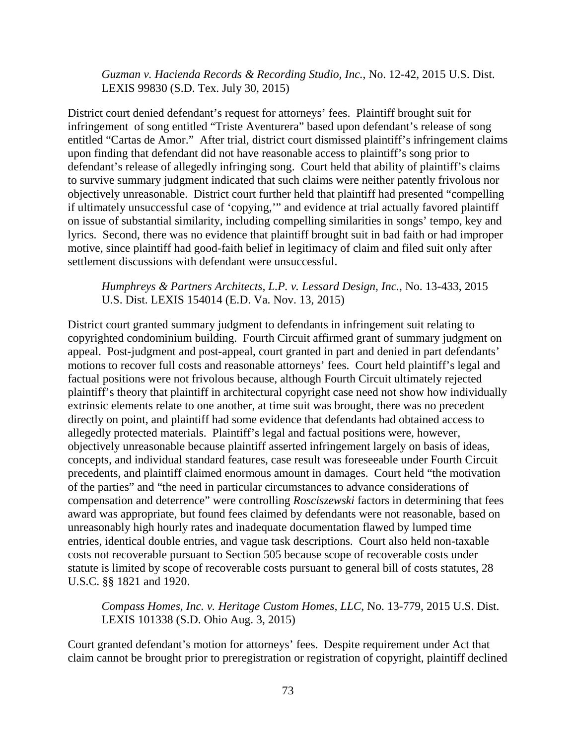*Guzman v. Hacienda Records & Recording Studio, Inc.*, No. 12-42, 2015 U.S. Dist. LEXIS 99830 (S.D. Tex. July 30, 2015)

District court denied defendant's request for attorneys' fees. Plaintiff brought suit for infringement of song entitled "Triste Aventurera" based upon defendant's release of song entitled "Cartas de Amor." After trial, district court dismissed plaintiff's infringement claims upon finding that defendant did not have reasonable access to plaintiff's song prior to defendant's release of allegedly infringing song. Court held that ability of plaintiff's claims to survive summary judgment indicated that such claims were neither patently frivolous nor objectively unreasonable. District court further held that plaintiff had presented "compelling if ultimately unsuccessful case of 'copying,'" and evidence at trial actually favored plaintiff on issue of substantial similarity, including compelling similarities in songs' tempo, key and lyrics. Second, there was no evidence that plaintiff brought suit in bad faith or had improper motive, since plaintiff had good-faith belief in legitimacy of claim and filed suit only after settlement discussions with defendant were unsuccessful.

*Humphreys & Partners Architects, L.P. v. Lessard Design, Inc.*, No. 13-433, 2015 U.S. Dist. LEXIS 154014 (E.D. Va. Nov. 13, 2015)

District court granted summary judgment to defendants in infringement suit relating to copyrighted condominium building. Fourth Circuit affirmed grant of summary judgment on appeal. Post-judgment and post-appeal, court granted in part and denied in part defendants' motions to recover full costs and reasonable attorneys' fees. Court held plaintiff's legal and factual positions were not frivolous because, although Fourth Circuit ultimately rejected plaintiff's theory that plaintiff in architectural copyright case need not show how individually extrinsic elements relate to one another, at time suit was brought, there was no precedent directly on point, and plaintiff had some evidence that defendants had obtained access to allegedly protected materials. Plaintiff's legal and factual positions were, however, objectively unreasonable because plaintiff asserted infringement largely on basis of ideas, concepts, and individual standard features, case result was foreseeable under Fourth Circuit precedents, and plaintiff claimed enormous amount in damages. Court held "the motivation of the parties" and "the need in particular circumstances to advance considerations of compensation and deterrence" were controlling *Rosciszewski* factors in determining that fees award was appropriate, but found fees claimed by defendants were not reasonable, based on unreasonably high hourly rates and inadequate documentation flawed by lumped time entries, identical double entries, and vague task descriptions. Court also held non-taxable costs not recoverable pursuant to Section 505 because scope of recoverable costs under statute is limited by scope of recoverable costs pursuant to general bill of costs statutes, 28 U.S.C. §§ 1821 and 1920.

*Compass Homes, Inc. v. Heritage Custom Homes, LLC*, No. 13-779, 2015 U.S. Dist. LEXIS 101338 (S.D. Ohio Aug. 3, 2015)

Court granted defendant's motion for attorneys' fees. Despite requirement under Act that claim cannot be brought prior to preregistration or registration of copyright, plaintiff declined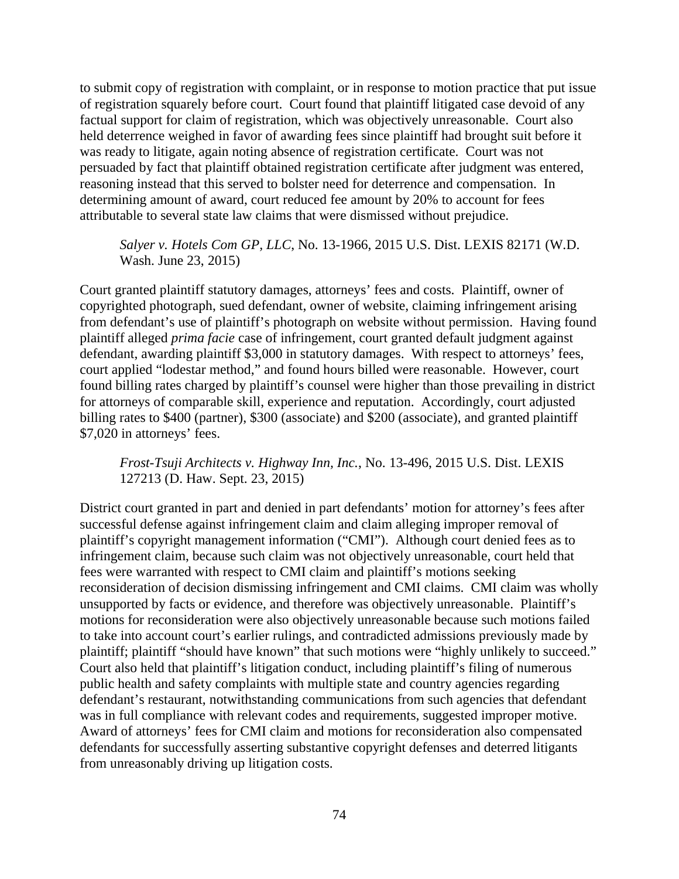to submit copy of registration with complaint, or in response to motion practice that put issue of registration squarely before court. Court found that plaintiff litigated case devoid of any factual support for claim of registration, which was objectively unreasonable. Court also held deterrence weighed in favor of awarding fees since plaintiff had brought suit before it was ready to litigate, again noting absence of registration certificate. Court was not persuaded by fact that plaintiff obtained registration certificate after judgment was entered, reasoning instead that this served to bolster need for deterrence and compensation. In determining amount of award, court reduced fee amount by 20% to account for fees attributable to several state law claims that were dismissed without prejudice.

> *Salyer v. Hotels Com GP, LLC*, No. 13-1966, 2015 U.S. Dist. LEXIS 82171 (W.D. Wash. June 23, 2015)

Court granted plaintiff statutory damages, attorneys' fees and costs. Plaintiff, owner of copyrighted photograph, sued defendant, owner of website, claiming infringement arising from defendant's use of plaintiff's photograph on website without permission. Having found plaintiff alleged *prima facie* case of infringement, court granted default judgment against defendant, awarding plaintiff $3,000 in statutory damages. With respect to attorneys' fees, court applied "lodestar method," and found hours billed were reasonable. However, court found billing rates charged by plaintiff's counsel were higher than those prevailing in district for attorneys of comparable skill, experience and reputation. Accordingly, court adjusted billing rates to $400 (partner), $300 (associate) and $200 (associate), and granted plaintiff $7,020 in attorneys' fees.

> *Frost-Tsuji Architects v. Highway Inn, Inc.*, No. 13-496, 2015 U.S. Dist. LEXIS 127213 (D. Haw. Sept. 23, 2015)

District court granted in part and denied in part defendants' motion for attorney's fees after successful defense against infringement claim and claim alleging improper removal of plaintiff's copyright management information ("CMI"). Although court denied fees as to infringement claim, because such claim was not objectively unreasonable, court held that fees were warranted with respect to CMI claim and plaintiff's motions seeking reconsideration of decision dismissing infringement and CMI claims. CMI claim was wholly unsupported by facts or evidence, and therefore was objectively unreasonable. Plaintiff's motions for reconsideration were also objectively unreasonable because such motions failed to take into account court's earlier rulings, and contradicted admissions previously made by plaintiff; plaintiff "should have known" that such motions were "highly unlikely to succeed." Court also held that plaintiff's litigation conduct, including plaintiff's filing of numerous public health and safety complaints with multiple state and country agencies regarding defendant's restaurant, notwithstanding communications from such agencies that defendant was in full compliance with relevant codes and requirements, suggested improper motive. Award of attorneys' fees for CMI claim and motions for reconsideration also compensated defendants for successfully asserting substantive copyright defenses and deterred litigants from unreasonably driving up litigation costs.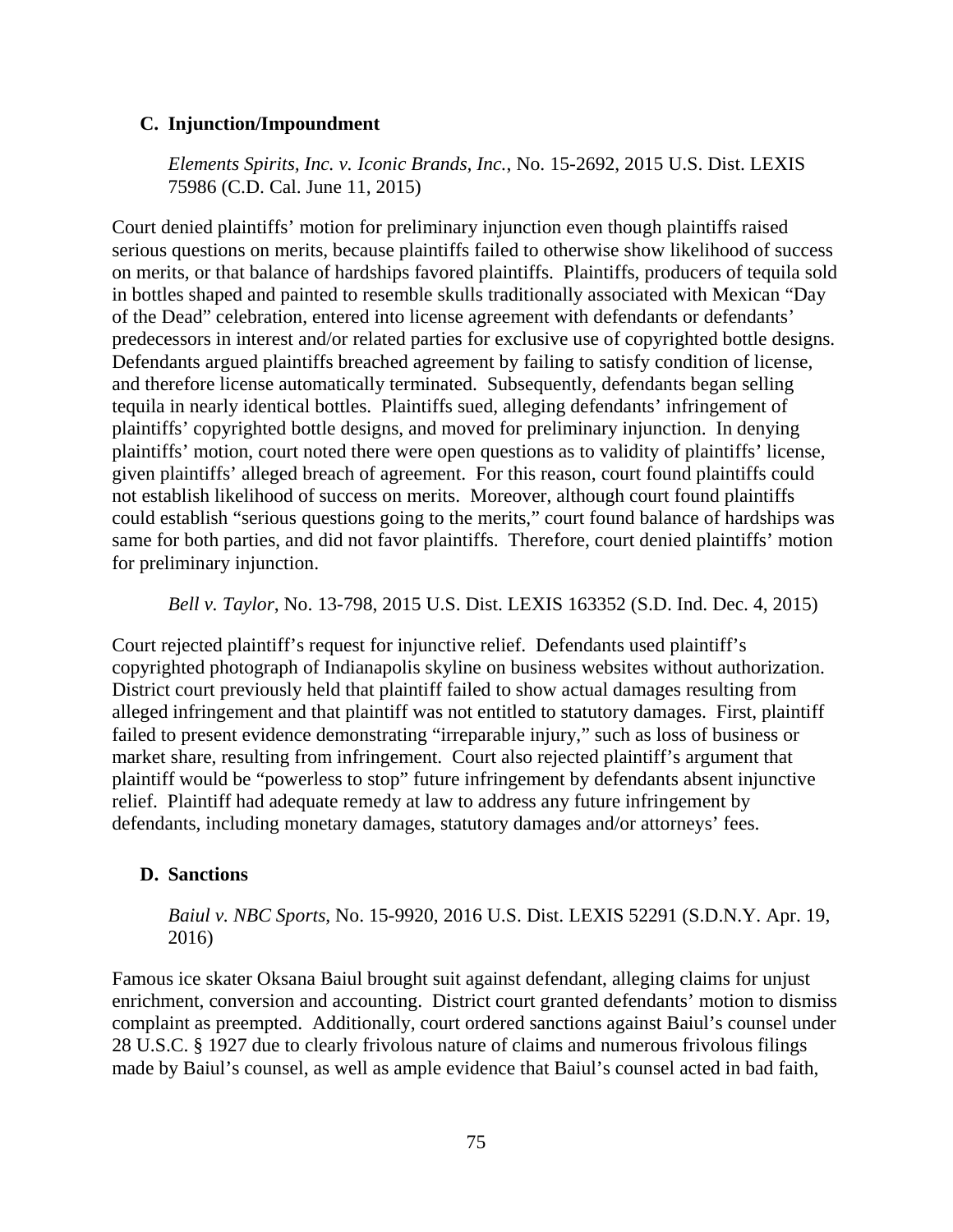### C. Injunction/Impoundment

*Elements Spirits, Inc. v. Iconic Brands, Inc.*, No. 15-2692, 2015 U.S. Dist. LEXIS 75986 (C.D. Cal. June 11, 2015)

Court denied plaintiffs' motion for preliminary injunction even though plaintiffs raised serious questions on merits, because plaintiffs failed to otherwise show likelihood of success on merits, or that balance of hardships favored plaintiffs. Plaintiffs, producers of tequila sold in bottles shaped and painted to resemble skulls traditionally associated with Mexican "Day of the Dead" celebration, entered into license agreement with defendants or defendants' predecessors in interest and/or related parties for exclusive use of copyrighted bottle designs. Defendants argued plaintiffs breached agreement by failing to satisfy condition of license, and therefore license automatically terminated. Subsequently, defendants began selling tequila in nearly identical bottles. Plaintiffs sued, alleging defendants' infringement of plaintiffs' copyrighted bottle designs, and moved for preliminary injunction. In denying plaintiffs' motion, court noted there were open questions as to validity of plaintiffs' license, given plaintiffs' alleged breach of agreement. For this reason, court found plaintiffs could not establish likelihood of success on merits. Moreover, although court found plaintiffs could establish "serious questions going to the merits," court found balance of hardships was same for both parties, and did not favor plaintiffs. Therefore, court denied plaintiffs' motion for preliminary injunction.

*Bell v. Taylor*, No. 13-798, 2015 U.S. Dist. LEXIS 163352 (S.D. Ind. Dec. 4, 2015)

Court rejected plaintiff's request for injunctive relief. Defendants used plaintiff's copyrighted photograph of Indianapolis skyline on business websites without authorization. District court previously held that plaintiff failed to show actual damages resulting from alleged infringement and that plaintiff was not entitled to statutory damages. First, plaintiff failed to present evidence demonstrating "irreparable injury," such as loss of business or market share, resulting from infringement. Court also rejected plaintiff's argument that plaintiff would be "powerless to stop" future infringement by defendants absent injunctive relief. Plaintiff had adequate remedy at law to address any future infringement by defendants, including monetary damages, statutory damages and/or attorneys' fees.

### D. Sanctions

*Baiul v. NBC Sports*, No. 15-9920, 2016 U.S. Dist. LEXIS 52291 (S.D.N.Y. Apr. 19, 2016)

Famous ice skater Oksana Baiul brought suit against defendant, alleging claims for unjust enrichment, conversion and accounting. District court granted defendants' motion to dismiss complaint as preempted. Additionally, court ordered sanctions against Baiul's counsel under 28 U.S.C. § 1927 due to clearly frivolous nature of claims and numerous frivolous filings made by Baiul's counsel, as well as ample evidence that Baiul's counsel acted in bad faith,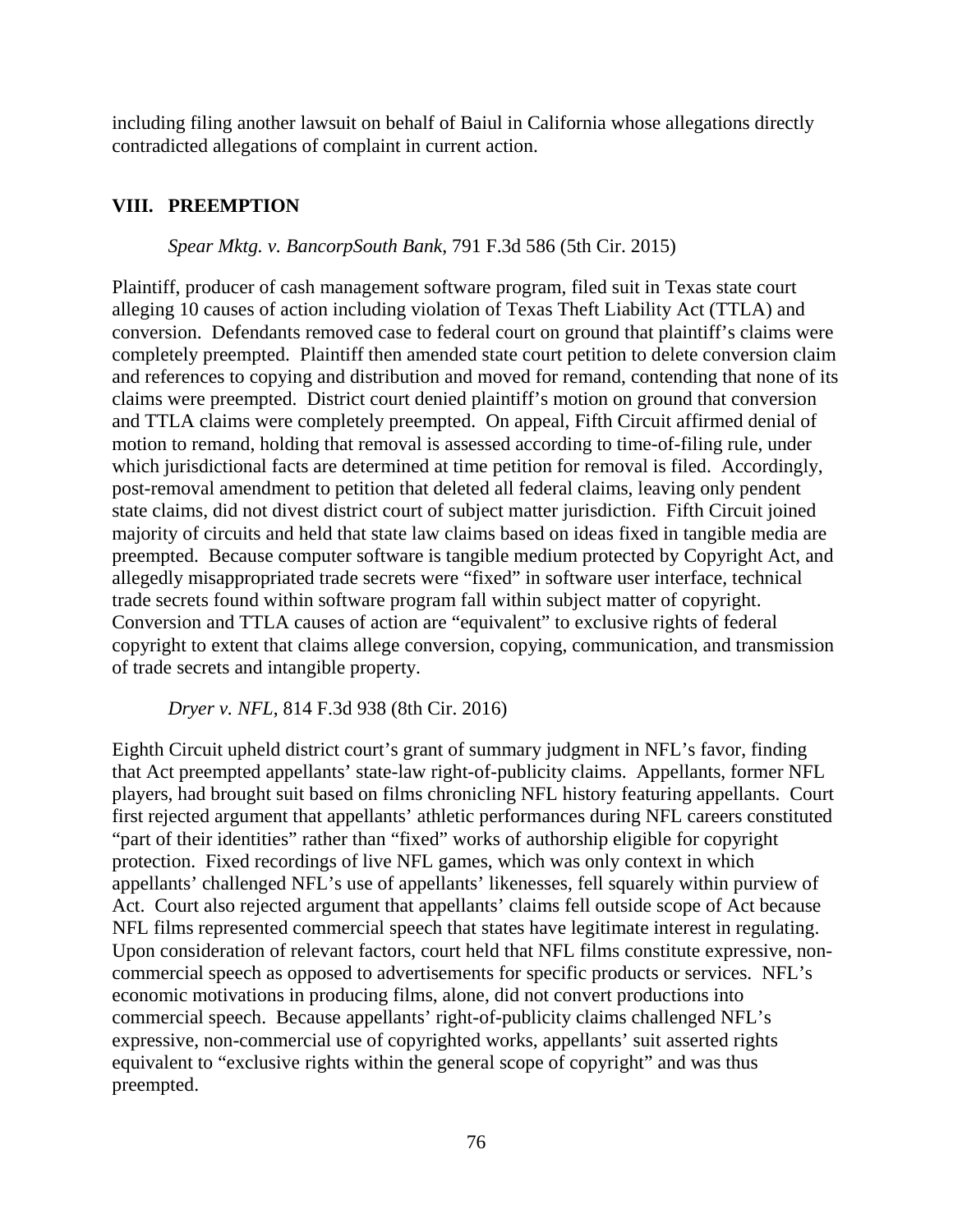including filing another lawsuit on behalf of Baiul in California whose allegations directly contradicted allegations of complaint in current action.

## VIII. PREEMPTION

*Spear Mktg. v. BancorpSouth Bank*, 791 F.3d 586 (5th Cir. 2015)

Plaintiff, producer of cash management software program, filed suit in Texas state court alleging 10 causes of action including violation of Texas Theft Liability Act (TTLA) and conversion. Defendants removed case to federal court on ground that plaintiff's claims were completely preempted. Plaintiff then amended state court petition to delete conversion claim and references to copying and distribution and moved for remand, contending that none of its claims were preempted. District court denied plaintiff's motion on ground that conversion and TTLA claims were completely preempted. On appeal, Fifth Circuit affirmed denial of motion to remand, holding that removal is assessed according to time-of-filing rule, under which jurisdictional facts are determined at time petition for removal is filed. Accordingly, post-removal amendment to petition that deleted all federal claims, leaving only pendent state claims, did not divest district court of subject matter jurisdiction. Fifth Circuit joined majority of circuits and held that state law claims based on ideas fixed in tangible media are preempted. Because computer software is tangible medium protected by Copyright Act, and allegedly misappropriated trade secrets were "fixed" in software user interface, technical trade secrets found within software program fall within subject matter of copyright. Conversion and TTLA causes of action are "equivalent" to exclusive rights of federal copyright to extent that claims allege conversion, copying, communication, and transmission of trade secrets and intangible property.

*Dryer v. NFL*, 814 F.3d 938 (8th Cir. 2016)

Eighth Circuit upheld district court's grant of summary judgment in NFL's favor, finding that Act preempted appellants' state-law right-of-publicity claims. Appellants, former NFL players, had brought suit based on films chronicling NFL history featuring appellants. Court first rejected argument that appellants' athletic performances during NFL careers constituted "part of their identities" rather than "fixed" works of authorship eligible for copyright protection. Fixed recordings of live NFL games, which was only context in which appellants' challenged NFL's use of appellants' likenesses, fell squarely within purview of Act. Court also rejected argument that appellants' claims fell outside scope of Act because NFL films represented commercial speech that states have legitimate interest in regulating. Upon consideration of relevant factors, court held that NFL films constitute expressive, non-commercial speech as opposed to advertisements for specific products or services. NFL's economic motivations in producing films, alone, did not convert productions into commercial speech. Because appellants' right-of-publicity claims challenged NFL's expressive, non-commercial use of copyrighted works, appellants' suit asserted rights equivalent to "exclusive rights within the general scope of copyright" and was thus preempted.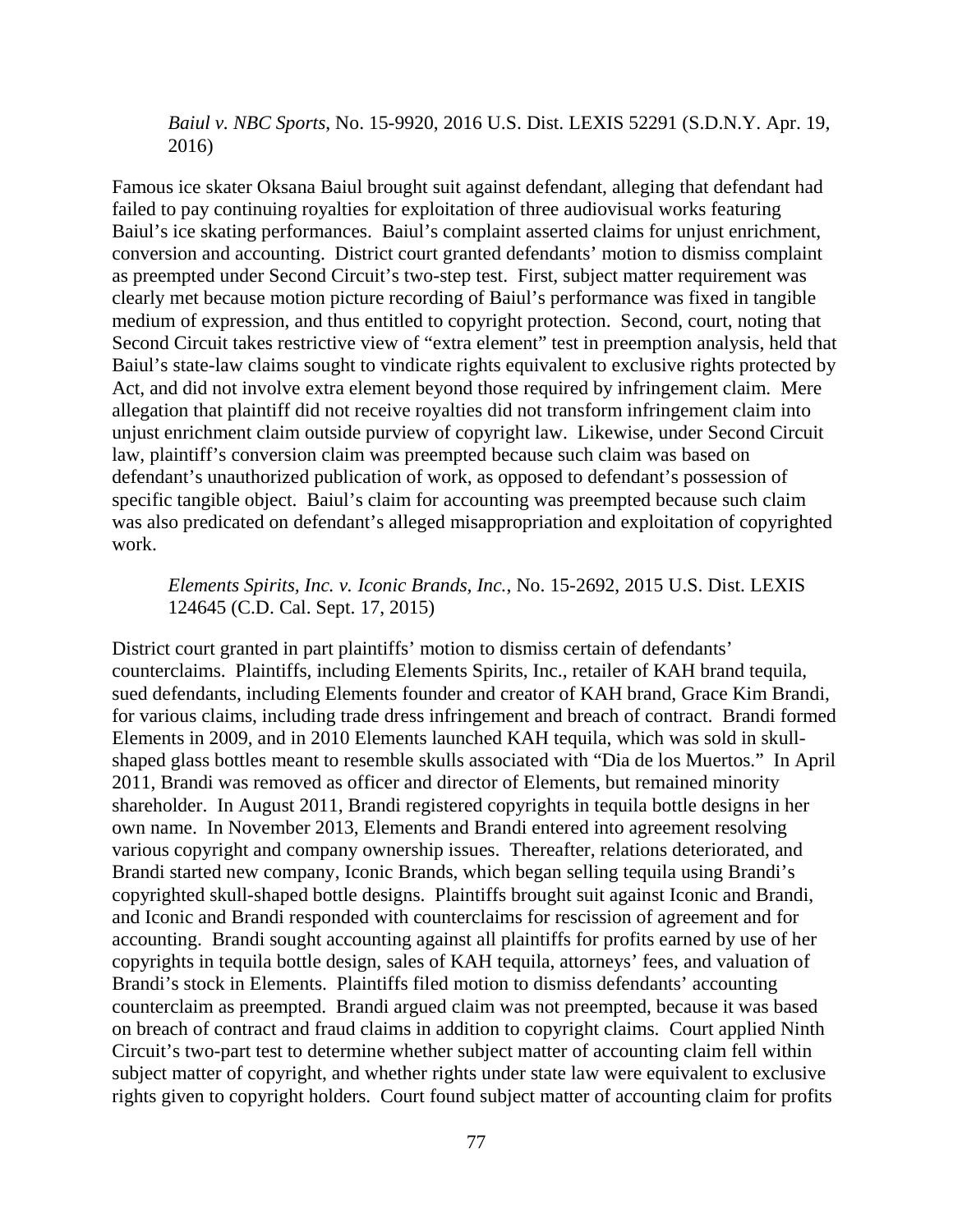*Baiul v. NBC Sports*, No. 15-9920, 2016 U.S. Dist. LEXIS 52291 (S.D.N.Y. Apr. 19, 2016)

Famous ice skater Oksana Baiul brought suit against defendant, alleging that defendant had failed to pay continuing royalties for exploitation of three audiovisual works featuring Baiul's ice skating performances. Baiul's complaint asserted claims for unjust enrichment, conversion and accounting. District court granted defendants' motion to dismiss complaint as preempted under Second Circuit's two-step test. First, subject matter requirement was clearly met because motion picture recording of Baiul's performance was fixed in tangible medium of expression, and thus entitled to copyright protection. Second, court, noting that Second Circuit takes restrictive view of "extra element" test in preemption analysis, held that Baiul's state-law claims sought to vindicate rights equivalent to exclusive rights protected by Act, and did not involve extra element beyond those required by infringement claim. Mere allegation that plaintiff did not receive royalties did not transform infringement claim into unjust enrichment claim outside purview of copyright law. Likewise, under Second Circuit law, plaintiff's conversion claim was preempted because such claim was based on defendant's unauthorized publication of work, as opposed to defendant's possession of specific tangible object. Baiul's claim for accounting was preempted because such claim was also predicated on defendant's alleged misappropriation and exploitation of copyrighted work.

*Elements Spirits, Inc. v. Iconic Brands, Inc.*, No. 15-2692, 2015 U.S. Dist. LEXIS 124645 (C.D. Cal. Sept. 17, 2015)

District court granted in part plaintiffs' motion to dismiss certain of defendants' counterclaims. Plaintiffs, including Elements Spirits, Inc., retailer of KAH brand tequila, sued defendants, including Elements founder and creator of KAH brand, Grace Kim Brandi, for various claims, including trade dress infringement and breach of contract. Brandi formed Elements in 2009, and in 2010 Elements launched KAH tequila, which was sold in skull-shaped glass bottles meant to resemble skulls associated with "Dia de los Muertos." In April 2011, Brandi was removed as officer and director of Elements, but remained minority shareholder. In August 2011, Brandi registered copyrights in tequila bottle designs in her own name. In November 2013, Elements and Brandi entered into agreement resolving various copyright and company ownership issues. Thereafter, relations deteriorated, and Brandi started new company, Iconic Brands, which began selling tequila using Brandi's copyrighted skull-shaped bottle designs. Plaintiffs brought suit against Iconic and Brandi, and Iconic and Brandi responded with counterclaims for rescission of agreement and for accounting. Brandi sought accounting against all plaintiffs for profits earned by use of her copyrights in tequila bottle design, sales of KAH tequila, attorneys' fees, and valuation of Brandi's stock in Elements. Plaintiffs filed motion to dismiss defendants' accounting counterclaim as preempted. Brandi argued claim was not preempted, because it was based on breach of contract and fraud claims in addition to copyright claims. Court applied Ninth Circuit's two-part test to determine whether subject matter of accounting claim fell within subject matter of copyright, and whether rights under state law were equivalent to exclusive rights given to copyright holders. Court found subject matter of accounting claim for profits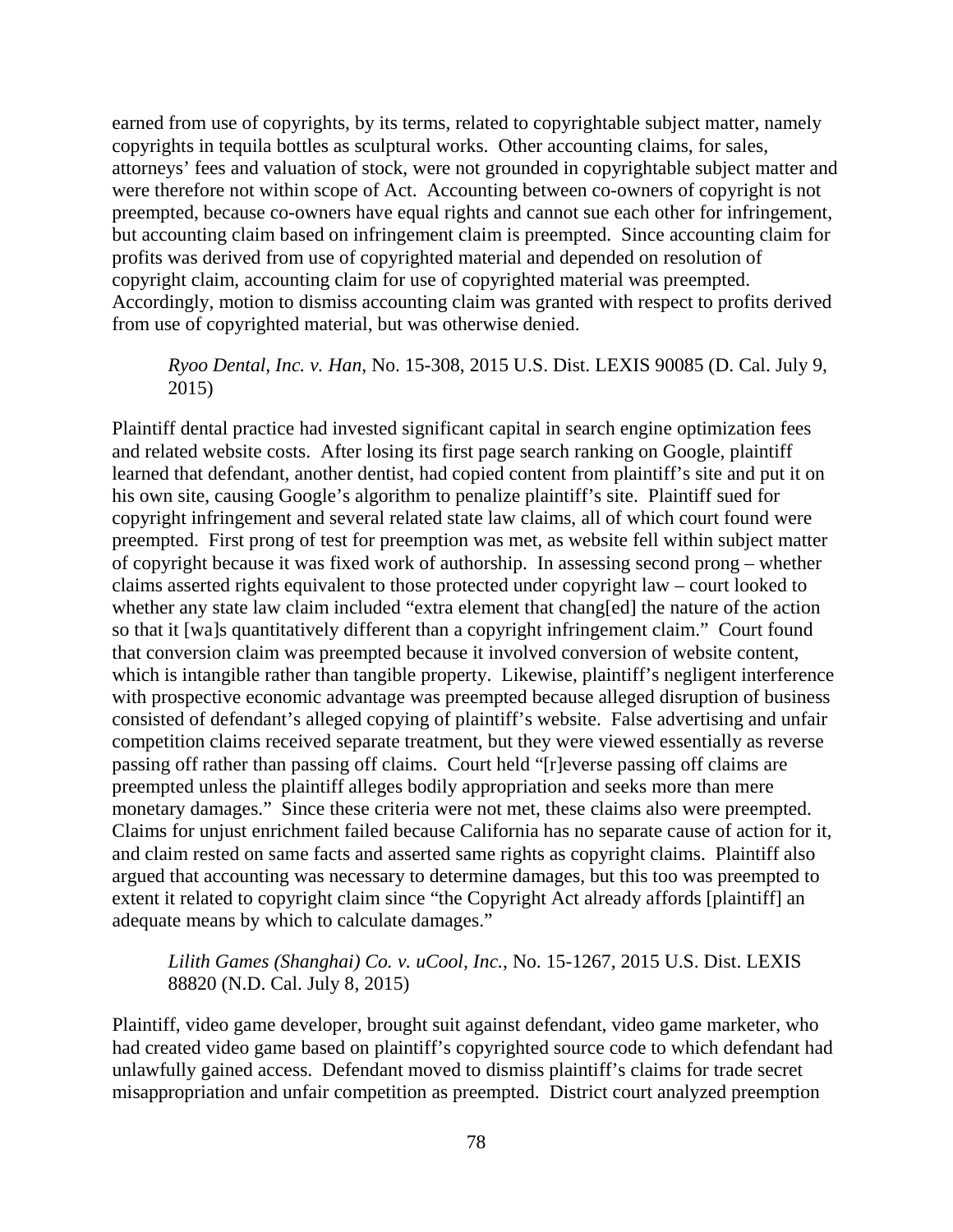earned from use of copyrights, by its terms, related to copyrightable subject matter, namely copyrights in tequila bottles as sculptural works. Other accounting claims, for sales, attorneys' fees and valuation of stock, were not grounded in copyrightable subject matter and were therefore not within scope of Act. Accounting between co-owners of copyright is not preempted, because co-owners have equal rights and cannot sue each other for infringement, but accounting claim based on infringement claim is preempted. Since accounting claim for profits was derived from use of copyrighted material and depended on resolution of copyright claim, accounting claim for use of copyrighted material was preempted. Accordingly, motion to dismiss accounting claim was granted with respect to profits derived from use of copyrighted material, but was otherwise denied.

> *Ryoo Dental, Inc. v. Han*, No. 15-308, 2015 U.S. Dist. LEXIS 90085 (D. Cal. July 9, 2015)

Plaintiff dental practice had invested significant capital in search engine optimization fees and related website costs. After losing its first page search ranking on Google, plaintiff learned that defendant, another dentist, had copied content from plaintiff's site and put it on his own site, causing Google's algorithm to penalize plaintiff's site. Plaintiff sued for copyright infringement and several related state law claims, all of which court found were preempted. First prong of test for preemption was met, as website fell within subject matter of copyright because it was fixed work of authorship. In assessing second prong – whether claims asserted rights equivalent to those protected under copyright law – court looked to whether any state law claim included "extra element that chang[ed] the nature of the action so that it [wa]s quantitatively different than a copyright infringement claim." Court found that conversion claim was preempted because it involved conversion of website content, which is intangible rather than tangible property. Likewise, plaintiff's negligent interference with prospective economic advantage was preempted because alleged disruption of business consisted of defendant's alleged copying of plaintiff's website. False advertising and unfair competition claims received separate treatment, but they were viewed essentially as reverse passing off rather than passing off claims. Court held "[r]everse passing off claims are preempted unless the plaintiff alleges bodily appropriation and seeks more than mere monetary damages." Since these criteria were not met, these claims also were preempted. Claims for unjust enrichment failed because California has no separate cause of action for it, and claim rested on same facts and asserted same rights as copyright claims. Plaintiff also argued that accounting was necessary to determine damages, but this too was preempted to extent it related to copyright claim since "the Copyright Act already affords [plaintiff] an adequate means by which to calculate damages."

> *Lilith Games (Shanghai) Co. v. uCool, Inc.*, No. 15-1267, 2015 U.S. Dist. LEXIS 88820 (N.D. Cal. July 8, 2015)

Plaintiff, video game developer, brought suit against defendant, video game marketer, who had created video game based on plaintiff's copyrighted source code to which defendant had unlawfully gained access. Defendant moved to dismiss plaintiff's claims for trade secret misappropriation and unfair competition as preempted. District court analyzed preemption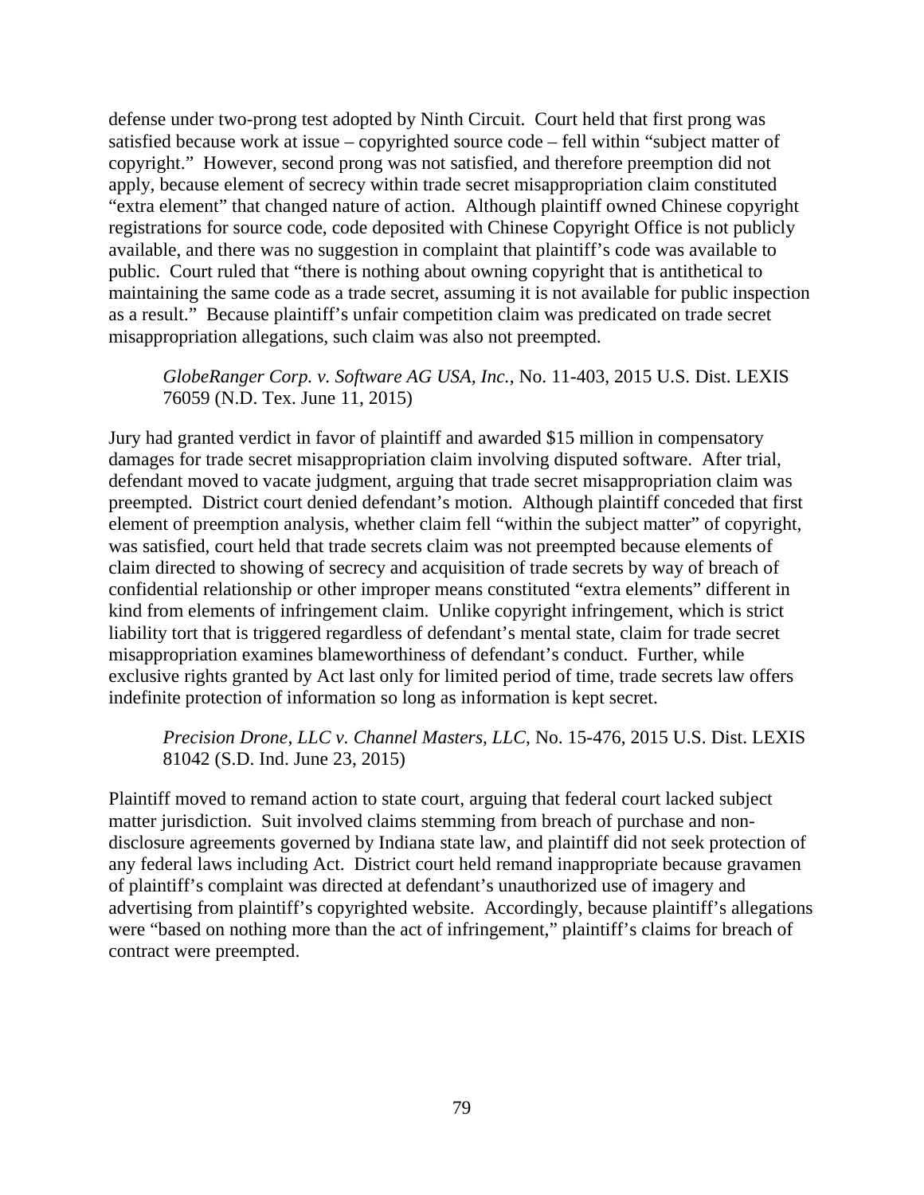defense under two-prong test adopted by Ninth Circuit. Court held that first prong was satisfied because work at issue – copyrighted source code – fell within "subject matter of copyright." However, second prong was not satisfied, and therefore preemption did not apply, because element of secrecy within trade secret misappropriation claim constituted "extra element" that changed nature of action. Although plaintiff owned Chinese copyright registrations for source code, code deposited with Chinese Copyright Office is not publicly available, and there was no suggestion in complaint that plaintiff's code was available to public. Court ruled that "there is nothing about owning copyright that is antithetical to maintaining the same code as a trade secret, assuming it is not available for public inspection as a result." Because plaintiff's unfair competition claim was predicated on trade secret misappropriation allegations, such claim was also not preempted.

> *GlobeRanger Corp. v. Software AG USA, Inc.*, No. 11-403, 2015 U.S. Dist. LEXIS 76059 (N.D. Tex. June 11, 2015)

Jury had granted verdict in favor of plaintiff and awarded $15 million in compensatory damages for trade secret misappropriation claim involving disputed software. After trial, defendant moved to vacate judgment, arguing that trade secret misappropriation claim was preempted. District court denied defendant's motion. Although plaintiff conceded that first element of preemption analysis, whether claim fell "within the subject matter" of copyright, was satisfied, court held that trade secrets claim was not preempted because elements of claim directed to showing of secrecy and acquisition of trade secrets by way of breach of confidential relationship or other improper means constituted "extra elements" different in kind from elements of infringement claim. Unlike copyright infringement, which is strict liability tort that is triggered regardless of defendant's mental state, claim for trade secret misappropriation examines blameworthiness of defendant's conduct. Further, while exclusive rights granted by Act last only for limited period of time, trade secrets law offers indefinite protection of information so long as information is kept secret.

> *Precision Drone, LLC v. Channel Masters, LLC*, No. 15-476, 2015 U.S. Dist. LEXIS 81042 (S.D. Ind. June 23, 2015)

Plaintiff moved to remand action to state court, arguing that federal court lacked subject matter jurisdiction. Suit involved claims stemming from breach of purchase and non-disclosure agreements governed by Indiana state law, and plaintiff did not seek protection of any federal laws including Act. District court held remand inappropriate because gravamen of plaintiff's complaint was directed at defendant's unauthorized use of imagery and advertising from plaintiff's copyrighted website. Accordingly, because plaintiff's allegations were "based on nothing more than the act of infringement," plaintiff's claims for breach of contract were preempted.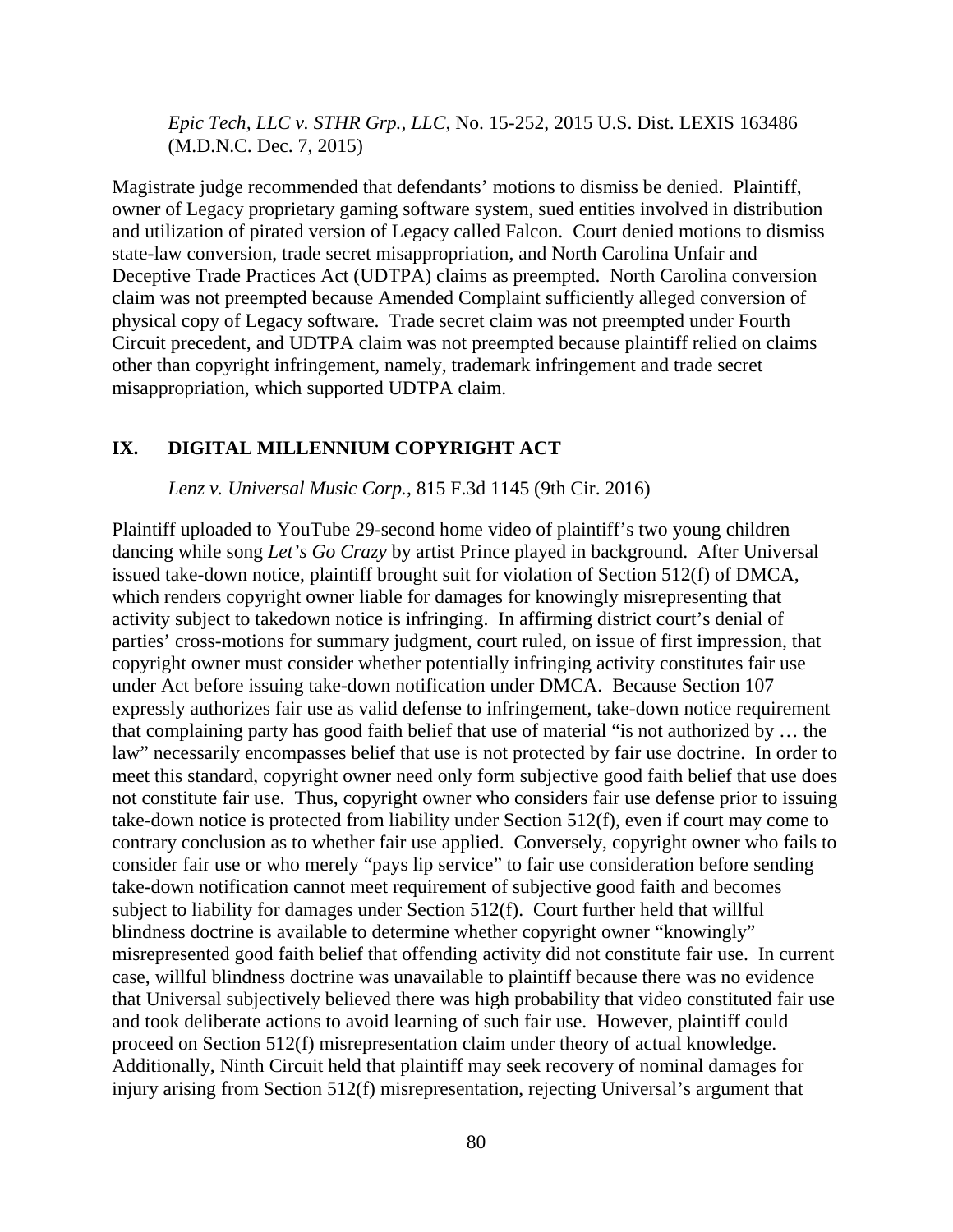*Epic Tech, LLC v. STHR Grp., LLC*, No. 15-252, 2015 U.S. Dist. LEXIS 163486 (M.D.N.C. Dec. 7, 2015)

Magistrate judge recommended that defendants' motions to dismiss be denied. Plaintiff, owner of Legacy proprietary gaming software system, sued entities involved in distribution and utilization of pirated version of Legacy called Falcon. Court denied motions to dismiss state-law conversion, trade secret misappropriation, and North Carolina Unfair and Deceptive Trade Practices Act (UDTPA) claims as preempted. North Carolina conversion claim was not preempted because Amended Complaint sufficiently alleged conversion of physical copy of Legacy software. Trade secret claim was not preempted under Fourth Circuit precedent, and UDTPA claim was not preempted because plaintiff relied on claims other than copyright infringement, namely, trademark infringement and trade secret misappropriation, which supported UDTPA claim.

## IX. DIGITAL MILLENNIUM COPYRIGHT ACT

*Lenz v. Universal Music Corp.*, 815 F.3d 1145 (9th Cir. 2016)

Plaintiff uploaded to YouTube 29-second home video of plaintiff's two young children dancing while song *Let's Go Crazy* by artist Prince played in background. After Universal issued take-down notice, plaintiff brought suit for violation of Section 512(f) of DMCA, which renders copyright owner liable for damages for knowingly misrepresenting that activity subject to takedown notice is infringing. In affirming district court's denial of parties' cross-motions for summary judgment, court ruled, on issue of first impression, that copyright owner must consider whether potentially infringing activity constitutes fair use under Act before issuing take-down notification under DMCA. Because Section 107 expressly authorizes fair use as valid defense to infringement, take-down notice requirement that complaining party has good faith belief that use of material "is not authorized by … the law" necessarily encompasses belief that use is not protected by fair use doctrine. In order to meet this standard, copyright owner need only form subjective good faith belief that use does not constitute fair use. Thus, copyright owner who considers fair use defense prior to issuing take-down notice is protected from liability under Section 512(f), even if court may come to contrary conclusion as to whether fair use applied. Conversely, copyright owner who fails to consider fair use or who merely "pays lip service" to fair use consideration before sending take-down notification cannot meet requirement of subjective good faith and becomes subject to liability for damages under Section 512(f). Court further held that willful blindness doctrine is available to determine whether copyright owner "knowingly" misrepresented good faith belief that offending activity did not constitute fair use. In current case, willful blindness doctrine was unavailable to plaintiff because there was no evidence that Universal subjectively believed there was high probability that video constituted fair use and took deliberate actions to avoid learning of such fair use. However, plaintiff could proceed on Section 512(f) misrepresentation claim under theory of actual knowledge. Additionally, Ninth Circuit held that plaintiff may seek recovery of nominal damages for injury arising from Section 512(f) misrepresentation, rejecting Universal's argument that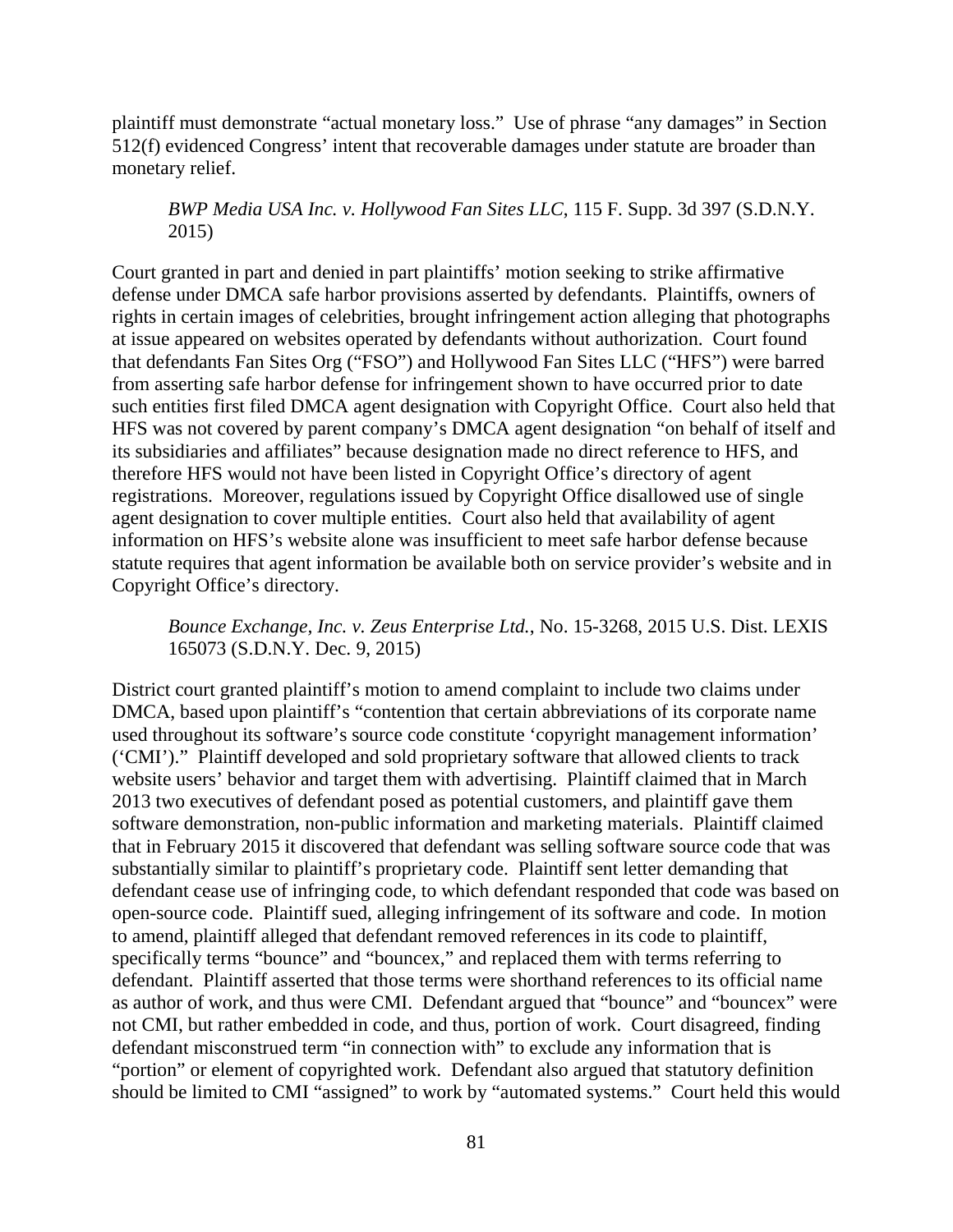plaintiff must demonstrate "actual monetary loss." Use of phrase "any damages" in Section 512(f) evidenced Congress' intent that recoverable damages under statute are broader than monetary relief.

> *BWP Media USA Inc. v. Hollywood Fan Sites LLC*, 115 F. Supp. 3d 397 (S.D.N.Y. 2015)

Court granted in part and denied in part plaintiffs' motion seeking to strike affirmative defense under DMCA safe harbor provisions asserted by defendants. Plaintiffs, owners of rights in certain images of celebrities, brought infringement action alleging that photographs at issue appeared on websites operated by defendants without authorization. Court found that defendants Fan Sites Org ("FSO") and Hollywood Fan Sites LLC ("HFS") were barred from asserting safe harbor defense for infringement shown to have occurred prior to date such entities first filed DMCA agent designation with Copyright Office. Court also held that HFS was not covered by parent company's DMCA agent designation "on behalf of itself and its subsidiaries and affiliates" because designation made no direct reference to HFS, and therefore HFS would not have been listed in Copyright Office's directory of agent registrations. Moreover, regulations issued by Copyright Office disallowed use of single agent designation to cover multiple entities. Court also held that availability of agent information on HFS's website alone was insufficient to meet safe harbor defense because statute requires that agent information be available both on service provider's website and in Copyright Office's directory.

> *Bounce Exchange, Inc. v. Zeus Enterprise Ltd.*, No. 15-3268, 2015 U.S. Dist. LEXIS 165073 (S.D.N.Y. Dec. 9, 2015)

District court granted plaintiff's motion to amend complaint to include two claims under DMCA, based upon plaintiff's "contention that certain abbreviations of its corporate name used throughout its software's source code constitute 'copyright management information' ('CMI')." Plaintiff developed and sold proprietary software that allowed clients to track website users' behavior and target them with advertising. Plaintiff claimed that in March 2013 two executives of defendant posed as potential customers, and plaintiff gave them software demonstration, non-public information and marketing materials. Plaintiff claimed that in February 2015 it discovered that defendant was selling software source code that was substantially similar to plaintiff's proprietary code. Plaintiff sent letter demanding that defendant cease use of infringing code, to which defendant responded that code was based on open-source code. Plaintiff sued, alleging infringement of its software and code. In motion to amend, plaintiff alleged that defendant removed references in its code to plaintiff, specifically terms "bounce" and "bouncex," and replaced them with terms referring to defendant. Plaintiff asserted that those terms were shorthand references to its official name as author of work, and thus were CMI. Defendant argued that "bounce" and "bouncex" were not CMI, but rather embedded in code, and thus, portion of work. Court disagreed, finding defendant misconstrued term "in connection with" to exclude any information that is "portion" or element of copyrighted work. Defendant also argued that statutory definition should be limited to CMI "assigned" to work by "automated systems." Court held this would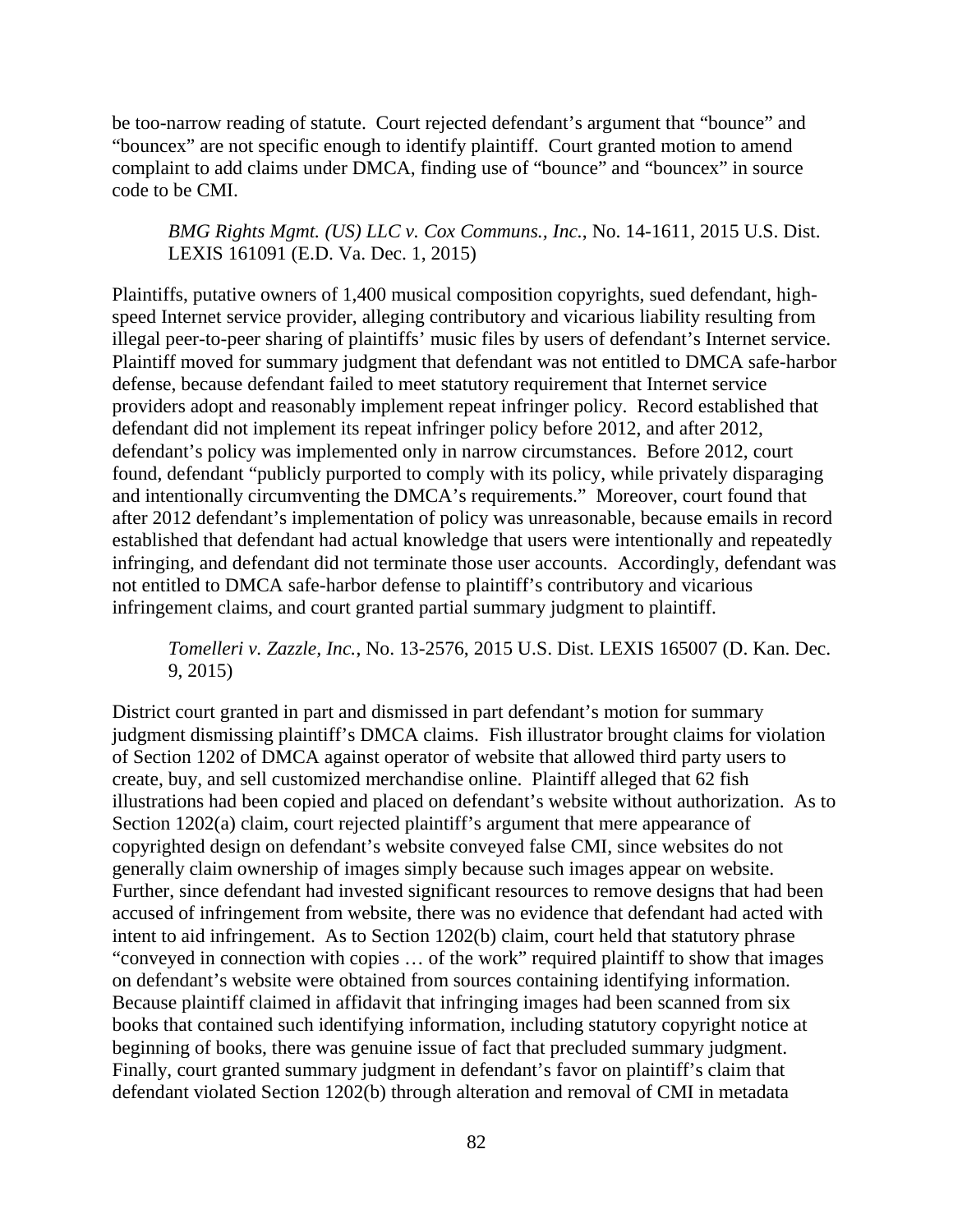be too-narrow reading of statute. Court rejected defendant's argument that "bounce" and "bouncex" are not specific enough to identify plaintiff. Court granted motion to amend complaint to add claims under DMCA, finding use of "bounce" and "bouncex" in source code to be CMI.

> *BMG Rights Mgmt. (US) LLC v. Cox Communs., Inc.*, No. 14-1611, 2015 U.S. Dist. LEXIS 161091 (E.D. Va. Dec. 1, 2015)

Plaintiffs, putative owners of 1,400 musical composition copyrights, sued defendant, high-speed Internet service provider, alleging contributory and vicarious liability resulting from illegal peer-to-peer sharing of plaintiffs' music files by users of defendant's Internet service. Plaintiff moved for summary judgment that defendant was not entitled to DMCA safe-harbor defense, because defendant failed to meet statutory requirement that Internet service providers adopt and reasonably implement repeat infringer policy. Record established that defendant did not implement its repeat infringer policy before 2012, and after 2012, defendant's policy was implemented only in narrow circumstances. Before 2012, court found, defendant "publicly purported to comply with its policy, while privately disparaging and intentionally circumventing the DMCA's requirements." Moreover, court found that after 2012 defendant's implementation of policy was unreasonable, because emails in record established that defendant had actual knowledge that users were intentionally and repeatedly infringing, and defendant did not terminate those user accounts. Accordingly, defendant was not entitled to DMCA safe-harbor defense to plaintiff's contributory and vicarious infringement claims, and court granted partial summary judgment to plaintiff.

> *Tomelleri v. Zazzle, Inc.*, No. 13-2576, 2015 U.S. Dist. LEXIS 165007 (D. Kan. Dec. 9, 2015)

District court granted in part and dismissed in part defendant's motion for summary judgment dismissing plaintiff's DMCA claims. Fish illustrator brought claims for violation of Section 1202 of DMCA against operator of website that allowed third party users to create, buy, and sell customized merchandise online. Plaintiff alleged that 62 fish illustrations had been copied and placed on defendant's website without authorization. As to Section 1202(a) claim, court rejected plaintiff's argument that mere appearance of copyrighted design on defendant's website conveyed false CMI, since websites do not generally claim ownership of images simply because such images appear on website. Further, since defendant had invested significant resources to remove designs that had been accused of infringement from website, there was no evidence that defendant had acted with intent to aid infringement. As to Section 1202(b) claim, court held that statutory phrase "conveyed in connection with copies … of the work" required plaintiff to show that images on defendant's website were obtained from sources containing identifying information. Because plaintiff claimed in affidavit that infringing images had been scanned from six books that contained such identifying information, including statutory copyright notice at beginning of books, there was genuine issue of fact that precluded summary judgment. Finally, court granted summary judgment in defendant's favor on plaintiff's claim that defendant violated Section 1202(b) through alteration and removal of CMI in metadata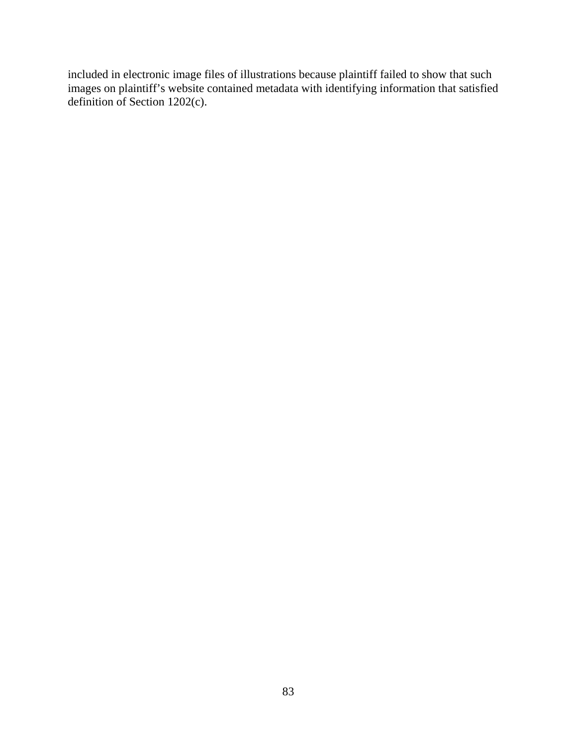included in electronic image files of illustrations because plaintiff failed to show that such images on plaintiff's website contained metadata with identifying information that satisfied definition of Section 1202(c).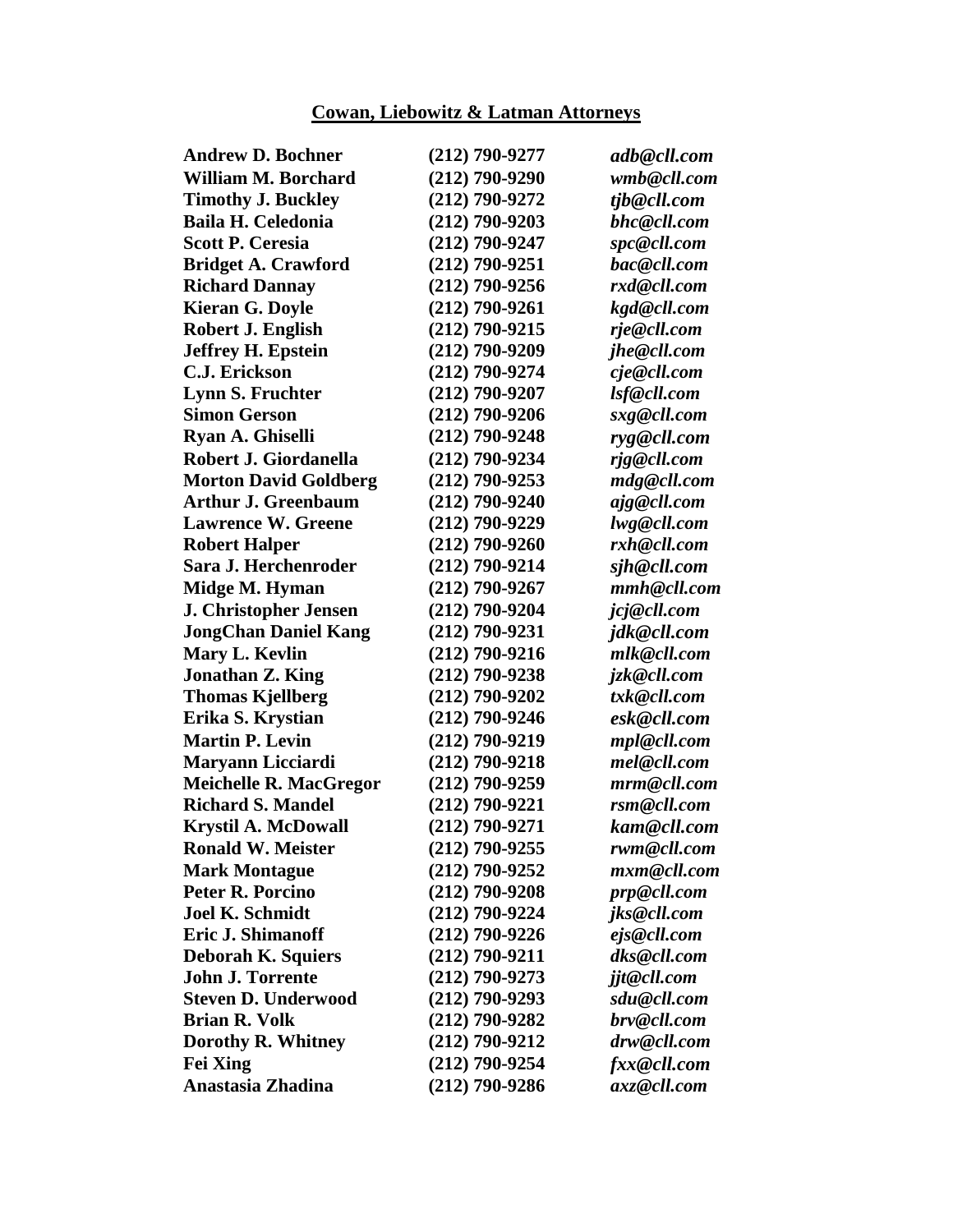**Cowan, Liebowitz & Latman Attorneys**

| | | |
|---|---|---|
| **Andrew D. Bochner** | **(212) 790-9277** | ***adb@cll.com*** |
| **William M. Borchard** | **(212) 790-9290** | ***wmb@cll.com*** |
| **Timothy J. Buckley** | **(212) 790-9272** | ***tjb@cll.com*** |
| **Baila H. Celedonia** | **(212) 790-9203** | ***bhc@cll.com*** |
| **Scott P. Ceresia** | **(212) 790-9247** | ***spc@cll.com*** |
| **Bridget A. Crawford** | **(212) 790-9251** | ***bac@cll.com*** |
| **Richard Dannay** | **(212) 790-9256** | ***rxd@cll.com*** |
| **Kieran G. Doyle** | **(212) 790-9261** | ***kgd@cll.com*** |
| **Robert J. English** | **(212) 790-9215** | ***rje@cll.com*** |
| **Jeffrey H. Epstein** | **(212) 790-9209** | ***jhe@cll.com*** |
| **C.J. Erickson** | **(212) 790-9274** | ***cje@cll.com*** |
| **Lynn S. Fruchter** | **(212) 790-9207** | ***lsf@cll.com*** |
| **Simon Gerson** | **(212) 790-9206** | ***sxg@cll.com*** |
| **Ryan A. Ghiselli** | **(212) 790-9248** | ***ryg@cll.com*** |
| **Robert J. Giordanella** | **(212) 790-9234** | ***rjg@cll.com*** |
| **Morton David Goldberg** | **(212) 790-9253** | ***mdg@cll.com*** |
| **Arthur J. Greenbaum** | **(212) 790-9240** | ***ajg@cll.com*** |
| **Lawrence W. Greene** | **(212) 790-9229** | ***lwg@cll.com*** |
| **Robert Halper** | **(212) 790-9260** | ***rxh@cll.com*** |
| **Sara J. Herchenroder** | **(212) 790-9214** | ***sjh@cll.com*** |
| **Midge M. Hyman** | **(212) 790-9267** | ***mmh@cll.com*** |
| **J. Christopher Jensen** | **(212) 790-9204** | ***jcj@cll.com*** |
| **JongChan Daniel Kang** | **(212) 790-9231** | ***jdk@cll.com*** |
| **Mary L. Kevlin** | **(212) 790-9216** | ***mlk@cll.com*** |
| **Jonathan Z. King** | **(212) 790-9238** | ***jzk@cll.com*** |
| **Thomas Kjellberg** | **(212) 790-9202** | ***txk@cll.com*** |
| **Erika S. Krystian** | **(212) 790-9246** | ***esk@cll.com*** |
| **Martin P. Levin** | **(212) 790-9219** | ***mpl@cll.com*** |
| **Maryann Licciardi** | **(212) 790-9218** | ***mel@cll.com*** |
| **Meichelle R. MacGregor** | **(212) 790-9259** | ***mrm@cll.com*** |
| **Richard S. Mandel** | **(212) 790-9221** | ***rsm@cll.com*** |
| **Krystil A. McDowall** | **(212) 790-9271** | ***kam@cll.com*** |
| **Ronald W. Meister** | **(212) 790-9255** | ***rwm@cll.com*** |
| **Mark Montague** | **(212) 790-9252** | ***mxm@cll.com*** |
| **Peter R. Porcino** | **(212) 790-9208** | ***prp@cll.com*** |
| **Joel K. Schmidt** | **(212) 790-9224** | ***jks@cll.com*** |
| **Eric J. Shimanoff** | **(212) 790-9226** | ***ejs@cll.com*** |
| **Deborah K. Squiers** | **(212) 790-9211** | ***dks@cll.com*** |
| **John J. Torrente** | **(212) 790-9273** | ***jjt@cll.com*** |
| **Steven D. Underwood** | **(212) 790-9293** | ***sdu@cll.com*** |
| **Brian R. Volk** | **(212) 790-9282** | ***brv@cll.com*** |
| **Dorothy R. Whitney** | **(212) 790-9212** | ***drw@cll.com*** |
| **Fei Xing** | **(212) 790-9254** | ***fxx@cll.com*** |
| **Anastasia Zhadina** | **(212) 790-9286** | ***axz@cll.com*** |